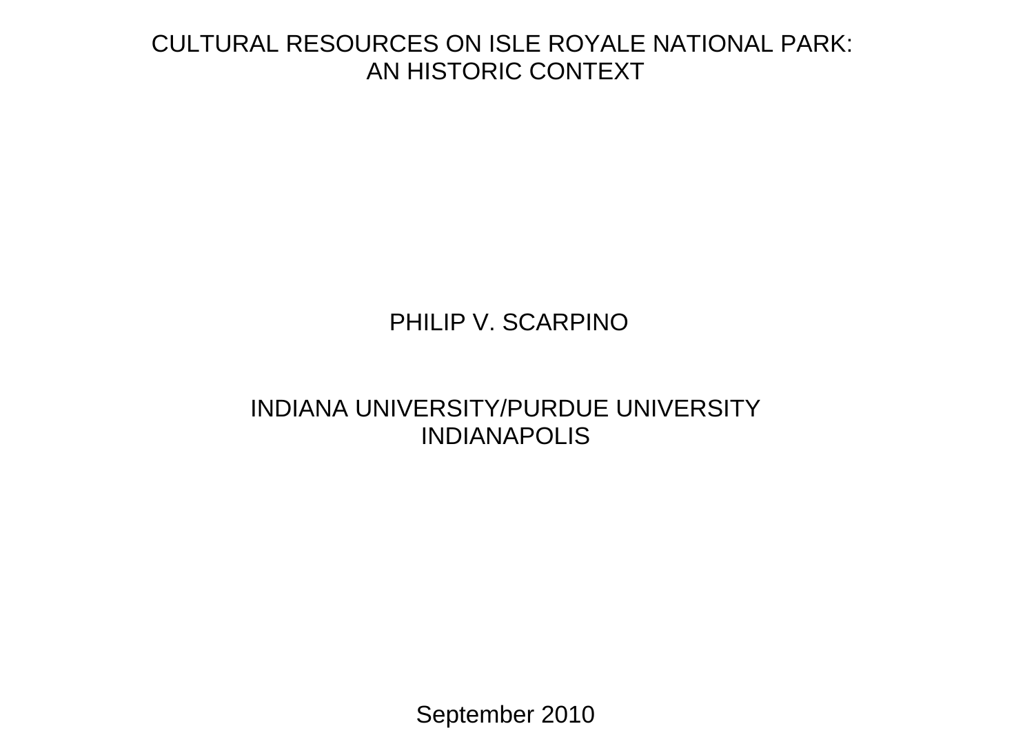# CULTURAL RESOURCES ON ISLE ROYALE NATIONAL PARK: AN HISTORIC CONTEXT

PHILIP V. SCARPINO

INDIANA UNIVERSITY/PURDUE UNIVERSITY
INDIANAPOLIS

September 2010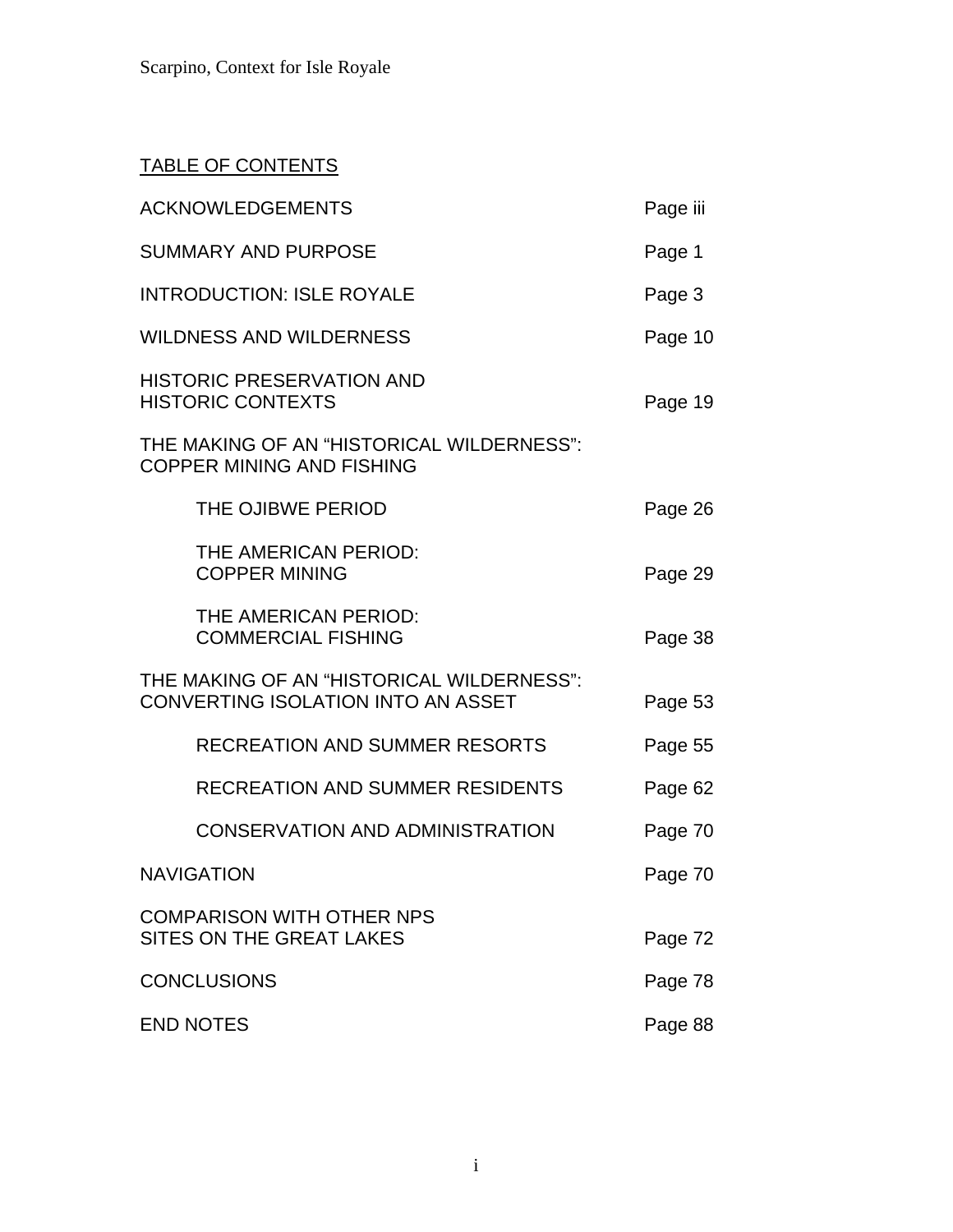## TABLE OF CONTENTS

| | |
|---|---|
| ACKNOWLEDGEMENTS | Page iii |
| SUMMARY AND PURPOSE | Page 1 |
| INTRODUCTION: ISLE ROYALE | Page 3 |
| WILDNESS AND WILDERNESS | Page 10 |
| HISTORIC PRESERVATION AND HISTORIC CONTEXTS | Page 19 |
| THE MAKING OF AN "HISTORICAL WILDERNESS": COPPER MINING AND FISHING | |
| &nbsp;&nbsp;&nbsp;&nbsp;THE OJIBWE PERIOD | Page 26 |
| &nbsp;&nbsp;&nbsp;&nbsp;THE AMERICAN PERIOD: COPPER MINING | Page 29 |
| &nbsp;&nbsp;&nbsp;&nbsp;THE AMERICAN PERIOD: COMMERCIAL FISHING | Page 38 |
| THE MAKING OF AN "HISTORICAL WILDERNESS": CONVERTING ISOLATION INTO AN ASSET | Page 53 |
| &nbsp;&nbsp;&nbsp;&nbsp;RECREATION AND SUMMER RESORTS | Page 55 |
| &nbsp;&nbsp;&nbsp;&nbsp;RECREATION AND SUMMER RESIDENTS | Page 62 |
| &nbsp;&nbsp;&nbsp;&nbsp;CONSERVATION AND ADMINISTRATION | Page 70 |
| NAVIGATION | Page 70 |
| COMPARISON WITH OTHER NPS SITES ON THE GREAT LAKES | Page 72 |
| CONCLUSIONS | Page 78 |
| END NOTES | Page 88 |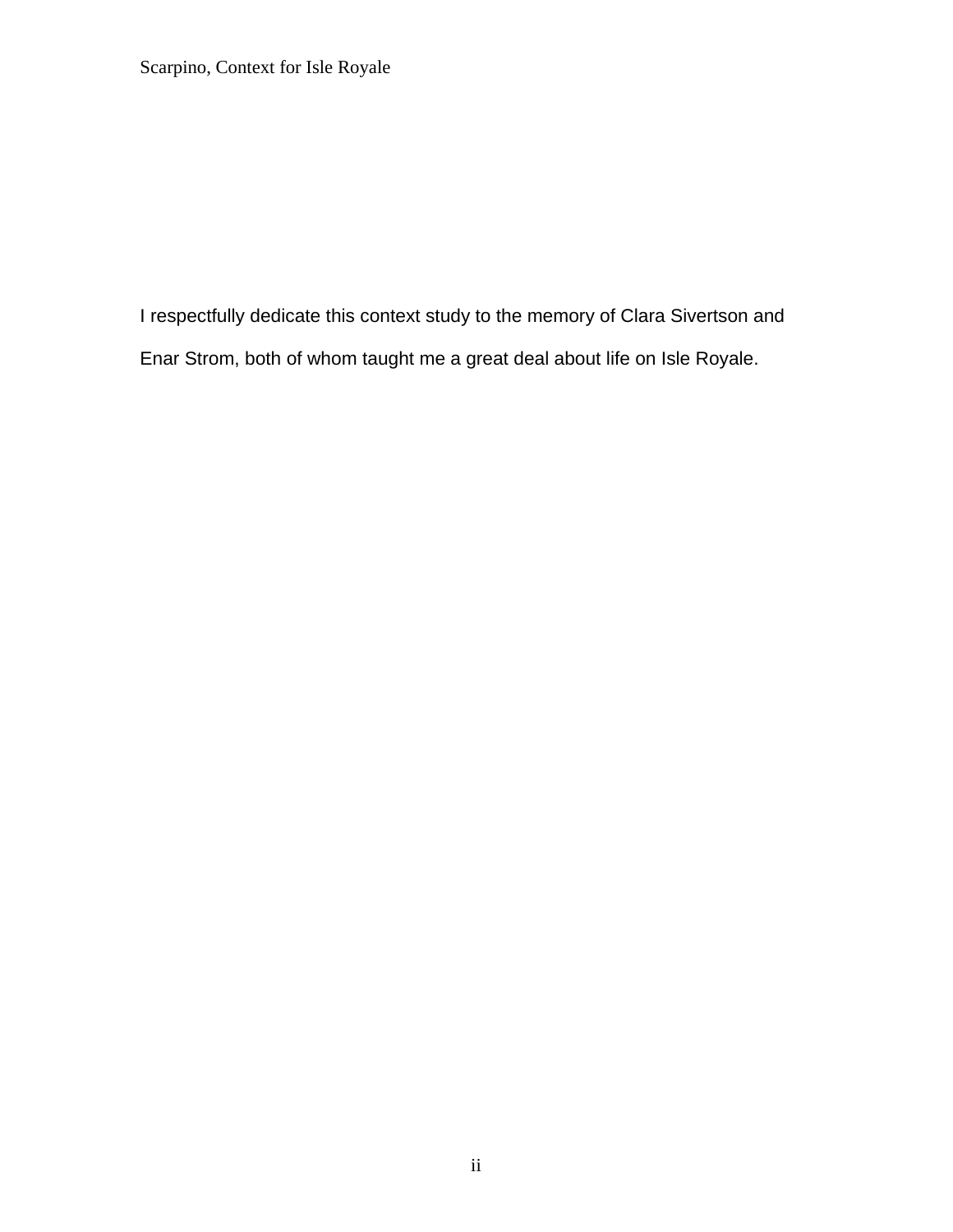I respectfully dedicate this context study to the memory of Clara Sivertson and Enar Strom, both of whom taught me a great deal about life on Isle Royale.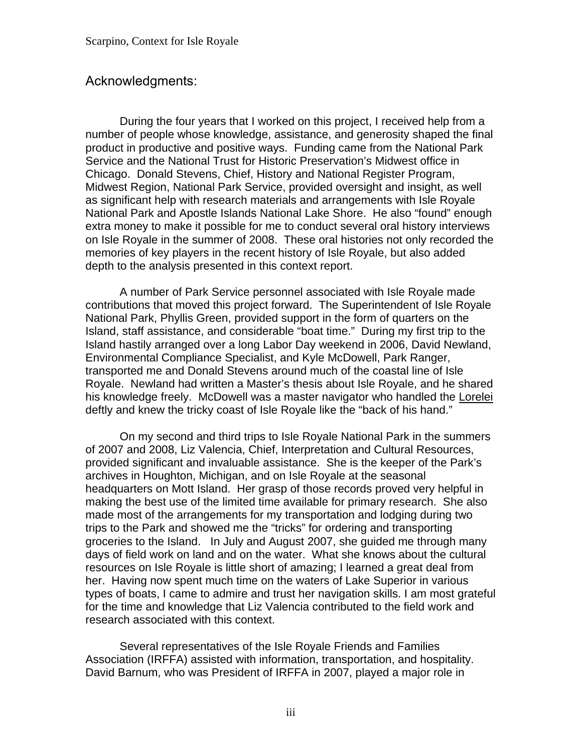## Acknowledgments:

During the four years that I worked on this project, I received help from a number of people whose knowledge, assistance, and generosity shaped the final product in productive and positive ways. Funding came from the National Park Service and the National Trust for Historic Preservation's Midwest office in Chicago. Donald Stevens, Chief, History and National Register Program, Midwest Region, National Park Service, provided oversight and insight, as well as significant help with research materials and arrangements with Isle Royale National Park and Apostle Islands National Lake Shore. He also "found" enough extra money to make it possible for me to conduct several oral history interviews on Isle Royale in the summer of 2008. These oral histories not only recorded the memories of key players in the recent history of Isle Royale, but also added depth to the analysis presented in this context report.

A number of Park Service personnel associated with Isle Royale made contributions that moved this project forward. The Superintendent of Isle Royale National Park, Phyllis Green, provided support in the form of quarters on the Island, staff assistance, and considerable "boat time." During my first trip to the Island hastily arranged over a long Labor Day weekend in 2006, David Newland, Environmental Compliance Specialist, and Kyle McDowell, Park Ranger, transported me and Donald Stevens around much of the coastal line of Isle Royale. Newland had written a Master's thesis about Isle Royale, and he shared his knowledge freely. McDowell was a master navigator who handled the Lorelei deftly and knew the tricky coast of Isle Royale like the "back of his hand."

On my second and third trips to Isle Royale National Park in the summers of 2007 and 2008, Liz Valencia, Chief, Interpretation and Cultural Resources, provided significant and invaluable assistance. She is the keeper of the Park's archives in Houghton, Michigan, and on Isle Royale at the seasonal headquarters on Mott Island. Her grasp of those records proved very helpful in making the best use of the limited time available for primary research. She also made most of the arrangements for my transportation and lodging during two trips to the Park and showed me the "tricks" for ordering and transporting groceries to the Island. In July and August 2007, she guided me through many days of field work on land and on the water. What she knows about the cultural resources on Isle Royale is little short of amazing; I learned a great deal from her. Having now spent much time on the waters of Lake Superior in various types of boats, I came to admire and trust her navigation skills. I am most grateful for the time and knowledge that Liz Valencia contributed to the field work and research associated with this context.

Several representatives of the Isle Royale Friends and Families Association (IRFFA) assisted with information, transportation, and hospitality. David Barnum, who was President of IRFFA in 2007, played a major role in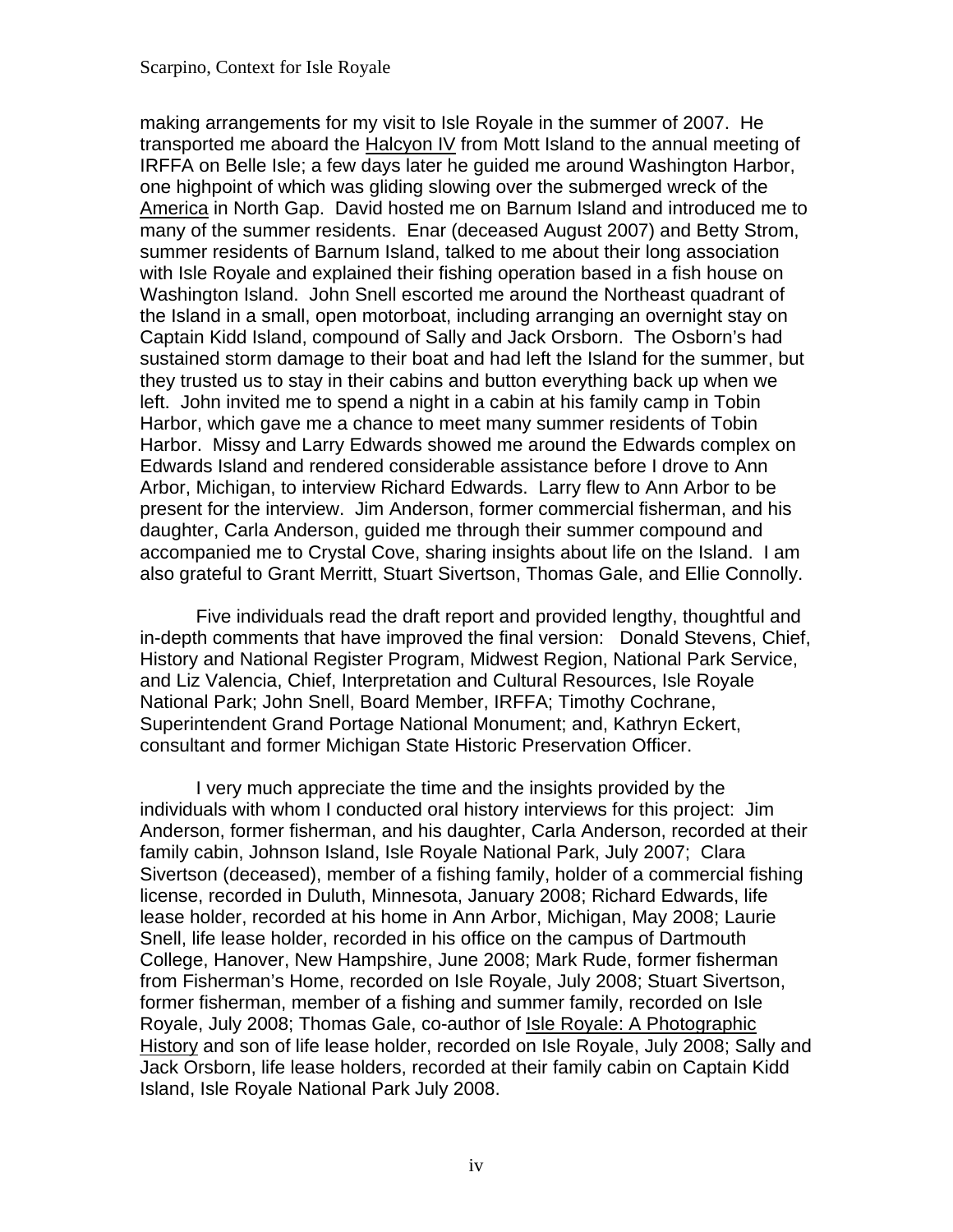making arrangements for my visit to Isle Royale in the summer of 2007. He transported me aboard the Halcyon IV from Mott Island to the annual meeting of IRFFA on Belle Isle; a few days later he guided me around Washington Harbor, one highpoint of which was gliding slowing over the submerged wreck of the America in North Gap. David hosted me on Barnum Island and introduced me to many of the summer residents. Enar (deceased August 2007) and Betty Strom, summer residents of Barnum Island, talked to me about their long association with Isle Royale and explained their fishing operation based in a fish house on Washington Island. John Snell escorted me around the Northeast quadrant of the Island in a small, open motorboat, including arranging an overnight stay on Captain Kidd Island, compound of Sally and Jack Orsborn. The Osborn's had sustained storm damage to their boat and had left the Island for the summer, but they trusted us to stay in their cabins and button everything back up when we left. John invited me to spend a night in a cabin at his family camp in Tobin Harbor, which gave me a chance to meet many summer residents of Tobin Harbor. Missy and Larry Edwards showed me around the Edwards complex on Edwards Island and rendered considerable assistance before I drove to Ann Arbor, Michigan, to interview Richard Edwards. Larry flew to Ann Arbor to be present for the interview. Jim Anderson, former commercial fisherman, and his daughter, Carla Anderson, guided me through their summer compound and accompanied me to Crystal Cove, sharing insights about life on the Island. I am also grateful to Grant Merritt, Stuart Sivertson, Thomas Gale, and Ellie Connolly.

Five individuals read the draft report and provided lengthy, thoughtful and in-depth comments that have improved the final version: Donald Stevens, Chief, History and National Register Program, Midwest Region, National Park Service, and Liz Valencia, Chief, Interpretation and Cultural Resources, Isle Royale National Park; John Snell, Board Member, IRFFA; Timothy Cochrane, Superintendent Grand Portage National Monument; and, Kathryn Eckert, consultant and former Michigan State Historic Preservation Officer.

I very much appreciate the time and the insights provided by the individuals with whom I conducted oral history interviews for this project: Jim Anderson, former fisherman, and his daughter, Carla Anderson, recorded at their family cabin, Johnson Island, Isle Royale National Park, July 2007; Clara Sivertson (deceased), member of a fishing family, holder of a commercial fishing license, recorded in Duluth, Minnesota, January 2008; Richard Edwards, life lease holder, recorded at his home in Ann Arbor, Michigan, May 2008; Laurie Snell, life lease holder, recorded in his office on the campus of Dartmouth College, Hanover, New Hampshire, June 2008; Mark Rude, former fisherman from Fisherman's Home, recorded on Isle Royale, July 2008; Stuart Sivertson, former fisherman, member of a fishing and summer family, recorded on Isle Royale, July 2008; Thomas Gale, co-author of Isle Royale: A Photographic History and son of life lease holder, recorded on Isle Royale, July 2008; Sally and Jack Orsborn, life lease holders, recorded at their family cabin on Captain Kidd Island, Isle Royale National Park July 2008.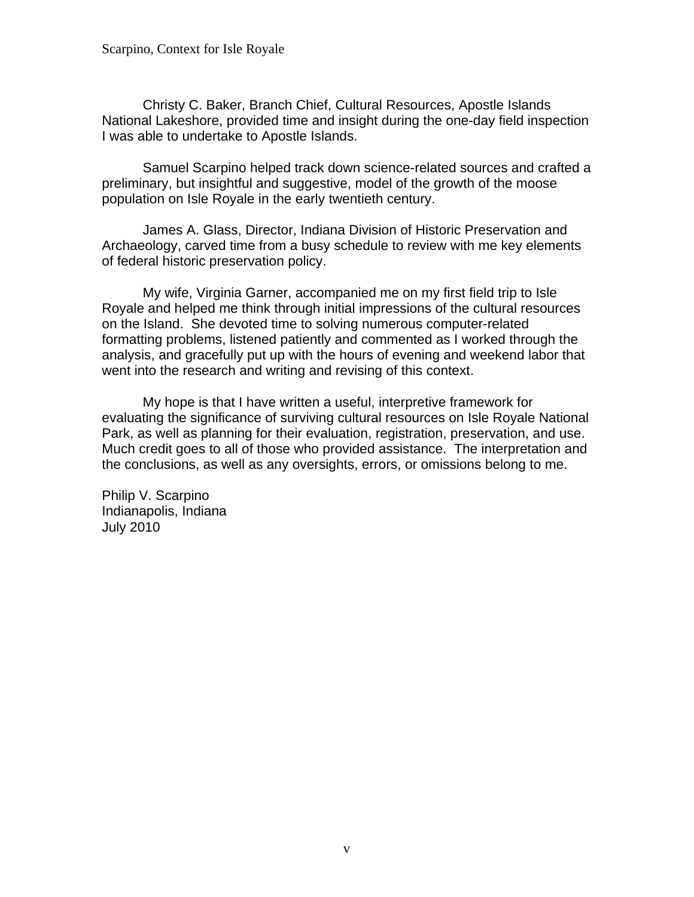Christy C. Baker, Branch Chief, Cultural Resources, Apostle Islands National Lakeshore, provided time and insight during the one-day field inspection I was able to undertake to Apostle Islands.

Samuel Scarpino helped track down science-related sources and crafted a preliminary, but insightful and suggestive, model of the growth of the moose population on Isle Royale in the early twentieth century.

James A. Glass, Director, Indiana Division of Historic Preservation and Archaeology, carved time from a busy schedule to review with me key elements of federal historic preservation policy.

My wife, Virginia Garner, accompanied me on my first field trip to Isle Royale and helped me think through initial impressions of the cultural resources on the Island. She devoted time to solving numerous computer-related formatting problems, listened patiently and commented as I worked through the analysis, and gracefully put up with the hours of evening and weekend labor that went into the research and writing and revising of this context.

My hope is that I have written a useful, interpretive framework for evaluating the significance of surviving cultural resources on Isle Royale National Park, as well as planning for their evaluation, registration, preservation, and use. Much credit goes to all of those who provided assistance. The interpretation and the conclusions, as well as any oversights, errors, or omissions belong to me.

Philip V. Scarpino
Indianapolis, Indiana
July 2010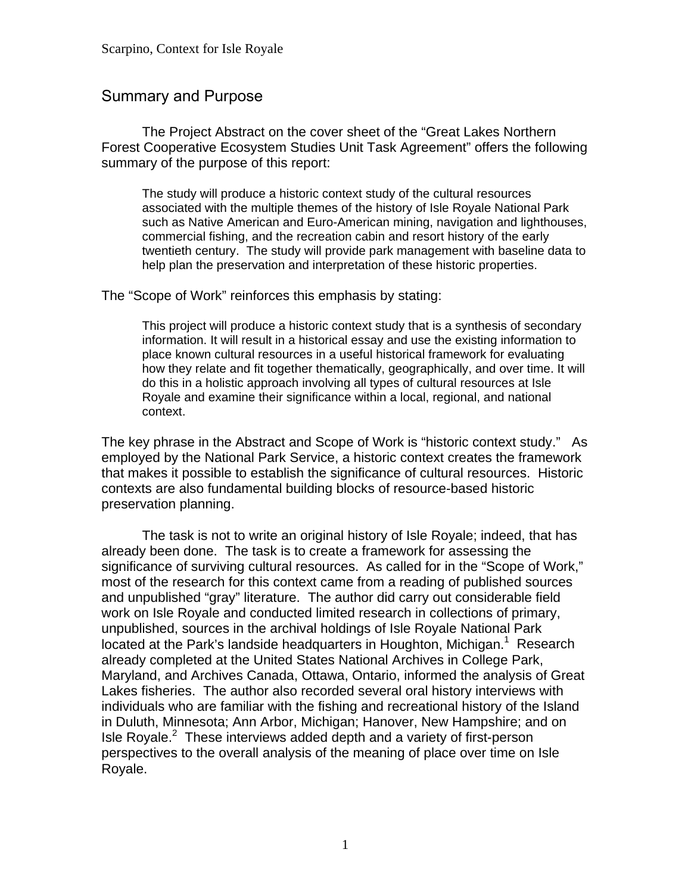## Summary and Purpose

The Project Abstract on the cover sheet of the "Great Lakes Northern Forest Cooperative Ecosystem Studies Unit Task Agreement" offers the following summary of the purpose of this report:

> The study will produce a historic context study of the cultural resources associated with the multiple themes of the history of Isle Royale National Park such as Native American and Euro-American mining, navigation and lighthouses, commercial fishing, and the recreation cabin and resort history of the early twentieth century. The study will provide park management with baseline data to help plan the preservation and interpretation of these historic properties.

The "Scope of Work" reinforces this emphasis by stating:

> This project will produce a historic context study that is a synthesis of secondary information. It will result in a historical essay and use the existing information to place known cultural resources in a useful historical framework for evaluating how they relate and fit together thematically, geographically, and over time. It will do this in a holistic approach involving all types of cultural resources at Isle Royale and examine their significance within a local, regional, and national context.

The key phrase in the Abstract and Scope of Work is "historic context study." As employed by the National Park Service, a historic context creates the framework that makes it possible to establish the significance of cultural resources. Historic contexts are also fundamental building blocks of resource-based historic preservation planning.

The task is not to write an original history of Isle Royale; indeed, that has already been done. The task is to create a framework for assessing the significance of surviving cultural resources. As called for in the "Scope of Work," most of the research for this context came from a reading of published sources and unpublished "gray" literature. The author did carry out considerable field work on Isle Royale and conducted limited research in collections of primary, unpublished, sources in the archival holdings of Isle Royale National Park located at the Park's landside headquarters in Houghton, Michigan.[1] Research already completed at the United States National Archives in College Park, Maryland, and Archives Canada, Ottawa, Ontario, informed the analysis of Great Lakes fisheries. The author also recorded several oral history interviews with individuals who are familiar with the fishing and recreational history of the Island in Duluth, Minnesota; Ann Arbor, Michigan; Hanover, New Hampshire; and on Isle Royale.[2] These interviews added depth and a variety of first-person perspectives to the overall analysis of the meaning of place over time on Isle Royale.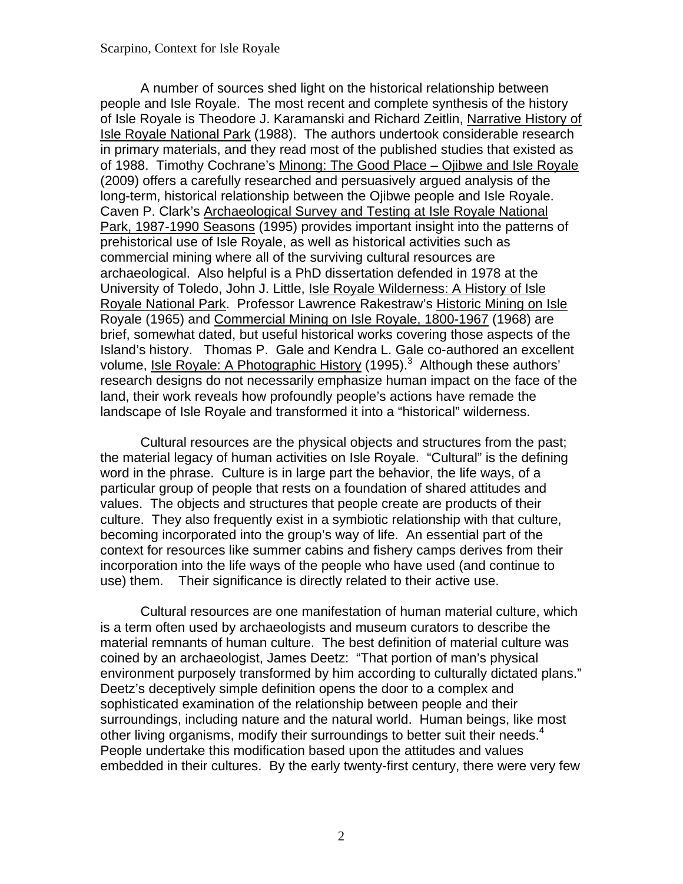A number of sources shed light on the historical relationship between people and Isle Royale. The most recent and complete synthesis of the history of Isle Royale is Theodore J. Karamanski and Richard Zeitlin, Narrative History of Isle Royale National Park (1988). The authors undertook considerable research in primary materials, and they read most of the published studies that existed as of 1988. Timothy Cochrane's Minong: The Good Place – Ojibwe and Isle Royale (2009) offers a carefully researched and persuasively argued analysis of the long-term, historical relationship between the Ojibwe people and Isle Royale. Caven P. Clark's Archaeological Survey and Testing at Isle Royale National Park, 1987-1990 Seasons (1995) provides important insight into the patterns of prehistorical use of Isle Royale, as well as historical activities such as commercial mining where all of the surviving cultural resources are archaeological. Also helpful is a PhD dissertation defended in 1978 at the University of Toledo, John J. Little, Isle Royale Wilderness: A History of Isle Royale National Park. Professor Lawrence Rakestraw's Historic Mining on Isle Royale (1965) and Commercial Mining on Isle Royale, 1800-1967 (1968) are brief, somewhat dated, but useful historical works covering those aspects of the Island's history. Thomas P. Gale and Kendra L. Gale co-authored an excellent volume, Isle Royale: A Photographic History (1995).[3] Although these authors' research designs do not necessarily emphasize human impact on the face of the land, their work reveals how profoundly people's actions have remade the landscape of Isle Royale and transformed it into a "historical" wilderness.

Cultural resources are the physical objects and structures from the past; the material legacy of human activities on Isle Royale. "Cultural" is the defining word in the phrase. Culture is in large part the behavior, the life ways, of a particular group of people that rests on a foundation of shared attitudes and values. The objects and structures that people create are products of their culture. They also frequently exist in a symbiotic relationship with that culture, becoming incorporated into the group's way of life. An essential part of the context for resources like summer cabins and fishery camps derives from their incorporation into the life ways of the people who have used (and continue to use) them. Their significance is directly related to their active use.

Cultural resources are one manifestation of human material culture, which is a term often used by archaeologists and museum curators to describe the material remnants of human culture. The best definition of material culture was coined by an archaeologist, James Deetz: "That portion of man's physical environment purposely transformed by him according to culturally dictated plans." Deetz's deceptively simple definition opens the door to a complex and sophisticated examination of the relationship between people and their surroundings, including nature and the natural world. Human beings, like most other living organisms, modify their surroundings to better suit their needs.[4] People undertake this modification based upon the attitudes and values embedded in their cultures. By the early twenty-first century, there were very few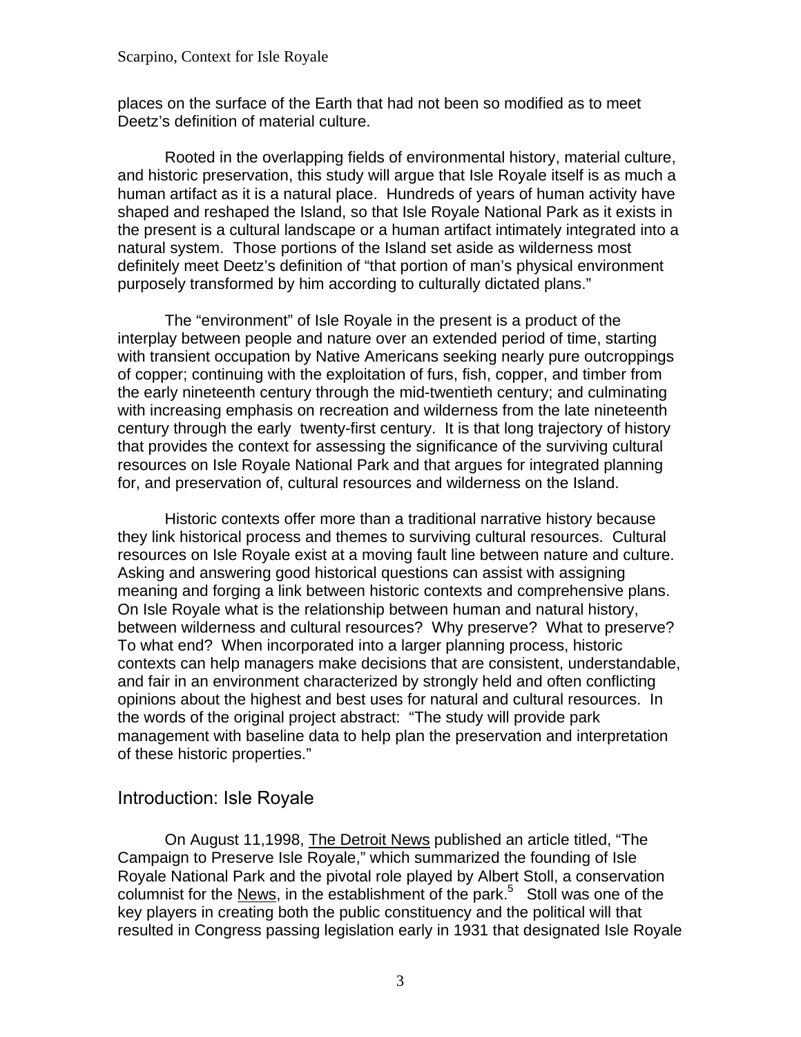places on the surface of the Earth that had not been so modified as to meet Deetz's definition of material culture.

Rooted in the overlapping fields of environmental history, material culture, and historic preservation, this study will argue that Isle Royale itself is as much a human artifact as it is a natural place. Hundreds of years of human activity have shaped and reshaped the Island, so that Isle Royale National Park as it exists in the present is a cultural landscape or a human artifact intimately integrated into a natural system. Those portions of the Island set aside as wilderness most definitely meet Deetz's definition of "that portion of man's physical environment purposely transformed by him according to culturally dictated plans."

The "environment" of Isle Royale in the present is a product of the interplay between people and nature over an extended period of time, starting with transient occupation by Native Americans seeking nearly pure outcroppings of copper; continuing with the exploitation of furs, fish, copper, and timber from the early nineteenth century through the mid-twentieth century; and culminating with increasing emphasis on recreation and wilderness from the late nineteenth century through the early twenty-first century. It is that long trajectory of history that provides the context for assessing the significance of the surviving cultural resources on Isle Royale National Park and that argues for integrated planning for, and preservation of, cultural resources and wilderness on the Island.

Historic contexts offer more than a traditional narrative history because they link historical process and themes to surviving cultural resources. Cultural resources on Isle Royale exist at a moving fault line between nature and culture. Asking and answering good historical questions can assist with assigning meaning and forging a link between historic contexts and comprehensive plans. On Isle Royale what is the relationship between human and natural history, between wilderness and cultural resources? Why preserve? What to preserve? To what end? When incorporated into a larger planning process, historic contexts can help managers make decisions that are consistent, understandable, and fair in an environment characterized by strongly held and often conflicting opinions about the highest and best uses for natural and cultural resources. In the words of the original project abstract: "The study will provide park management with baseline data to help plan the preservation and interpretation of these historic properties."

## Introduction: Isle Royale

On August 11,1998, The Detroit News published an article titled, "The Campaign to Preserve Isle Royale," which summarized the founding of Isle Royale National Park and the pivotal role played by Albert Stoll, a conservation columnist for the News, in the establishment of the park.[5] Stoll was one of the key players in creating both the public constituency and the political will that resulted in Congress passing legislation early in 1931 that designated Isle Royale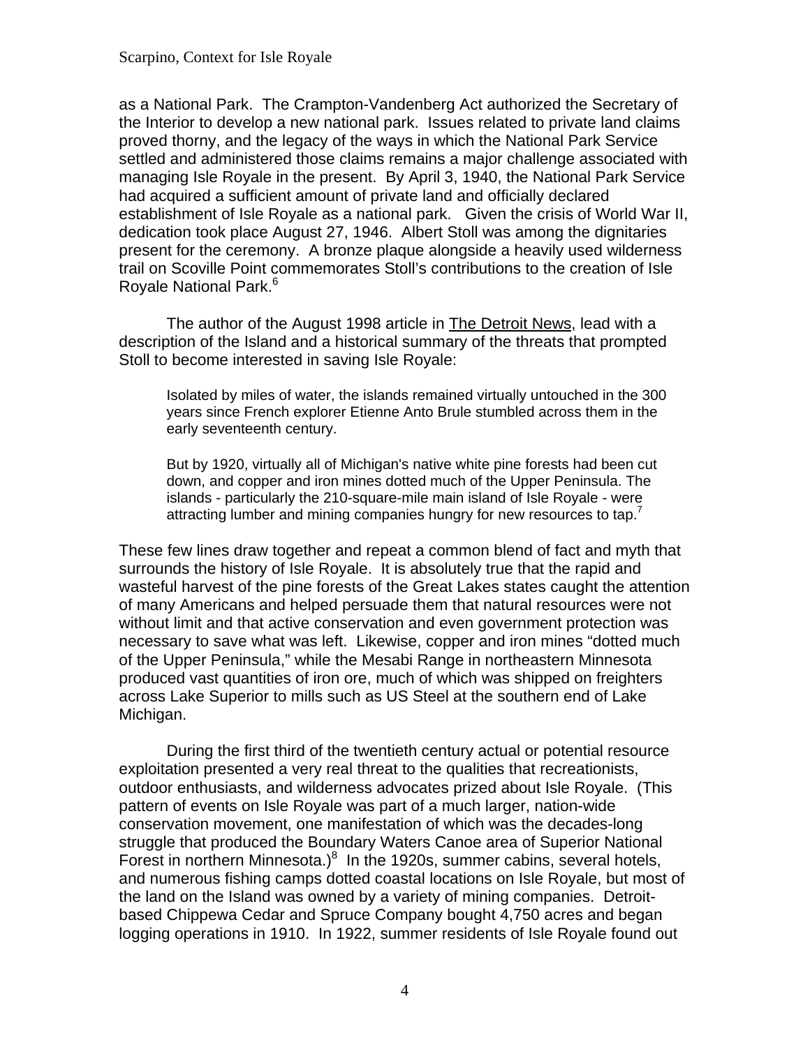as a National Park. The Crampton-Vandenberg Act authorized the Secretary of the Interior to develop a new national park. Issues related to private land claims proved thorny, and the legacy of the ways in which the National Park Service settled and administered those claims remains a major challenge associated with managing Isle Royale in the present. By April 3, 1940, the National Park Service had acquired a sufficient amount of private land and officially declared establishment of Isle Royale as a national park. Given the crisis of World War II, dedication took place August 27, 1946. Albert Stoll was among the dignitaries present for the ceremony. A bronze plaque alongside a heavily used wilderness trail on Scoville Point commemorates Stoll's contributions to the creation of Isle Royale National Park.[6]

The author of the August 1998 article in The Detroit News, lead with a description of the Island and a historical summary of the threats that prompted Stoll to become interested in saving Isle Royale:

> Isolated by miles of water, the islands remained virtually untouched in the 300 years since French explorer Etienne Anto Brule stumbled across them in the early seventeenth century.
>
> But by 1920, virtually all of Michigan's native white pine forests had been cut down, and copper and iron mines dotted much of the Upper Peninsula. The islands - particularly the 210-square-mile main island of Isle Royale - were attracting lumber and mining companies hungry for new resources to tap.[7]

These few lines draw together and repeat a common blend of fact and myth that surrounds the history of Isle Royale. It is absolutely true that the rapid and wasteful harvest of the pine forests of the Great Lakes states caught the attention of many Americans and helped persuade them that natural resources were not without limit and that active conservation and even government protection was necessary to save what was left. Likewise, copper and iron mines "dotted much of the Upper Peninsula," while the Mesabi Range in northeastern Minnesota produced vast quantities of iron ore, much of which was shipped on freighters across Lake Superior to mills such as US Steel at the southern end of Lake Michigan.

During the first third of the twentieth century actual or potential resource exploitation presented a very real threat to the qualities that recreationists, outdoor enthusiasts, and wilderness advocates prized about Isle Royale. (This pattern of events on Isle Royale was part of a much larger, nation-wide conservation movement, one manifestation of which was the decades-long struggle that produced the Boundary Waters Canoe area of Superior National Forest in northern Minnesota.)[8] In the 1920s, summer cabins, several hotels, and numerous fishing camps dotted coastal locations on Isle Royale, but most of the land on the Island was owned by a variety of mining companies. Detroit-based Chippewa Cedar and Spruce Company bought 4,750 acres and began logging operations in 1910. In 1922, summer residents of Isle Royale found out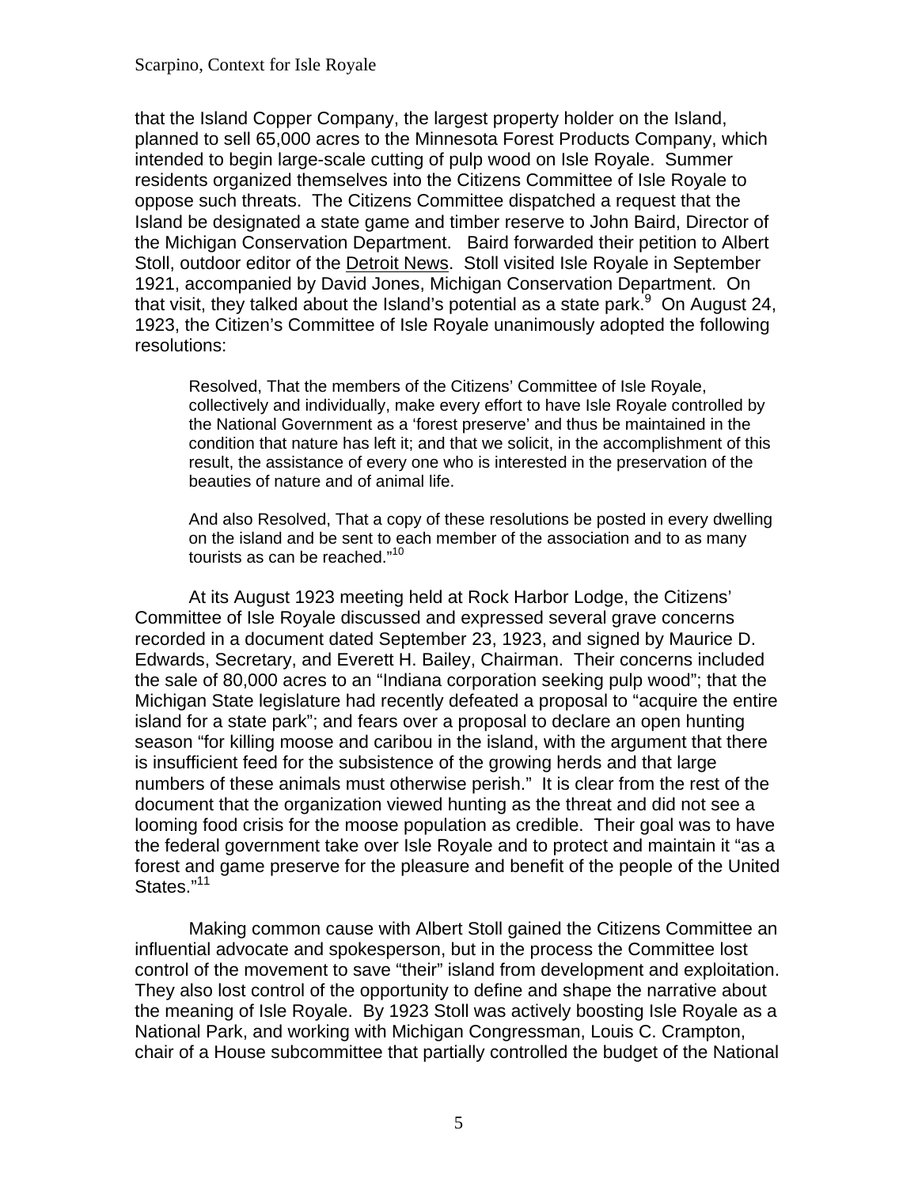that the Island Copper Company, the largest property holder on the Island, planned to sell 65,000 acres to the Minnesota Forest Products Company, which intended to begin large-scale cutting of pulp wood on Isle Royale. Summer residents organized themselves into the Citizens Committee of Isle Royale to oppose such threats. The Citizens Committee dispatched a request that the Island be designated a state game and timber reserve to John Baird, Director of the Michigan Conservation Department. Baird forwarded their petition to Albert Stoll, outdoor editor of the Detroit News. Stoll visited Isle Royale in September 1921, accompanied by David Jones, Michigan Conservation Department. On that visit, they talked about the Island's potential as a state park.[9] On August 24, 1923, the Citizen's Committee of Isle Royale unanimously adopted the following resolutions:

> Resolved, That the members of the Citizens' Committee of Isle Royale, collectively and individually, make every effort to have Isle Royale controlled by the National Government as a 'forest preserve' and thus be maintained in the condition that nature has left it; and that we solicit, in the accomplishment of this result, the assistance of every one who is interested in the preservation of the beauties of nature and of animal life.
>
> And also Resolved, That a copy of these resolutions be posted in every dwelling on the island and be sent to each member of the association and to as many tourists as can be reached."[10]

At its August 1923 meeting held at Rock Harbor Lodge, the Citizens' Committee of Isle Royale discussed and expressed several grave concerns recorded in a document dated September 23, 1923, and signed by Maurice D. Edwards, Secretary, and Everett H. Bailey, Chairman. Their concerns included the sale of 80,000 acres to an "Indiana corporation seeking pulp wood"; that the Michigan State legislature had recently defeated a proposal to "acquire the entire island for a state park"; and fears over a proposal to declare an open hunting season "for killing moose and caribou in the island, with the argument that there is insufficient feed for the subsistence of the growing herds and that large numbers of these animals must otherwise perish." It is clear from the rest of the document that the organization viewed hunting as the threat and did not see a looming food crisis for the moose population as credible. Their goal was to have the federal government take over Isle Royale and to protect and maintain it "as a forest and game preserve for the pleasure and benefit of the people of the United States."[11]

Making common cause with Albert Stoll gained the Citizens Committee an influential advocate and spokesperson, but in the process the Committee lost control of the movement to save "their" island from development and exploitation. They also lost control of the opportunity to define and shape the narrative about the meaning of Isle Royale. By 1923 Stoll was actively boosting Isle Royale as a National Park, and working with Michigan Congressman, Louis C. Crampton, chair of a House subcommittee that partially controlled the budget of the National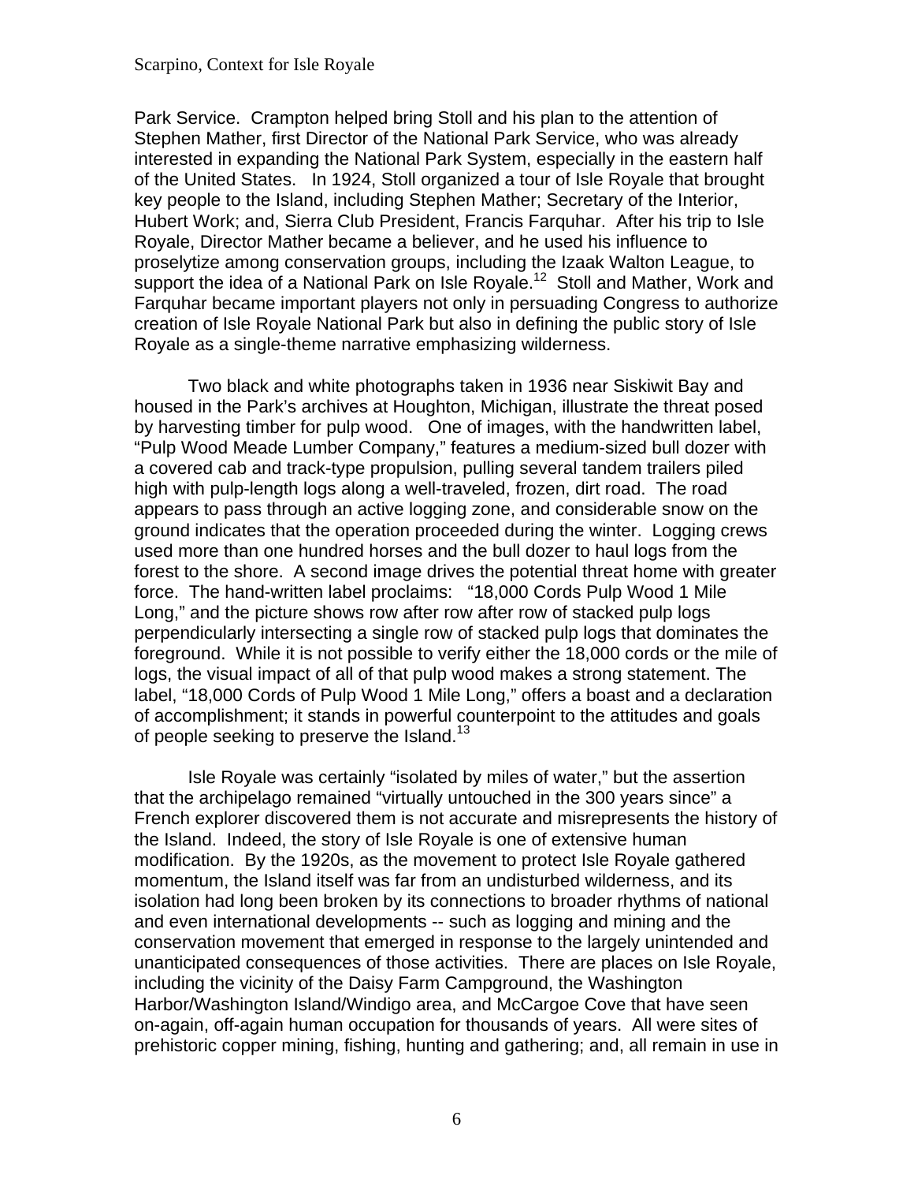Park Service. Crampton helped bring Stoll and his plan to the attention of Stephen Mather, first Director of the National Park Service, who was already interested in expanding the National Park System, especially in the eastern half of the United States. In 1924, Stoll organized a tour of Isle Royale that brought key people to the Island, including Stephen Mather; Secretary of the Interior, Hubert Work; and, Sierra Club President, Francis Farquhar. After his trip to Isle Royale, Director Mather became a believer, and he used his influence to proselytize among conservation groups, including the Izaak Walton League, to support the idea of a National Park on Isle Royale.[12] Stoll and Mather, Work and Farquhar became important players not only in persuading Congress to authorize creation of Isle Royale National Park but also in defining the public story of Isle Royale as a single-theme narrative emphasizing wilderness.

Two black and white photographs taken in 1936 near Siskiwit Bay and housed in the Park's archives at Houghton, Michigan, illustrate the threat posed by harvesting timber for pulp wood. One of images, with the handwritten label, "Pulp Wood Meade Lumber Company," features a medium-sized bull dozer with a covered cab and track-type propulsion, pulling several tandem trailers piled high with pulp-length logs along a well-traveled, frozen, dirt road. The road appears to pass through an active logging zone, and considerable snow on the ground indicates that the operation proceeded during the winter. Logging crews used more than one hundred horses and the bull dozer to haul logs from the forest to the shore. A second image drives the potential threat home with greater force. The hand-written label proclaims: "18,000 Cords Pulp Wood 1 Mile Long," and the picture shows row after row after row of stacked pulp logs perpendicularly intersecting a single row of stacked pulp logs that dominates the foreground. While it is not possible to verify either the 18,000 cords or the mile of logs, the visual impact of all of that pulp wood makes a strong statement. The label, "18,000 Cords of Pulp Wood 1 Mile Long," offers a boast and a declaration of accomplishment; it stands in powerful counterpoint to the attitudes and goals of people seeking to preserve the Island.[13]

Isle Royale was certainly "isolated by miles of water," but the assertion that the archipelago remained "virtually untouched in the 300 years since" a French explorer discovered them is not accurate and misrepresents the history of the Island. Indeed, the story of Isle Royale is one of extensive human modification. By the 1920s, as the movement to protect Isle Royale gathered momentum, the Island itself was far from an undisturbed wilderness, and its isolation had long been broken by its connections to broader rhythms of national and even international developments -- such as logging and mining and the conservation movement that emerged in response to the largely unintended and unanticipated consequences of those activities. There are places on Isle Royale, including the vicinity of the Daisy Farm Campground, the Washington Harbor/Washington Island/Windigo area, and McCargoe Cove that have seen on-again, off-again human occupation for thousands of years. All were sites of prehistoric copper mining, fishing, hunting and gathering; and, all remain in use in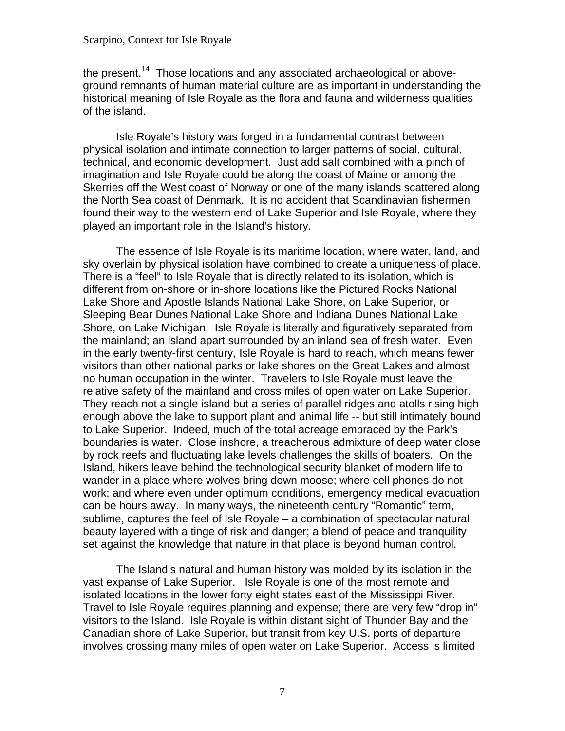the present.[14] Those locations and any associated archaeological or above-ground remnants of human material culture are as important in understanding the historical meaning of Isle Royale as the flora and fauna and wilderness qualities of the island.

Isle Royale's history was forged in a fundamental contrast between physical isolation and intimate connection to larger patterns of social, cultural, technical, and economic development. Just add salt combined with a pinch of imagination and Isle Royale could be along the coast of Maine or among the Skerries off the West coast of Norway or one of the many islands scattered along the North Sea coast of Denmark. It is no accident that Scandinavian fishermen found their way to the western end of Lake Superior and Isle Royale, where they played an important role in the Island's history.

The essence of Isle Royale is its maritime location, where water, land, and sky overlain by physical isolation have combined to create a uniqueness of place. There is a "feel" to Isle Royale that is directly related to its isolation, which is different from on-shore or in-shore locations like the Pictured Rocks National Lake Shore and Apostle Islands National Lake Shore, on Lake Superior, or Sleeping Bear Dunes National Lake Shore and Indiana Dunes National Lake Shore, on Lake Michigan. Isle Royale is literally and figuratively separated from the mainland; an island apart surrounded by an inland sea of fresh water. Even in the early twenty-first century, Isle Royale is hard to reach, which means fewer visitors than other national parks or lake shores on the Great Lakes and almost no human occupation in the winter. Travelers to Isle Royale must leave the relative safety of the mainland and cross miles of open water on Lake Superior. They reach not a single island but a series of parallel ridges and atolls rising high enough above the lake to support plant and animal life -- but still intimately bound to Lake Superior. Indeed, much of the total acreage embraced by the Park's boundaries is water. Close inshore, a treacherous admixture of deep water close by rock reefs and fluctuating lake levels challenges the skills of boaters. On the Island, hikers leave behind the technological security blanket of modern life to wander in a place where wolves bring down moose; where cell phones do not work; and where even under optimum conditions, emergency medical evacuation can be hours away. In many ways, the nineteenth century "Romantic" term, sublime, captures the feel of Isle Royale – a combination of spectacular natural beauty layered with a tinge of risk and danger; a blend of peace and tranquility set against the knowledge that nature in that place is beyond human control.

The Island's natural and human history was molded by its isolation in the vast expanse of Lake Superior. Isle Royale is one of the most remote and isolated locations in the lower forty eight states east of the Mississippi River. Travel to Isle Royale requires planning and expense; there are very few "drop in" visitors to the Island. Isle Royale is within distant sight of Thunder Bay and the Canadian shore of Lake Superior, but transit from key U.S. ports of departure involves crossing many miles of open water on Lake Superior. Access is limited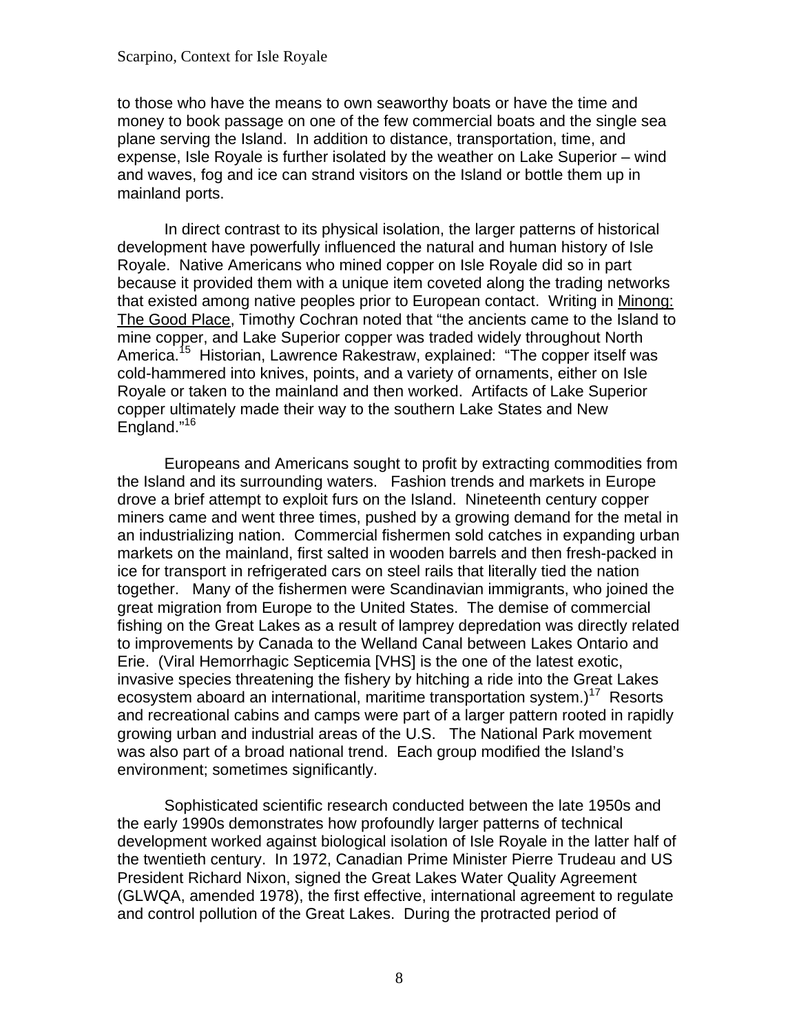to those who have the means to own seaworthy boats or have the time and money to book passage on one of the few commercial boats and the single sea plane serving the Island. In addition to distance, transportation, time, and expense, Isle Royale is further isolated by the weather on Lake Superior – wind and waves, fog and ice can strand visitors on the Island or bottle them up in mainland ports.

In direct contrast to its physical isolation, the larger patterns of historical development have powerfully influenced the natural and human history of Isle Royale. Native Americans who mined copper on Isle Royale did so in part because it provided them with a unique item coveted along the trading networks that existed among native peoples prior to European contact. Writing in Minong: The Good Place, Timothy Cochran noted that "the ancients came to the Island to mine copper, and Lake Superior copper was traded widely throughout North America.[15] Historian, Lawrence Rakestraw, explained: "The copper itself was cold-hammered into knives, points, and a variety of ornaments, either on Isle Royale or taken to the mainland and then worked. Artifacts of Lake Superior copper ultimately made their way to the southern Lake States and New England."[16]

Europeans and Americans sought to profit by extracting commodities from the Island and its surrounding waters. Fashion trends and markets in Europe drove a brief attempt to exploit furs on the Island. Nineteenth century copper miners came and went three times, pushed by a growing demand for the metal in an industrializing nation. Commercial fishermen sold catches in expanding urban markets on the mainland, first salted in wooden barrels and then fresh-packed in ice for transport in refrigerated cars on steel rails that literally tied the nation together. Many of the fishermen were Scandinavian immigrants, who joined the great migration from Europe to the United States. The demise of commercial fishing on the Great Lakes as a result of lamprey depredation was directly related to improvements by Canada to the Welland Canal between Lakes Ontario and Erie. (Viral Hemorrhagic Septicemia [VHS] is the one of the latest exotic, invasive species threatening the fishery by hitching a ride into the Great Lakes ecosystem aboard an international, maritime transportation system.)[17] Resorts and recreational cabins and camps were part of a larger pattern rooted in rapidly growing urban and industrial areas of the U.S. The National Park movement was also part of a broad national trend. Each group modified the Island's environment; sometimes significantly.

Sophisticated scientific research conducted between the late 1950s and the early 1990s demonstrates how profoundly larger patterns of technical development worked against biological isolation of Isle Royale in the latter half of the twentieth century. In 1972, Canadian Prime Minister Pierre Trudeau and US President Richard Nixon, signed the Great Lakes Water Quality Agreement (GLWQA, amended 1978), the first effective, international agreement to regulate and control pollution of the Great Lakes. During the protracted period of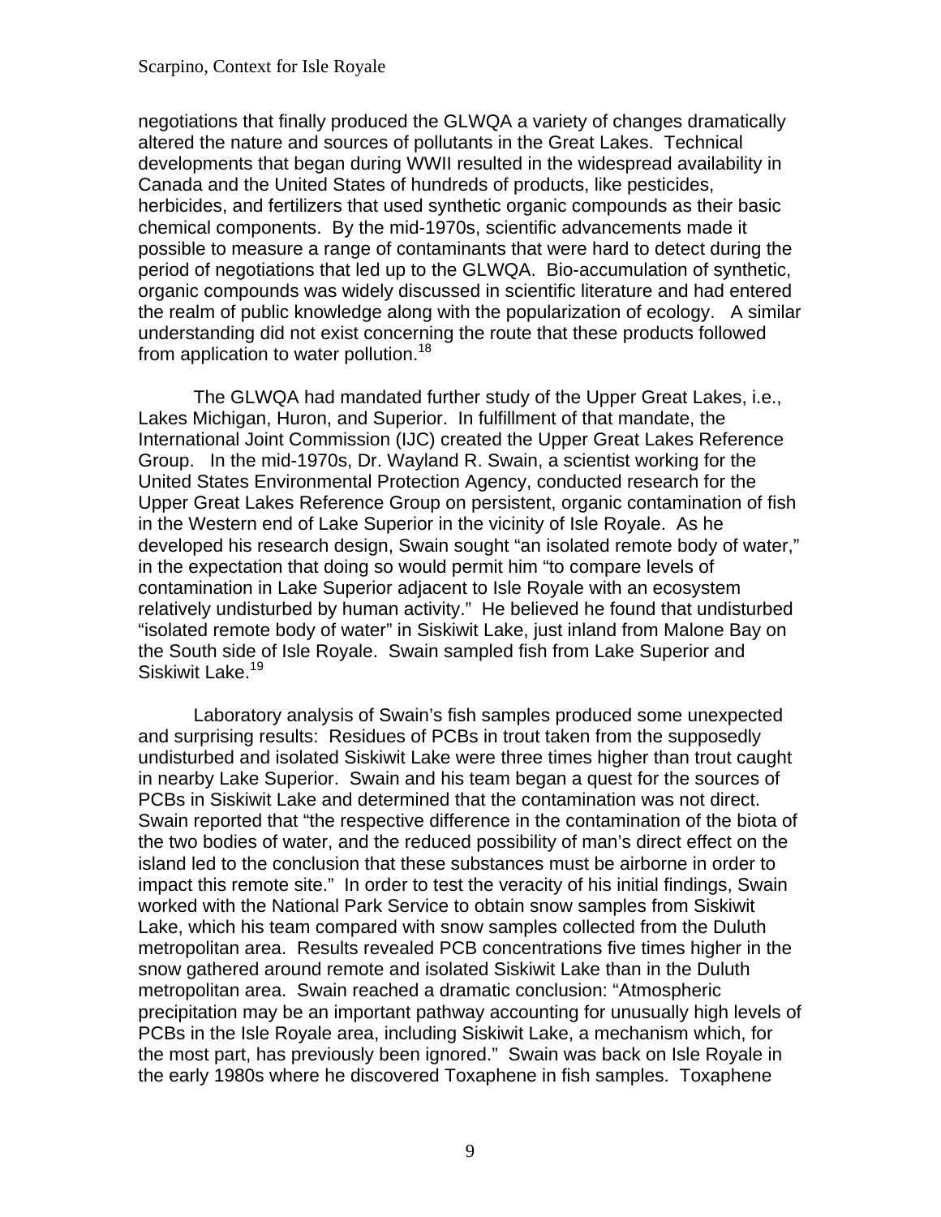negotiations that finally produced the GLWQA a variety of changes dramatically altered the nature and sources of pollutants in the Great Lakes. Technical developments that began during WWII resulted in the widespread availability in Canada and the United States of hundreds of products, like pesticides, herbicides, and fertilizers that used synthetic organic compounds as their basic chemical components. By the mid-1970s, scientific advancements made it possible to measure a range of contaminants that were hard to detect during the period of negotiations that led up to the GLWQA. Bio-accumulation of synthetic, organic compounds was widely discussed in scientific literature and had entered the realm of public knowledge along with the popularization of ecology. A similar understanding did not exist concerning the route that these products followed from application to water pollution.[18]

The GLWQA had mandated further study of the Upper Great Lakes, i.e., Lakes Michigan, Huron, and Superior. In fulfillment of that mandate, the International Joint Commission (IJC) created the Upper Great Lakes Reference Group. In the mid-1970s, Dr. Wayland R. Swain, a scientist working for the United States Environmental Protection Agency, conducted research for the Upper Great Lakes Reference Group on persistent, organic contamination of fish in the Western end of Lake Superior in the vicinity of Isle Royale. As he developed his research design, Swain sought "an isolated remote body of water," in the expectation that doing so would permit him "to compare levels of contamination in Lake Superior adjacent to Isle Royale with an ecosystem relatively undisturbed by human activity." He believed he found that undisturbed "isolated remote body of water" in Siskiwit Lake, just inland from Malone Bay on the South side of Isle Royale. Swain sampled fish from Lake Superior and Siskiwit Lake.[19]

Laboratory analysis of Swain's fish samples produced some unexpected and surprising results: Residues of PCBs in trout taken from the supposedly undisturbed and isolated Siskiwit Lake were three times higher than trout caught in nearby Lake Superior. Swain and his team began a quest for the sources of PCBs in Siskiwit Lake and determined that the contamination was not direct. Swain reported that "the respective difference in the contamination of the biota of the two bodies of water, and the reduced possibility of man's direct effect on the island led to the conclusion that these substances must be airborne in order to impact this remote site." In order to test the veracity of his initial findings, Swain worked with the National Park Service to obtain snow samples from Siskiwit Lake, which his team compared with snow samples collected from the Duluth metropolitan area. Results revealed PCB concentrations five times higher in the snow gathered around remote and isolated Siskiwit Lake than in the Duluth metropolitan area. Swain reached a dramatic conclusion: "Atmospheric precipitation may be an important pathway accounting for unusually high levels of PCBs in the Isle Royale area, including Siskiwit Lake, a mechanism which, for the most part, has previously been ignored." Swain was back on Isle Royale in the early 1980s where he discovered Toxaphene in fish samples. Toxaphene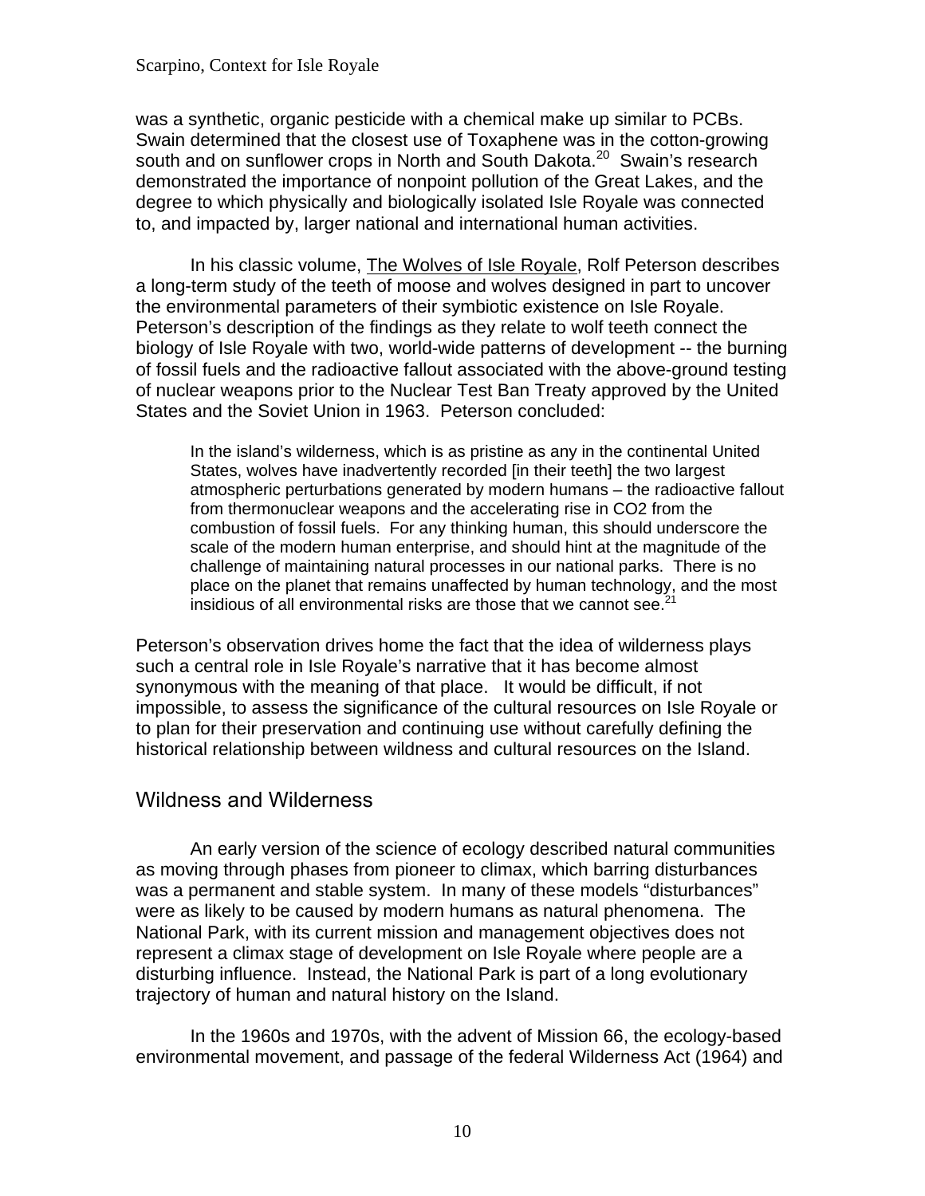was a synthetic, organic pesticide with a chemical make up similar to PCBs. Swain determined that the closest use of Toxaphene was in the cotton-growing south and on sunflower crops in North and South Dakota.[20] Swain's research demonstrated the importance of nonpoint pollution of the Great Lakes, and the degree to which physically and biologically isolated Isle Royale was connected to, and impacted by, larger national and international human activities.

In his classic volume, The Wolves of Isle Royale, Rolf Peterson describes a long-term study of the teeth of moose and wolves designed in part to uncover the environmental parameters of their symbiotic existence on Isle Royale. Peterson's description of the findings as they relate to wolf teeth connect the biology of Isle Royale with two, world-wide patterns of development -- the burning of fossil fuels and the radioactive fallout associated with the above-ground testing of nuclear weapons prior to the Nuclear Test Ban Treaty approved by the United States and the Soviet Union in 1963. Peterson concluded:

> In the island's wilderness, which is as pristine as any in the continental United States, wolves have inadvertently recorded [in their teeth] the two largest atmospheric perturbations generated by modern humans – the radioactive fallout from thermonuclear weapons and the accelerating rise in CO2 from the combustion of fossil fuels. For any thinking human, this should underscore the scale of the modern human enterprise, and should hint at the magnitude of the challenge of maintaining natural processes in our national parks. There is no place on the planet that remains unaffected by human technology, and the most insidious of all environmental risks are those that we cannot see.[21]

Peterson's observation drives home the fact that the idea of wilderness plays such a central role in Isle Royale's narrative that it has become almost synonymous with the meaning of that place. It would be difficult, if not impossible, to assess the significance of the cultural resources on Isle Royale or to plan for their preservation and continuing use without carefully defining the historical relationship between wildness and cultural resources on the Island.

## Wildness and Wilderness

An early version of the science of ecology described natural communities as moving through phases from pioneer to climax, which barring disturbances was a permanent and stable system. In many of these models "disturbances" were as likely to be caused by modern humans as natural phenomena. The National Park, with its current mission and management objectives does not represent a climax stage of development on Isle Royale where people are a disturbing influence. Instead, the National Park is part of a long evolutionary trajectory of human and natural history on the Island.

In the 1960s and 1970s, with the advent of Mission 66, the ecology-based environmental movement, and passage of the federal Wilderness Act (1964) and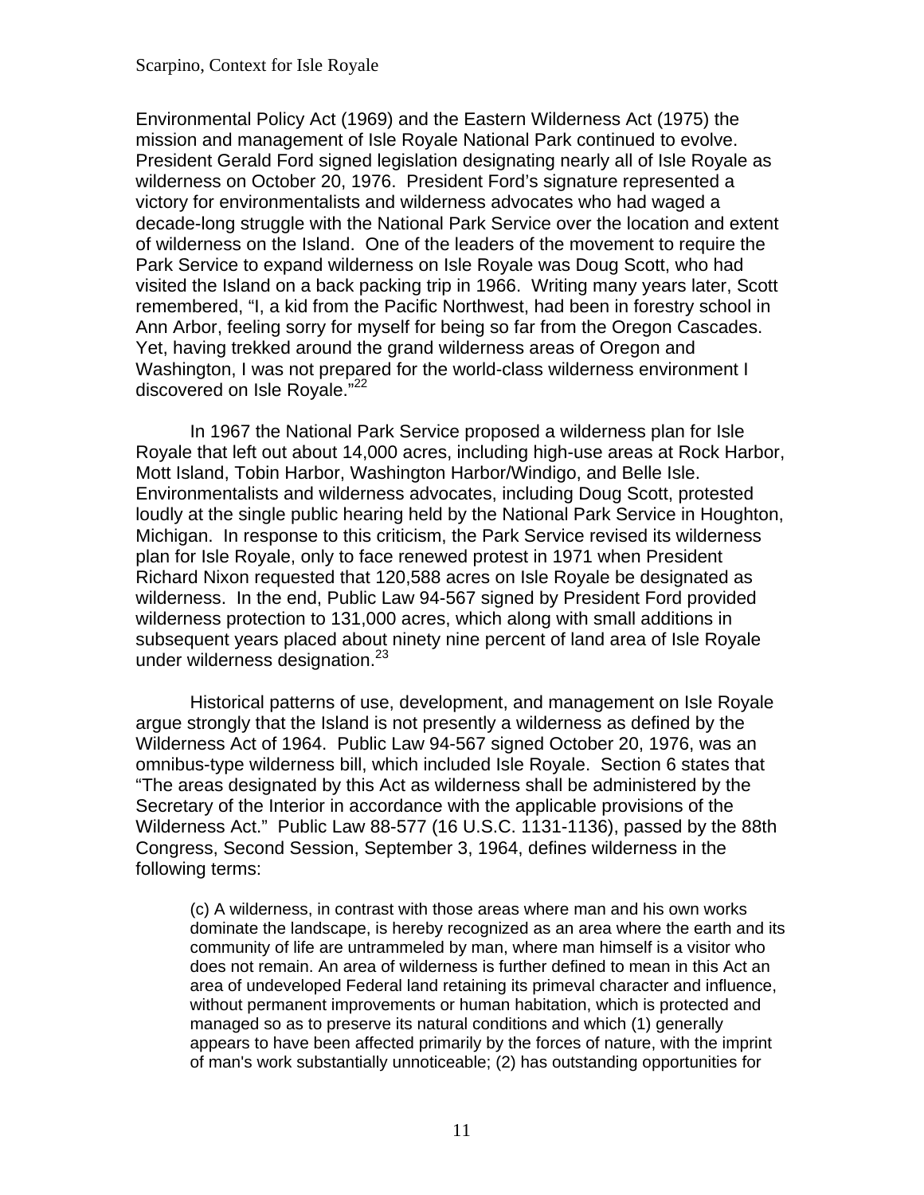Environmental Policy Act (1969) and the Eastern Wilderness Act (1975) the mission and management of Isle Royale National Park continued to evolve. President Gerald Ford signed legislation designating nearly all of Isle Royale as wilderness on October 20, 1976. President Ford's signature represented a victory for environmentalists and wilderness advocates who had waged a decade-long struggle with the National Park Service over the location and extent of wilderness on the Island. One of the leaders of the movement to require the Park Service to expand wilderness on Isle Royale was Doug Scott, who had visited the Island on a back packing trip in 1966. Writing many years later, Scott remembered, "I, a kid from the Pacific Northwest, had been in forestry school in Ann Arbor, feeling sorry for myself for being so far from the Oregon Cascades. Yet, having trekked around the grand wilderness areas of Oregon and Washington, I was not prepared for the world-class wilderness environment I discovered on Isle Royale."[22]

In 1967 the National Park Service proposed a wilderness plan for Isle Royale that left out about 14,000 acres, including high-use areas at Rock Harbor, Mott Island, Tobin Harbor, Washington Harbor/Windigo, and Belle Isle. Environmentalists and wilderness advocates, including Doug Scott, protested loudly at the single public hearing held by the National Park Service in Houghton, Michigan. In response to this criticism, the Park Service revised its wilderness plan for Isle Royale, only to face renewed protest in 1971 when President Richard Nixon requested that 120,588 acres on Isle Royale be designated as wilderness. In the end, Public Law 94-567 signed by President Ford provided wilderness protection to 131,000 acres, which along with small additions in subsequent years placed about ninety nine percent of land area of Isle Royale under wilderness designation.[23]

Historical patterns of use, development, and management on Isle Royale argue strongly that the Island is not presently a wilderness as defined by the Wilderness Act of 1964. Public Law 94-567 signed October 20, 1976, was an omnibus-type wilderness bill, which included Isle Royale. Section 6 states that "The areas designated by this Act as wilderness shall be administered by the Secretary of the Interior in accordance with the applicable provisions of the Wilderness Act." Public Law 88-577 (16 U.S.C. 1131-1136), passed by the 88th Congress, Second Session, September 3, 1964, defines wilderness in the following terms:

> (c) A wilderness, in contrast with those areas where man and his own works dominate the landscape, is hereby recognized as an area where the earth and its community of life are untrammeled by man, where man himself is a visitor who does not remain. An area of wilderness is further defined to mean in this Act an area of undeveloped Federal land retaining its primeval character and influence, without permanent improvements or human habitation, which is protected and managed so as to preserve its natural conditions and which (1) generally appears to have been affected primarily by the forces of nature, with the imprint of man's work substantially unnoticeable; (2) has outstanding opportunities for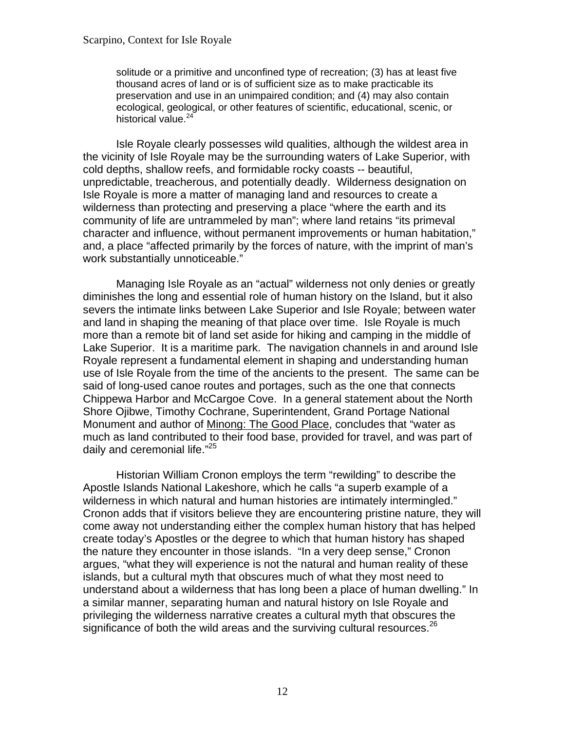> solitude or a primitive and unconfined type of recreation; (3) has at least five thousand acres of land or is of sufficient size as to make practicable its preservation and use in an unimpaired condition; and (4) may also contain ecological, geological, or other features of scientific, educational, scenic, or historical value.[24]

Isle Royale clearly possesses wild qualities, although the wildest area in the vicinity of Isle Royale may be the surrounding waters of Lake Superior, with cold depths, shallow reefs, and formidable rocky coasts -- beautiful, unpredictable, treacherous, and potentially deadly. Wilderness designation on Isle Royale is more a matter of managing land and resources to create a wilderness than protecting and preserving a place "where the earth and its community of life are untrammeled by man"; where land retains "its primeval character and influence, without permanent improvements or human habitation," and, a place "affected primarily by the forces of nature, with the imprint of man's work substantially unnoticeable."

Managing Isle Royale as an "actual" wilderness not only denies or greatly diminishes the long and essential role of human history on the Island, but it also severs the intimate links between Lake Superior and Isle Royale; between water and land in shaping the meaning of that place over time. Isle Royale is much more than a remote bit of land set aside for hiking and camping in the middle of Lake Superior. It is a maritime park. The navigation channels in and around Isle Royale represent a fundamental element in shaping and understanding human use of Isle Royale from the time of the ancients to the present. The same can be said of long-used canoe routes and portages, such as the one that connects Chippewa Harbor and McCargoe Cove. In a general statement about the North Shore Ojibwe, Timothy Cochrane, Superintendent, Grand Portage National Monument and author of Minong: The Good Place, concludes that "water as much as land contributed to their food base, provided for travel, and was part of daily and ceremonial life."[25]

Historian William Cronon employs the term "rewilding" to describe the Apostle Islands National Lakeshore, which he calls "a superb example of a wilderness in which natural and human histories are intimately intermingled." Cronon adds that if visitors believe they are encountering pristine nature, they will come away not understanding either the complex human history that has helped create today's Apostles or the degree to which that human history has shaped the nature they encounter in those islands. "In a very deep sense," Cronon argues, "what they will experience is not the natural and human reality of these islands, but a cultural myth that obscures much of what they most need to understand about a wilderness that has long been a place of human dwelling." In a similar manner, separating human and natural history on Isle Royale and privileging the wilderness narrative creates a cultural myth that obscures the significance of both the wild areas and the surviving cultural resources.[26]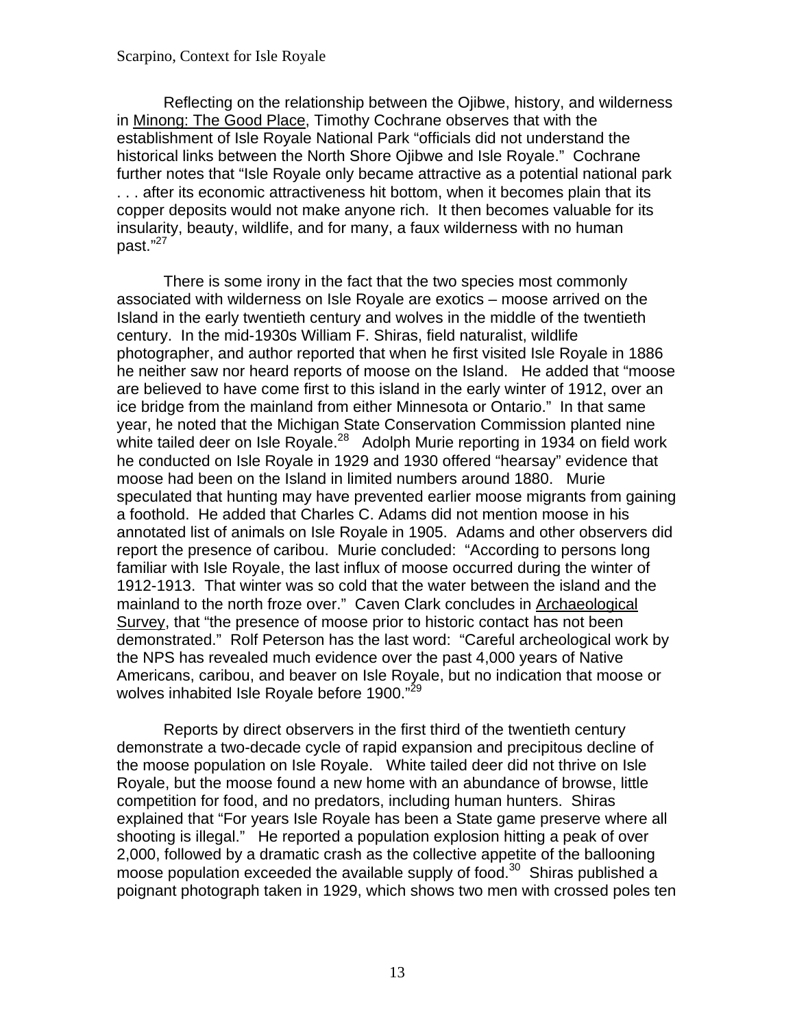Reflecting on the relationship between the Ojibwe, history, and wilderness in Minong: The Good Place, Timothy Cochrane observes that with the establishment of Isle Royale National Park "officials did not understand the historical links between the North Shore Ojibwe and Isle Royale." Cochrane further notes that "Isle Royale only became attractive as a potential national park . . . after its economic attractiveness hit bottom, when it becomes plain that its copper deposits would not make anyone rich. It then becomes valuable for its insularity, beauty, wildlife, and for many, a faux wilderness with no human past."[27]

There is some irony in the fact that the two species most commonly associated with wilderness on Isle Royale are exotics – moose arrived on the Island in the early twentieth century and wolves in the middle of the twentieth century. In the mid-1930s William F. Shiras, field naturalist, wildlife photographer, and author reported that when he first visited Isle Royale in 1886 he neither saw nor heard reports of moose on the Island. He added that "moose are believed to have come first to this island in the early winter of 1912, over an ice bridge from the mainland from either Minnesota or Ontario." In that same year, he noted that the Michigan State Conservation Commission planted nine white tailed deer on Isle Royale.[28] Adolph Murie reporting in 1934 on field work he conducted on Isle Royale in 1929 and 1930 offered "hearsay" evidence that moose had been on the Island in limited numbers around 1880. Murie speculated that hunting may have prevented earlier moose migrants from gaining a foothold. He added that Charles C. Adams did not mention moose in his annotated list of animals on Isle Royale in 1905. Adams and other observers did report the presence of caribou. Murie concluded: "According to persons long familiar with Isle Royale, the last influx of moose occurred during the winter of 1912-1913. That winter was so cold that the water between the island and the mainland to the north froze over." Caven Clark concludes in Archaeological Survey, that "the presence of moose prior to historic contact has not been demonstrated." Rolf Peterson has the last word: "Careful archeological work by the NPS has revealed much evidence over the past 4,000 years of Native Americans, caribou, and beaver on Isle Royale, but no indication that moose or wolves inhabited Isle Royale before 1900."[29]

Reports by direct observers in the first third of the twentieth century demonstrate a two-decade cycle of rapid expansion and precipitous decline of the moose population on Isle Royale. White tailed deer did not thrive on Isle Royale, but the moose found a new home with an abundance of browse, little competition for food, and no predators, including human hunters. Shiras explained that "For years Isle Royale has been a State game preserve where all shooting is illegal." He reported a population explosion hitting a peak of over 2,000, followed by a dramatic crash as the collective appetite of the ballooning moose population exceeded the available supply of food.[30] Shiras published a poignant photograph taken in 1929, which shows two men with crossed poles ten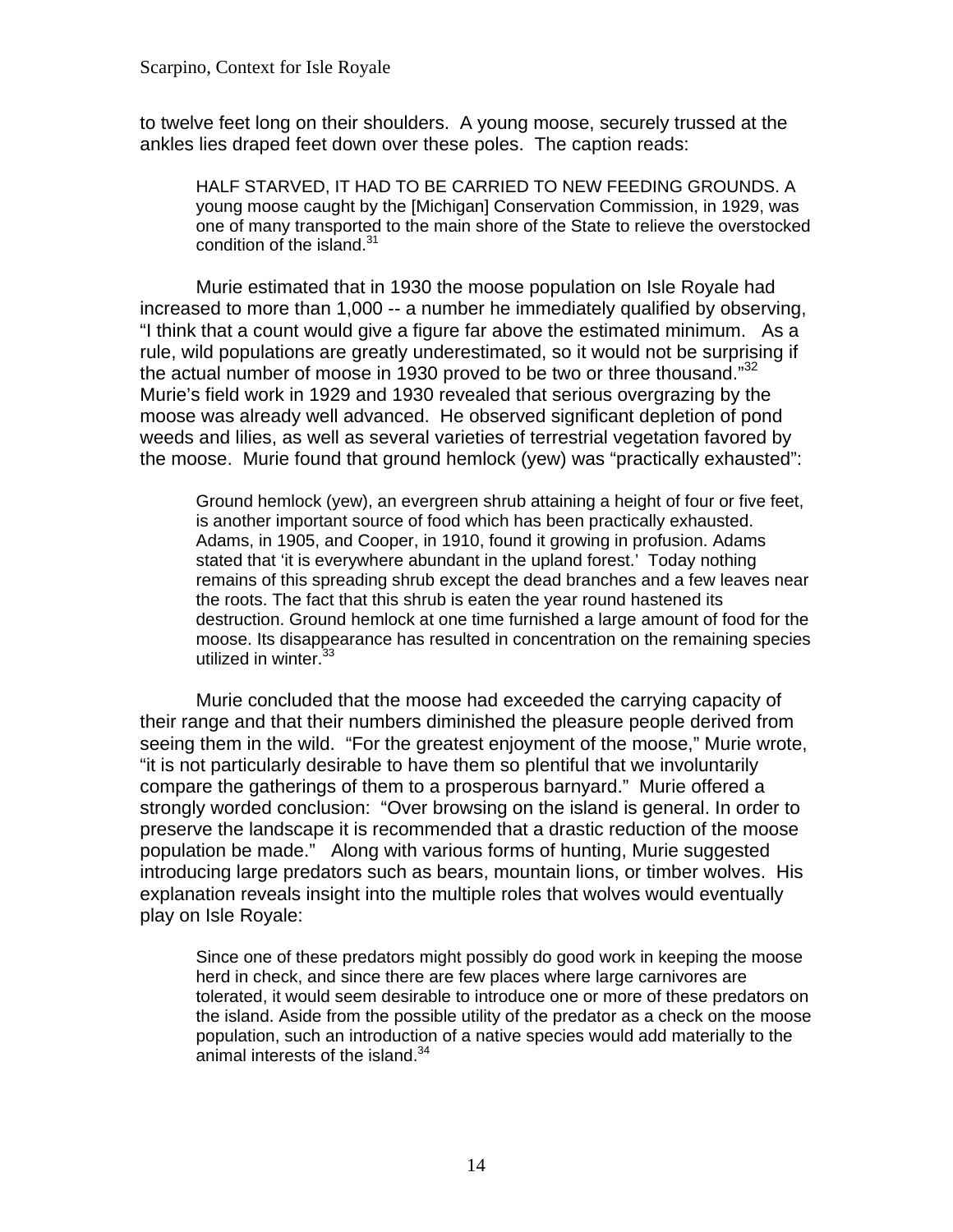to twelve feet long on their shoulders. A young moose, securely trussed at the ankles lies draped feet down over these poles. The caption reads:

> HALF STARVED, IT HAD TO BE CARRIED TO NEW FEEDING GROUNDS. A young moose caught by the [Michigan] Conservation Commission, in 1929, was one of many transported to the main shore of the State to relieve the overstocked condition of the island.[31]

Murie estimated that in 1930 the moose population on Isle Royale had increased to more than 1,000 -- a number he immediately qualified by observing, "I think that a count would give a figure far above the estimated minimum. As a rule, wild populations are greatly underestimated, so it would not be surprising if the actual number of moose in 1930 proved to be two or three thousand."[32] Murie's field work in 1929 and 1930 revealed that serious overgrazing by the moose was already well advanced. He observed significant depletion of pond weeds and lilies, as well as several varieties of terrestrial vegetation favored by the moose. Murie found that ground hemlock (yew) was "practically exhausted":

> Ground hemlock (yew), an evergreen shrub attaining a height of four or five feet, is another important source of food which has been practically exhausted. Adams, in 1905, and Cooper, in 1910, found it growing in profusion. Adams stated that 'it is everywhere abundant in the upland forest.' Today nothing remains of this spreading shrub except the dead branches and a few leaves near the roots. The fact that this shrub is eaten the year round hastened its destruction. Ground hemlock at one time furnished a large amount of food for the moose. Its disappearance has resulted in concentration on the remaining species utilized in winter.[33]

Murie concluded that the moose had exceeded the carrying capacity of their range and that their numbers diminished the pleasure people derived from seeing them in the wild. "For the greatest enjoyment of the moose," Murie wrote, "it is not particularly desirable to have them so plentiful that we involuntarily compare the gatherings of them to a prosperous barnyard." Murie offered a strongly worded conclusion: "Over browsing on the island is general. In order to preserve the landscape it is recommended that a drastic reduction of the moose population be made." Along with various forms of hunting, Murie suggested introducing large predators such as bears, mountain lions, or timber wolves. His explanation reveals insight into the multiple roles that wolves would eventually play on Isle Royale:

> Since one of these predators might possibly do good work in keeping the moose herd in check, and since there are few places where large carnivores are tolerated, it would seem desirable to introduce one or more of these predators on the island. Aside from the possible utility of the predator as a check on the moose population, such an introduction of a native species would add materially to the animal interests of the island.[34]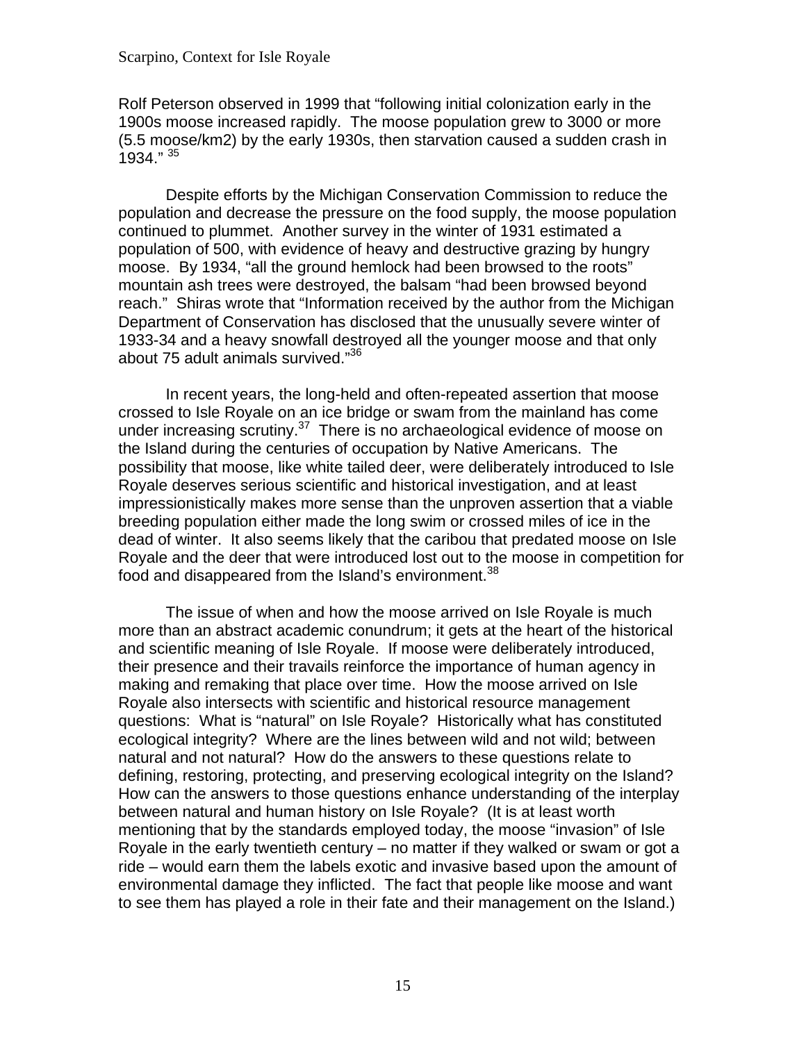Rolf Peterson observed in 1999 that "following initial colonization early in the 1900s moose increased rapidly. The moose population grew to 3000 or more (5.5 moose/km2) by the early 1930s, then starvation caused a sudden crash in 1934." [35]

Despite efforts by the Michigan Conservation Commission to reduce the population and decrease the pressure on the food supply, the moose population continued to plummet. Another survey in the winter of 1931 estimated a population of 500, with evidence of heavy and destructive grazing by hungry moose. By 1934, "all the ground hemlock had been browsed to the roots" mountain ash trees were destroyed, the balsam "had been browsed beyond reach." Shiras wrote that "Information received by the author from the Michigan Department of Conservation has disclosed that the unusually severe winter of 1933-34 and a heavy snowfall destroyed all the younger moose and that only about 75 adult animals survived."[36]

In recent years, the long-held and often-repeated assertion that moose crossed to Isle Royale on an ice bridge or swam from the mainland has come under increasing scrutiny.[37] There is no archaeological evidence of moose on the Island during the centuries of occupation by Native Americans. The possibility that moose, like white tailed deer, were deliberately introduced to Isle Royale deserves serious scientific and historical investigation, and at least impressionistically makes more sense than the unproven assertion that a viable breeding population either made the long swim or crossed miles of ice in the dead of winter. It also seems likely that the caribou that predated moose on Isle Royale and the deer that were introduced lost out to the moose in competition for food and disappeared from the Island's environment.[38]

The issue of when and how the moose arrived on Isle Royale is much more than an abstract academic conundrum; it gets at the heart of the historical and scientific meaning of Isle Royale. If moose were deliberately introduced, their presence and their travails reinforce the importance of human agency in making and remaking that place over time. How the moose arrived on Isle Royale also intersects with scientific and historical resource management questions: What is "natural" on Isle Royale? Historically what has constituted ecological integrity? Where are the lines between wild and not wild; between natural and not natural? How do the answers to these questions relate to defining, restoring, protecting, and preserving ecological integrity on the Island? How can the answers to those questions enhance understanding of the interplay between natural and human history on Isle Royale? (It is at least worth mentioning that by the standards employed today, the moose "invasion" of Isle Royale in the early twentieth century – no matter if they walked or swam or got a ride – would earn them the labels exotic and invasive based upon the amount of environmental damage they inflicted. The fact that people like moose and want to see them has played a role in their fate and their management on the Island.)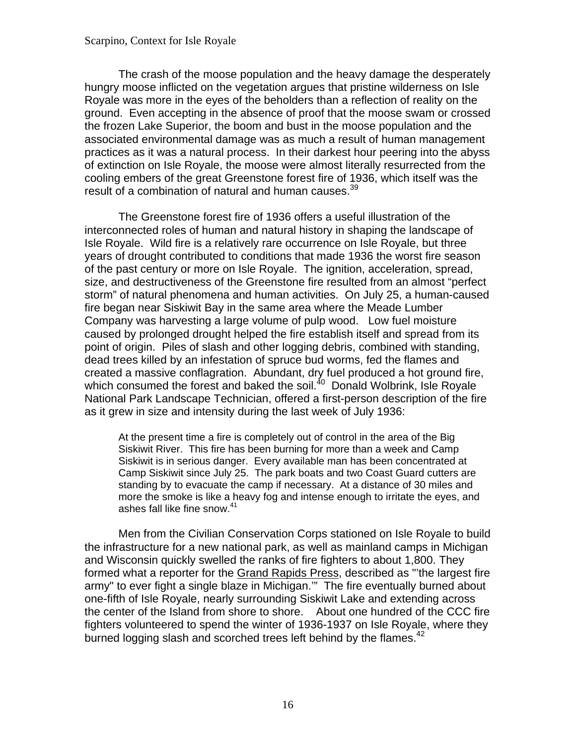The crash of the moose population and the heavy damage the desperately hungry moose inflicted on the vegetation argues that pristine wilderness on Isle Royale was more in the eyes of the beholders than a reflection of reality on the ground. Even accepting in the absence of proof that the moose swam or crossed the frozen Lake Superior, the boom and bust in the moose population and the associated environmental damage was as much a result of human management practices as it was a natural process. In their darkest hour peering into the abyss of extinction on Isle Royale, the moose were almost literally resurrected from the cooling embers of the great Greenstone forest fire of 1936, which itself was the result of a combination of natural and human causes.[39]

The Greenstone forest fire of 1936 offers a useful illustration of the interconnected roles of human and natural history in shaping the landscape of Isle Royale. Wild fire is a relatively rare occurrence on Isle Royale, but three years of drought contributed to conditions that made 1936 the worst fire season of the past century or more on Isle Royale. The ignition, acceleration, spread, size, and destructiveness of the Greenstone fire resulted from an almost "perfect storm" of natural phenomena and human activities. On July 25, a human-caused fire began near Siskiwit Bay in the same area where the Meade Lumber Company was harvesting a large volume of pulp wood. Low fuel moisture caused by prolonged drought helped the fire establish itself and spread from its point of origin. Piles of slash and other logging debris, combined with standing, dead trees killed by an infestation of spruce bud worms, fed the flames and created a massive conflagration. Abundant, dry fuel produced a hot ground fire, which consumed the forest and baked the soil.[40] Donald Wolbrink, Isle Royale National Park Landscape Technician, offered a first-person description of the fire as it grew in size and intensity during the last week of July 1936:

> At the present time a fire is completely out of control in the area of the Big Siskiwit River. This fire has been burning for more than a week and Camp Siskiwit is in serious danger. Every available man has been concentrated at Camp Siskiwit since July 25. The park boats and two Coast Guard cutters are standing by to evacuate the camp if necessary. At a distance of 30 miles and more the smoke is like a heavy fog and intense enough to irritate the eyes, and ashes fall like fine snow.[41]

Men from the Civilian Conservation Corps stationed on Isle Royale to build the infrastructure for a new national park, as well as mainland camps in Michigan and Wisconsin quickly swelled the ranks of fire fighters to about 1,800. They formed what a reporter for the Grand Rapids Press, described as "'the largest fire army" to ever fight a single blaze in Michigan.'" The fire eventually burned about one-fifth of Isle Royale, nearly surrounding Siskiwit Lake and extending across the center of the Island from shore to shore. About one hundred of the CCC fire fighters volunteered to spend the winter of 1936-1937 on Isle Royale, where they burned logging slash and scorched trees left behind by the flames.[42]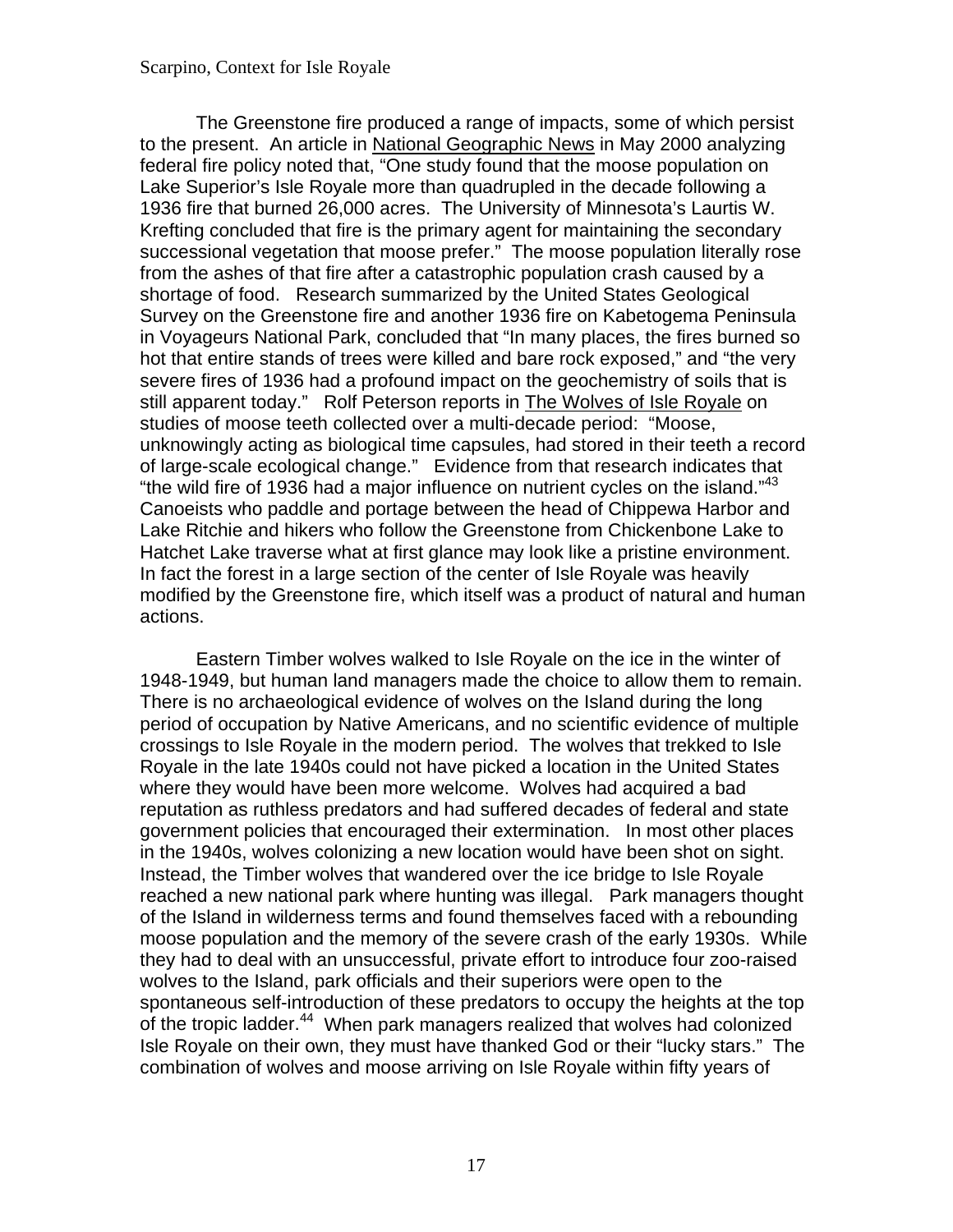The Greenstone fire produced a range of impacts, some of which persist to the present. An article in National Geographic News in May 2000 analyzing federal fire policy noted that, "One study found that the moose population on Lake Superior's Isle Royale more than quadrupled in the decade following a 1936 fire that burned 26,000 acres. The University of Minnesota's Laurtis W. Krefting concluded that fire is the primary agent for maintaining the secondary successional vegetation that moose prefer." The moose population literally rose from the ashes of that fire after a catastrophic population crash caused by a shortage of food. Research summarized by the United States Geological Survey on the Greenstone fire and another 1936 fire on Kabetogema Peninsula in Voyageurs National Park, concluded that "In many places, the fires burned so hot that entire stands of trees were killed and bare rock exposed," and "the very severe fires of 1936 had a profound impact on the geochemistry of soils that is still apparent today." Rolf Peterson reports in The Wolves of Isle Royale on studies of moose teeth collected over a multi-decade period: "Moose, unknowingly acting as biological time capsules, had stored in their teeth a record of large-scale ecological change." Evidence from that research indicates that "the wild fire of 1936 had a major influence on nutrient cycles on the island."[43] Canoeists who paddle and portage between the head of Chippewa Harbor and Lake Ritchie and hikers who follow the Greenstone from Chickenbone Lake to Hatchet Lake traverse what at first glance may look like a pristine environment. In fact the forest in a large section of the center of Isle Royale was heavily modified by the Greenstone fire, which itself was a product of natural and human actions.

Eastern Timber wolves walked to Isle Royale on the ice in the winter of 1948-1949, but human land managers made the choice to allow them to remain. There is no archaeological evidence of wolves on the Island during the long period of occupation by Native Americans, and no scientific evidence of multiple crossings to Isle Royale in the modern period. The wolves that trekked to Isle Royale in the late 1940s could not have picked a location in the United States where they would have been more welcome. Wolves had acquired a bad reputation as ruthless predators and had suffered decades of federal and state government policies that encouraged their extermination. In most other places in the 1940s, wolves colonizing a new location would have been shot on sight. Instead, the Timber wolves that wandered over the ice bridge to Isle Royale reached a new national park where hunting was illegal. Park managers thought of the Island in wilderness terms and found themselves faced with a rebounding moose population and the memory of the severe crash of the early 1930s. While they had to deal with an unsuccessful, private effort to introduce four zoo-raised wolves to the Island, park officials and their superiors were open to the spontaneous self-introduction of these predators to occupy the heights at the top of the tropic ladder.[44] When park managers realized that wolves had colonized Isle Royale on their own, they must have thanked God or their "lucky stars." The combination of wolves and moose arriving on Isle Royale within fifty years of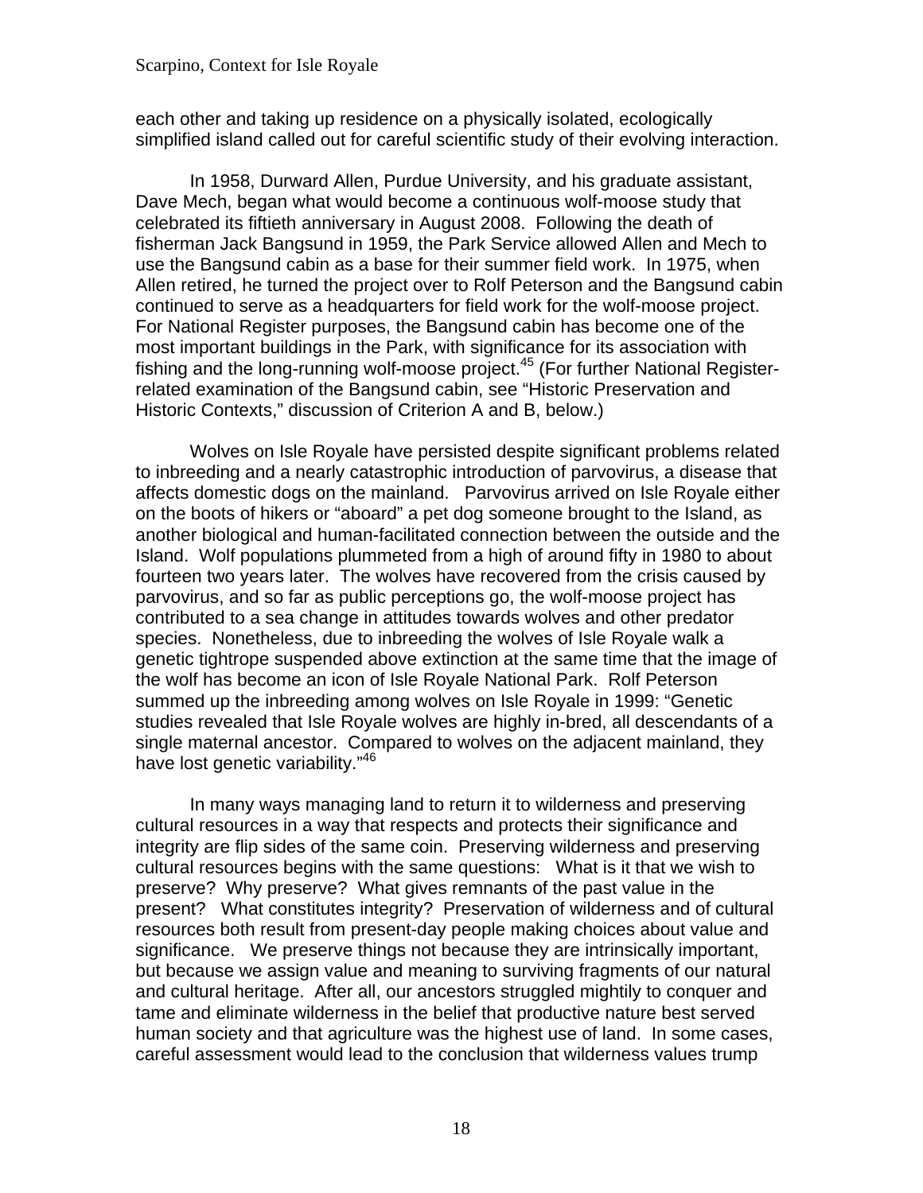each other and taking up residence on a physically isolated, ecologically simplified island called out for careful scientific study of their evolving interaction.

In 1958, Durward Allen, Purdue University, and his graduate assistant, Dave Mech, began what would become a continuous wolf-moose study that celebrated its fiftieth anniversary in August 2008. Following the death of fisherman Jack Bangsund in 1959, the Park Service allowed Allen and Mech to use the Bangsund cabin as a base for their summer field work. In 1975, when Allen retired, he turned the project over to Rolf Peterson and the Bangsund cabin continued to serve as a headquarters for field work for the wolf-moose project. For National Register purposes, the Bangsund cabin has become one of the most important buildings in the Park, with significance for its association with fishing and the long-running wolf-moose project.[45] (For further National Register-related examination of the Bangsund cabin, see "Historic Preservation and Historic Contexts," discussion of Criterion A and B, below.)

Wolves on Isle Royale have persisted despite significant problems related to inbreeding and a nearly catastrophic introduction of parvovirus, a disease that affects domestic dogs on the mainland. Parvovirus arrived on Isle Royale either on the boots of hikers or "aboard" a pet dog someone brought to the Island, as another biological and human-facilitated connection between the outside and the Island. Wolf populations plummeted from a high of around fifty in 1980 to about fourteen two years later. The wolves have recovered from the crisis caused by parvovirus, and so far as public perceptions go, the wolf-moose project has contributed to a sea change in attitudes towards wolves and other predator species. Nonetheless, due to inbreeding the wolves of Isle Royale walk a genetic tightrope suspended above extinction at the same time that the image of the wolf has become an icon of Isle Royale National Park. Rolf Peterson summed up the inbreeding among wolves on Isle Royale in 1999: "Genetic studies revealed that Isle Royale wolves are highly in-bred, all descendants of a single maternal ancestor. Compared to wolves on the adjacent mainland, they have lost genetic variability."[46]

In many ways managing land to return it to wilderness and preserving cultural resources in a way that respects and protects their significance and integrity are flip sides of the same coin. Preserving wilderness and preserving cultural resources begins with the same questions: What is it that we wish to preserve? Why preserve? What gives remnants of the past value in the present? What constitutes integrity? Preservation of wilderness and of cultural resources both result from present-day people making choices about value and significance. We preserve things not because they are intrinsically important, but because we assign value and meaning to surviving fragments of our natural and cultural heritage. After all, our ancestors struggled mightily to conquer and tame and eliminate wilderness in the belief that productive nature best served human society and that agriculture was the highest use of land. In some cases, careful assessment would lead to the conclusion that wilderness values trump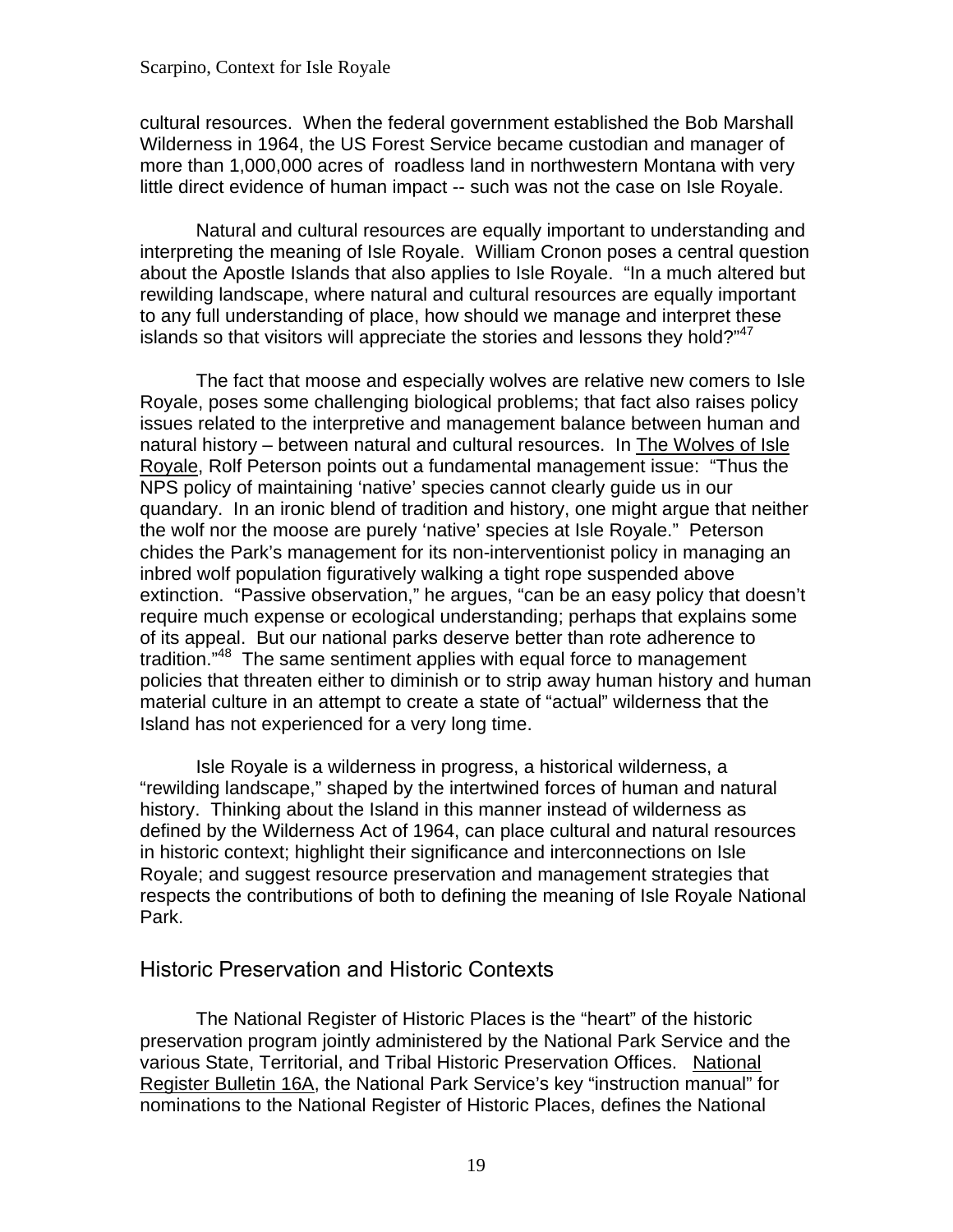cultural resources. When the federal government established the Bob Marshall Wilderness in 1964, the US Forest Service became custodian and manager of more than 1,000,000 acres of roadless land in northwestern Montana with very little direct evidence of human impact -- such was not the case on Isle Royale.

Natural and cultural resources are equally important to understanding and interpreting the meaning of Isle Royale. William Cronon poses a central question about the Apostle Islands that also applies to Isle Royale. "In a much altered but rewilding landscape, where natural and cultural resources are equally important to any full understanding of place, how should we manage and interpret these islands so that visitors will appreciate the stories and lessons they hold?"[47]

The fact that moose and especially wolves are relative new comers to Isle Royale, poses some challenging biological problems; that fact also raises policy issues related to the interpretive and management balance between human and natural history – between natural and cultural resources. In The Wolves of Isle Royale, Rolf Peterson points out a fundamental management issue: "Thus the NPS policy of maintaining 'native' species cannot clearly guide us in our quandary. In an ironic blend of tradition and history, one might argue that neither the wolf nor the moose are purely 'native' species at Isle Royale." Peterson chides the Park's management for its non-interventionist policy in managing an inbred wolf population figuratively walking a tight rope suspended above extinction. "Passive observation," he argues, "can be an easy policy that doesn't require much expense or ecological understanding; perhaps that explains some of its appeal. But our national parks deserve better than rote adherence to tradition."[48] The same sentiment applies with equal force to management policies that threaten either to diminish or to strip away human history and human material culture in an attempt to create a state of "actual" wilderness that the Island has not experienced for a very long time.

Isle Royale is a wilderness in progress, a historical wilderness, a "rewilding landscape," shaped by the intertwined forces of human and natural history. Thinking about the Island in this manner instead of wilderness as defined by the Wilderness Act of 1964, can place cultural and natural resources in historic context; highlight their significance and interconnections on Isle Royale; and suggest resource preservation and management strategies that respects the contributions of both to defining the meaning of Isle Royale National Park.

## Historic Preservation and Historic Contexts

The National Register of Historic Places is the "heart" of the historic preservation program jointly administered by the National Park Service and the various State, Territorial, and Tribal Historic Preservation Offices. National Register Bulletin 16A, the National Park Service's key "instruction manual" for nominations to the National Register of Historic Places, defines the National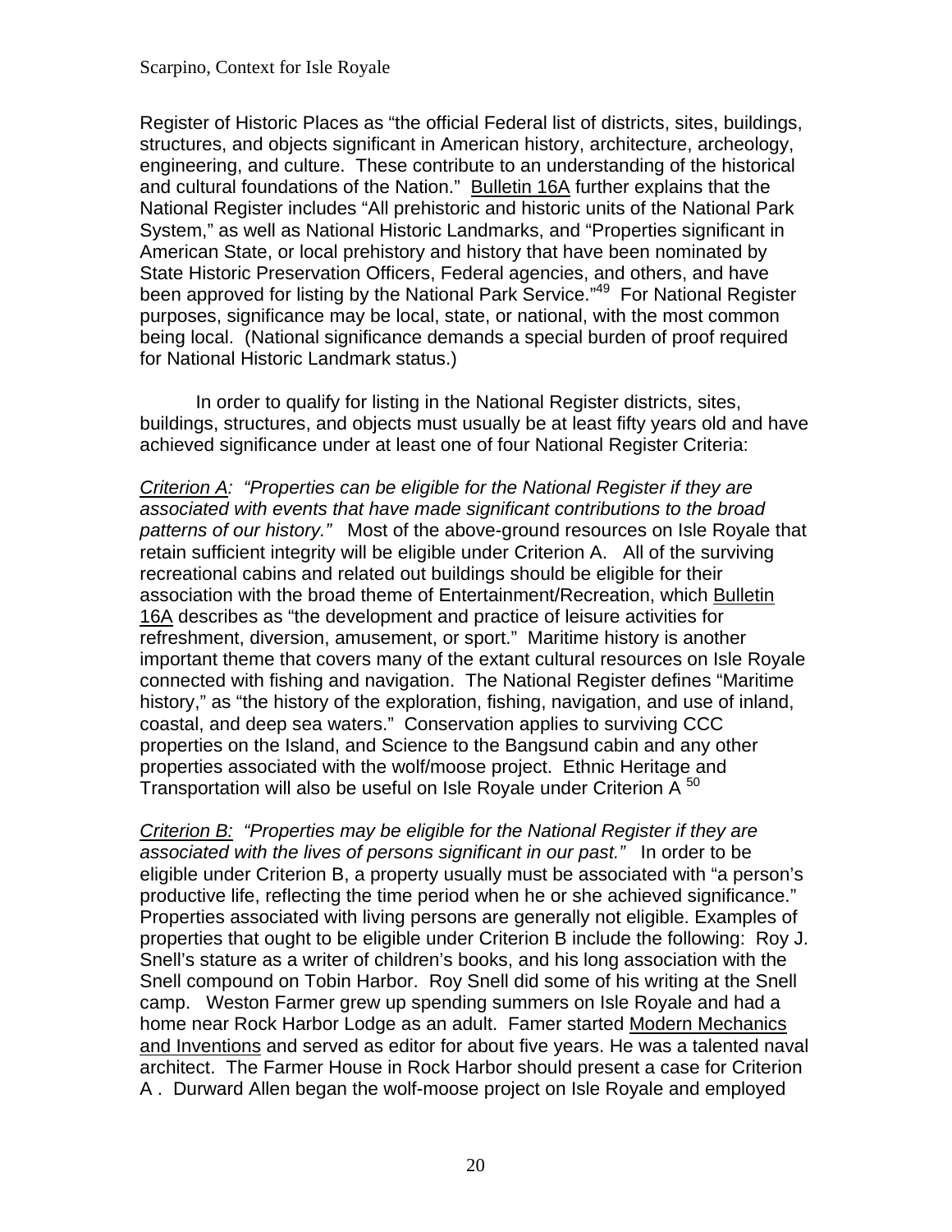Register of Historic Places as "the official Federal list of districts, sites, buildings, structures, and objects significant in American history, architecture, archeology, engineering, and culture. These contribute to an understanding of the historical and cultural foundations of the Nation." Bulletin 16A further explains that the National Register includes "All prehistoric and historic units of the National Park System," as well as National Historic Landmarks, and "Properties significant in American State, or local prehistory and history that have been nominated by State Historic Preservation Officers, Federal agencies, and others, and have been approved for listing by the National Park Service."[49] For National Register purposes, significance may be local, state, or national, with the most common being local. (National significance demands a special burden of proof required for National Historic Landmark status.)

In order to qualify for listing in the National Register districts, sites, buildings, structures, and objects must usually be at least fifty years old and have achieved significance under at least one of four National Register Criteria:

*Criterion A: "Properties can be eligible for the National Register if they are associated with events that have made significant contributions to the broad patterns of our history."* Most of the above-ground resources on Isle Royale that retain sufficient integrity will be eligible under Criterion A. All of the surviving recreational cabins and related out buildings should be eligible for their association with the broad theme of Entertainment/Recreation, which Bulletin 16A describes as "the development and practice of leisure activities for refreshment, diversion, amusement, or sport." Maritime history is another important theme that covers many of the extant cultural resources on Isle Royale connected with fishing and navigation. The National Register defines "Maritime history," as "the history of the exploration, fishing, navigation, and use of inland, coastal, and deep sea waters." Conservation applies to surviving CCC properties on the Island, and Science to the Bangsund cabin and any other properties associated with the wolf/moose project. Ethnic Heritage and Transportation will also be useful on Isle Royale under Criterion A [50]

*Criterion B: "Properties may be eligible for the National Register if they are associated with the lives of persons significant in our past."* In order to be eligible under Criterion B, a property usually must be associated with "a person's productive life, reflecting the time period when he or she achieved significance." Properties associated with living persons are generally not eligible. Examples of properties that ought to be eligible under Criterion B include the following: Roy J. Snell's stature as a writer of children's books, and his long association with the Snell compound on Tobin Harbor. Roy Snell did some of his writing at the Snell camp. Weston Farmer grew up spending summers on Isle Royale and had a home near Rock Harbor Lodge as an adult. Famer started Modern Mechanics and Inventions and served as editor for about five years. He was a talented naval architect. The Farmer House in Rock Harbor should present a case for Criterion A . Durward Allen began the wolf-moose project on Isle Royale and employed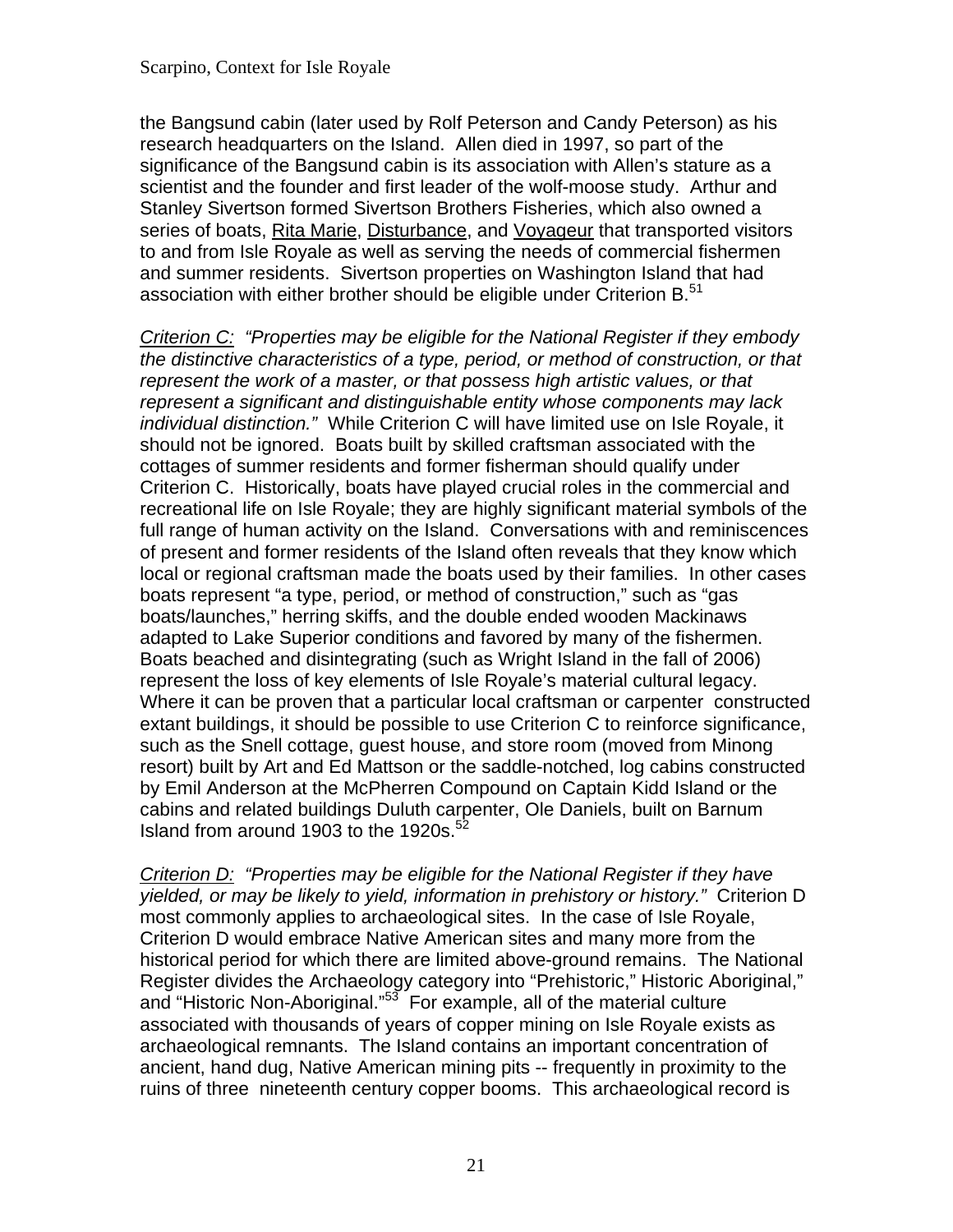the Bangsund cabin (later used by Rolf Peterson and Candy Peterson) as his research headquarters on the Island. Allen died in 1997, so part of the significance of the Bangsund cabin is its association with Allen's stature as a scientist and the founder and first leader of the wolf-moose study. Arthur and Stanley Sivertson formed Sivertson Brothers Fisheries, which also owned a series of boats, Rita Marie, Disturbance, and Voyageur that transported visitors to and from Isle Royale as well as serving the needs of commercial fishermen and summer residents. Sivertson properties on Washington Island that had association with either brother should be eligible under Criterion B.[51]

*Criterion C: "Properties may be eligible for the National Register if they embody the distinctive characteristics of a type, period, or method of construction, or that represent the work of a master, or that possess high artistic values, or that represent a significant and distinguishable entity whose components may lack individual distinction."* While Criterion C will have limited use on Isle Royale, it should not be ignored. Boats built by skilled craftsman associated with the cottages of summer residents and former fisherman should qualify under Criterion C. Historically, boats have played crucial roles in the commercial and recreational life on Isle Royale; they are highly significant material symbols of the full range of human activity on the Island. Conversations with and reminiscences of present and former residents of the Island often reveals that they know which local or regional craftsman made the boats used by their families. In other cases boats represent "a type, period, or method of construction," such as "gas boats/launches," herring skiffs, and the double ended wooden Mackinaws adapted to Lake Superior conditions and favored by many of the fishermen. Boats beached and disintegrating (such as Wright Island in the fall of 2006) represent the loss of key elements of Isle Royale's material cultural legacy. Where it can be proven that a particular local craftsman or carpenter constructed extant buildings, it should be possible to use Criterion C to reinforce significance, such as the Snell cottage, guest house, and store room (moved from Minong resort) built by Art and Ed Mattson or the saddle-notched, log cabins constructed by Emil Anderson at the McPherren Compound on Captain Kidd Island or the cabins and related buildings Duluth carpenter, Ole Daniels, built on Barnum Island from around 1903 to the 1920s.[52]

*Criterion D: "Properties may be eligible for the National Register if they have yielded, or may be likely to yield, information in prehistory or history."* Criterion D most commonly applies to archaeological sites. In the case of Isle Royale, Criterion D would embrace Native American sites and many more from the historical period for which there are limited above-ground remains. The National Register divides the Archaeology category into "Prehistoric," Historic Aboriginal," and "Historic Non-Aboriginal."[53] For example, all of the material culture associated with thousands of years of copper mining on Isle Royale exists as archaeological remnants. The Island contains an important concentration of ancient, hand dug, Native American mining pits -- frequently in proximity to the ruins of three nineteenth century copper booms. This archaeological record is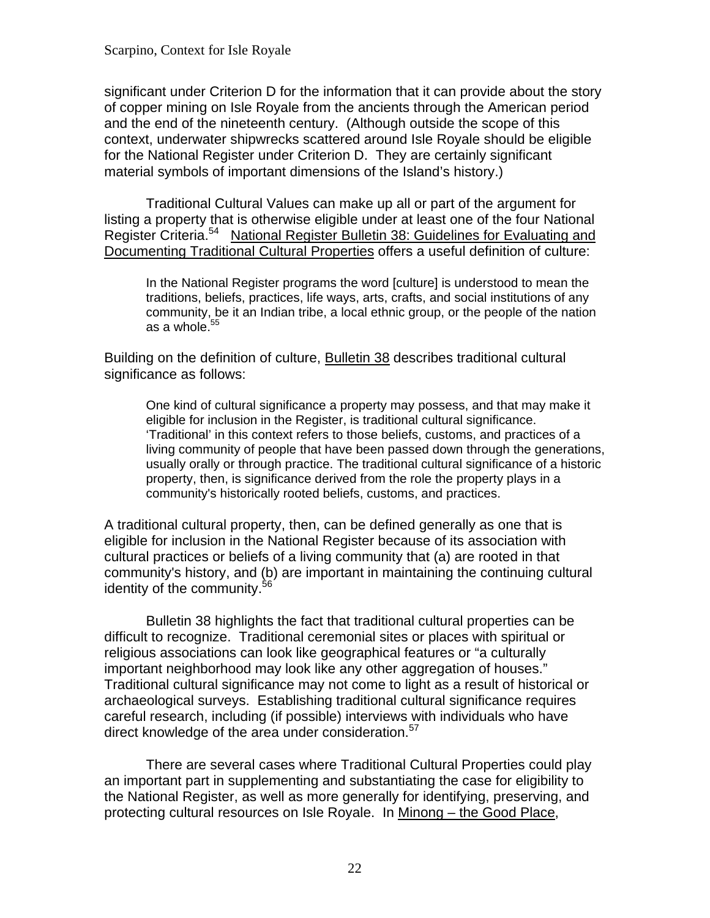significant under Criterion D for the information that it can provide about the story of copper mining on Isle Royale from the ancients through the American period and the end of the nineteenth century. (Although outside the scope of this context, underwater shipwrecks scattered around Isle Royale should be eligible for the National Register under Criterion D. They are certainly significant material symbols of important dimensions of the Island's history.)

Traditional Cultural Values can make up all or part of the argument for listing a property that is otherwise eligible under at least one of the four National Register Criteria.[54] National Register Bulletin 38: Guidelines for Evaluating and Documenting Traditional Cultural Properties offers a useful definition of culture:

> In the National Register programs the word [culture] is understood to mean the traditions, beliefs, practices, life ways, arts, crafts, and social institutions of any community, be it an Indian tribe, a local ethnic group, or the people of the nation as a whole.[55]

Building on the definition of culture, Bulletin 38 describes traditional cultural significance as follows:

> One kind of cultural significance a property may possess, and that may make it eligible for inclusion in the Register, is traditional cultural significance. 'Traditional' in this context refers to those beliefs, customs, and practices of a living community of people that have been passed down through the generations, usually orally or through practice. The traditional cultural significance of a historic property, then, is significance derived from the role the property plays in a community's historically rooted beliefs, customs, and practices.

A traditional cultural property, then, can be defined generally as one that is eligible for inclusion in the National Register because of its association with cultural practices or beliefs of a living community that (a) are rooted in that community's history, and (b) are important in maintaining the continuing cultural identity of the community.[56]

Bulletin 38 highlights the fact that traditional cultural properties can be difficult to recognize. Traditional ceremonial sites or places with spiritual or religious associations can look like geographical features or "a culturally important neighborhood may look like any other aggregation of houses." Traditional cultural significance may not come to light as a result of historical or archaeological surveys. Establishing traditional cultural significance requires careful research, including (if possible) interviews with individuals who have direct knowledge of the area under consideration.[57]

There are several cases where Traditional Cultural Properties could play an important part in supplementing and substantiating the case for eligibility to the National Register, as well as more generally for identifying, preserving, and protecting cultural resources on Isle Royale. In Minong – the Good Place,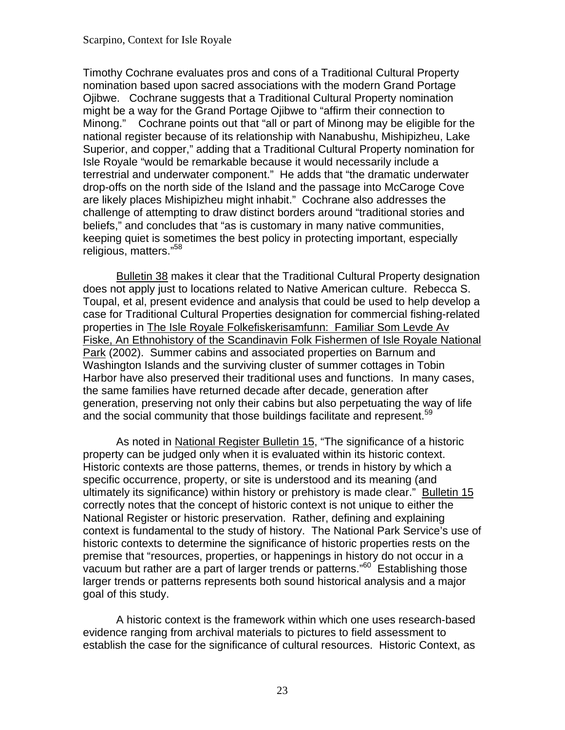Timothy Cochrane evaluates pros and cons of a Traditional Cultural Property nomination based upon sacred associations with the modern Grand Portage Ojibwe. Cochrane suggests that a Traditional Cultural Property nomination might be a way for the Grand Portage Ojibwe to "affirm their connection to Minong." Cochrane points out that "all or part of Minong may be eligible for the national register because of its relationship with Nanabushu, Mishipizheu, Lake Superior, and copper," adding that a Traditional Cultural Property nomination for Isle Royale "would be remarkable because it would necessarily include a terrestrial and underwater component." He adds that "the dramatic underwater drop-offs on the north side of the Island and the passage into McCaroge Cove are likely places Mishipizheu might inhabit." Cochrane also addresses the challenge of attempting to draw distinct borders around "traditional stories and beliefs," and concludes that "as is customary in many native communities, keeping quiet is sometimes the best policy in protecting important, especially religious, matters."[58]

Bulletin 38 makes it clear that the Traditional Cultural Property designation does not apply just to locations related to Native American culture. Rebecca S. Toupal, et al, present evidence and analysis that could be used to help develop a case for Traditional Cultural Properties designation for commercial fishing-related properties in The Isle Royale Folkefiskerisamfunn: Familiar Som Levde Av Fiske, An Ethnohistory of the Scandinavin Folk Fishermen of Isle Royale National Park (2002). Summer cabins and associated properties on Barnum and Washington Islands and the surviving cluster of summer cottages in Tobin Harbor have also preserved their traditional uses and functions. In many cases, the same families have returned decade after decade, generation after generation, preserving not only their cabins but also perpetuating the way of life and the social community that those buildings facilitate and represent.[59]

As noted in National Register Bulletin 15, "The significance of a historic property can be judged only when it is evaluated within its historic context. Historic contexts are those patterns, themes, or trends in history by which a specific occurrence, property, or site is understood and its meaning (and ultimately its significance) within history or prehistory is made clear." Bulletin 15 correctly notes that the concept of historic context is not unique to either the National Register or historic preservation. Rather, defining and explaining context is fundamental to the study of history. The National Park Service's use of historic contexts to determine the significance of historic properties rests on the premise that "resources, properties, or happenings in history do not occur in a vacuum but rather are a part of larger trends or patterns."[60] Establishing those larger trends or patterns represents both sound historical analysis and a major goal of this study.

A historic context is the framework within which one uses research-based evidence ranging from archival materials to pictures to field assessment to establish the case for the significance of cultural resources. Historic Context, as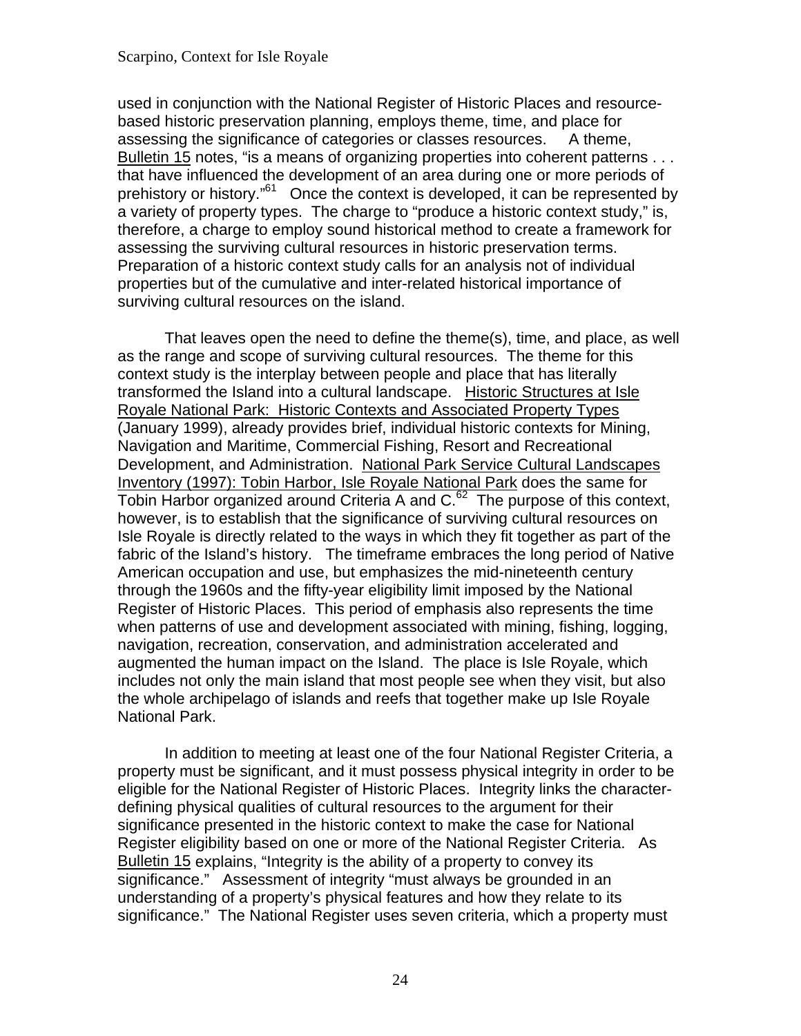used in conjunction with the National Register of Historic Places and resource-based historic preservation planning, employs theme, time, and place for assessing the significance of categories or classes resources. A theme, Bulletin 15 notes, "is a means of organizing properties into coherent patterns . . . that have influenced the development of an area during one or more periods of prehistory or history."[61] Once the context is developed, it can be represented by a variety of property types. The charge to "produce a historic context study," is, therefore, a charge to employ sound historical method to create a framework for assessing the surviving cultural resources in historic preservation terms. Preparation of a historic context study calls for an analysis not of individual properties but of the cumulative and inter-related historical importance of surviving cultural resources on the island.

That leaves open the need to define the theme(s), time, and place, as well as the range and scope of surviving cultural resources. The theme for this context study is the interplay between people and place that has literally transformed the Island into a cultural landscape. Historic Structures at Isle Royale National Park: Historic Contexts and Associated Property Types (January 1999), already provides brief, individual historic contexts for Mining, Navigation and Maritime, Commercial Fishing, Resort and Recreational Development, and Administration. National Park Service Cultural Landscapes Inventory (1997): Tobin Harbor, Isle Royale National Park does the same for Tobin Harbor organized around Criteria A and C.[62] The purpose of this context, however, is to establish that the significance of surviving cultural resources on Isle Royale is directly related to the ways in which they fit together as part of the fabric of the Island's history. The timeframe embraces the long period of Native American occupation and use, but emphasizes the mid-nineteenth century through the 1960s and the fifty-year eligibility limit imposed by the National Register of Historic Places. This period of emphasis also represents the time when patterns of use and development associated with mining, fishing, logging, navigation, recreation, conservation, and administration accelerated and augmented the human impact on the Island. The place is Isle Royale, which includes not only the main island that most people see when they visit, but also the whole archipelago of islands and reefs that together make up Isle Royale National Park.

In addition to meeting at least one of the four National Register Criteria, a property must be significant, and it must possess physical integrity in order to be eligible for the National Register of Historic Places. Integrity links the character-defining physical qualities of cultural resources to the argument for their significance presented in the historic context to make the case for National Register eligibility based on one or more of the National Register Criteria. As Bulletin 15 explains, "Integrity is the ability of a property to convey its significance." Assessment of integrity "must always be grounded in an understanding of a property's physical features and how they relate to its significance." The National Register uses seven criteria, which a property must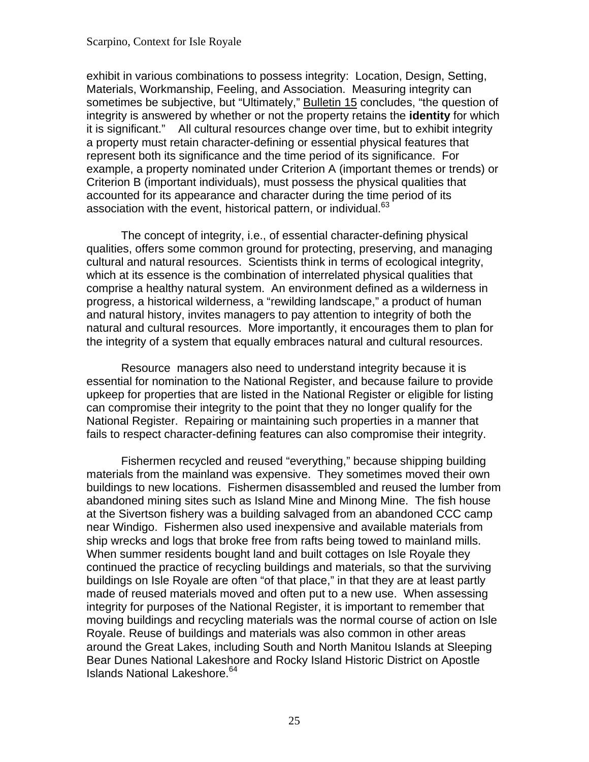exhibit in various combinations to possess integrity: Location, Design, Setting, Materials, Workmanship, Feeling, and Association. Measuring integrity can sometimes be subjective, but "Ultimately," Bulletin 15 concludes, "the question of integrity is answered by whether or not the property retains the **identity** for which it is significant." All cultural resources change over time, but to exhibit integrity a property must retain character-defining or essential physical features that represent both its significance and the time period of its significance. For example, a property nominated under Criterion A (important themes or trends) or Criterion B (important individuals), must possess the physical qualities that accounted for its appearance and character during the time period of its association with the event, historical pattern, or individual.[63]

The concept of integrity, i.e., of essential character-defining physical qualities, offers some common ground for protecting, preserving, and managing cultural and natural resources. Scientists think in terms of ecological integrity, which at its essence is the combination of interrelated physical qualities that comprise a healthy natural system. An environment defined as a wilderness in progress, a historical wilderness, a "rewilding landscape," a product of human and natural history, invites managers to pay attention to integrity of both the natural and cultural resources. More importantly, it encourages them to plan for the integrity of a system that equally embraces natural and cultural resources.

Resource managers also need to understand integrity because it is essential for nomination to the National Register, and because failure to provide upkeep for properties that are listed in the National Register or eligible for listing can compromise their integrity to the point that they no longer qualify for the National Register. Repairing or maintaining such properties in a manner that fails to respect character-defining features can also compromise their integrity.

Fishermen recycled and reused "everything," because shipping building materials from the mainland was expensive. They sometimes moved their own buildings to new locations. Fishermen disassembled and reused the lumber from abandoned mining sites such as Island Mine and Minong Mine. The fish house at the Sivertson fishery was a building salvaged from an abandoned CCC camp near Windigo. Fishermen also used inexpensive and available materials from ship wrecks and logs that broke free from rafts being towed to mainland mills. When summer residents bought land and built cottages on Isle Royale they continued the practice of recycling buildings and materials, so that the surviving buildings on Isle Royale are often "of that place," in that they are at least partly made of reused materials moved and often put to a new use. When assessing integrity for purposes of the National Register, it is important to remember that moving buildings and recycling materials was the normal course of action on Isle Royale. Reuse of buildings and materials was also common in other areas around the Great Lakes, including South and North Manitou Islands at Sleeping Bear Dunes National Lakeshore and Rocky Island Historic District on Apostle Islands National Lakeshore.[64]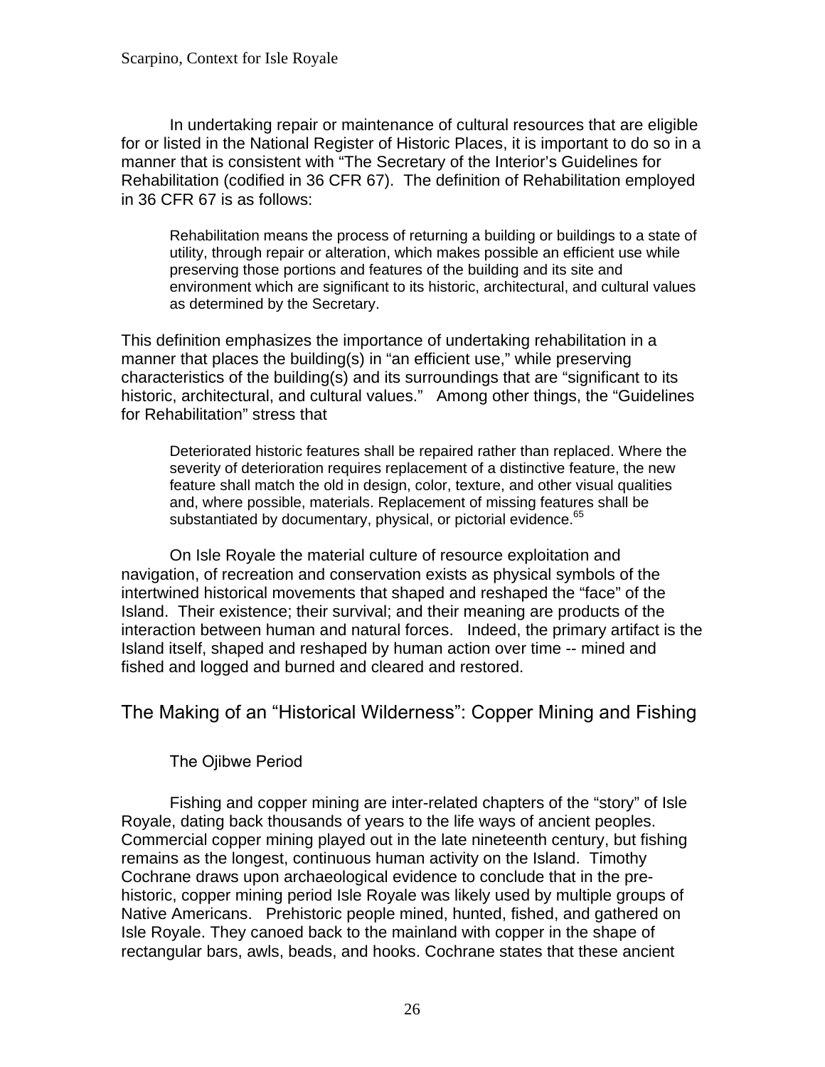In undertaking repair or maintenance of cultural resources that are eligible for or listed in the National Register of Historic Places, it is important to do so in a manner that is consistent with "The Secretary of the Interior's Guidelines for Rehabilitation (codified in 36 CFR 67). The definition of Rehabilitation employed in 36 CFR 67 is as follows:

> Rehabilitation means the process of returning a building or buildings to a state of utility, through repair or alteration, which makes possible an efficient use while preserving those portions and features of the building and its site and environment which are significant to its historic, architectural, and cultural values as determined by the Secretary.

This definition emphasizes the importance of undertaking rehabilitation in a manner that places the building(s) in "an efficient use," while preserving characteristics of the building(s) and its surroundings that are "significant to its historic, architectural, and cultural values." Among other things, the "Guidelines for Rehabilitation" stress that

> Deteriorated historic features shall be repaired rather than replaced. Where the severity of deterioration requires replacement of a distinctive feature, the new feature shall match the old in design, color, texture, and other visual qualities and, where possible, materials. Replacement of missing features shall be substantiated by documentary, physical, or pictorial evidence.[65]

On Isle Royale the material culture of resource exploitation and navigation, of recreation and conservation exists as physical symbols of the intertwined historical movements that shaped and reshaped the "face" of the Island. Their existence; their survival; and their meaning are products of the interaction between human and natural forces. Indeed, the primary artifact is the Island itself, shaped and reshaped by human action over time -- mined and fished and logged and burned and cleared and restored.

## The Making of an "Historical Wilderness": Copper Mining and Fishing

### The Ojibwe Period

Fishing and copper mining are inter-related chapters of the "story" of Isle Royale, dating back thousands of years to the life ways of ancient peoples. Commercial copper mining played out in the late nineteenth century, but fishing remains as the longest, continuous human activity on the Island. Timothy Cochrane draws upon archaeological evidence to conclude that in the pre-historic, copper mining period Isle Royale was likely used by multiple groups of Native Americans. Prehistoric people mined, hunted, fished, and gathered on Isle Royale. They canoed back to the mainland with copper in the shape of rectangular bars, awls, beads, and hooks. Cochrane states that these ancient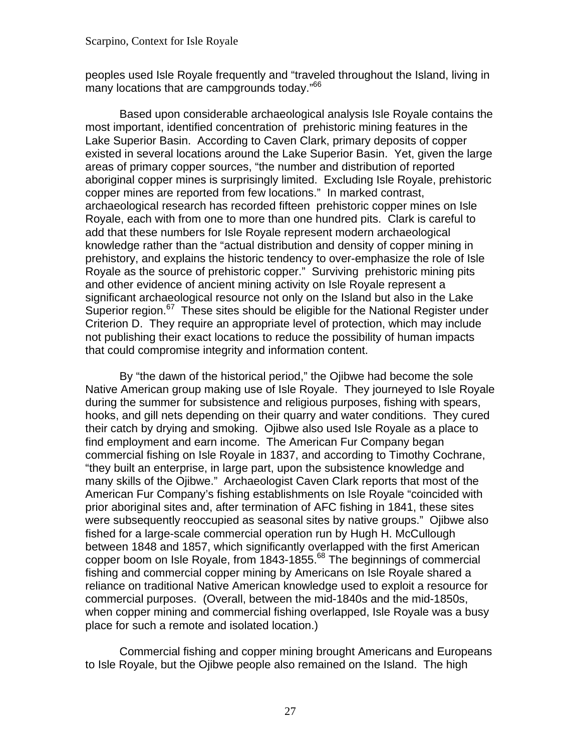peoples used Isle Royale frequently and "traveled throughout the Island, living in many locations that are campgrounds today."[66]

Based upon considerable archaeological analysis Isle Royale contains the most important, identified concentration of prehistoric mining features in the Lake Superior Basin. According to Caven Clark, primary deposits of copper existed in several locations around the Lake Superior Basin. Yet, given the large areas of primary copper sources, "the number and distribution of reported aboriginal copper mines is surprisingly limited. Excluding Isle Royale, prehistoric copper mines are reported from few locations." In marked contrast, archaeological research has recorded fifteen prehistoric copper mines on Isle Royale, each with from one to more than one hundred pits. Clark is careful to add that these numbers for Isle Royale represent modern archaeological knowledge rather than the "actual distribution and density of copper mining in prehistory, and explains the historic tendency to over-emphasize the role of Isle Royale as the source of prehistoric copper." Surviving prehistoric mining pits and other evidence of ancient mining activity on Isle Royale represent a significant archaeological resource not only on the Island but also in the Lake Superior region.[67] These sites should be eligible for the National Register under Criterion D. They require an appropriate level of protection, which may include not publishing their exact locations to reduce the possibility of human impacts that could compromise integrity and information content.

By "the dawn of the historical period," the Ojibwe had become the sole Native American group making use of Isle Royale. They journeyed to Isle Royale during the summer for subsistence and religious purposes, fishing with spears, hooks, and gill nets depending on their quarry and water conditions. They cured their catch by drying and smoking. Ojibwe also used Isle Royale as a place to find employment and earn income. The American Fur Company began commercial fishing on Isle Royale in 1837, and according to Timothy Cochrane, "they built an enterprise, in large part, upon the subsistence knowledge and many skills of the Ojibwe." Archaeologist Caven Clark reports that most of the American Fur Company's fishing establishments on Isle Royale "coincided with prior aboriginal sites and, after termination of AFC fishing in 1841, these sites were subsequently reoccupied as seasonal sites by native groups." Ojibwe also fished for a large-scale commercial operation run by Hugh H. McCullough between 1848 and 1857, which significantly overlapped with the first American copper boom on Isle Royale, from 1843-1855.[68] The beginnings of commercial fishing and commercial copper mining by Americans on Isle Royale shared a reliance on traditional Native American knowledge used to exploit a resource for commercial purposes. (Overall, between the mid-1840s and the mid-1850s, when copper mining and commercial fishing overlapped, Isle Royale was a busy place for such a remote and isolated location.)

Commercial fishing and copper mining brought Americans and Europeans to Isle Royale, but the Ojibwe people also remained on the Island. The high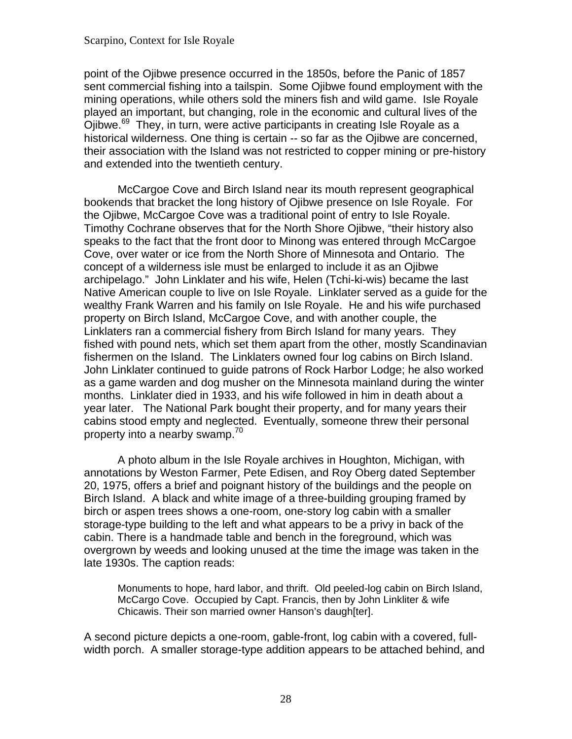point of the Ojibwe presence occurred in the 1850s, before the Panic of 1857 sent commercial fishing into a tailspin. Some Ojibwe found employment with the mining operations, while others sold the miners fish and wild game. Isle Royale played an important, but changing, role in the economic and cultural lives of the Ojibwe.[69] They, in turn, were active participants in creating Isle Royale as a historical wilderness. One thing is certain -- so far as the Ojibwe are concerned, their association with the Island was not restricted to copper mining or pre-history and extended into the twentieth century.

McCargoe Cove and Birch Island near its mouth represent geographical bookends that bracket the long history of Ojibwe presence on Isle Royale. For the Ojibwe, McCargoe Cove was a traditional point of entry to Isle Royale. Timothy Cochrane observes that for the North Shore Ojibwe, "their history also speaks to the fact that the front door to Minong was entered through McCargoe Cove, over water or ice from the North Shore of Minnesota and Ontario. The concept of a wilderness isle must be enlarged to include it as an Ojibwe archipelago." John Linklater and his wife, Helen (Tchi-ki-wis) became the last Native American couple to live on Isle Royale. Linklater served as a guide for the wealthy Frank Warren and his family on Isle Royale. He and his wife purchased property on Birch Island, McCargoe Cove, and with another couple, the Linklaters ran a commercial fishery from Birch Island for many years. They fished with pound nets, which set them apart from the other, mostly Scandinavian fishermen on the Island. The Linklaters owned four log cabins on Birch Island. John Linklater continued to guide patrons of Rock Harbor Lodge; he also worked as a game warden and dog musher on the Minnesota mainland during the winter months. Linklater died in 1933, and his wife followed in him in death about a year later. The National Park bought their property, and for many years their cabins stood empty and neglected. Eventually, someone threw their personal property into a nearby swamp.[70]

A photo album in the Isle Royale archives in Houghton, Michigan, with annotations by Weston Farmer, Pete Edisen, and Roy Oberg dated September 20, 1975, offers a brief and poignant history of the buildings and the people on Birch Island. A black and white image of a three-building grouping framed by birch or aspen trees shows a one-room, one-story log cabin with a smaller storage-type building to the left and what appears to be a privy in back of the cabin. There is a handmade table and bench in the foreground, which was overgrown by weeds and looking unused at the time the image was taken in the late 1930s. The caption reads:

> Monuments to hope, hard labor, and thrift. Old peeled-log cabin on Birch Island, McCargo Cove. Occupied by Capt. Francis, then by John Linkliter & wife Chicawis. Their son married owner Hanson's daugh[ter].

A second picture depicts a one-room, gable-front, log cabin with a covered, full-width porch. A smaller storage-type addition appears to be attached behind, and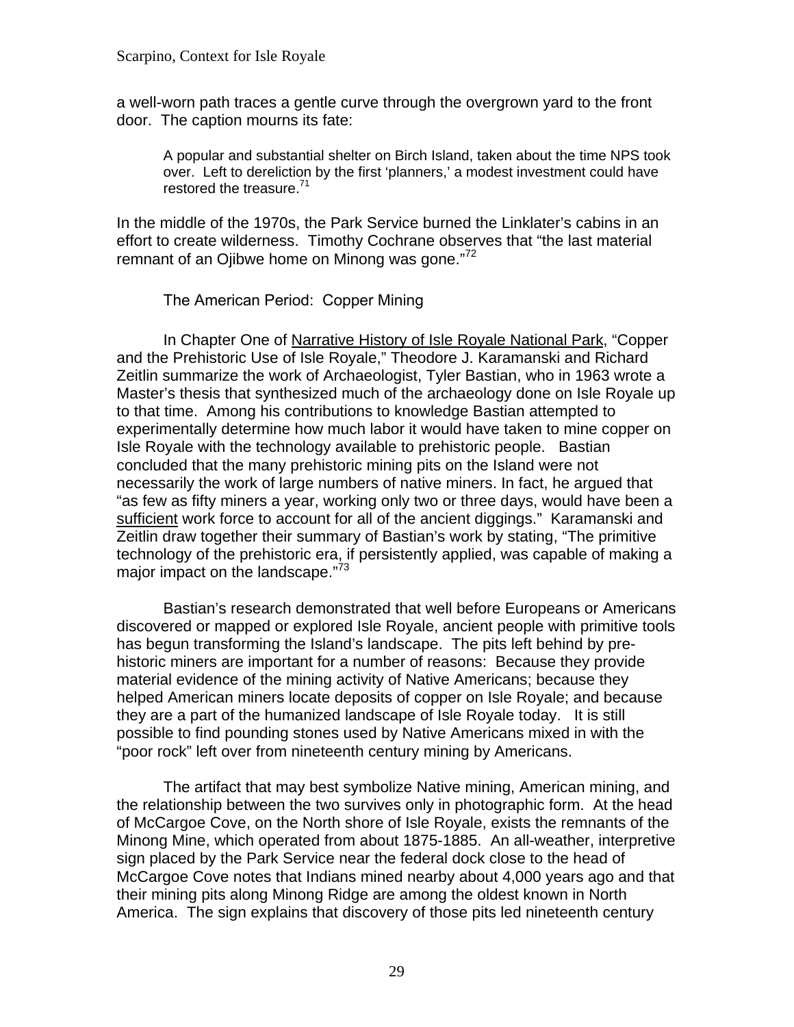a well-worn path traces a gentle curve through the overgrown yard to the front door. The caption mourns its fate:

> A popular and substantial shelter on Birch Island, taken about the time NPS took over. Left to dereliction by the first 'planners,' a modest investment could have restored the treasure.[71]

In the middle of the 1970s, the Park Service burned the Linklater's cabins in an effort to create wilderness. Timothy Cochrane observes that "the last material remnant of an Ojibwe home on Minong was gone."[72]

## The American Period: Copper Mining

In Chapter One of <u>Narrative History of Isle Royale National Park</u>, "Copper and the Prehistoric Use of Isle Royale," Theodore J. Karamanski and Richard Zeitlin summarize the work of Archaeologist, Tyler Bastian, who in 1963 wrote a Master's thesis that synthesized much of the archaeology done on Isle Royale up to that time. Among his contributions to knowledge Bastian attempted to experimentally determine how much labor it would have taken to mine copper on Isle Royale with the technology available to prehistoric people. Bastian concluded that the many prehistoric mining pits on the Island were not necessarily the work of large numbers of native miners. In fact, he argued that "as few as fifty miners a year, working only two or three days, would have been a <u>sufficient</u> work force to account for all of the ancient diggings." Karamanski and Zeitlin draw together their summary of Bastian's work by stating, "The primitive technology of the prehistoric era, if persistently applied, was capable of making a major impact on the landscape."[73]

Bastian's research demonstrated that well before Europeans or Americans discovered or mapped or explored Isle Royale, ancient people with primitive tools has begun transforming the Island's landscape. The pits left behind by pre-historic miners are important for a number of reasons: Because they provide material evidence of the mining activity of Native Americans; because they helped American miners locate deposits of copper on Isle Royale; and because they are a part of the humanized landscape of Isle Royale today. It is still possible to find pounding stones used by Native Americans mixed in with the "poor rock" left over from nineteenth century mining by Americans.

The artifact that may best symbolize Native mining, American mining, and the relationship between the two survives only in photographic form. At the head of McCargoe Cove, on the North shore of Isle Royale, exists the remnants of the Minong Mine, which operated from about 1875-1885. An all-weather, interpretive sign placed by the Park Service near the federal dock close to the head of McCargoe Cove notes that Indians mined nearby about 4,000 years ago and that their mining pits along Minong Ridge are among the oldest known in North America. The sign explains that discovery of those pits led nineteenth century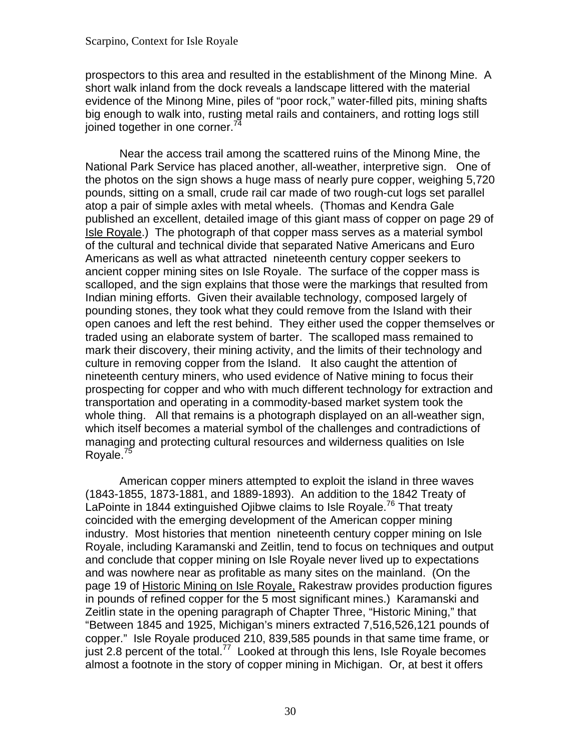prospectors to this area and resulted in the establishment of the Minong Mine. A short walk inland from the dock reveals a landscape littered with the material evidence of the Minong Mine, piles of "poor rock," water-filled pits, mining shafts big enough to walk into, rusting metal rails and containers, and rotting logs still joined together in one corner.[74]

Near the access trail among the scattered ruins of the Minong Mine, the National Park Service has placed another, all-weather, interpretive sign. One of the photos on the sign shows a huge mass of nearly pure copper, weighing 5,720 pounds, sitting on a small, crude rail car made of two rough-cut logs set parallel atop a pair of simple axles with metal wheels. (Thomas and Kendra Gale published an excellent, detailed image of this giant mass of copper on page 29 of Isle Royale.) The photograph of that copper mass serves as a material symbol of the cultural and technical divide that separated Native Americans and Euro Americans as well as what attracted nineteenth century copper seekers to ancient copper mining sites on Isle Royale. The surface of the copper mass is scalloped, and the sign explains that those were the markings that resulted from Indian mining efforts. Given their available technology, composed largely of pounding stones, they took what they could remove from the Island with their open canoes and left the rest behind. They either used the copper themselves or traded using an elaborate system of barter. The scalloped mass remained to mark their discovery, their mining activity, and the limits of their technology and culture in removing copper from the Island. It also caught the attention of nineteenth century miners, who used evidence of Native mining to focus their prospecting for copper and who with much different technology for extraction and transportation and operating in a commodity-based market system took the whole thing. All that remains is a photograph displayed on an all-weather sign, which itself becomes a material symbol of the challenges and contradictions of managing and protecting cultural resources and wilderness qualities on Isle Royale.[75]

American copper miners attempted to exploit the island in three waves (1843-1855, 1873-1881, and 1889-1893). An addition to the 1842 Treaty of LaPointe in 1844 extinguished Ojibwe claims to Isle Royale.[76] That treaty coincided with the emerging development of the American copper mining industry. Most histories that mention nineteenth century copper mining on Isle Royale, including Karamanski and Zeitlin, tend to focus on techniques and output and conclude that copper mining on Isle Royale never lived up to expectations and was nowhere near as profitable as many sites on the mainland. (On the page 19 of Historic Mining on Isle Royale, Rakestraw provides production figures in pounds of refined copper for the 5 most significant mines.) Karamanski and Zeitlin state in the opening paragraph of Chapter Three, "Historic Mining," that "Between 1845 and 1925, Michigan's miners extracted 7,516,526,121 pounds of copper." Isle Royale produced 210, 839,585 pounds in that same time frame, or just 2.8 percent of the total.[77] Looked at through this lens, Isle Royale becomes almost a footnote in the story of copper mining in Michigan. Or, at best it offers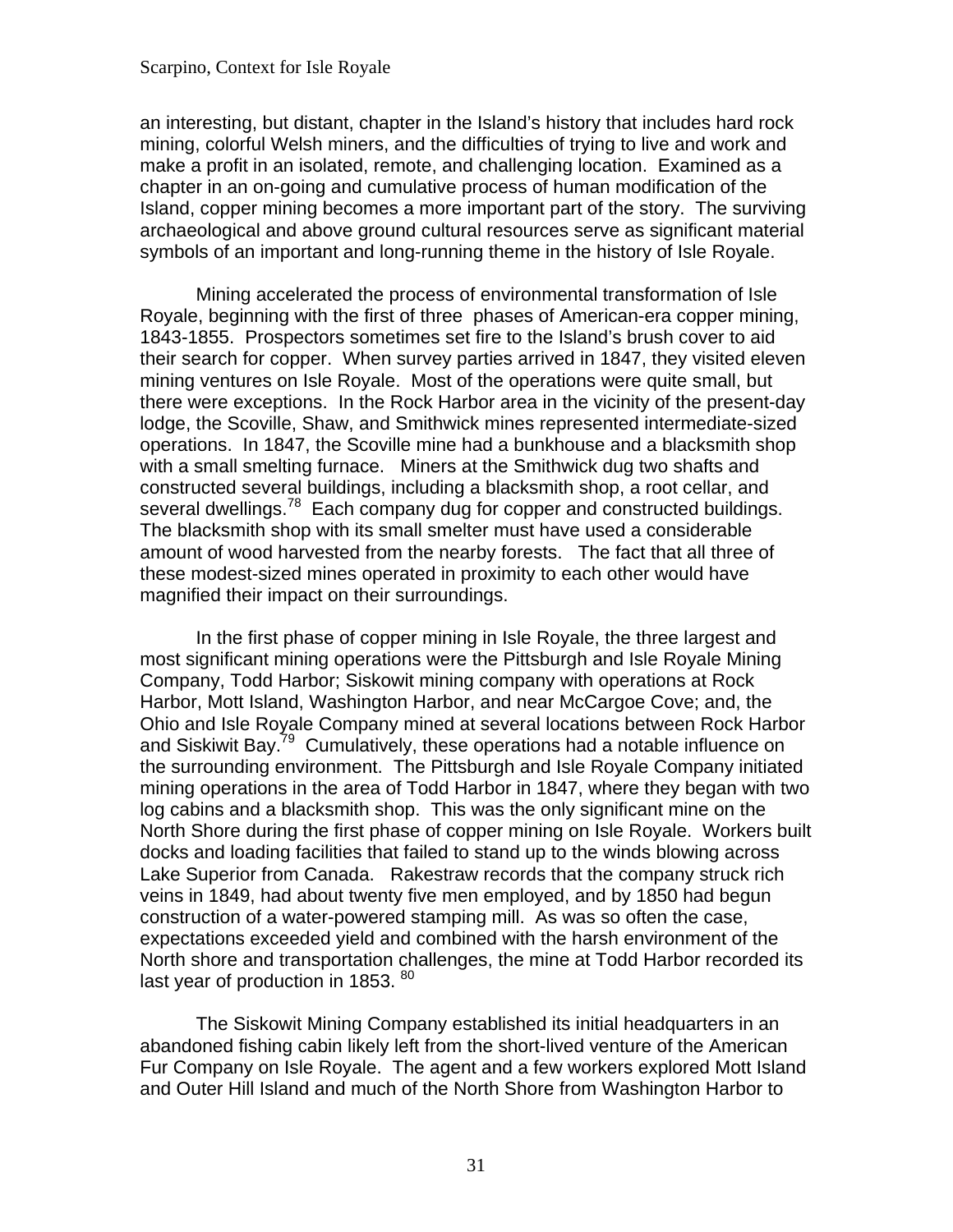an interesting, but distant, chapter in the Island's history that includes hard rock mining, colorful Welsh miners, and the difficulties of trying to live and work and make a profit in an isolated, remote, and challenging location. Examined as a chapter in an on-going and cumulative process of human modification of the Island, copper mining becomes a more important part of the story. The surviving archaeological and above ground cultural resources serve as significant material symbols of an important and long-running theme in the history of Isle Royale.

Mining accelerated the process of environmental transformation of Isle Royale, beginning with the first of three phases of American-era copper mining, 1843-1855. Prospectors sometimes set fire to the Island's brush cover to aid their search for copper. When survey parties arrived in 1847, they visited eleven mining ventures on Isle Royale. Most of the operations were quite small, but there were exceptions. In the Rock Harbor area in the vicinity of the present-day lodge, the Scoville, Shaw, and Smithwick mines represented intermediate-sized operations. In 1847, the Scoville mine had a bunkhouse and a blacksmith shop with a small smelting furnace. Miners at the Smithwick dug two shafts and constructed several buildings, including a blacksmith shop, a root cellar, and several dwellings.[78] Each company dug for copper and constructed buildings. The blacksmith shop with its small smelter must have used a considerable amount of wood harvested from the nearby forests. The fact that all three of these modest-sized mines operated in proximity to each other would have magnified their impact on their surroundings.

In the first phase of copper mining in Isle Royale, the three largest and most significant mining operations were the Pittsburgh and Isle Royale Mining Company, Todd Harbor; Siskowit mining company with operations at Rock Harbor, Mott Island, Washington Harbor, and near McCargoe Cove; and, the Ohio and Isle Royale Company mined at several locations between Rock Harbor and Siskiwit Bay.[79] Cumulatively, these operations had a notable influence on the surrounding environment. The Pittsburgh and Isle Royale Company initiated mining operations in the area of Todd Harbor in 1847, where they began with two log cabins and a blacksmith shop. This was the only significant mine on the North Shore during the first phase of copper mining on Isle Royale. Workers built docks and loading facilities that failed to stand up to the winds blowing across Lake Superior from Canada. Rakestraw records that the company struck rich veins in 1849, had about twenty five men employed, and by 1850 had begun construction of a water-powered stamping mill. As was so often the case, expectations exceeded yield and combined with the harsh environment of the North shore and transportation challenges, the mine at Todd Harbor recorded its last year of production in 1853. [80]

The Siskowit Mining Company established its initial headquarters in an abandoned fishing cabin likely left from the short-lived venture of the American Fur Company on Isle Royale. The agent and a few workers explored Mott Island and Outer Hill Island and much of the North Shore from Washington Harbor to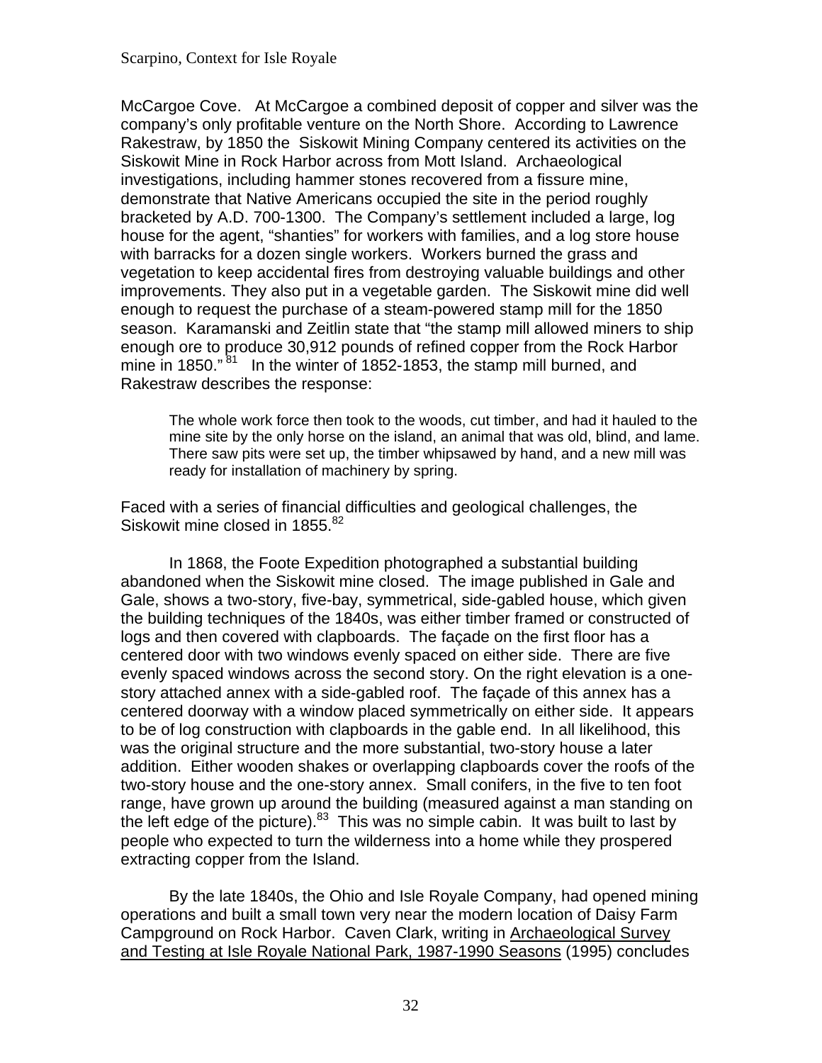McCargoe Cove. At McCargoe a combined deposit of copper and silver was the company's only profitable venture on the North Shore. According to Lawrence Rakestraw, by 1850 the Siskowit Mining Company centered its activities on the Siskowit Mine in Rock Harbor across from Mott Island. Archaeological investigations, including hammer stones recovered from a fissure mine, demonstrate that Native Americans occupied the site in the period roughly bracketed by A.D. 700-1300. The Company's settlement included a large, log house for the agent, "shanties" for workers with families, and a log store house with barracks for a dozen single workers. Workers burned the grass and vegetation to keep accidental fires from destroying valuable buildings and other improvements. They also put in a vegetable garden. The Siskowit mine did well enough to request the purchase of a steam-powered stamp mill for the 1850 season. Karamanski and Zeitlin state that "the stamp mill allowed miners to ship enough ore to produce 30,912 pounds of refined copper from the Rock Harbor mine in 1850."[81] In the winter of 1852-1853, the stamp mill burned, and Rakestraw describes the response:

> The whole work force then took to the woods, cut timber, and had it hauled to the mine site by the only horse on the island, an animal that was old, blind, and lame. There saw pits were set up, the timber whipsawed by hand, and a new mill was ready for installation of machinery by spring.

Faced with a series of financial difficulties and geological challenges, the Siskowit mine closed in 1855.[82]

In 1868, the Foote Expedition photographed a substantial building abandoned when the Siskowit mine closed. The image published in Gale and Gale, shows a two-story, five-bay, symmetrical, side-gabled house, which given the building techniques of the 1840s, was either timber framed or constructed of logs and then covered with clapboards. The façade on the first floor has a centered door with two windows evenly spaced on either side. There are five evenly spaced windows across the second story. On the right elevation is a one-story attached annex with a side-gabled roof. The façade of this annex has a centered doorway with a window placed symmetrically on either side. It appears to be of log construction with clapboards in the gable end. In all likelihood, this was the original structure and the more substantial, two-story house a later addition. Either wooden shakes or overlapping clapboards cover the roofs of the two-story house and the one-story annex. Small conifers, in the five to ten foot range, have grown up around the building (measured against a man standing on the left edge of the picture).[83] This was no simple cabin. It was built to last by people who expected to turn the wilderness into a home while they prospered extracting copper from the Island.

By the late 1840s, the Ohio and Isle Royale Company, had opened mining operations and built a small town very near the modern location of Daisy Farm Campground on Rock Harbor. Caven Clark, writing in <u>Archaeological Survey and Testing at Isle Royale National Park, 1987-1990 Seasons</u> (1995) concludes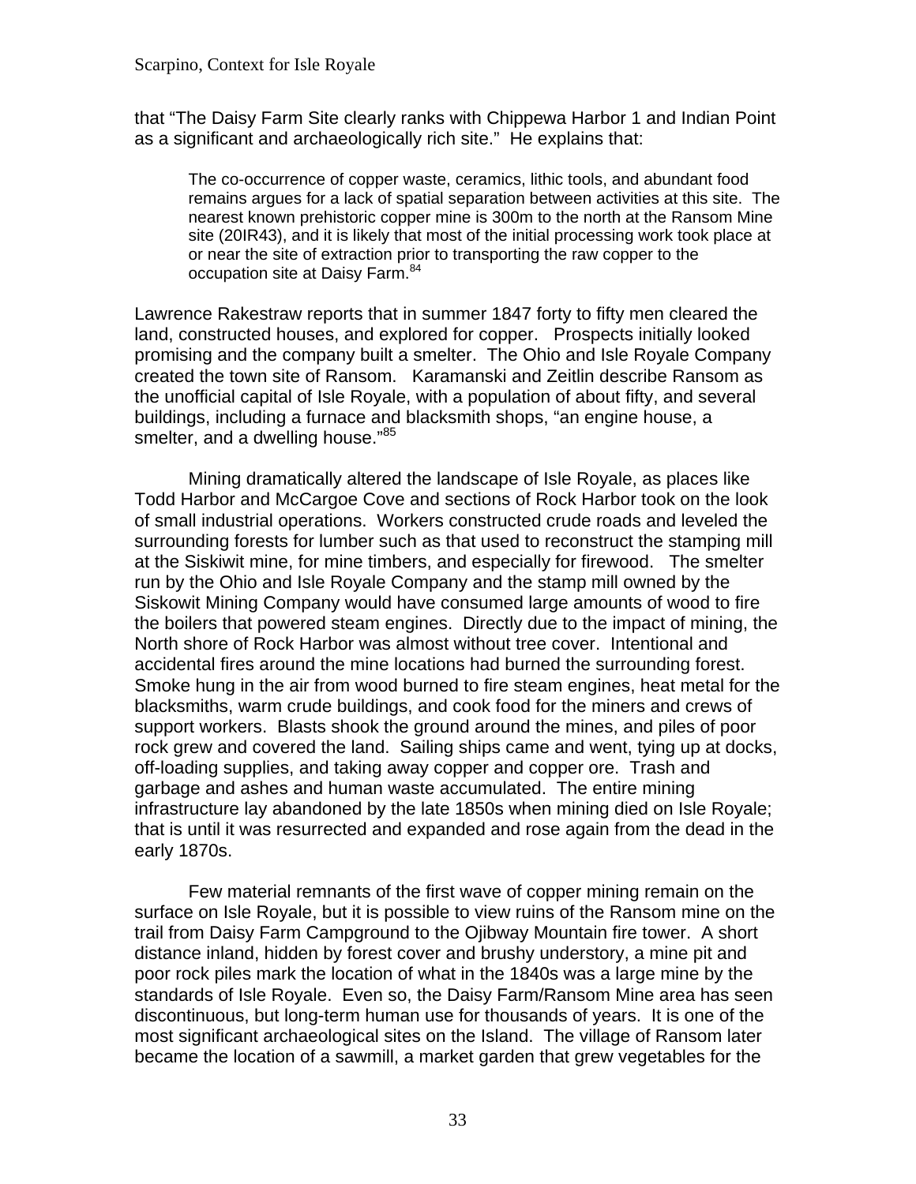that "The Daisy Farm Site clearly ranks with Chippewa Harbor 1 and Indian Point as a significant and archaeologically rich site." He explains that:

> The co-occurrence of copper waste, ceramics, lithic tools, and abundant food remains argues for a lack of spatial separation between activities at this site. The nearest known prehistoric copper mine is 300m to the north at the Ransom Mine site (20IR43), and it is likely that most of the initial processing work took place at or near the site of extraction prior to transporting the raw copper to the occupation site at Daisy Farm.[84]

Lawrence Rakestraw reports that in summer 1847 forty to fifty men cleared the land, constructed houses, and explored for copper. Prospects initially looked promising and the company built a smelter. The Ohio and Isle Royale Company created the town site of Ransom. Karamanski and Zeitlin describe Ransom as the unofficial capital of Isle Royale, with a population of about fifty, and several buildings, including a furnace and blacksmith shops, "an engine house, a smelter, and a dwelling house."[85]

Mining dramatically altered the landscape of Isle Royale, as places like Todd Harbor and McCargoe Cove and sections of Rock Harbor took on the look of small industrial operations. Workers constructed crude roads and leveled the surrounding forests for lumber such as that used to reconstruct the stamping mill at the Siskiwit mine, for mine timbers, and especially for firewood. The smelter run by the Ohio and Isle Royale Company and the stamp mill owned by the Siskowit Mining Company would have consumed large amounts of wood to fire the boilers that powered steam engines. Directly due to the impact of mining, the North shore of Rock Harbor was almost without tree cover. Intentional and accidental fires around the mine locations had burned the surrounding forest. Smoke hung in the air from wood burned to fire steam engines, heat metal for the blacksmiths, warm crude buildings, and cook food for the miners and crews of support workers. Blasts shook the ground around the mines, and piles of poor rock grew and covered the land. Sailing ships came and went, tying up at docks, off-loading supplies, and taking away copper and copper ore. Trash and garbage and ashes and human waste accumulated. The entire mining infrastructure lay abandoned by the late 1850s when mining died on Isle Royale; that is until it was resurrected and expanded and rose again from the dead in the early 1870s.

Few material remnants of the first wave of copper mining remain on the surface on Isle Royale, but it is possible to view ruins of the Ransom mine on the trail from Daisy Farm Campground to the Ojibway Mountain fire tower. A short distance inland, hidden by forest cover and brushy understory, a mine pit and poor rock piles mark the location of what in the 1840s was a large mine by the standards of Isle Royale. Even so, the Daisy Farm/Ransom Mine area has seen discontinuous, but long-term human use for thousands of years. It is one of the most significant archaeological sites on the Island. The village of Ransom later became the location of a sawmill, a market garden that grew vegetables for the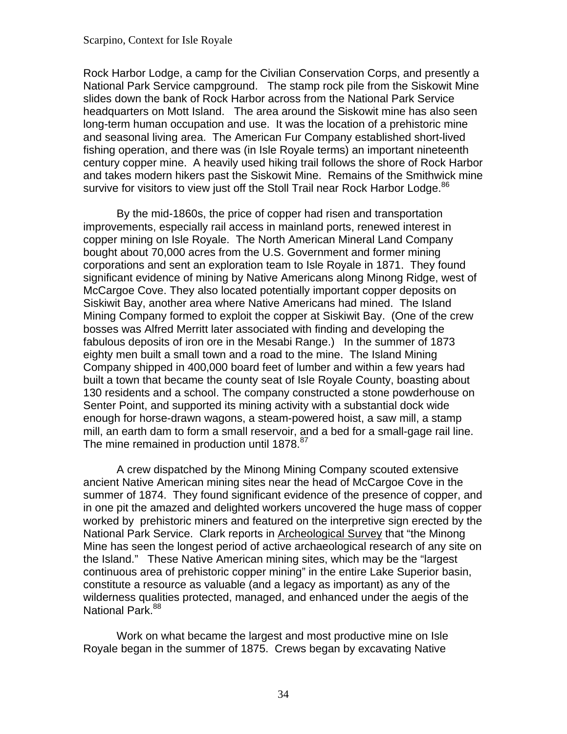Rock Harbor Lodge, a camp for the Civilian Conservation Corps, and presently a National Park Service campground. The stamp rock pile from the Siskowit Mine slides down the bank of Rock Harbor across from the National Park Service headquarters on Mott Island. The area around the Siskowit mine has also seen long-term human occupation and use. It was the location of a prehistoric mine and seasonal living area. The American Fur Company established short-lived fishing operation, and there was (in Isle Royale terms) an important nineteenth century copper mine. A heavily used hiking trail follows the shore of Rock Harbor and takes modern hikers past the Siskowit Mine. Remains of the Smithwick mine survive for visitors to view just off the Stoll Trail near Rock Harbor Lodge.[86]

By the mid-1860s, the price of copper had risen and transportation improvements, especially rail access in mainland ports, renewed interest in copper mining on Isle Royale. The North American Mineral Land Company bought about 70,000 acres from the U.S. Government and former mining corporations and sent an exploration team to Isle Royale in 1871. They found significant evidence of mining by Native Americans along Minong Ridge, west of McCargoe Cove. They also located potentially important copper deposits on Siskiwit Bay, another area where Native Americans had mined. The Island Mining Company formed to exploit the copper at Siskiwit Bay. (One of the crew bosses was Alfred Merritt later associated with finding and developing the fabulous deposits of iron ore in the Mesabi Range.) In the summer of 1873 eighty men built a small town and a road to the mine. The Island Mining Company shipped in 400,000 board feet of lumber and within a few years had built a town that became the county seat of Isle Royale County, boasting about 130 residents and a school. The company constructed a stone powderhouse on Senter Point, and supported its mining activity with a substantial dock wide enough for horse-drawn wagons, a steam-powered hoist, a saw mill, a stamp mill, an earth dam to form a small reservoir, and a bed for a small-gage rail line. The mine remained in production until 1878.[87]

A crew dispatched by the Minong Mining Company scouted extensive ancient Native American mining sites near the head of McCargoe Cove in the summer of 1874. They found significant evidence of the presence of copper, and in one pit the amazed and delighted workers uncovered the huge mass of copper worked by prehistoric miners and featured on the interpretive sign erected by the National Park Service. Clark reports in Archeological Survey that "the Minong Mine has seen the longest period of active archaeological research of any site on the Island." These Native American mining sites, which may be the "largest continuous area of prehistoric copper mining" in the entire Lake Superior basin, constitute a resource as valuable (and a legacy as important) as any of the wilderness qualities protected, managed, and enhanced under the aegis of the National Park.[88]

Work on what became the largest and most productive mine on Isle Royale began in the summer of 1875. Crews began by excavating Native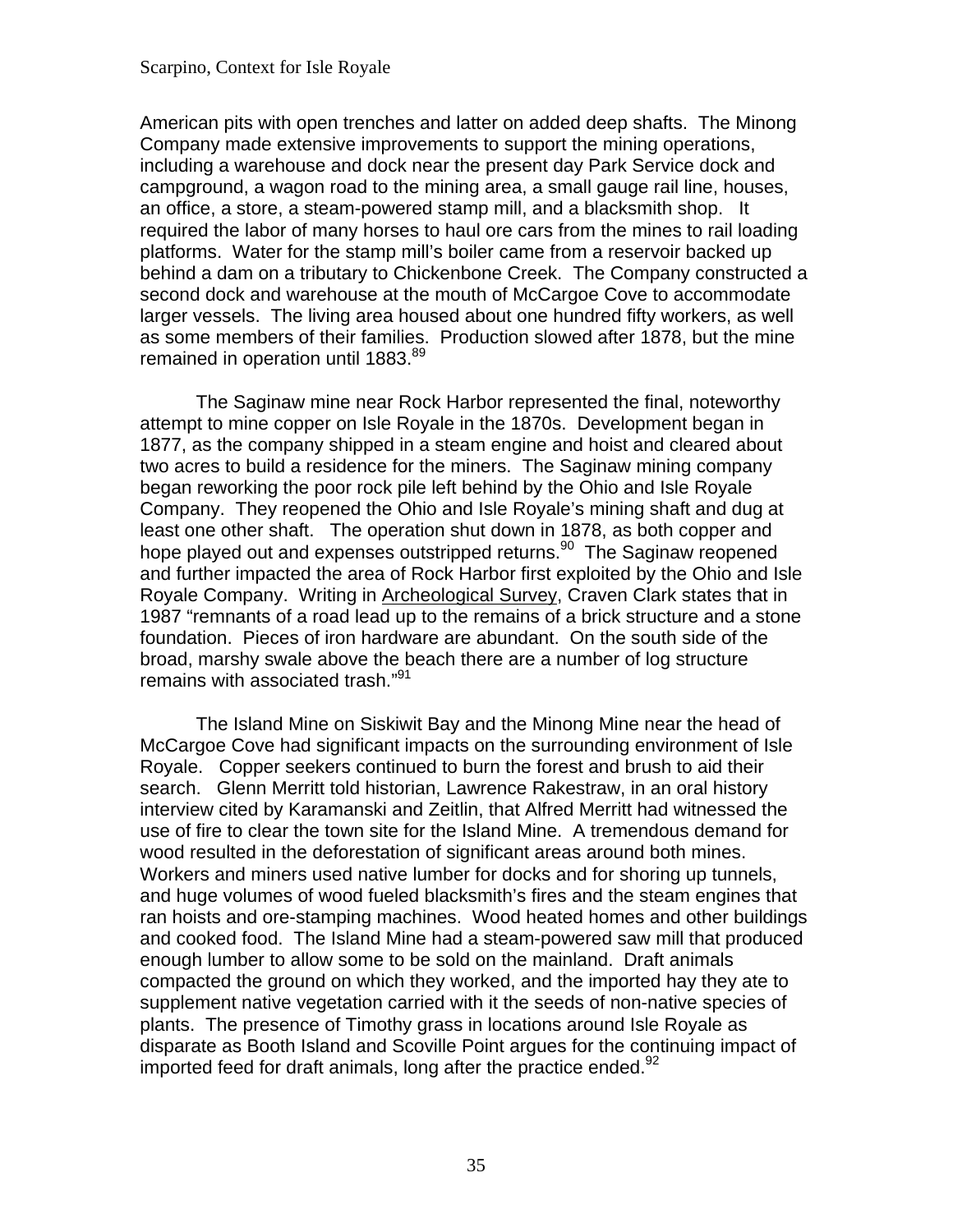American pits with open trenches and latter on added deep shafts. The Minong Company made extensive improvements to support the mining operations, including a warehouse and dock near the present day Park Service dock and campground, a wagon road to the mining area, a small gauge rail line, houses, an office, a store, a steam-powered stamp mill, and a blacksmith shop. It required the labor of many horses to haul ore cars from the mines to rail loading platforms. Water for the stamp mill's boiler came from a reservoir backed up behind a dam on a tributary to Chickenbone Creek. The Company constructed a second dock and warehouse at the mouth of McCargoe Cove to accommodate larger vessels. The living area housed about one hundred fifty workers, as well as some members of their families. Production slowed after 1878, but the mine remained in operation until 1883.[89]

The Saginaw mine near Rock Harbor represented the final, noteworthy attempt to mine copper on Isle Royale in the 1870s. Development began in 1877, as the company shipped in a steam engine and hoist and cleared about two acres to build a residence for the miners. The Saginaw mining company began reworking the poor rock pile left behind by the Ohio and Isle Royale Company. They reopened the Ohio and Isle Royale's mining shaft and dug at least one other shaft. The operation shut down in 1878, as both copper and hope played out and expenses outstripped returns.[90] The Saginaw reopened and further impacted the area of Rock Harbor first exploited by the Ohio and Isle Royale Company. Writing in Archeological Survey, Craven Clark states that in 1987 "remnants of a road lead up to the remains of a brick structure and a stone foundation. Pieces of iron hardware are abundant. On the south side of the broad, marshy swale above the beach there are a number of log structure remains with associated trash."[91]

The Island Mine on Siskiwit Bay and the Minong Mine near the head of McCargoe Cove had significant impacts on the surrounding environment of Isle Royale. Copper seekers continued to burn the forest and brush to aid their search. Glenn Merritt told historian, Lawrence Rakestraw, in an oral history interview cited by Karamanski and Zeitlin, that Alfred Merritt had witnessed the use of fire to clear the town site for the Island Mine. A tremendous demand for wood resulted in the deforestation of significant areas around both mines. Workers and miners used native lumber for docks and for shoring up tunnels, and huge volumes of wood fueled blacksmith's fires and the steam engines that ran hoists and ore-stamping machines. Wood heated homes and other buildings and cooked food. The Island Mine had a steam-powered saw mill that produced enough lumber to allow some to be sold on the mainland. Draft animals compacted the ground on which they worked, and the imported hay they ate to supplement native vegetation carried with it the seeds of non-native species of plants. The presence of Timothy grass in locations around Isle Royale as disparate as Booth Island and Scoville Point argues for the continuing impact of imported feed for draft animals, long after the practice ended.[92]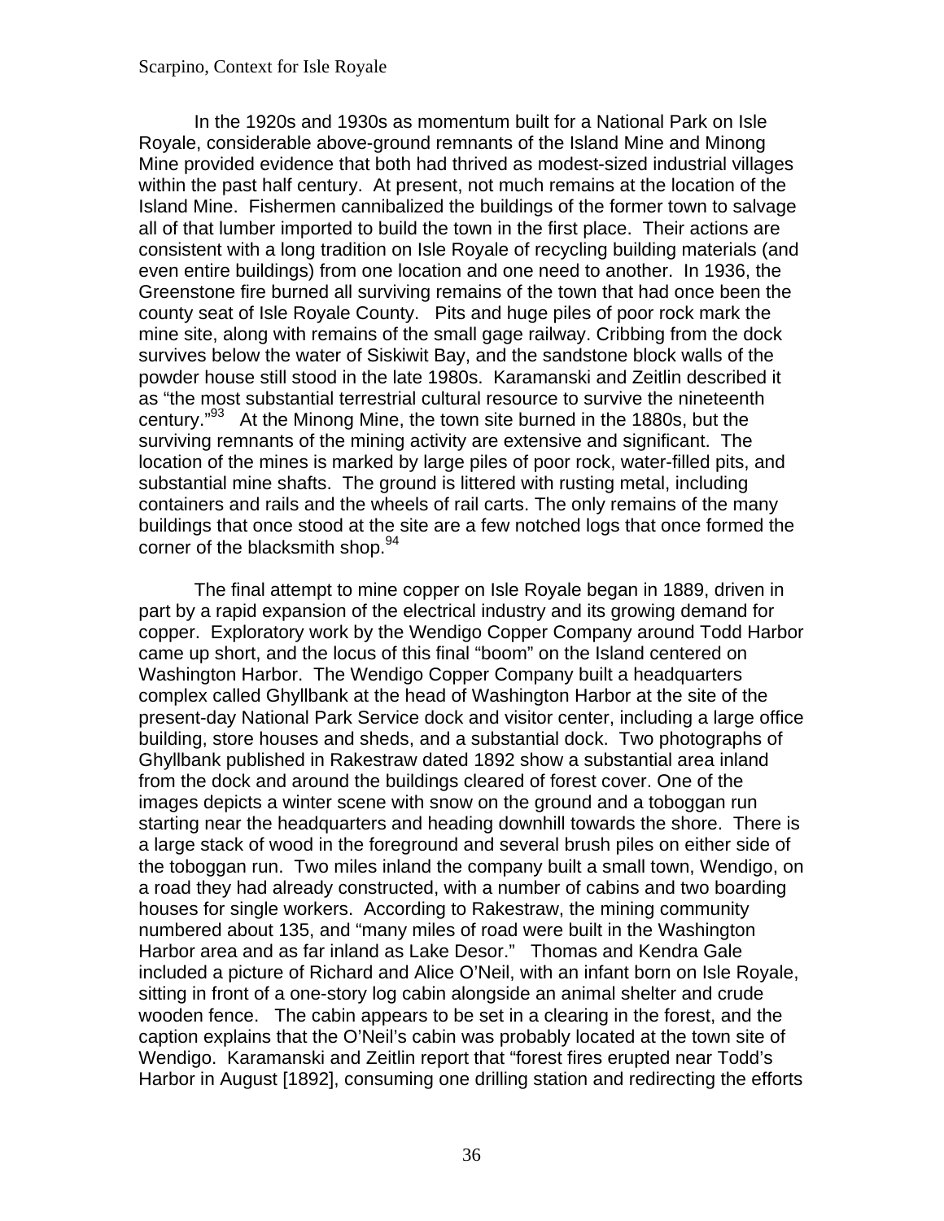In the 1920s and 1930s as momentum built for a National Park on Isle Royale, considerable above-ground remnants of the Island Mine and Minong Mine provided evidence that both had thrived as modest-sized industrial villages within the past half century. At present, not much remains at the location of the Island Mine. Fishermen cannibalized the buildings of the former town to salvage all of that lumber imported to build the town in the first place. Their actions are consistent with a long tradition on Isle Royale of recycling building materials (and even entire buildings) from one location and one need to another. In 1936, the Greenstone fire burned all surviving remains of the town that had once been the county seat of Isle Royale County. Pits and huge piles of poor rock mark the mine site, along with remains of the small gage railway. Cribbing from the dock survives below the water of Siskiwit Bay, and the sandstone block walls of the powder house still stood in the late 1980s. Karamanski and Zeitlin described it as "the most substantial terrestrial cultural resource to survive the nineteenth century."[93] At the Minong Mine, the town site burned in the 1880s, but the surviving remnants of the mining activity are extensive and significant. The location of the mines is marked by large piles of poor rock, water-filled pits, and substantial mine shafts. The ground is littered with rusting metal, including containers and rails and the wheels of rail carts. The only remains of the many buildings that once stood at the site are a few notched logs that once formed the corner of the blacksmith shop.[94]

The final attempt to mine copper on Isle Royale began in 1889, driven in part by a rapid expansion of the electrical industry and its growing demand for copper. Exploratory work by the Wendigo Copper Company around Todd Harbor came up short, and the locus of this final "boom" on the Island centered on Washington Harbor. The Wendigo Copper Company built a headquarters complex called Ghyllbank at the head of Washington Harbor at the site of the present-day National Park Service dock and visitor center, including a large office building, store houses and sheds, and a substantial dock. Two photographs of Ghyllbank published in Rakestraw dated 1892 show a substantial area inland from the dock and around the buildings cleared of forest cover. One of the images depicts a winter scene with snow on the ground and a toboggan run starting near the headquarters and heading downhill towards the shore. There is a large stack of wood in the foreground and several brush piles on either side of the toboggan run. Two miles inland the company built a small town, Wendigo, on a road they had already constructed, with a number of cabins and two boarding houses for single workers. According to Rakestraw, the mining community numbered about 135, and "many miles of road were built in the Washington Harbor area and as far inland as Lake Desor." Thomas and Kendra Gale included a picture of Richard and Alice O'Neil, with an infant born on Isle Royale, sitting in front of a one-story log cabin alongside an animal shelter and crude wooden fence. The cabin appears to be set in a clearing in the forest, and the caption explains that the O'Neil's cabin was probably located at the town site of Wendigo. Karamanski and Zeitlin report that "forest fires erupted near Todd's Harbor in August [1892], consuming one drilling station and redirecting the efforts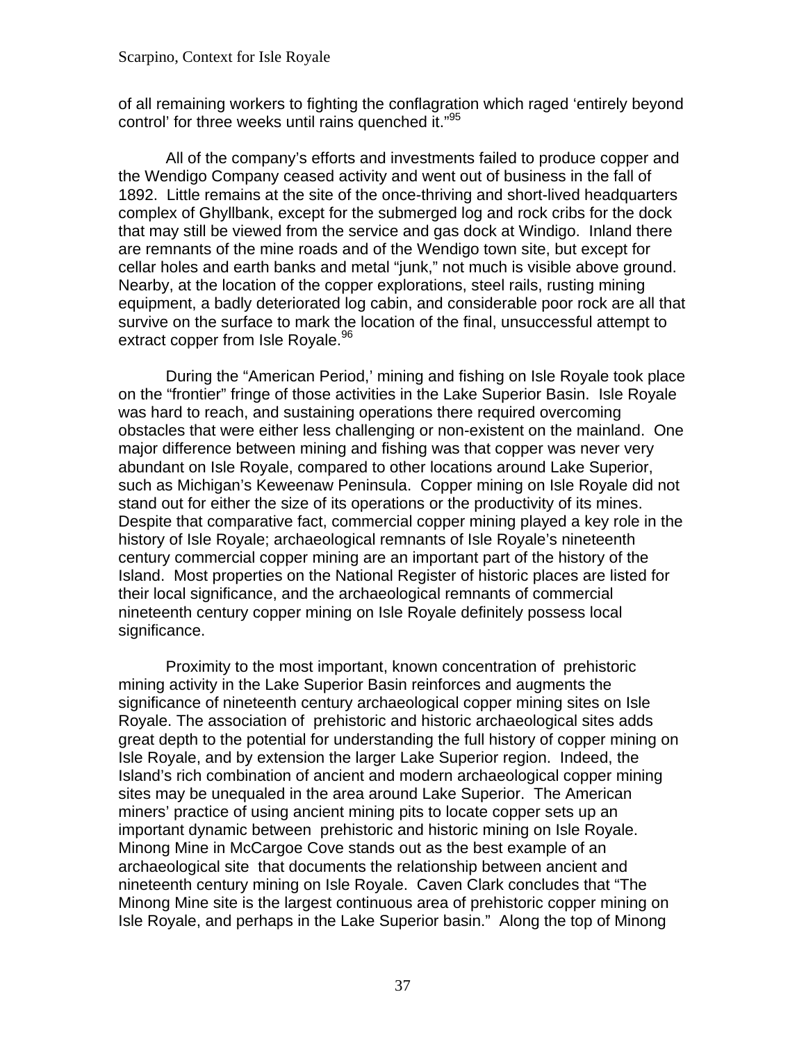of all remaining workers to fighting the conflagration which raged 'entirely beyond control' for three weeks until rains quenched it."[95]

All of the company's efforts and investments failed to produce copper and the Wendigo Company ceased activity and went out of business in the fall of 1892. Little remains at the site of the once-thriving and short-lived headquarters complex of Ghyllbank, except for the submerged log and rock cribs for the dock that may still be viewed from the service and gas dock at Windigo. Inland there are remnants of the mine roads and of the Wendigo town site, but except for cellar holes and earth banks and metal "junk," not much is visible above ground. Nearby, at the location of the copper explorations, steel rails, rusting mining equipment, a badly deteriorated log cabin, and considerable poor rock are all that survive on the surface to mark the location of the final, unsuccessful attempt to extract copper from Isle Royale.[96]

During the "American Period,' mining and fishing on Isle Royale took place on the "frontier" fringe of those activities in the Lake Superior Basin. Isle Royale was hard to reach, and sustaining operations there required overcoming obstacles that were either less challenging or non-existent on the mainland. One major difference between mining and fishing was that copper was never very abundant on Isle Royale, compared to other locations around Lake Superior, such as Michigan's Keweenaw Peninsula. Copper mining on Isle Royale did not stand out for either the size of its operations or the productivity of its mines. Despite that comparative fact, commercial copper mining played a key role in the history of Isle Royale; archaeological remnants of Isle Royale's nineteenth century commercial copper mining are an important part of the history of the Island. Most properties on the National Register of historic places are listed for their local significance, and the archaeological remnants of commercial nineteenth century copper mining on Isle Royale definitely possess local significance.

Proximity to the most important, known concentration of prehistoric mining activity in the Lake Superior Basin reinforces and augments the significance of nineteenth century archaeological copper mining sites on Isle Royale. The association of prehistoric and historic archaeological sites adds great depth to the potential for understanding the full history of copper mining on Isle Royale, and by extension the larger Lake Superior region. Indeed, the Island's rich combination of ancient and modern archaeological copper mining sites may be unequaled in the area around Lake Superior. The American miners' practice of using ancient mining pits to locate copper sets up an important dynamic between prehistoric and historic mining on Isle Royale. Minong Mine in McCargoe Cove stands out as the best example of an archaeological site that documents the relationship between ancient and nineteenth century mining on Isle Royale. Caven Clark concludes that "The Minong Mine site is the largest continuous area of prehistoric copper mining on Isle Royale, and perhaps in the Lake Superior basin." Along the top of Minong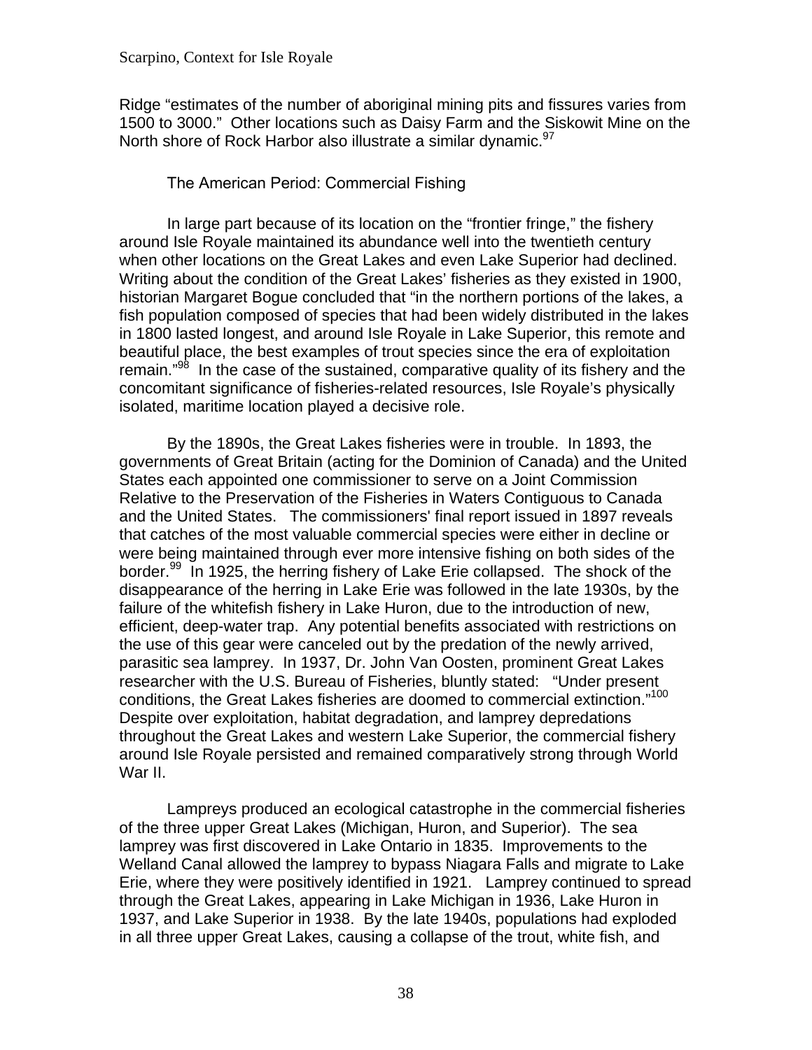Ridge "estimates of the number of aboriginal mining pits and fissures varies from 1500 to 3000." Other locations such as Daisy Farm and the Siskowit Mine on the North shore of Rock Harbor also illustrate a similar dynamic.[97]

## The American Period: Commercial Fishing

In large part because of its location on the "frontier fringe," the fishery around Isle Royale maintained its abundance well into the twentieth century when other locations on the Great Lakes and even Lake Superior had declined. Writing about the condition of the Great Lakes' fisheries as they existed in 1900, historian Margaret Bogue concluded that "in the northern portions of the lakes, a fish population composed of species that had been widely distributed in the lakes in 1800 lasted longest, and around Isle Royale in Lake Superior, this remote and beautiful place, the best examples of trout species since the era of exploitation remain."[98] In the case of the sustained, comparative quality of its fishery and the concomitant significance of fisheries-related resources, Isle Royale's physically isolated, maritime location played a decisive role.

By the 1890s, the Great Lakes fisheries were in trouble. In 1893, the governments of Great Britain (acting for the Dominion of Canada) and the United States each appointed one commissioner to serve on a Joint Commission Relative to the Preservation of the Fisheries in Waters Contiguous to Canada and the United States. The commissioners' final report issued in 1897 reveals that catches of the most valuable commercial species were either in decline or were being maintained through ever more intensive fishing on both sides of the border.[99] In 1925, the herring fishery of Lake Erie collapsed. The shock of the disappearance of the herring in Lake Erie was followed in the late 1930s, by the failure of the whitefish fishery in Lake Huron, due to the introduction of new, efficient, deep-water trap. Any potential benefits associated with restrictions on the use of this gear were canceled out by the predation of the newly arrived, parasitic sea lamprey. In 1937, Dr. John Van Oosten, prominent Great Lakes researcher with the U.S. Bureau of Fisheries, bluntly stated: "Under present conditions, the Great Lakes fisheries are doomed to commercial extinction."[100] Despite over exploitation, habitat degradation, and lamprey depredations throughout the Great Lakes and western Lake Superior, the commercial fishery around Isle Royale persisted and remained comparatively strong through World War II.

Lampreys produced an ecological catastrophe in the commercial fisheries of the three upper Great Lakes (Michigan, Huron, and Superior). The sea lamprey was first discovered in Lake Ontario in 1835. Improvements to the Welland Canal allowed the lamprey to bypass Niagara Falls and migrate to Lake Erie, where they were positively identified in 1921. Lamprey continued to spread through the Great Lakes, appearing in Lake Michigan in 1936, Lake Huron in 1937, and Lake Superior in 1938. By the late 1940s, populations had exploded in all three upper Great Lakes, causing a collapse of the trout, white fish, and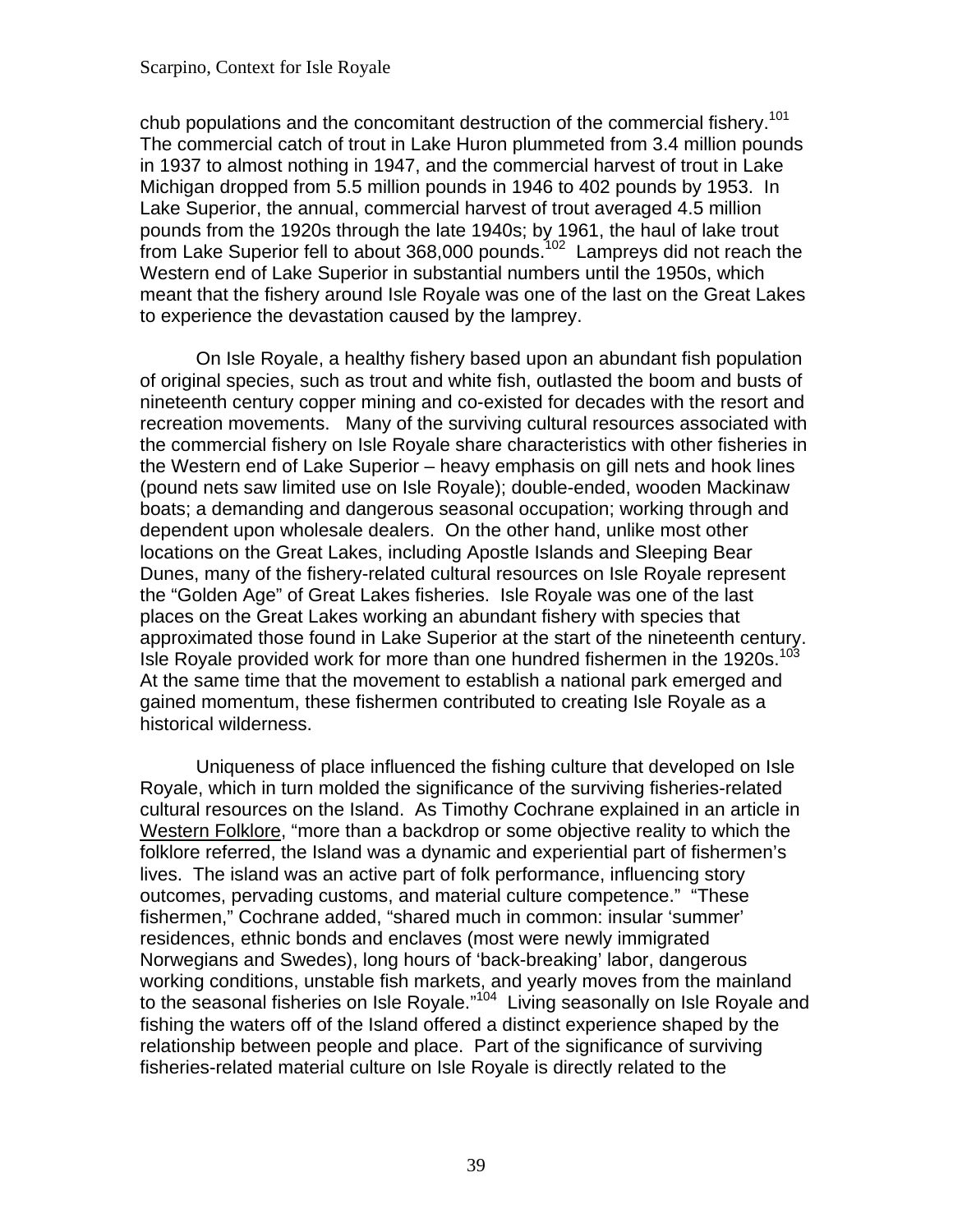chub populations and the concomitant destruction of the commercial fishery.[101] The commercial catch of trout in Lake Huron plummeted from 3.4 million pounds in 1937 to almost nothing in 1947, and the commercial harvest of trout in Lake Michigan dropped from 5.5 million pounds in 1946 to 402 pounds by 1953. In Lake Superior, the annual, commercial harvest of trout averaged 4.5 million pounds from the 1920s through the late 1940s; by 1961, the haul of lake trout from Lake Superior fell to about 368,000 pounds.[102] Lampreys did not reach the Western end of Lake Superior in substantial numbers until the 1950s, which meant that the fishery around Isle Royale was one of the last on the Great Lakes to experience the devastation caused by the lamprey.

On Isle Royale, a healthy fishery based upon an abundant fish population of original species, such as trout and white fish, outlasted the boom and busts of nineteenth century copper mining and co-existed for decades with the resort and recreation movements. Many of the surviving cultural resources associated with the commercial fishery on Isle Royale share characteristics with other fisheries in the Western end of Lake Superior – heavy emphasis on gill nets and hook lines (pound nets saw limited use on Isle Royale); double-ended, wooden Mackinaw boats; a demanding and dangerous seasonal occupation; working through and dependent upon wholesale dealers. On the other hand, unlike most other locations on the Great Lakes, including Apostle Islands and Sleeping Bear Dunes, many of the fishery-related cultural resources on Isle Royale represent the "Golden Age" of Great Lakes fisheries. Isle Royale was one of the last places on the Great Lakes working an abundant fishery with species that approximated those found in Lake Superior at the start of the nineteenth century. Isle Royale provided work for more than one hundred fishermen in the 1920s.[103] At the same time that the movement to establish a national park emerged and gained momentum, these fishermen contributed to creating Isle Royale as a historical wilderness.

Uniqueness of place influenced the fishing culture that developed on Isle Royale, which in turn molded the significance of the surviving fisheries-related cultural resources on the Island. As Timothy Cochrane explained in an article in Western Folklore, "more than a backdrop or some objective reality to which the folklore referred, the Island was a dynamic and experiential part of fishermen's lives. The island was an active part of folk performance, influencing story outcomes, pervading customs, and material culture competence." "These fishermen," Cochrane added, "shared much in common: insular 'summer' residences, ethnic bonds and enclaves (most were newly immigrated Norwegians and Swedes), long hours of 'back-breaking' labor, dangerous working conditions, unstable fish markets, and yearly moves from the mainland to the seasonal fisheries on Isle Royale."[104] Living seasonally on Isle Royale and fishing the waters off of the Island offered a distinct experience shaped by the relationship between people and place. Part of the significance of surviving fisheries-related material culture on Isle Royale is directly related to the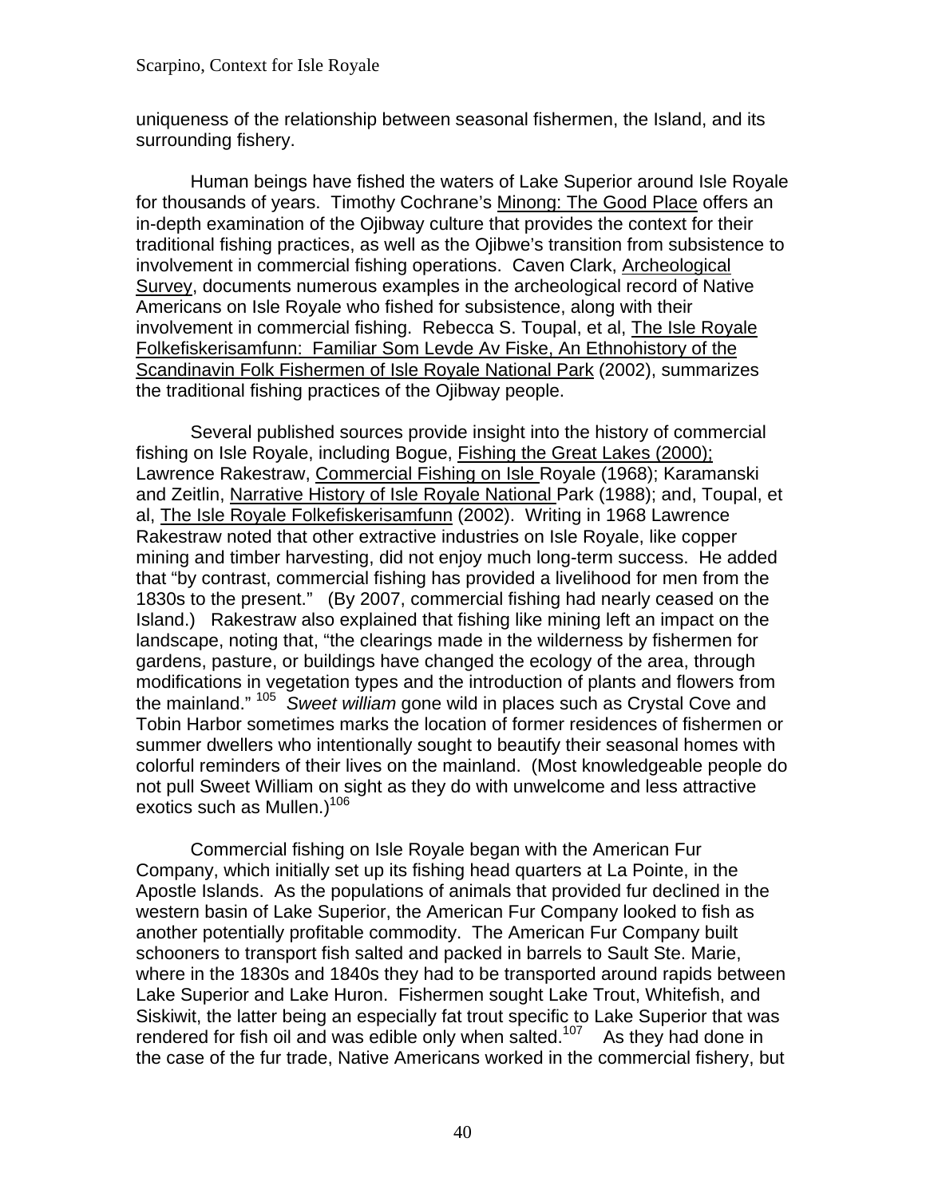uniqueness of the relationship between seasonal fishermen, the Island, and its surrounding fishery.

Human beings have fished the waters of Lake Superior around Isle Royale for thousands of years. Timothy Cochrane's Minong: The Good Place offers an in-depth examination of the Ojibway culture that provides the context for their traditional fishing practices, as well as the Ojibwe's transition from subsistence to involvement in commercial fishing operations. Caven Clark, Archeological Survey, documents numerous examples in the archeological record of Native Americans on Isle Royale who fished for subsistence, along with their involvement in commercial fishing. Rebecca S. Toupal, et al, The Isle Royale Folkefiskerisamfunn: Familiar Som Levde Av Fiske, An Ethnohistory of the Scandinavin Folk Fishermen of Isle Royale National Park (2002), summarizes the traditional fishing practices of the Ojibway people.

Several published sources provide insight into the history of commercial fishing on Isle Royale, including Bogue, Fishing the Great Lakes (2000); Lawrence Rakestraw, Commercial Fishing on Isle Royale (1968); Karamanski and Zeitlin, Narrative History of Isle Royale National Park (1988); and, Toupal, et al, The Isle Royale Folkefiskerisamfunn (2002). Writing in 1968 Lawrence Rakestraw noted that other extractive industries on Isle Royale, like copper mining and timber harvesting, did not enjoy much long-term success. He added that "by contrast, commercial fishing has provided a livelihood for men from the 1830s to the present." (By 2007, commercial fishing had nearly ceased on the Island.) Rakestraw also explained that fishing like mining left an impact on the landscape, noting that, "the clearings made in the wilderness by fishermen for gardens, pasture, or buildings have changed the ecology of the area, through modifications in vegetation types and the introduction of plants and flowers from the mainland." [105] *Sweet william* gone wild in places such as Crystal Cove and Tobin Harbor sometimes marks the location of former residences of fishermen or summer dwellers who intentionally sought to beautify their seasonal homes with colorful reminders of their lives on the mainland. (Most knowledgeable people do not pull Sweet William on sight as they do with unwelcome and less attractive exotics such as Mullen.)[106]

Commercial fishing on Isle Royale began with the American Fur Company, which initially set up its fishing head quarters at La Pointe, in the Apostle Islands. As the populations of animals that provided fur declined in the western basin of Lake Superior, the American Fur Company looked to fish as another potentially profitable commodity. The American Fur Company built schooners to transport fish salted and packed in barrels to Sault Ste. Marie, where in the 1830s and 1840s they had to be transported around rapids between Lake Superior and Lake Huron. Fishermen sought Lake Trout, Whitefish, and Siskiwit, the latter being an especially fat trout specific to Lake Superior that was rendered for fish oil and was edible only when salted.[107] As they had done in the case of the fur trade, Native Americans worked in the commercial fishery, but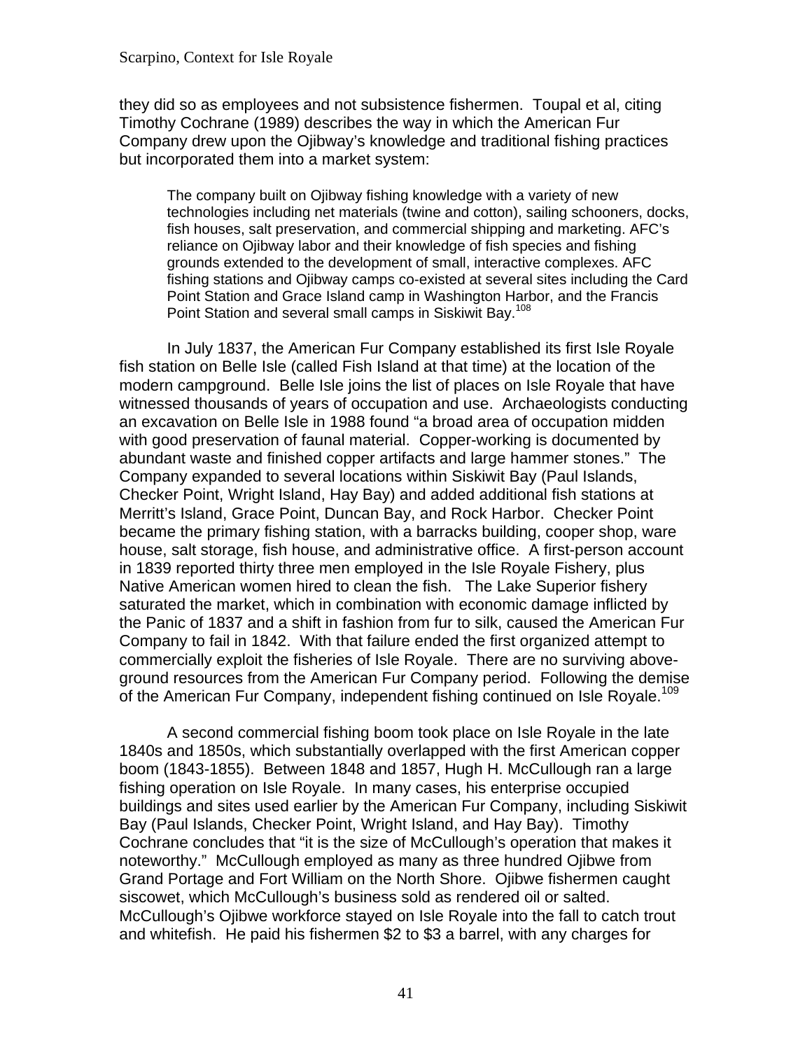they did so as employees and not subsistence fishermen. Toupal et al, citing Timothy Cochrane (1989) describes the way in which the American Fur Company drew upon the Ojibway's knowledge and traditional fishing practices but incorporated them into a market system:

> The company built on Ojibway fishing knowledge with a variety of new technologies including net materials (twine and cotton), sailing schooners, docks, fish houses, salt preservation, and commercial shipping and marketing. AFC's reliance on Ojibway labor and their knowledge of fish species and fishing grounds extended to the development of small, interactive complexes. AFC fishing stations and Ojibway camps co-existed at several sites including the Card Point Station and Grace Island camp in Washington Harbor, and the Francis Point Station and several small camps in Siskiwit Bay.[108]

In July 1837, the American Fur Company established its first Isle Royale fish station on Belle Isle (called Fish Island at that time) at the location of the modern campground. Belle Isle joins the list of places on Isle Royale that have witnessed thousands of years of occupation and use. Archaeologists conducting an excavation on Belle Isle in 1988 found "a broad area of occupation midden with good preservation of faunal material. Copper-working is documented by abundant waste and finished copper artifacts and large hammer stones." The Company expanded to several locations within Siskiwit Bay (Paul Islands, Checker Point, Wright Island, Hay Bay) and added additional fish stations at Merritt's Island, Grace Point, Duncan Bay, and Rock Harbor. Checker Point became the primary fishing station, with a barracks building, cooper shop, ware house, salt storage, fish house, and administrative office. A first-person account in 1839 reported thirty three men employed in the Isle Royale Fishery, plus Native American women hired to clean the fish. The Lake Superior fishery saturated the market, which in combination with economic damage inflicted by the Panic of 1837 and a shift in fashion from fur to silk, caused the American Fur Company to fail in 1842. With that failure ended the first organized attempt to commercially exploit the fisheries of Isle Royale. There are no surviving above-ground resources from the American Fur Company period. Following the demise of the American Fur Company, independent fishing continued on Isle Royale.[109]

A second commercial fishing boom took place on Isle Royale in the late 1840s and 1850s, which substantially overlapped with the first American copper boom (1843-1855). Between 1848 and 1857, Hugh H. McCullough ran a large fishing operation on Isle Royale. In many cases, his enterprise occupied buildings and sites used earlier by the American Fur Company, including Siskiwit Bay (Paul Islands, Checker Point, Wright Island, and Hay Bay). Timothy Cochrane concludes that "it is the size of McCullough's operation that makes it noteworthy." McCullough employed as many as three hundred Ojibwe from Grand Portage and Fort William on the North Shore. Ojibwe fishermen caught siscowet, which McCullough's business sold as rendered oil or salted. McCullough's Ojibwe workforce stayed on Isle Royale into the fall to catch trout and whitefish. He paid his fishermen \$2 to \$3 a barrel, with any charges for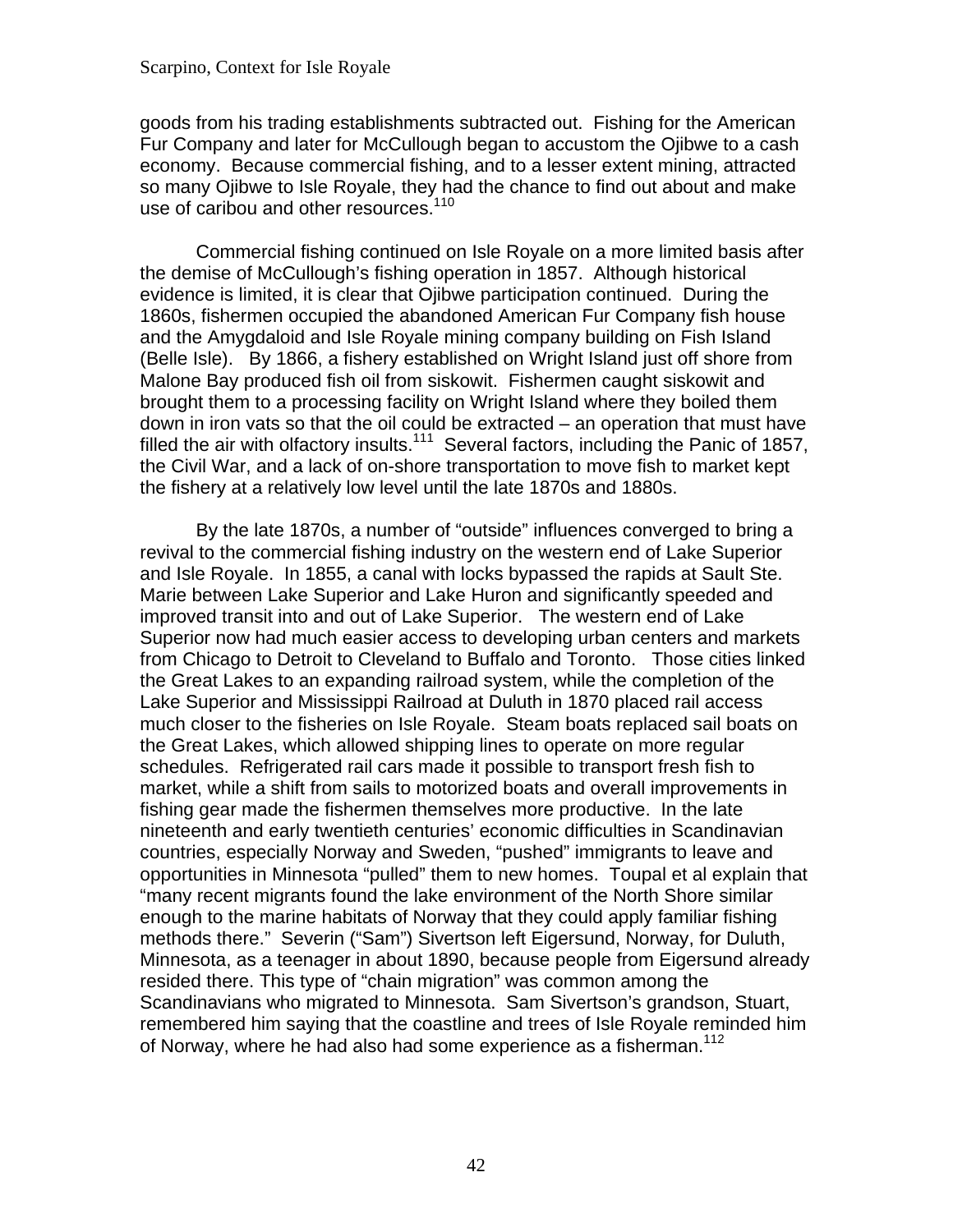goods from his trading establishments subtracted out. Fishing for the American Fur Company and later for McCullough began to accustom the Ojibwe to a cash economy. Because commercial fishing, and to a lesser extent mining, attracted so many Ojibwe to Isle Royale, they had the chance to find out about and make use of caribou and other resources.[110]

Commercial fishing continued on Isle Royale on a more limited basis after the demise of McCullough's fishing operation in 1857. Although historical evidence is limited, it is clear that Ojibwe participation continued. During the 1860s, fishermen occupied the abandoned American Fur Company fish house and the Amygdaloid and Isle Royale mining company building on Fish Island (Belle Isle). By 1866, a fishery established on Wright Island just off shore from Malone Bay produced fish oil from siskowit. Fishermen caught siskowit and brought them to a processing facility on Wright Island where they boiled them down in iron vats so that the oil could be extracted – an operation that must have filled the air with olfactory insults.[111] Several factors, including the Panic of 1857, the Civil War, and a lack of on-shore transportation to move fish to market kept the fishery at a relatively low level until the late 1870s and 1880s.

By the late 1870s, a number of "outside" influences converged to bring a revival to the commercial fishing industry on the western end of Lake Superior and Isle Royale. In 1855, a canal with locks bypassed the rapids at Sault Ste. Marie between Lake Superior and Lake Huron and significantly speeded and improved transit into and out of Lake Superior. The western end of Lake Superior now had much easier access to developing urban centers and markets from Chicago to Detroit to Cleveland to Buffalo and Toronto. Those cities linked the Great Lakes to an expanding railroad system, while the completion of the Lake Superior and Mississippi Railroad at Duluth in 1870 placed rail access much closer to the fisheries on Isle Royale. Steam boats replaced sail boats on the Great Lakes, which allowed shipping lines to operate on more regular schedules. Refrigerated rail cars made it possible to transport fresh fish to market, while a shift from sails to motorized boats and overall improvements in fishing gear made the fishermen themselves more productive. In the late nineteenth and early twentieth centuries' economic difficulties in Scandinavian countries, especially Norway and Sweden, "pushed" immigrants to leave and opportunities in Minnesota "pulled" them to new homes. Toupal et al explain that "many recent migrants found the lake environment of the North Shore similar enough to the marine habitats of Norway that they could apply familiar fishing methods there." Severin ("Sam") Sivertson left Eigersund, Norway, for Duluth, Minnesota, as a teenager in about 1890, because people from Eigersund already resided there. This type of "chain migration" was common among the Scandinavians who migrated to Minnesota. Sam Sivertson's grandson, Stuart, remembered him saying that the coastline and trees of Isle Royale reminded him of Norway, where he had also had some experience as a fisherman.[112]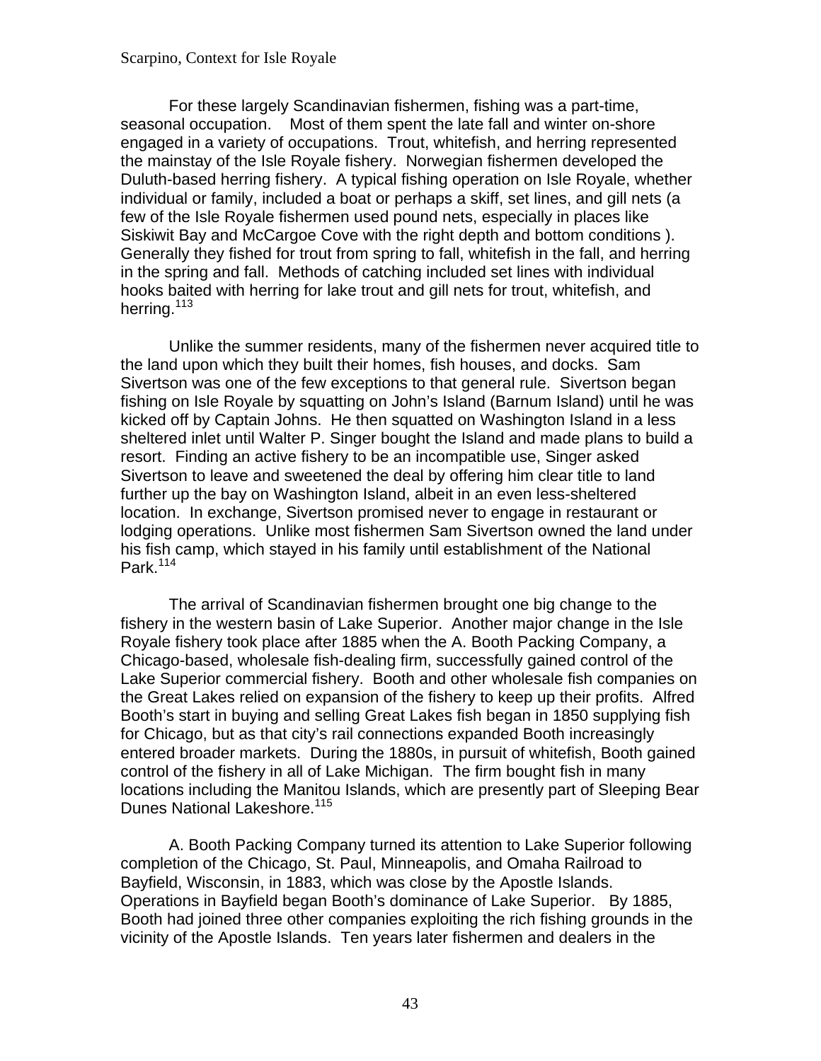For these largely Scandinavian fishermen, fishing was a part-time, seasonal occupation. Most of them spent the late fall and winter on-shore engaged in a variety of occupations. Trout, whitefish, and herring represented the mainstay of the Isle Royale fishery. Norwegian fishermen developed the Duluth-based herring fishery. A typical fishing operation on Isle Royale, whether individual or family, included a boat or perhaps a skiff, set lines, and gill nets (a few of the Isle Royale fishermen used pound nets, especially in places like Siskiwit Bay and McCargoe Cove with the right depth and bottom conditions ). Generally they fished for trout from spring to fall, whitefish in the fall, and herring in the spring and fall. Methods of catching included set lines with individual hooks baited with herring for lake trout and gill nets for trout, whitefish, and herring.[113]

Unlike the summer residents, many of the fishermen never acquired title to the land upon which they built their homes, fish houses, and docks. Sam Sivertson was one of the few exceptions to that general rule. Sivertson began fishing on Isle Royale by squatting on John's Island (Barnum Island) until he was kicked off by Captain Johns. He then squatted on Washington Island in a less sheltered inlet until Walter P. Singer bought the Island and made plans to build a resort. Finding an active fishery to be an incompatible use, Singer asked Sivertson to leave and sweetened the deal by offering him clear title to land further up the bay on Washington Island, albeit in an even less-sheltered location. In exchange, Sivertson promised never to engage in restaurant or lodging operations. Unlike most fishermen Sam Sivertson owned the land under his fish camp, which stayed in his family until establishment of the National Park.[114]

The arrival of Scandinavian fishermen brought one big change to the fishery in the western basin of Lake Superior. Another major change in the Isle Royale fishery took place after 1885 when the A. Booth Packing Company, a Chicago-based, wholesale fish-dealing firm, successfully gained control of the Lake Superior commercial fishery. Booth and other wholesale fish companies on the Great Lakes relied on expansion of the fishery to keep up their profits. Alfred Booth's start in buying and selling Great Lakes fish began in 1850 supplying fish for Chicago, but as that city's rail connections expanded Booth increasingly entered broader markets. During the 1880s, in pursuit of whitefish, Booth gained control of the fishery in all of Lake Michigan. The firm bought fish in many locations including the Manitou Islands, which are presently part of Sleeping Bear Dunes National Lakeshore.[115]

A. Booth Packing Company turned its attention to Lake Superior following completion of the Chicago, St. Paul, Minneapolis, and Omaha Railroad to Bayfield, Wisconsin, in 1883, which was close by the Apostle Islands. Operations in Bayfield began Booth's dominance of Lake Superior. By 1885, Booth had joined three other companies exploiting the rich fishing grounds in the vicinity of the Apostle Islands. Ten years later fishermen and dealers in the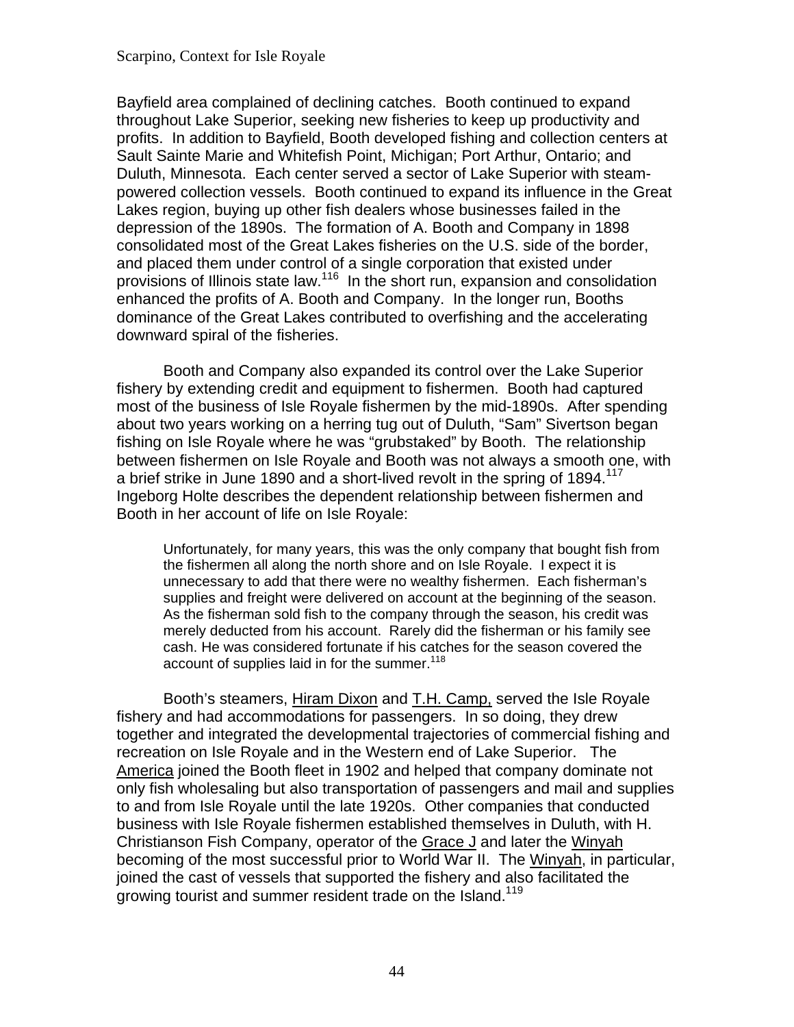Bayfield area complained of declining catches. Booth continued to expand throughout Lake Superior, seeking new fisheries to keep up productivity and profits. In addition to Bayfield, Booth developed fishing and collection centers at Sault Sainte Marie and Whitefish Point, Michigan; Port Arthur, Ontario; and Duluth, Minnesota. Each center served a sector of Lake Superior with steam-powered collection vessels. Booth continued to expand its influence in the Great Lakes region, buying up other fish dealers whose businesses failed in the depression of the 1890s. The formation of A. Booth and Company in 1898 consolidated most of the Great Lakes fisheries on the U.S. side of the border, and placed them under control of a single corporation that existed under provisions of Illinois state law.[116] In the short run, expansion and consolidation enhanced the profits of A. Booth and Company. In the longer run, Booths dominance of the Great Lakes contributed to overfishing and the accelerating downward spiral of the fisheries.

Booth and Company also expanded its control over the Lake Superior fishery by extending credit and equipment to fishermen. Booth had captured most of the business of Isle Royale fishermen by the mid-1890s. After spending about two years working on a herring tug out of Duluth, "Sam" Sivertson began fishing on Isle Royale where he was "grubstaked" by Booth. The relationship between fishermen on Isle Royale and Booth was not always a smooth one, with a brief strike in June 1890 and a short-lived revolt in the spring of 1894.[117] Ingeborg Holte describes the dependent relationship between fishermen and Booth in her account of life on Isle Royale:

> Unfortunately, for many years, this was the only company that bought fish from the fishermen all along the north shore and on Isle Royale. I expect it is unnecessary to add that there were no wealthy fishermen. Each fisherman's supplies and freight were delivered on account at the beginning of the season. As the fisherman sold fish to the company through the season, his credit was merely deducted from his account. Rarely did the fisherman or his family see cash. He was considered fortunate if his catches for the season covered the account of supplies laid in for the summer.[118]

Booth's steamers, Hiram Dixon and T.H. Camp, served the Isle Royale fishery and had accommodations for passengers. In so doing, they drew together and integrated the developmental trajectories of commercial fishing and recreation on Isle Royale and in the Western end of Lake Superior. The America joined the Booth fleet in 1902 and helped that company dominate not only fish wholesaling but also transportation of passengers and mail and supplies to and from Isle Royale until the late 1920s. Other companies that conducted business with Isle Royale fishermen established themselves in Duluth, with H. Christianson Fish Company, operator of the Grace J and later the Winyah becoming of the most successful prior to World War II. The Winyah, in particular, joined the cast of vessels that supported the fishery and also facilitated the growing tourist and summer resident trade on the Island.[119]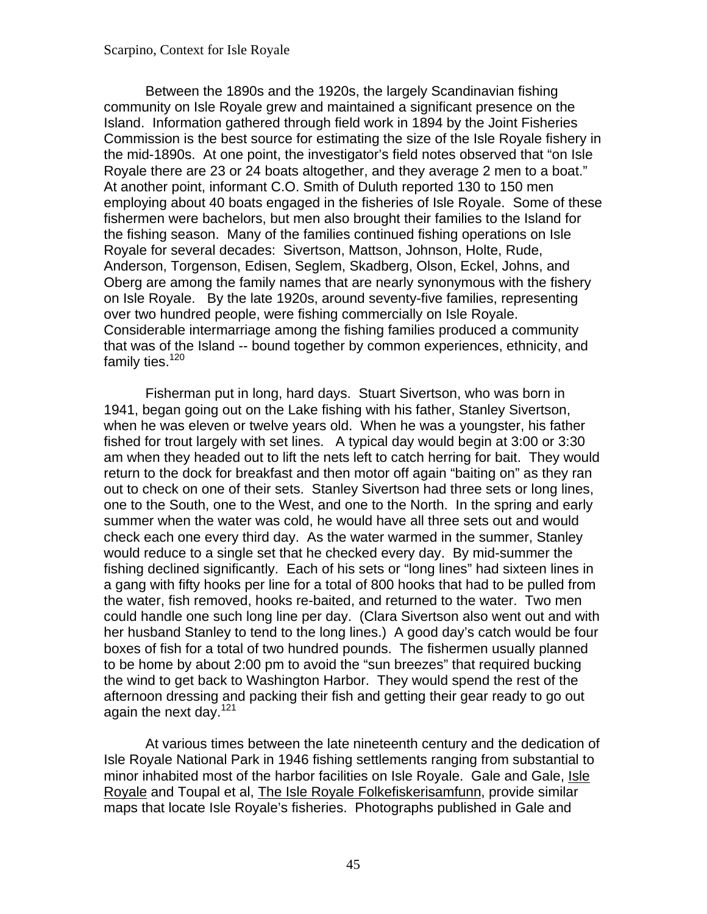Between the 1890s and the 1920s, the largely Scandinavian fishing community on Isle Royale grew and maintained a significant presence on the Island. Information gathered through field work in 1894 by the Joint Fisheries Commission is the best source for estimating the size of the Isle Royale fishery in the mid-1890s. At one point, the investigator's field notes observed that "on Isle Royale there are 23 or 24 boats altogether, and they average 2 men to a boat." At another point, informant C.O. Smith of Duluth reported 130 to 150 men employing about 40 boats engaged in the fisheries of Isle Royale. Some of these fishermen were bachelors, but men also brought their families to the Island for the fishing season. Many of the families continued fishing operations on Isle Royale for several decades: Sivertson, Mattson, Johnson, Holte, Rude, Anderson, Torgenson, Edisen, Seglem, Skadberg, Olson, Eckel, Johns, and Oberg are among the family names that are nearly synonymous with the fishery on Isle Royale. By the late 1920s, around seventy-five families, representing over two hundred people, were fishing commercially on Isle Royale. Considerable intermarriage among the fishing families produced a community that was of the Island -- bound together by common experiences, ethnicity, and family ties.[120]

Fisherman put in long, hard days. Stuart Sivertson, who was born in 1941, began going out on the Lake fishing with his father, Stanley Sivertson, when he was eleven or twelve years old. When he was a youngster, his father fished for trout largely with set lines. A typical day would begin at 3:00 or 3:30 am when they headed out to lift the nets left to catch herring for bait. They would return to the dock for breakfast and then motor off again "baiting on" as they ran out to check on one of their sets. Stanley Sivertson had three sets or long lines, one to the South, one to the West, and one to the North. In the spring and early summer when the water was cold, he would have all three sets out and would check each one every third day. As the water warmed in the summer, Stanley would reduce to a single set that he checked every day. By mid-summer the fishing declined significantly. Each of his sets or "long lines" had sixteen lines in a gang with fifty hooks per line for a total of 800 hooks that had to be pulled from the water, fish removed, hooks re-baited, and returned to the water. Two men could handle one such long line per day. (Clara Sivertson also went out and with her husband Stanley to tend to the long lines.) A good day's catch would be four boxes of fish for a total of two hundred pounds. The fishermen usually planned to be home by about 2:00 pm to avoid the "sun breezes" that required bucking the wind to get back to Washington Harbor. They would spend the rest of the afternoon dressing and packing their fish and getting their gear ready to go out again the next day.[121]

At various times between the late nineteenth century and the dedication of Isle Royale National Park in 1946 fishing settlements ranging from substantial to minor inhabited most of the harbor facilities on Isle Royale. Gale and Gale, Isle Royale and Toupal et al, The Isle Royale Folkefiskerisamfunn, provide similar maps that locate Isle Royale's fisheries. Photographs published in Gale and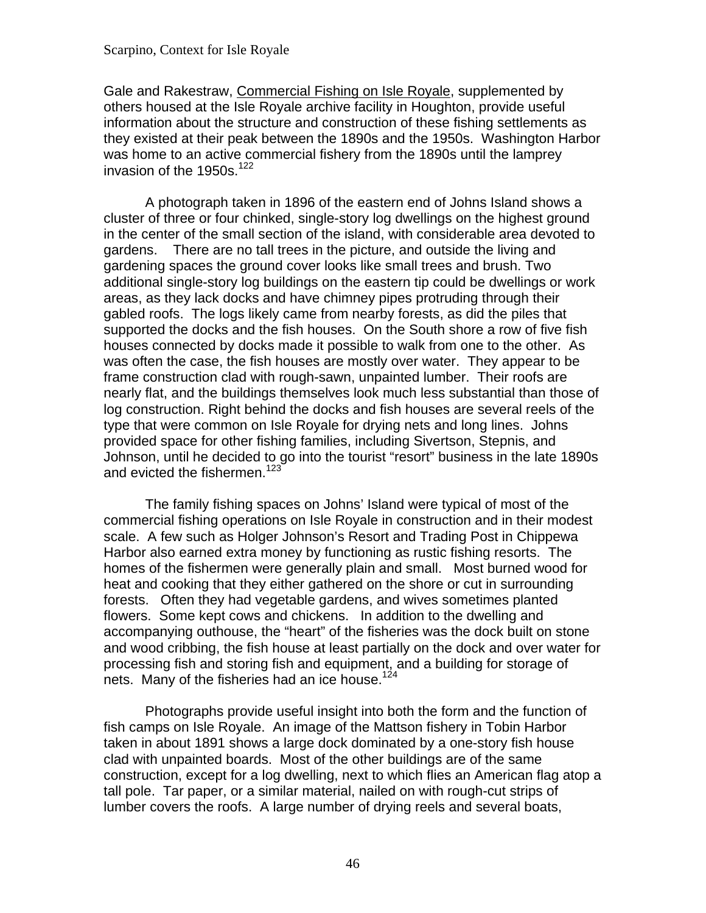Gale and Rakestraw, Commercial Fishing on Isle Royale, supplemented by others housed at the Isle Royale archive facility in Houghton, provide useful information about the structure and construction of these fishing settlements as they existed at their peak between the 1890s and the 1950s. Washington Harbor was home to an active commercial fishery from the 1890s until the lamprey invasion of the 1950s.[122]

A photograph taken in 1896 of the eastern end of Johns Island shows a cluster of three or four chinked, single-story log dwellings on the highest ground in the center of the small section of the island, with considerable area devoted to gardens. There are no tall trees in the picture, and outside the living and gardening spaces the ground cover looks like small trees and brush. Two additional single-story log buildings on the eastern tip could be dwellings or work areas, as they lack docks and have chimney pipes protruding through their gabled roofs. The logs likely came from nearby forests, as did the piles that supported the docks and the fish houses. On the South shore a row of five fish houses connected by docks made it possible to walk from one to the other. As was often the case, the fish houses are mostly over water. They appear to be frame construction clad with rough-sawn, unpainted lumber. Their roofs are nearly flat, and the buildings themselves look much less substantial than those of log construction. Right behind the docks and fish houses are several reels of the type that were common on Isle Royale for drying nets and long lines. Johns provided space for other fishing families, including Sivertson, Stepnis, and Johnson, until he decided to go into the tourist "resort" business in the late 1890s and evicted the fishermen.[123]

The family fishing spaces on Johns' Island were typical of most of the commercial fishing operations on Isle Royale in construction and in their modest scale. A few such as Holger Johnson's Resort and Trading Post in Chippewa Harbor also earned extra money by functioning as rustic fishing resorts. The homes of the fishermen were generally plain and small. Most burned wood for heat and cooking that they either gathered on the shore or cut in surrounding forests. Often they had vegetable gardens, and wives sometimes planted flowers. Some kept cows and chickens. In addition to the dwelling and accompanying outhouse, the "heart" of the fisheries was the dock built on stone and wood cribbing, the fish house at least partially on the dock and over water for processing fish and storing fish and equipment, and a building for storage of nets. Many of the fisheries had an ice house.[124]

Photographs provide useful insight into both the form and the function of fish camps on Isle Royale. An image of the Mattson fishery in Tobin Harbor taken in about 1891 shows a large dock dominated by a one-story fish house clad with unpainted boards. Most of the other buildings are of the same construction, except for a log dwelling, next to which flies an American flag atop a tall pole. Tar paper, or a similar material, nailed on with rough-cut strips of lumber covers the roofs. A large number of drying reels and several boats,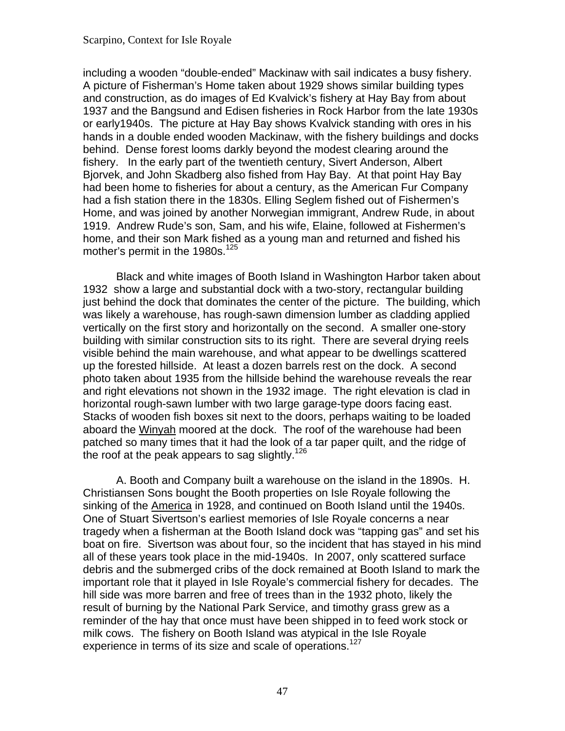including a wooden "double-ended" Mackinaw with sail indicates a busy fishery. A picture of Fisherman's Home taken about 1929 shows similar building types and construction, as do images of Ed Kvalvick's fishery at Hay Bay from about 1937 and the Bangsund and Edisen fisheries in Rock Harbor from the late 1930s or early1940s. The picture at Hay Bay shows Kvalvick standing with ores in his hands in a double ended wooden Mackinaw, with the fishery buildings and docks behind. Dense forest looms darkly beyond the modest clearing around the fishery. In the early part of the twentieth century, Sivert Anderson, Albert Bjorvek, and John Skadberg also fished from Hay Bay. At that point Hay Bay had been home to fisheries for about a century, as the American Fur Company had a fish station there in the 1830s. Elling Seglem fished out of Fishermen's Home, and was joined by another Norwegian immigrant, Andrew Rude, in about 1919. Andrew Rude's son, Sam, and his wife, Elaine, followed at Fishermen's home, and their son Mark fished as a young man and returned and fished his mother's permit in the 1980s.[125]

Black and white images of Booth Island in Washington Harbor taken about 1932 show a large and substantial dock with a two-story, rectangular building just behind the dock that dominates the center of the picture. The building, which was likely a warehouse, has rough-sawn dimension lumber as cladding applied vertically on the first story and horizontally on the second. A smaller one-story building with similar construction sits to its right. There are several drying reels visible behind the main warehouse, and what appear to be dwellings scattered up the forested hillside. At least a dozen barrels rest on the dock. A second photo taken about 1935 from the hillside behind the warehouse reveals the rear and right elevations not shown in the 1932 image. The right elevation is clad in horizontal rough-sawn lumber with two large garage-type doors facing east. Stacks of wooden fish boxes sit next to the doors, perhaps waiting to be loaded aboard the <u>Winyah</u> moored at the dock. The roof of the warehouse had been patched so many times that it had the look of a tar paper quilt, and the ridge of the roof at the peak appears to sag slightly.[126]

A. Booth and Company built a warehouse on the island in the 1890s. H. Christiansen Sons bought the Booth properties on Isle Royale following the sinking of the <u>America</u> in 1928, and continued on Booth Island until the 1940s. One of Stuart Sivertson's earliest memories of Isle Royale concerns a near tragedy when a fisherman at the Booth Island dock was "tapping gas" and set his boat on fire. Sivertson was about four, so the incident that has stayed in his mind all of these years took place in the mid-1940s. In 2007, only scattered surface debris and the submerged cribs of the dock remained at Booth Island to mark the important role that it played in Isle Royale's commercial fishery for decades. The hill side was more barren and free of trees than in the 1932 photo, likely the result of burning by the National Park Service, and timothy grass grew as a reminder of the hay that once must have been shipped in to feed work stock or milk cows. The fishery on Booth Island was atypical in the Isle Royale experience in terms of its size and scale of operations.[127]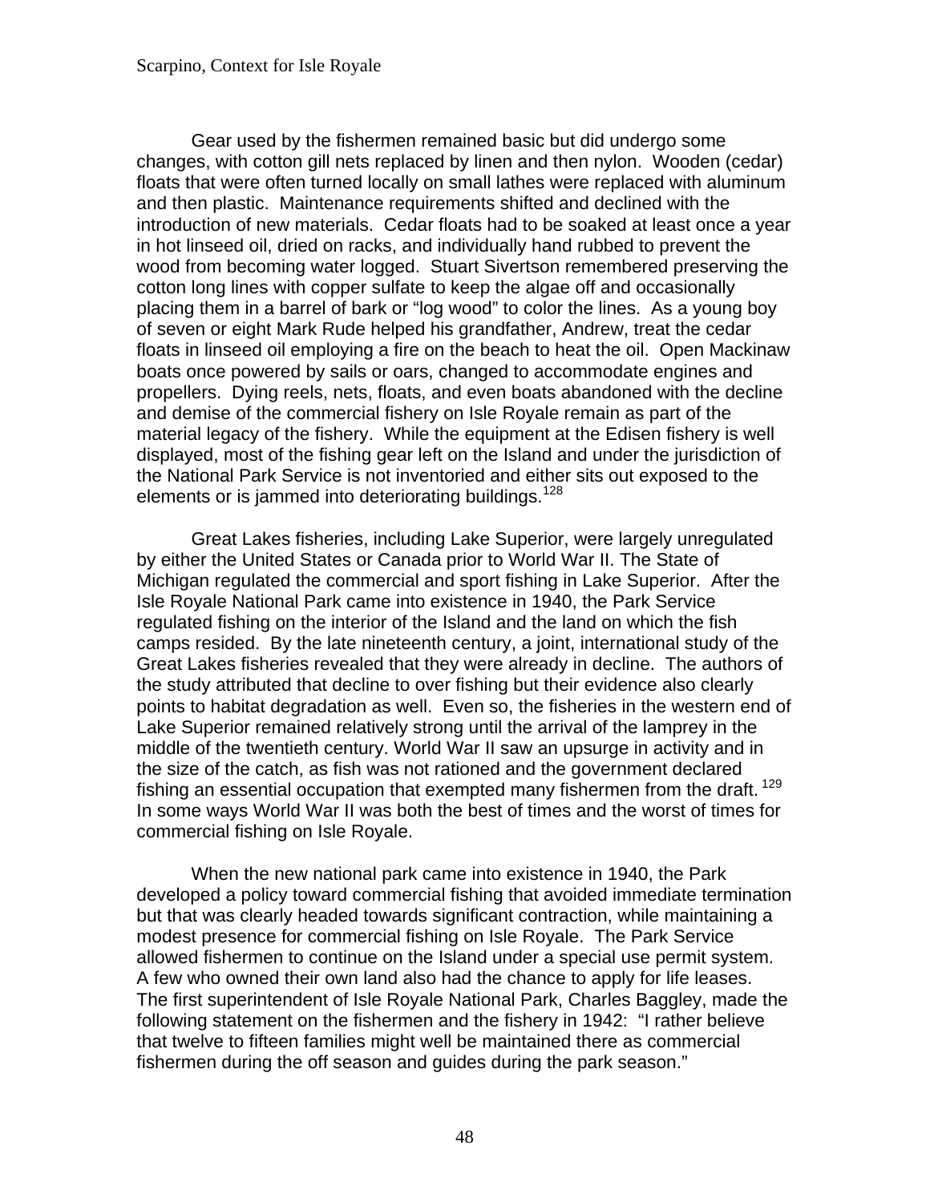Gear used by the fishermen remained basic but did undergo some changes, with cotton gill nets replaced by linen and then nylon. Wooden (cedar) floats that were often turned locally on small lathes were replaced with aluminum and then plastic. Maintenance requirements shifted and declined with the introduction of new materials. Cedar floats had to be soaked at least once a year in hot linseed oil, dried on racks, and individually hand rubbed to prevent the wood from becoming water logged. Stuart Sivertson remembered preserving the cotton long lines with copper sulfate to keep the algae off and occasionally placing them in a barrel of bark or "log wood" to color the lines. As a young boy of seven or eight Mark Rude helped his grandfather, Andrew, treat the cedar floats in linseed oil employing a fire on the beach to heat the oil. Open Mackinaw boats once powered by sails or oars, changed to accommodate engines and propellers. Dying reels, nets, floats, and even boats abandoned with the decline and demise of the commercial fishery on Isle Royale remain as part of the material legacy of the fishery. While the equipment at the Edisen fishery is well displayed, most of the fishing gear left on the Island and under the jurisdiction of the National Park Service is not inventoried and either sits out exposed to the elements or is jammed into deteriorating buildings.[128]

Great Lakes fisheries, including Lake Superior, were largely unregulated by either the United States or Canada prior to World War II. The State of Michigan regulated the commercial and sport fishing in Lake Superior. After the Isle Royale National Park came into existence in 1940, the Park Service regulated fishing on the interior of the Island and the land on which the fish camps resided. By the late nineteenth century, a joint, international study of the Great Lakes fisheries revealed that they were already in decline. The authors of the study attributed that decline to over fishing but their evidence also clearly points to habitat degradation as well. Even so, the fisheries in the western end of Lake Superior remained relatively strong until the arrival of the lamprey in the middle of the twentieth century. World War II saw an upsurge in activity and in the size of the catch, as fish was not rationed and the government declared fishing an essential occupation that exempted many fishermen from the draft.[129] In some ways World War II was both the best of times and the worst of times for commercial fishing on Isle Royale.

When the new national park came into existence in 1940, the Park developed a policy toward commercial fishing that avoided immediate termination but that was clearly headed towards significant contraction, while maintaining a modest presence for commercial fishing on Isle Royale. The Park Service allowed fishermen to continue on the Island under a special use permit system. A few who owned their own land also had the chance to apply for life leases. The first superintendent of Isle Royale National Park, Charles Baggley, made the following statement on the fishermen and the fishery in 1942: "I rather believe that twelve to fifteen families might well be maintained there as commercial fishermen during the off season and guides during the park season."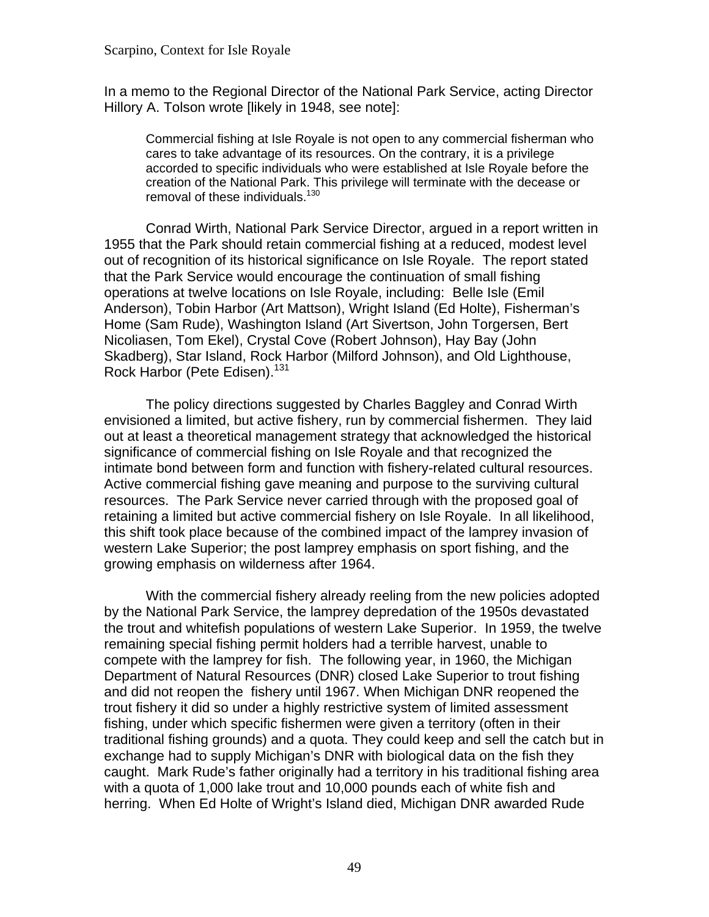In a memo to the Regional Director of the National Park Service, acting Director Hillory A. Tolson wrote [likely in 1948, see note]:

> Commercial fishing at Isle Royale is not open to any commercial fisherman who cares to take advantage of its resources. On the contrary, it is a privilege accorded to specific individuals who were established at Isle Royale before the creation of the National Park. This privilege will terminate with the decease or removal of these individuals.[130]

Conrad Wirth, National Park Service Director, argued in a report written in 1955 that the Park should retain commercial fishing at a reduced, modest level out of recognition of its historical significance on Isle Royale. The report stated that the Park Service would encourage the continuation of small fishing operations at twelve locations on Isle Royale, including: Belle Isle (Emil Anderson), Tobin Harbor (Art Mattson), Wright Island (Ed Holte), Fisherman's Home (Sam Rude), Washington Island (Art Sivertson, John Torgersen, Bert Nicoliasen, Tom Ekel), Crystal Cove (Robert Johnson), Hay Bay (John Skadberg), Star Island, Rock Harbor (Milford Johnson), and Old Lighthouse, Rock Harbor (Pete Edisen).[131]

The policy directions suggested by Charles Baggley and Conrad Wirth envisioned a limited, but active fishery, run by commercial fishermen. They laid out at least a theoretical management strategy that acknowledged the historical significance of commercial fishing on Isle Royale and that recognized the intimate bond between form and function with fishery-related cultural resources. Active commercial fishing gave meaning and purpose to the surviving cultural resources. The Park Service never carried through with the proposed goal of retaining a limited but active commercial fishery on Isle Royale. In all likelihood, this shift took place because of the combined impact of the lamprey invasion of western Lake Superior; the post lamprey emphasis on sport fishing, and the growing emphasis on wilderness after 1964.

With the commercial fishery already reeling from the new policies adopted by the National Park Service, the lamprey depredation of the 1950s devastated the trout and whitefish populations of western Lake Superior. In 1959, the twelve remaining special fishing permit holders had a terrible harvest, unable to compete with the lamprey for fish. The following year, in 1960, the Michigan Department of Natural Resources (DNR) closed Lake Superior to trout fishing and did not reopen the fishery until 1967. When Michigan DNR reopened the trout fishery it did so under a highly restrictive system of limited assessment fishing, under which specific fishermen were given a territory (often in their traditional fishing grounds) and a quota. They could keep and sell the catch but in exchange had to supply Michigan's DNR with biological data on the fish they caught. Mark Rude's father originally had a territory in his traditional fishing area with a quota of 1,000 lake trout and 10,000 pounds each of white fish and herring. When Ed Holte of Wright's Island died, Michigan DNR awarded Rude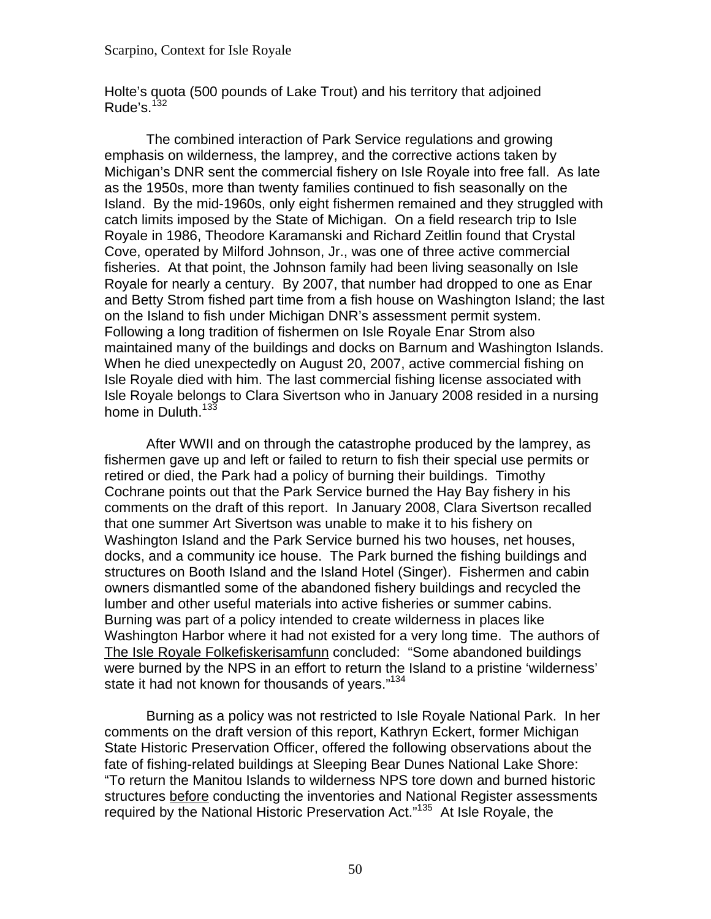Holte's quota (500 pounds of Lake Trout) and his territory that adjoined Rude's.[132]

The combined interaction of Park Service regulations and growing emphasis on wilderness, the lamprey, and the corrective actions taken by Michigan's DNR sent the commercial fishery on Isle Royale into free fall. As late as the 1950s, more than twenty families continued to fish seasonally on the Island. By the mid-1960s, only eight fishermen remained and they struggled with catch limits imposed by the State of Michigan. On a field research trip to Isle Royale in 1986, Theodore Karamanski and Richard Zeitlin found that Crystal Cove, operated by Milford Johnson, Jr., was one of three active commercial fisheries. At that point, the Johnson family had been living seasonally on Isle Royale for nearly a century. By 2007, that number had dropped to one as Enar and Betty Strom fished part time from a fish house on Washington Island; the last on the Island to fish under Michigan DNR's assessment permit system. Following a long tradition of fishermen on Isle Royale Enar Strom also maintained many of the buildings and docks on Barnum and Washington Islands. When he died unexpectedly on August 20, 2007, active commercial fishing on Isle Royale died with him. The last commercial fishing license associated with Isle Royale belongs to Clara Sivertson who in January 2008 resided in a nursing home in Duluth.[133]

After WWII and on through the catastrophe produced by the lamprey, as fishermen gave up and left or failed to return to fish their special use permits or retired or died, the Park had a policy of burning their buildings. Timothy Cochrane points out that the Park Service burned the Hay Bay fishery in his comments on the draft of this report. In January 2008, Clara Sivertson recalled that one summer Art Sivertson was unable to make it to his fishery on Washington Island and the Park Service burned his two houses, net houses, docks, and a community ice house. The Park burned the fishing buildings and structures on Booth Island and the Island Hotel (Singer). Fishermen and cabin owners dismantled some of the abandoned fishery buildings and recycled the lumber and other useful materials into active fisheries or summer cabins. Burning was part of a policy intended to create wilderness in places like Washington Harbor where it had not existed for a very long time. The authors of <u>The Isle Royale Folkefiskerisamfunn</u> concluded: "Some abandoned buildings were burned by the NPS in an effort to return the Island to a pristine 'wilderness' state it had not known for thousands of years."[134]

Burning as a policy was not restricted to Isle Royale National Park. In her comments on the draft version of this report, Kathryn Eckert, former Michigan State Historic Preservation Officer, offered the following observations about the fate of fishing-related buildings at Sleeping Bear Dunes National Lake Shore: "To return the Manitou Islands to wilderness NPS tore down and burned historic structures <u>before</u> conducting the inventories and National Register assessments required by the National Historic Preservation Act."[135] At Isle Royale, the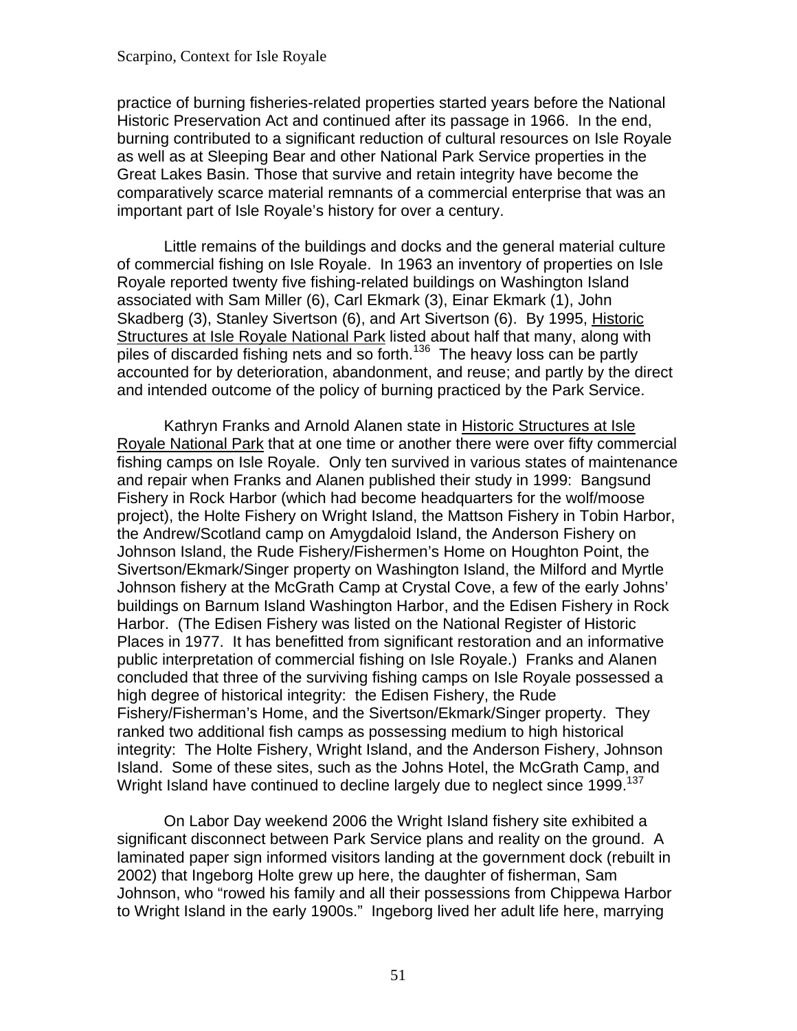practice of burning fisheries-related properties started years before the National Historic Preservation Act and continued after its passage in 1966. In the end, burning contributed to a significant reduction of cultural resources on Isle Royale as well as at Sleeping Bear and other National Park Service properties in the Great Lakes Basin. Those that survive and retain integrity have become the comparatively scarce material remnants of a commercial enterprise that was an important part of Isle Royale's history for over a century.

Little remains of the buildings and docks and the general material culture of commercial fishing on Isle Royale. In 1963 an inventory of properties on Isle Royale reported twenty five fishing-related buildings on Washington Island associated with Sam Miller (6), Carl Ekmark (3), Einar Ekmark (1), John Skadberg (3), Stanley Sivertson (6), and Art Sivertson (6). By 1995, Historic Structures at Isle Royale National Park listed about half that many, along with piles of discarded fishing nets and so forth.[136] The heavy loss can be partly accounted for by deterioration, abandonment, and reuse; and partly by the direct and intended outcome of the policy of burning practiced by the Park Service.

Kathryn Franks and Arnold Alanen state in Historic Structures at Isle Royale National Park that at one time or another there were over fifty commercial fishing camps on Isle Royale. Only ten survived in various states of maintenance and repair when Franks and Alanen published their study in 1999: Bangsund Fishery in Rock Harbor (which had become headquarters for the wolf/moose project), the Holte Fishery on Wright Island, the Mattson Fishery in Tobin Harbor, the Andrew/Scotland camp on Amygdaloid Island, the Anderson Fishery on Johnson Island, the Rude Fishery/Fishermen's Home on Houghton Point, the Sivertson/Ekmark/Singer property on Washington Island, the Milford and Myrtle Johnson fishery at the McGrath Camp at Crystal Cove, a few of the early Johns' buildings on Barnum Island Washington Harbor, and the Edisen Fishery in Rock Harbor. (The Edisen Fishery was listed on the National Register of Historic Places in 1977. It has benefitted from significant restoration and an informative public interpretation of commercial fishing on Isle Royale.) Franks and Alanen concluded that three of the surviving fishing camps on Isle Royale possessed a high degree of historical integrity: the Edisen Fishery, the Rude Fishery/Fisherman's Home, and the Sivertson/Ekmark/Singer property. They ranked two additional fish camps as possessing medium to high historical integrity: The Holte Fishery, Wright Island, and the Anderson Fishery, Johnson Island. Some of these sites, such as the Johns Hotel, the McGrath Camp, and Wright Island have continued to decline largely due to neglect since 1999.[137]

On Labor Day weekend 2006 the Wright Island fishery site exhibited a significant disconnect between Park Service plans and reality on the ground. A laminated paper sign informed visitors landing at the government dock (rebuilt in 2002) that Ingeborg Holte grew up here, the daughter of fisherman, Sam Johnson, who "rowed his family and all their possessions from Chippewa Harbor to Wright Island in the early 1900s." Ingeborg lived her adult life here, marrying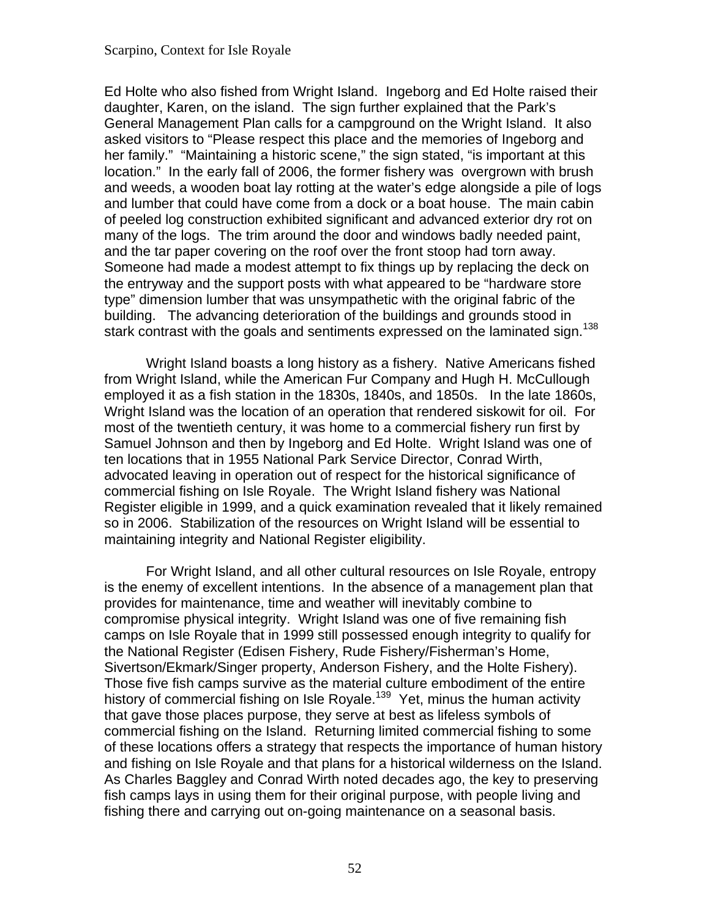Ed Holte who also fished from Wright Island. Ingeborg and Ed Holte raised their daughter, Karen, on the island. The sign further explained that the Park's General Management Plan calls for a campground on the Wright Island. It also asked visitors to "Please respect this place and the memories of Ingeborg and her family." "Maintaining a historic scene," the sign stated, "is important at this location." In the early fall of 2006, the former fishery was overgrown with brush and weeds, a wooden boat lay rotting at the water's edge alongside a pile of logs and lumber that could have come from a dock or a boat house. The main cabin of peeled log construction exhibited significant and advanced exterior dry rot on many of the logs. The trim around the door and windows badly needed paint, and the tar paper covering on the roof over the front stoop had torn away. Someone had made a modest attempt to fix things up by replacing the deck on the entryway and the support posts with what appeared to be "hardware store type" dimension lumber that was unsympathetic with the original fabric of the building. The advancing deterioration of the buildings and grounds stood in stark contrast with the goals and sentiments expressed on the laminated sign.[138]

Wright Island boasts a long history as a fishery. Native Americans fished from Wright Island, while the American Fur Company and Hugh H. McCullough employed it as a fish station in the 1830s, 1840s, and 1850s. In the late 1860s, Wright Island was the location of an operation that rendered siskowit for oil. For most of the twentieth century, it was home to a commercial fishery run first by Samuel Johnson and then by Ingeborg and Ed Holte. Wright Island was one of ten locations that in 1955 National Park Service Director, Conrad Wirth, advocated leaving in operation out of respect for the historical significance of commercial fishing on Isle Royale. The Wright Island fishery was National Register eligible in 1999, and a quick examination revealed that it likely remained so in 2006. Stabilization of the resources on Wright Island will be essential to maintaining integrity and National Register eligibility.

For Wright Island, and all other cultural resources on Isle Royale, entropy is the enemy of excellent intentions. In the absence of a management plan that provides for maintenance, time and weather will inevitably combine to compromise physical integrity. Wright Island was one of five remaining fish camps on Isle Royale that in 1999 still possessed enough integrity to qualify for the National Register (Edisen Fishery, Rude Fishery/Fisherman's Home, Sivertson/Ekmark/Singer property, Anderson Fishery, and the Holte Fishery). Those five fish camps survive as the material culture embodiment of the entire history of commercial fishing on Isle Royale.[139] Yet, minus the human activity that gave those places purpose, they serve at best as lifeless symbols of commercial fishing on the Island. Returning limited commercial fishing to some of these locations offers a strategy that respects the importance of human history and fishing on Isle Royale and that plans for a historical wilderness on the Island. As Charles Baggley and Conrad Wirth noted decades ago, the key to preserving fish camps lays in using them for their original purpose, with people living and fishing there and carrying out on-going maintenance on a seasonal basis.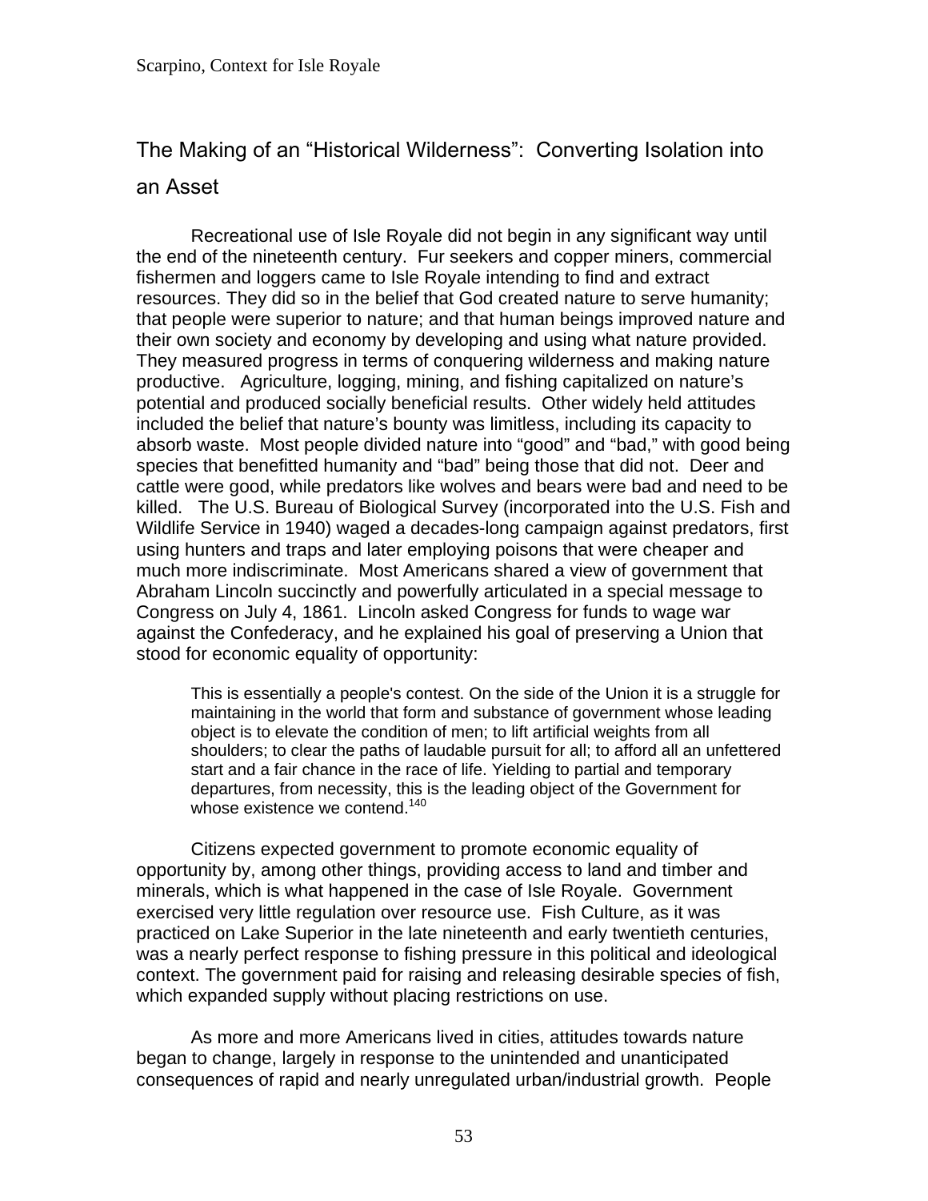## The Making of an "Historical Wilderness": Converting Isolation into an Asset

Recreational use of Isle Royale did not begin in any significant way until the end of the nineteenth century. Fur seekers and copper miners, commercial fishermen and loggers came to Isle Royale intending to find and extract resources. They did so in the belief that God created nature to serve humanity; that people were superior to nature; and that human beings improved nature and their own society and economy by developing and using what nature provided. They measured progress in terms of conquering wilderness and making nature productive. Agriculture, logging, mining, and fishing capitalized on nature's potential and produced socially beneficial results. Other widely held attitudes included the belief that nature's bounty was limitless, including its capacity to absorb waste. Most people divided nature into "good" and "bad," with good being species that benefitted humanity and "bad" being those that did not. Deer and cattle were good, while predators like wolves and bears were bad and need to be killed. The U.S. Bureau of Biological Survey (incorporated into the U.S. Fish and Wildlife Service in 1940) waged a decades-long campaign against predators, first using hunters and traps and later employing poisons that were cheaper and much more indiscriminate. Most Americans shared a view of government that Abraham Lincoln succinctly and powerfully articulated in a special message to Congress on July 4, 1861. Lincoln asked Congress for funds to wage war against the Confederacy, and he explained his goal of preserving a Union that stood for economic equality of opportunity:

> This is essentially a people's contest. On the side of the Union it is a struggle for maintaining in the world that form and substance of government whose leading object is to elevate the condition of men; to lift artificial weights from all shoulders; to clear the paths of laudable pursuit for all; to afford all an unfettered start and a fair chance in the race of life. Yielding to partial and temporary departures, from necessity, this is the leading object of the Government for whose existence we contend.[140]

Citizens expected government to promote economic equality of opportunity by, among other things, providing access to land and timber and minerals, which is what happened in the case of Isle Royale. Government exercised very little regulation over resource use. Fish Culture, as it was practiced on Lake Superior in the late nineteenth and early twentieth centuries, was a nearly perfect response to fishing pressure in this political and ideological context. The government paid for raising and releasing desirable species of fish, which expanded supply without placing restrictions on use.

As more and more Americans lived in cities, attitudes towards nature began to change, largely in response to the unintended and unanticipated consequences of rapid and nearly unregulated urban/industrial growth. People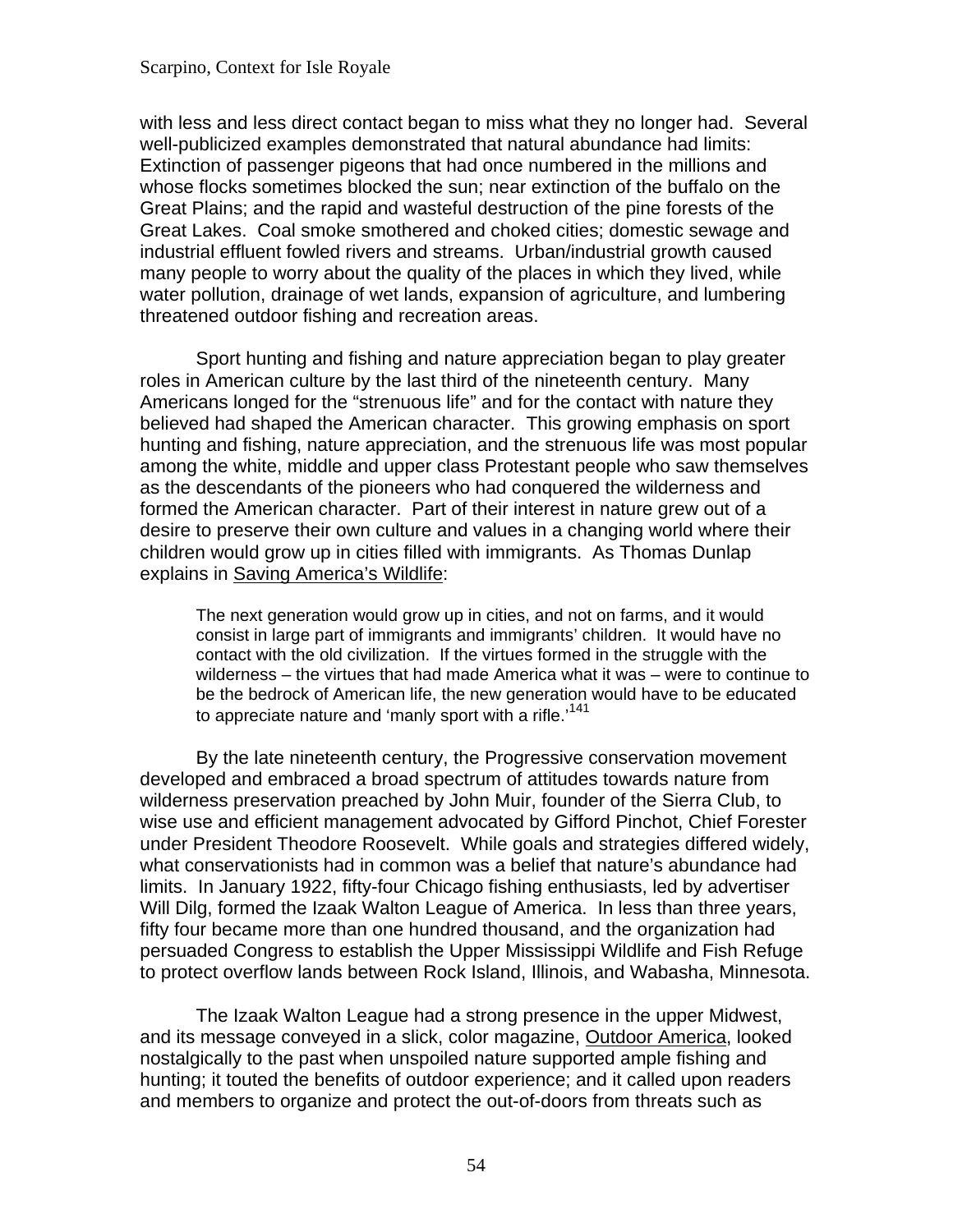with less and less direct contact began to miss what they no longer had. Several well-publicized examples demonstrated that natural abundance had limits: Extinction of passenger pigeons that had once numbered in the millions and whose flocks sometimes blocked the sun; near extinction of the buffalo on the Great Plains; and the rapid and wasteful destruction of the pine forests of the Great Lakes. Coal smoke smothered and choked cities; domestic sewage and industrial effluent fowled rivers and streams. Urban/industrial growth caused many people to worry about the quality of the places in which they lived, while water pollution, drainage of wet lands, expansion of agriculture, and lumbering threatened outdoor fishing and recreation areas.

Sport hunting and fishing and nature appreciation began to play greater roles in American culture by the last third of the nineteenth century. Many Americans longed for the "strenuous life" and for the contact with nature they believed had shaped the American character. This growing emphasis on sport hunting and fishing, nature appreciation, and the strenuous life was most popular among the white, middle and upper class Protestant people who saw themselves as the descendants of the pioneers who had conquered the wilderness and formed the American character. Part of their interest in nature grew out of a desire to preserve their own culture and values in a changing world where their children would grow up in cities filled with immigrants. As Thomas Dunlap explains in Saving America's Wildlife:

> The next generation would grow up in cities, and not on farms, and it would consist in large part of immigrants and immigrants' children. It would have no contact with the old civilization. If the virtues formed in the struggle with the wilderness – the virtues that had made America what it was – were to continue to be the bedrock of American life, the new generation would have to be educated to appreciate nature and 'manly sport with a rifle.'[141]

By the late nineteenth century, the Progressive conservation movement developed and embraced a broad spectrum of attitudes towards nature from wilderness preservation preached by John Muir, founder of the Sierra Club, to wise use and efficient management advocated by Gifford Pinchot, Chief Forester under President Theodore Roosevelt. While goals and strategies differed widely, what conservationists had in common was a belief that nature's abundance had limits. In January 1922, fifty-four Chicago fishing enthusiasts, led by advertiser Will Dilg, formed the Izaak Walton League of America. In less than three years, fifty four became more than one hundred thousand, and the organization had persuaded Congress to establish the Upper Mississippi Wildlife and Fish Refuge to protect overflow lands between Rock Island, Illinois, and Wabasha, Minnesota.

The Izaak Walton League had a strong presence in the upper Midwest, and its message conveyed in a slick, color magazine, Outdoor America, looked nostalgically to the past when unspoiled nature supported ample fishing and hunting; it touted the benefits of outdoor experience; and it called upon readers and members to organize and protect the out-of-doors from threats such as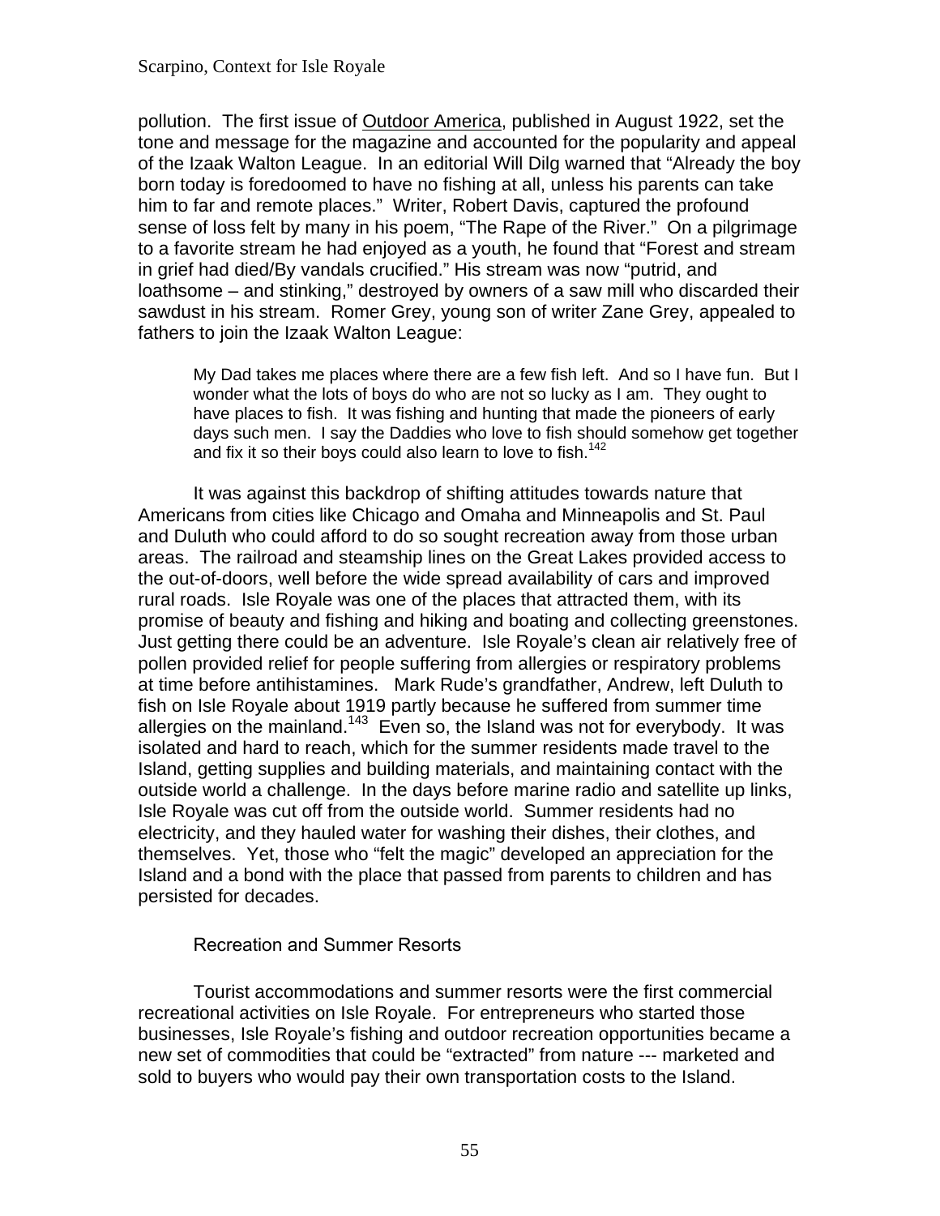pollution. The first issue of Outdoor America, published in August 1922, set the tone and message for the magazine and accounted for the popularity and appeal of the Izaak Walton League. In an editorial Will Dilg warned that "Already the boy born today is foredoomed to have no fishing at all, unless his parents can take him to far and remote places." Writer, Robert Davis, captured the profound sense of loss felt by many in his poem, "The Rape of the River." On a pilgrimage to a favorite stream he had enjoyed as a youth, he found that "Forest and stream in grief had died/By vandals crucified." His stream was now "putrid, and loathsome – and stinking," destroyed by owners of a saw mill who discarded their sawdust in his stream. Romer Grey, young son of writer Zane Grey, appealed to fathers to join the Izaak Walton League:

> My Dad takes me places where there are a few fish left. And so I have fun. But I wonder what the lots of boys do who are not so lucky as I am. They ought to have places to fish. It was fishing and hunting that made the pioneers of early days such men. I say the Daddies who love to fish should somehow get together and fix it so their boys could also learn to love to fish.[142]

It was against this backdrop of shifting attitudes towards nature that Americans from cities like Chicago and Omaha and Minneapolis and St. Paul and Duluth who could afford to do so sought recreation away from those urban areas. The railroad and steamship lines on the Great Lakes provided access to the out-of-doors, well before the wide spread availability of cars and improved rural roads. Isle Royale was one of the places that attracted them, with its promise of beauty and fishing and hiking and boating and collecting greenstones. Just getting there could be an adventure. Isle Royale's clean air relatively free of pollen provided relief for people suffering from allergies or respiratory problems at time before antihistamines. Mark Rude's grandfather, Andrew, left Duluth to fish on Isle Royale about 1919 partly because he suffered from summer time allergies on the mainland.[143] Even so, the Island was not for everybody. It was isolated and hard to reach, which for the summer residents made travel to the Island, getting supplies and building materials, and maintaining contact with the outside world a challenge. In the days before marine radio and satellite up links, Isle Royale was cut off from the outside world. Summer residents had no electricity, and they hauled water for washing their dishes, their clothes, and themselves. Yet, those who "felt the magic" developed an appreciation for the Island and a bond with the place that passed from parents to children and has persisted for decades.

## Recreation and Summer Resorts

Tourist accommodations and summer resorts were the first commercial recreational activities on Isle Royale. For entrepreneurs who started those businesses, Isle Royale's fishing and outdoor recreation opportunities became a new set of commodities that could be "extracted" from nature --- marketed and sold to buyers who would pay their own transportation costs to the Island.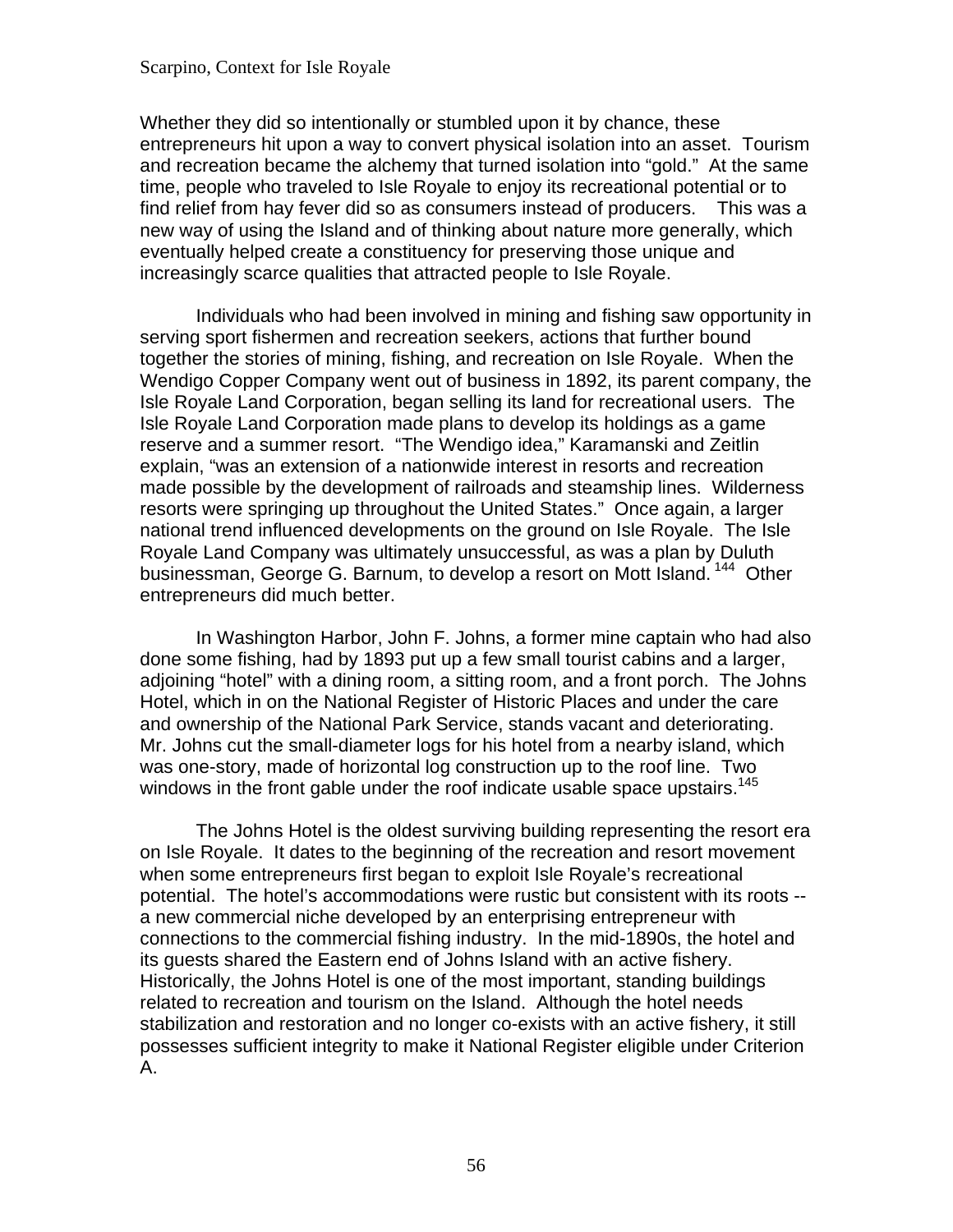Whether they did so intentionally or stumbled upon it by chance, these entrepreneurs hit upon a way to convert physical isolation into an asset. Tourism and recreation became the alchemy that turned isolation into "gold." At the same time, people who traveled to Isle Royale to enjoy its recreational potential or to find relief from hay fever did so as consumers instead of producers. This was a new way of using the Island and of thinking about nature more generally, which eventually helped create a constituency for preserving those unique and increasingly scarce qualities that attracted people to Isle Royale.

Individuals who had been involved in mining and fishing saw opportunity in serving sport fishermen and recreation seekers, actions that further bound together the stories of mining, fishing, and recreation on Isle Royale. When the Wendigo Copper Company went out of business in 1892, its parent company, the Isle Royale Land Corporation, began selling its land for recreational users. The Isle Royale Land Corporation made plans to develop its holdings as a game reserve and a summer resort. "The Wendigo idea," Karamanski and Zeitlin explain, "was an extension of a nationwide interest in resorts and recreation made possible by the development of railroads and steamship lines. Wilderness resorts were springing up throughout the United States." Once again, a larger national trend influenced developments on the ground on Isle Royale. The Isle Royale Land Company was ultimately unsuccessful, as was a plan by Duluth businessman, George G. Barnum, to develop a resort on Mott Island.[144] Other entrepreneurs did much better.

In Washington Harbor, John F. Johns, a former mine captain who had also done some fishing, had by 1893 put up a few small tourist cabins and a larger, adjoining "hotel" with a dining room, a sitting room, and a front porch. The Johns Hotel, which in on the National Register of Historic Places and under the care and ownership of the National Park Service, stands vacant and deteriorating. Mr. Johns cut the small-diameter logs for his hotel from a nearby island, which was one-story, made of horizontal log construction up to the roof line. Two windows in the front gable under the roof indicate usable space upstairs.[145]

The Johns Hotel is the oldest surviving building representing the resort era on Isle Royale. It dates to the beginning of the recreation and resort movement when some entrepreneurs first began to exploit Isle Royale's recreational potential. The hotel's accommodations were rustic but consistent with its roots -- a new commercial niche developed by an enterprising entrepreneur with connections to the commercial fishing industry. In the mid-1890s, the hotel and its guests shared the Eastern end of Johns Island with an active fishery. Historically, the Johns Hotel is one of the most important, standing buildings related to recreation and tourism on the Island. Although the hotel needs stabilization and restoration and no longer co-exists with an active fishery, it still possesses sufficient integrity to make it National Register eligible under Criterion A.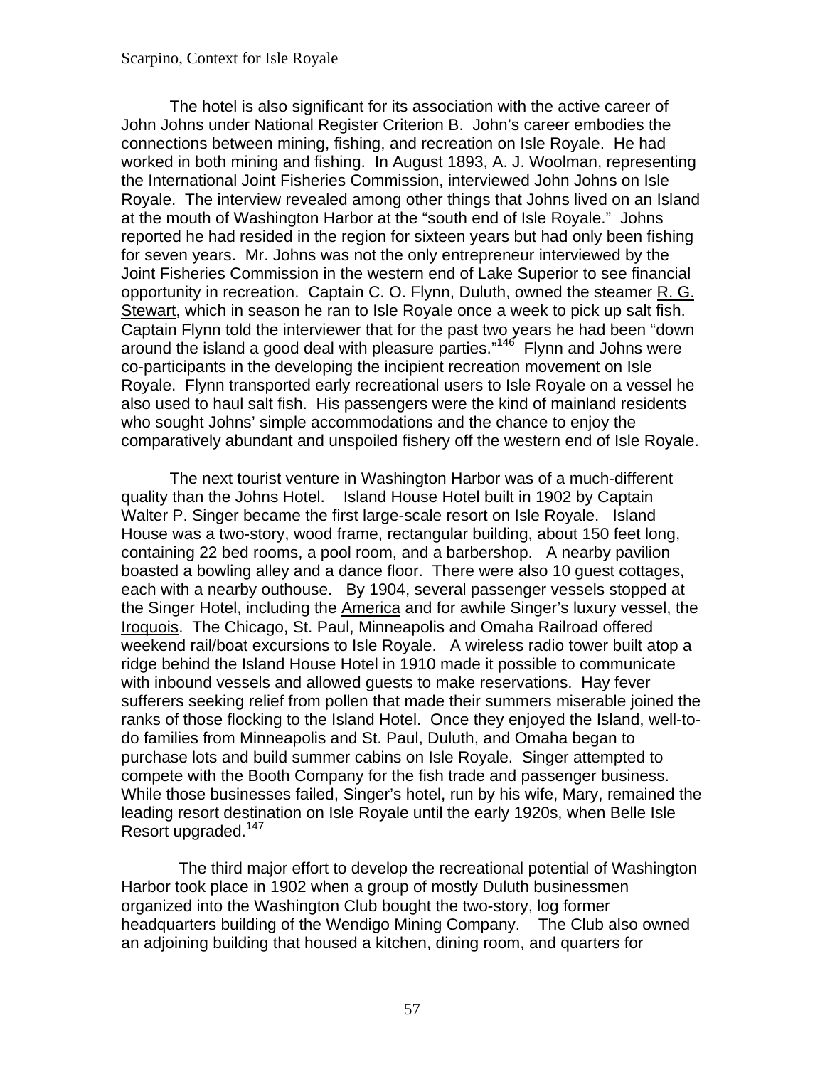The hotel is also significant for its association with the active career of John Johns under National Register Criterion B. John's career embodies the connections between mining, fishing, and recreation on Isle Royale. He had worked in both mining and fishing. In August 1893, A. J. Woolman, representing the International Joint Fisheries Commission, interviewed John Johns on Isle Royale. The interview revealed among other things that Johns lived on an Island at the mouth of Washington Harbor at the "south end of Isle Royale." Johns reported he had resided in the region for sixteen years but had only been fishing for seven years. Mr. Johns was not the only entrepreneur interviewed by the Joint Fisheries Commission in the western end of Lake Superior to see financial opportunity in recreation. Captain C. O. Flynn, Duluth, owned the steamer R. G. Stewart, which in season he ran to Isle Royale once a week to pick up salt fish. Captain Flynn told the interviewer that for the past two years he had been "down around the island a good deal with pleasure parties."[146] Flynn and Johns were co-participants in the developing the incipient recreation movement on Isle Royale. Flynn transported early recreational users to Isle Royale on a vessel he also used to haul salt fish. His passengers were the kind of mainland residents who sought Johns' simple accommodations and the chance to enjoy the comparatively abundant and unspoiled fishery off the western end of Isle Royale.

The next tourist venture in Washington Harbor was of a much-different quality than the Johns Hotel. Island House Hotel built in 1902 by Captain Walter P. Singer became the first large-scale resort on Isle Royale. Island House was a two-story, wood frame, rectangular building, about 150 feet long, containing 22 bed rooms, a pool room, and a barbershop. A nearby pavilion boasted a bowling alley and a dance floor. There were also 10 guest cottages, each with a nearby outhouse. By 1904, several passenger vessels stopped at the Singer Hotel, including the America and for awhile Singer's luxury vessel, the Iroquois. The Chicago, St. Paul, Minneapolis and Omaha Railroad offered weekend rail/boat excursions to Isle Royale. A wireless radio tower built atop a ridge behind the Island House Hotel in 1910 made it possible to communicate with inbound vessels and allowed guests to make reservations. Hay fever sufferers seeking relief from pollen that made their summers miserable joined the ranks of those flocking to the Island Hotel. Once they enjoyed the Island, well-to-do families from Minneapolis and St. Paul, Duluth, and Omaha began to purchase lots and build summer cabins on Isle Royale. Singer attempted to compete with the Booth Company for the fish trade and passenger business. While those businesses failed, Singer's hotel, run by his wife, Mary, remained the leading resort destination on Isle Royale until the early 1920s, when Belle Isle Resort upgraded.[147]

The third major effort to develop the recreational potential of Washington Harbor took place in 1902 when a group of mostly Duluth businessmen organized into the Washington Club bought the two-story, log former headquarters building of the Wendigo Mining Company. The Club also owned an adjoining building that housed a kitchen, dining room, and quarters for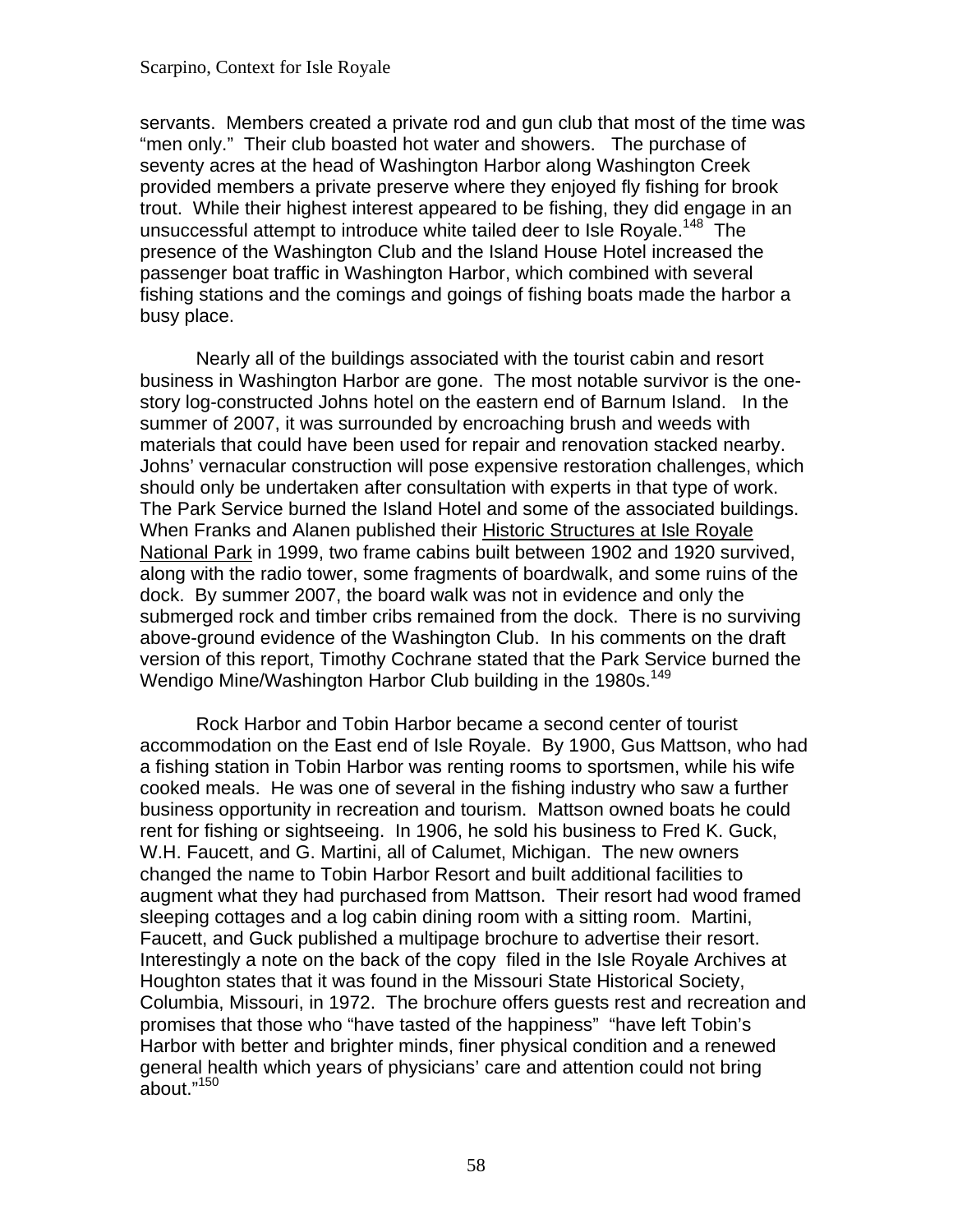servants. Members created a private rod and gun club that most of the time was "men only." Their club boasted hot water and showers. The purchase of seventy acres at the head of Washington Harbor along Washington Creek provided members a private preserve where they enjoyed fly fishing for brook trout. While their highest interest appeared to be fishing, they did engage in an unsuccessful attempt to introduce white tailed deer to Isle Royale.[148] The presence of the Washington Club and the Island House Hotel increased the passenger boat traffic in Washington Harbor, which combined with several fishing stations and the comings and goings of fishing boats made the harbor a busy place.

Nearly all of the buildings associated with the tourist cabin and resort business in Washington Harbor are gone. The most notable survivor is the one-story log-constructed Johns hotel on the eastern end of Barnum Island. In the summer of 2007, it was surrounded by encroaching brush and weeds with materials that could have been used for repair and renovation stacked nearby. Johns' vernacular construction will pose expensive restoration challenges, which should only be undertaken after consultation with experts in that type of work. The Park Service burned the Island Hotel and some of the associated buildings. When Franks and Alanen published their Historic Structures at Isle Royale National Park in 1999, two frame cabins built between 1902 and 1920 survived, along with the radio tower, some fragments of boardwalk, and some ruins of the dock. By summer 2007, the board walk was not in evidence and only the submerged rock and timber cribs remained from the dock. There is no surviving above-ground evidence of the Washington Club. In his comments on the draft version of this report, Timothy Cochrane stated that the Park Service burned the Wendigo Mine/Washington Harbor Club building in the 1980s.[149]

Rock Harbor and Tobin Harbor became a second center of tourist accommodation on the East end of Isle Royale. By 1900, Gus Mattson, who had a fishing station in Tobin Harbor was renting rooms to sportsmen, while his wife cooked meals. He was one of several in the fishing industry who saw a further business opportunity in recreation and tourism. Mattson owned boats he could rent for fishing or sightseeing. In 1906, he sold his business to Fred K. Guck, W.H. Faucett, and G. Martini, all of Calumet, Michigan. The new owners changed the name to Tobin Harbor Resort and built additional facilities to augment what they had purchased from Mattson. Their resort had wood framed sleeping cottages and a log cabin dining room with a sitting room. Martini, Faucett, and Guck published a multipage brochure to advertise their resort. Interestingly a note on the back of the copy filed in the Isle Royale Archives at Houghton states that it was found in the Missouri State Historical Society, Columbia, Missouri, in 1972. The brochure offers guests rest and recreation and promises that those who "have tasted of the happiness" "have left Tobin's Harbor with better and brighter minds, finer physical condition and a renewed general health which years of physicians' care and attention could not bring about."[150]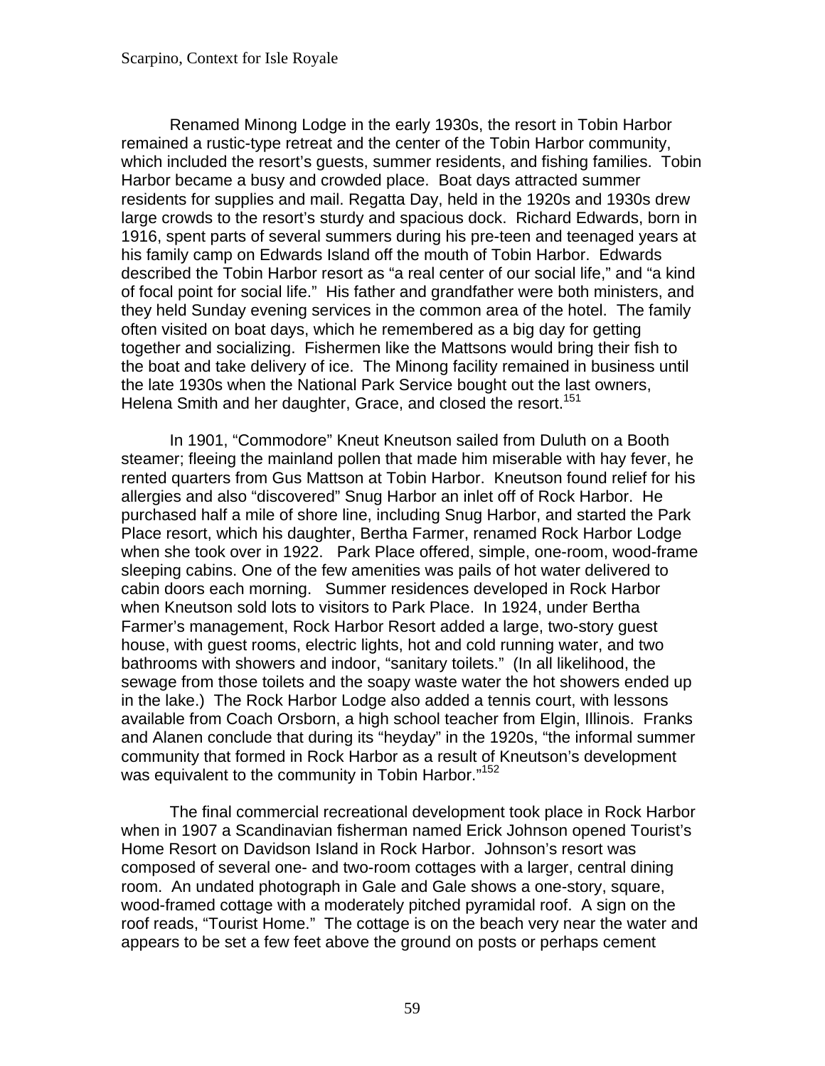Renamed Minong Lodge in the early 1930s, the resort in Tobin Harbor remained a rustic-type retreat and the center of the Tobin Harbor community, which included the resort's guests, summer residents, and fishing families. Tobin Harbor became a busy and crowded place. Boat days attracted summer residents for supplies and mail. Regatta Day, held in the 1920s and 1930s drew large crowds to the resort's sturdy and spacious dock. Richard Edwards, born in 1916, spent parts of several summers during his pre-teen and teenaged years at his family camp on Edwards Island off the mouth of Tobin Harbor. Edwards described the Tobin Harbor resort as "a real center of our social life," and "a kind of focal point for social life." His father and grandfather were both ministers, and they held Sunday evening services in the common area of the hotel. The family often visited on boat days, which he remembered as a big day for getting together and socializing. Fishermen like the Mattsons would bring their fish to the boat and take delivery of ice. The Minong facility remained in business until the late 1930s when the National Park Service bought out the last owners, Helena Smith and her daughter, Grace, and closed the resort.[151]

In 1901, "Commodore" Kneut Kneutson sailed from Duluth on a Booth steamer; fleeing the mainland pollen that made him miserable with hay fever, he rented quarters from Gus Mattson at Tobin Harbor. Kneutson found relief for his allergies and also "discovered" Snug Harbor an inlet off of Rock Harbor. He purchased half a mile of shore line, including Snug Harbor, and started the Park Place resort, which his daughter, Bertha Farmer, renamed Rock Harbor Lodge when she took over in 1922. Park Place offered, simple, one-room, wood-frame sleeping cabins. One of the few amenities was pails of hot water delivered to cabin doors each morning. Summer residences developed in Rock Harbor when Kneutson sold lots to visitors to Park Place. In 1924, under Bertha Farmer's management, Rock Harbor Resort added a large, two-story guest house, with guest rooms, electric lights, hot and cold running water, and two bathrooms with showers and indoor, "sanitary toilets." (In all likelihood, the sewage from those toilets and the soapy waste water the hot showers ended up in the lake.) The Rock Harbor Lodge also added a tennis court, with lessons available from Coach Orsborn, a high school teacher from Elgin, Illinois. Franks and Alanen conclude that during its "heyday" in the 1920s, "the informal summer community that formed in Rock Harbor as a result of Kneutson's development was equivalent to the community in Tobin Harbor."[152]

The final commercial recreational development took place in Rock Harbor when in 1907 a Scandinavian fisherman named Erick Johnson opened Tourist's Home Resort on Davidson Island in Rock Harbor. Johnson's resort was composed of several one- and two-room cottages with a larger, central dining room. An undated photograph in Gale and Gale shows a one-story, square, wood-framed cottage with a moderately pitched pyramidal roof. A sign on the roof reads, "Tourist Home." The cottage is on the beach very near the water and appears to be set a few feet above the ground on posts or perhaps cement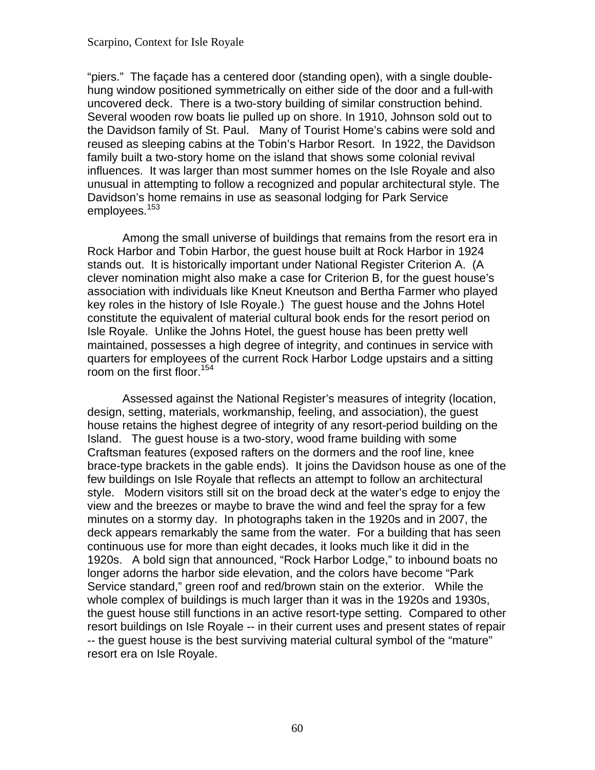"piers." The façade has a centered door (standing open), with a single double-hung window positioned symmetrically on either side of the door and a full-with uncovered deck. There is a two-story building of similar construction behind. Several wooden row boats lie pulled up on shore. In 1910, Johnson sold out to the Davidson family of St. Paul. Many of Tourist Home's cabins were sold and reused as sleeping cabins at the Tobin's Harbor Resort. In 1922, the Davidson family built a two-story home on the island that shows some colonial revival influences. It was larger than most summer homes on the Isle Royale and also unusual in attempting to follow a recognized and popular architectural style. The Davidson's home remains in use as seasonal lodging for Park Service employees.[153]

Among the small universe of buildings that remains from the resort era in Rock Harbor and Tobin Harbor, the guest house built at Rock Harbor in 1924 stands out. It is historically important under National Register Criterion A. (A clever nomination might also make a case for Criterion B, for the guest house's association with individuals like Kneut Kneutson and Bertha Farmer who played key roles in the history of Isle Royale.) The guest house and the Johns Hotel constitute the equivalent of material cultural book ends for the resort period on Isle Royale. Unlike the Johns Hotel, the guest house has been pretty well maintained, possesses a high degree of integrity, and continues in service with quarters for employees of the current Rock Harbor Lodge upstairs and a sitting room on the first floor.[154]

Assessed against the National Register's measures of integrity (location, design, setting, materials, workmanship, feeling, and association), the guest house retains the highest degree of integrity of any resort-period building on the Island. The guest house is a two-story, wood frame building with some Craftsman features (exposed rafters on the dormers and the roof line, knee brace-type brackets in the gable ends). It joins the Davidson house as one of the few buildings on Isle Royale that reflects an attempt to follow an architectural style. Modern visitors still sit on the broad deck at the water's edge to enjoy the view and the breezes or maybe to brave the wind and feel the spray for a few minutes on a stormy day. In photographs taken in the 1920s and in 2007, the deck appears remarkably the same from the water. For a building that has seen continuous use for more than eight decades, it looks much like it did in the 1920s. A bold sign that announced, "Rock Harbor Lodge," to inbound boats no longer adorns the harbor side elevation, and the colors have become "Park Service standard," green roof and red/brown stain on the exterior. While the whole complex of buildings is much larger than it was in the 1920s and 1930s, the guest house still functions in an active resort-type setting. Compared to other resort buildings on Isle Royale -- in their current uses and present states of repair -- the guest house is the best surviving material cultural symbol of the "mature" resort era on Isle Royale.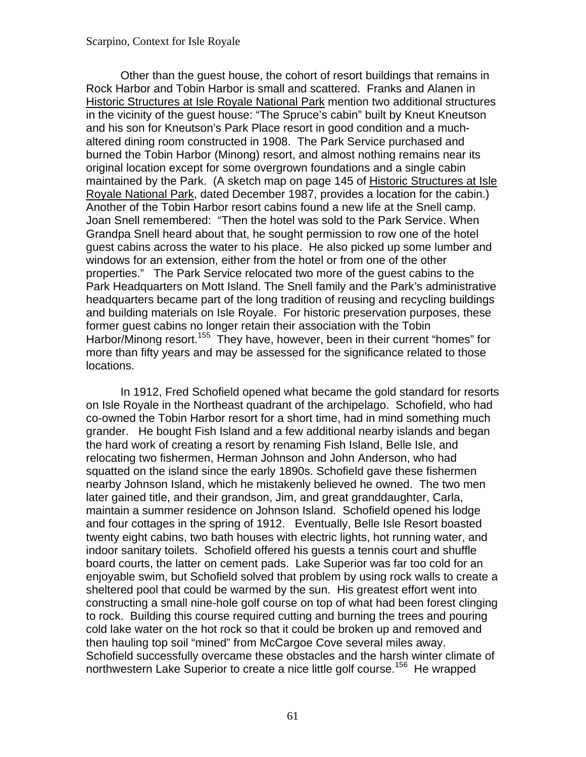Other than the guest house, the cohort of resort buildings that remains in Rock Harbor and Tobin Harbor is small and scattered. Franks and Alanen in Historic Structures at Isle Royale National Park mention two additional structures in the vicinity of the guest house: "The Spruce's cabin" built by Kneut Kneutson and his son for Kneutson's Park Place resort in good condition and a much-altered dining room constructed in 1908. The Park Service purchased and burned the Tobin Harbor (Minong) resort, and almost nothing remains near its original location except for some overgrown foundations and a single cabin maintained by the Park. (A sketch map on page 145 of Historic Structures at Isle Royale National Park, dated December 1987, provides a location for the cabin.) Another of the Tobin Harbor resort cabins found a new life at the Snell camp. Joan Snell remembered: "Then the hotel was sold to the Park Service. When Grandpa Snell heard about that, he sought permission to row one of the hotel guest cabins across the water to his place. He also picked up some lumber and windows for an extension, either from the hotel or from one of the other properties." The Park Service relocated two more of the guest cabins to the Park Headquarters on Mott Island. The Snell family and the Park's administrative headquarters became part of the long tradition of reusing and recycling buildings and building materials on Isle Royale. For historic preservation purposes, these former guest cabins no longer retain their association with the Tobin Harbor/Minong resort.[155] They have, however, been in their current "homes" for more than fifty years and may be assessed for the significance related to those locations.

In 1912, Fred Schofield opened what became the gold standard for resorts on Isle Royale in the Northeast quadrant of the archipelago. Schofield, who had co-owned the Tobin Harbor resort for a short time, had in mind something much grander. He bought Fish Island and a few additional nearby islands and began the hard work of creating a resort by renaming Fish Island, Belle Isle, and relocating two fishermen, Herman Johnson and John Anderson, who had squatted on the island since the early 1890s. Schofield gave these fishermen nearby Johnson Island, which he mistakenly believed he owned. The two men later gained title, and their grandson, Jim, and great granddaughter, Carla, maintain a summer residence on Johnson Island. Schofield opened his lodge and four cottages in the spring of 1912. Eventually, Belle Isle Resort boasted twenty eight cabins, two bath houses with electric lights, hot running water, and indoor sanitary toilets. Schofield offered his guests a tennis court and shuffle board courts, the latter on cement pads. Lake Superior was far too cold for an enjoyable swim, but Schofield solved that problem by using rock walls to create a sheltered pool that could be warmed by the sun. His greatest effort went into constructing a small nine-hole golf course on top of what had been forest clinging to rock. Building this course required cutting and burning the trees and pouring cold lake water on the hot rock so that it could be broken up and removed and then hauling top soil "mined" from McCargoe Cove several miles away. Schofield successfully overcame these obstacles and the harsh winter climate of northwestern Lake Superior to create a nice little golf course.[156] He wrapped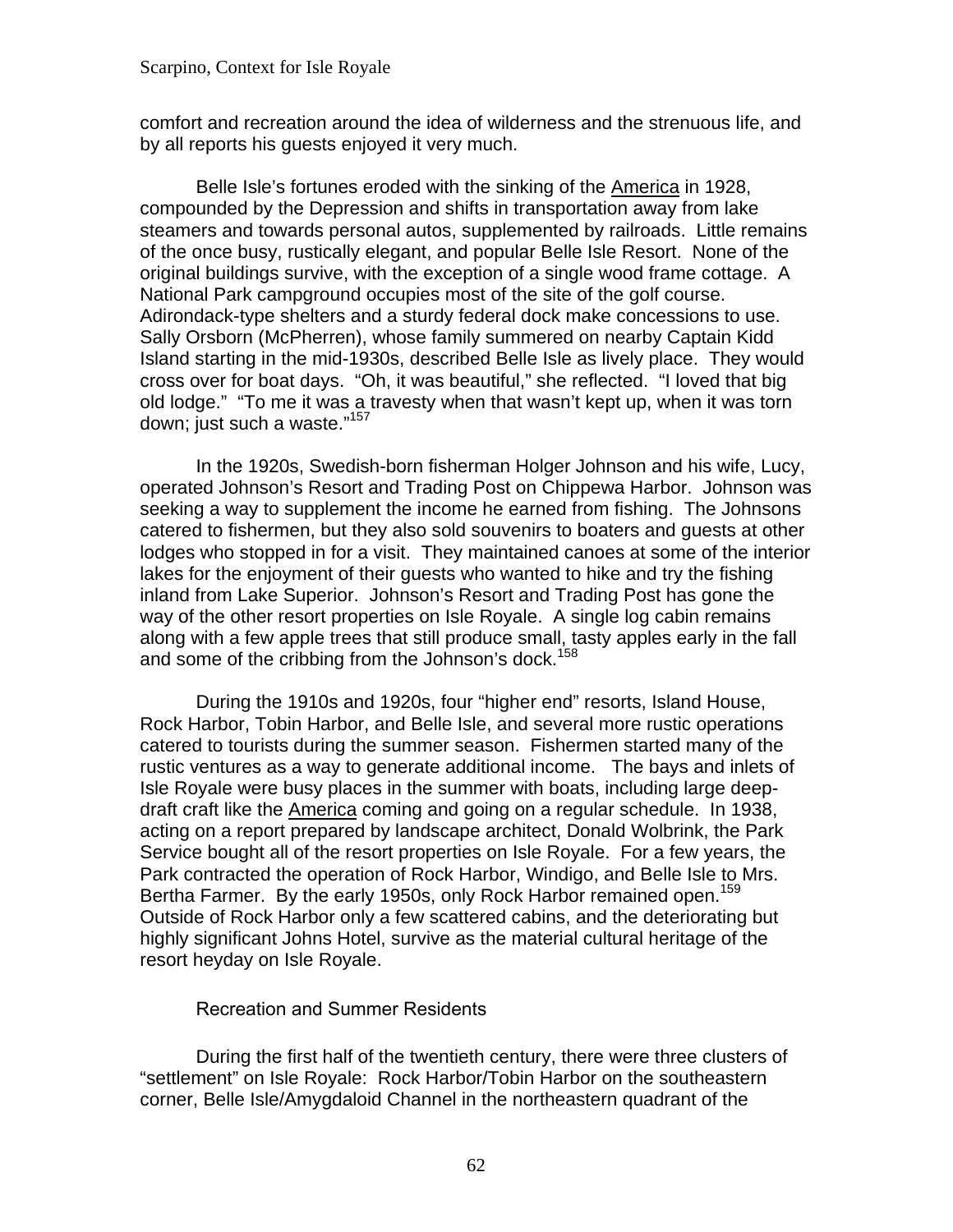comfort and recreation around the idea of wilderness and the strenuous life, and by all reports his guests enjoyed it very much.

Belle Isle's fortunes eroded with the sinking of the America in 1928, compounded by the Depression and shifts in transportation away from lake steamers and towards personal autos, supplemented by railroads. Little remains of the once busy, rustically elegant, and popular Belle Isle Resort. None of the original buildings survive, with the exception of a single wood frame cottage. A National Park campground occupies most of the site of the golf course. Adirondack-type shelters and a sturdy federal dock make concessions to use. Sally Orsborn (McPherren), whose family summered on nearby Captain Kidd Island starting in the mid-1930s, described Belle Isle as lively place. They would cross over for boat days. "Oh, it was beautiful," she reflected. "I loved that big old lodge." "To me it was a travesty when that wasn't kept up, when it was torn down; just such a waste."[157]

In the 1920s, Swedish-born fisherman Holger Johnson and his wife, Lucy, operated Johnson's Resort and Trading Post on Chippewa Harbor. Johnson was seeking a way to supplement the income he earned from fishing. The Johnsons catered to fishermen, but they also sold souvenirs to boaters and guests at other lodges who stopped in for a visit. They maintained canoes at some of the interior lakes for the enjoyment of their guests who wanted to hike and try the fishing inland from Lake Superior. Johnson's Resort and Trading Post has gone the way of the other resort properties on Isle Royale. A single log cabin remains along with a few apple trees that still produce small, tasty apples early in the fall and some of the cribbing from the Johnson's dock.[158]

During the 1910s and 1920s, four "higher end" resorts, Island House, Rock Harbor, Tobin Harbor, and Belle Isle, and several more rustic operations catered to tourists during the summer season. Fishermen started many of the rustic ventures as a way to generate additional income. The bays and inlets of Isle Royale were busy places in the summer with boats, including large deep-draft craft like the America coming and going on a regular schedule. In 1938, acting on a report prepared by landscape architect, Donald Wolbrink, the Park Service bought all of the resort properties on Isle Royale. For a few years, the Park contracted the operation of Rock Harbor, Windigo, and Belle Isle to Mrs. Bertha Farmer. By the early 1950s, only Rock Harbor remained open.[159] Outside of Rock Harbor only a few scattered cabins, and the deteriorating but highly significant Johns Hotel, survive as the material cultural heritage of the resort heyday on Isle Royale.

## Recreation and Summer Residents

During the first half of the twentieth century, there were three clusters of "settlement" on Isle Royale: Rock Harbor/Tobin Harbor on the southeastern corner, Belle Isle/Amygdaloid Channel in the northeastern quadrant of the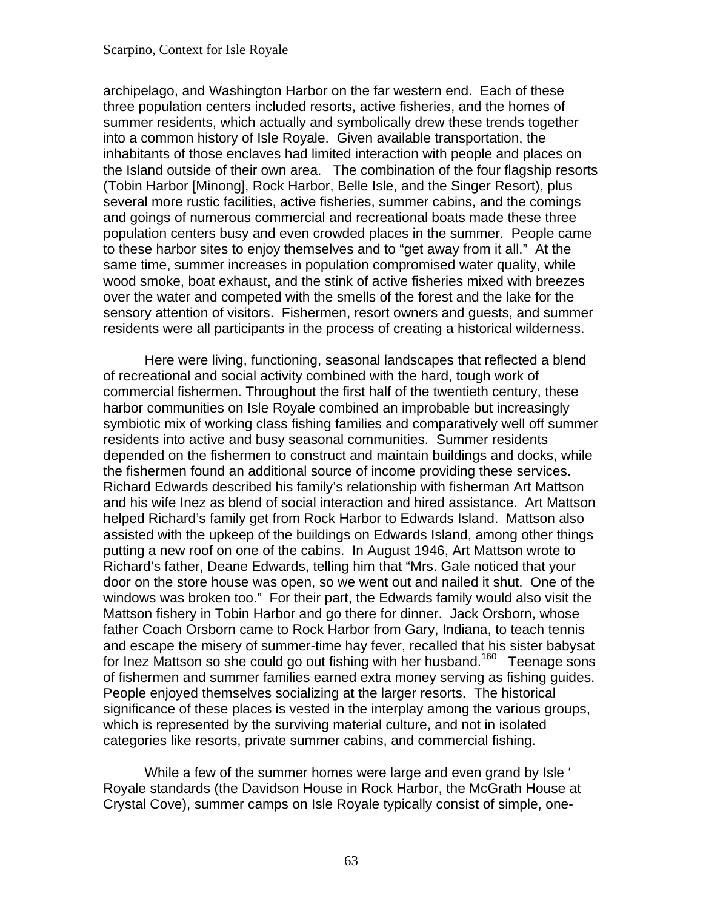archipelago, and Washington Harbor on the far western end. Each of these three population centers included resorts, active fisheries, and the homes of summer residents, which actually and symbolically drew these trends together into a common history of Isle Royale. Given available transportation, the inhabitants of those enclaves had limited interaction with people and places on the Island outside of their own area. The combination of the four flagship resorts (Tobin Harbor [Minong], Rock Harbor, Belle Isle, and the Singer Resort), plus several more rustic facilities, active fisheries, summer cabins, and the comings and goings of numerous commercial and recreational boats made these three population centers busy and even crowded places in the summer. People came to these harbor sites to enjoy themselves and to "get away from it all." At the same time, summer increases in population compromised water quality, while wood smoke, boat exhaust, and the stink of active fisheries mixed with breezes over the water and competed with the smells of the forest and the lake for the sensory attention of visitors. Fishermen, resort owners and guests, and summer residents were all participants in the process of creating a historical wilderness.

Here were living, functioning, seasonal landscapes that reflected a blend of recreational and social activity combined with the hard, tough work of commercial fishermen. Throughout the first half of the twentieth century, these harbor communities on Isle Royale combined an improbable but increasingly symbiotic mix of working class fishing families and comparatively well off summer residents into active and busy seasonal communities. Summer residents depended on the fishermen to construct and maintain buildings and docks, while the fishermen found an additional source of income providing these services. Richard Edwards described his family's relationship with fisherman Art Mattson and his wife Inez as blend of social interaction and hired assistance. Art Mattson helped Richard's family get from Rock Harbor to Edwards Island. Mattson also assisted with the upkeep of the buildings on Edwards Island, among other things putting a new roof on one of the cabins. In August 1946, Art Mattson wrote to Richard's father, Deane Edwards, telling him that "Mrs. Gale noticed that your door on the store house was open, so we went out and nailed it shut. One of the windows was broken too." For their part, the Edwards family would also visit the Mattson fishery in Tobin Harbor and go there for dinner. Jack Orsborn, whose father Coach Orsborn came to Rock Harbor from Gary, Indiana, to teach tennis and escape the misery of summer-time hay fever, recalled that his sister babysat for Inez Mattson so she could go out fishing with her husband.[160] Teenage sons of fishermen and summer families earned extra money serving as fishing guides. People enjoyed themselves socializing at the larger resorts. The historical significance of these places is vested in the interplay among the various groups, which is represented by the surviving material culture, and not in isolated categories like resorts, private summer cabins, and commercial fishing.

While a few of the summer homes were large and even grand by Isle ' Royale standards (the Davidson House in Rock Harbor, the McGrath House at Crystal Cove), summer camps on Isle Royale typically consist of simple, one-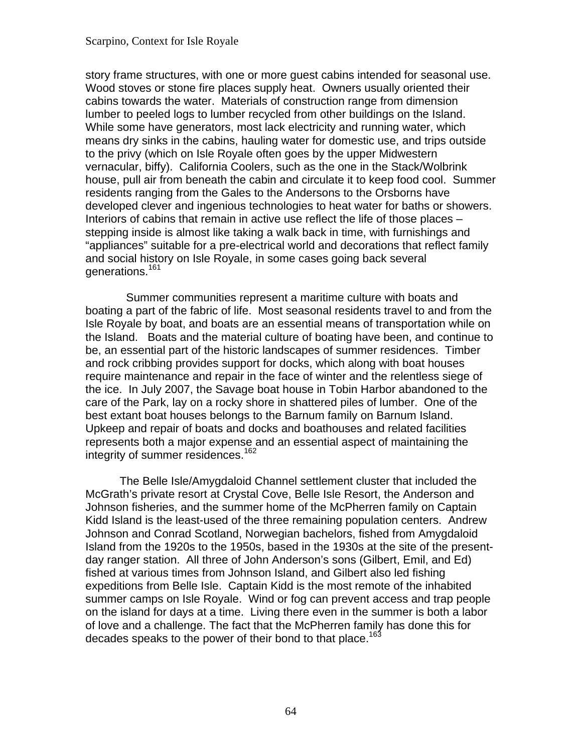story frame structures, with one or more guest cabins intended for seasonal use. Wood stoves or stone fire places supply heat. Owners usually oriented their cabins towards the water. Materials of construction range from dimension lumber to peeled logs to lumber recycled from other buildings on the Island. While some have generators, most lack electricity and running water, which means dry sinks in the cabins, hauling water for domestic use, and trips outside to the privy (which on Isle Royale often goes by the upper Midwestern vernacular, biffy). California Coolers, such as the one in the Stack/Wolbrink house, pull air from beneath the cabin and circulate it to keep food cool. Summer residents ranging from the Gales to the Andersons to the Orsborns have developed clever and ingenious technologies to heat water for baths or showers. Interiors of cabins that remain in active use reflect the life of those places – stepping inside is almost like taking a walk back in time, with furnishings and "appliances" suitable for a pre-electrical world and decorations that reflect family and social history on Isle Royale, in some cases going back several generations.[161]

Summer communities represent a maritime culture with boats and boating a part of the fabric of life. Most seasonal residents travel to and from the Isle Royale by boat, and boats are an essential means of transportation while on the Island. Boats and the material culture of boating have been, and continue to be, an essential part of the historic landscapes of summer residences. Timber and rock cribbing provides support for docks, which along with boat houses require maintenance and repair in the face of winter and the relentless siege of the ice. In July 2007, the Savage boat house in Tobin Harbor abandoned to the care of the Park, lay on a rocky shore in shattered piles of lumber. One of the best extant boat houses belongs to the Barnum family on Barnum Island. Upkeep and repair of boats and docks and boathouses and related facilities represents both a major expense and an essential aspect of maintaining the integrity of summer residences.[162]

The Belle Isle/Amygdaloid Channel settlement cluster that included the McGrath's private resort at Crystal Cove, Belle Isle Resort, the Anderson and Johnson fisheries, and the summer home of the McPherren family on Captain Kidd Island is the least-used of the three remaining population centers. Andrew Johnson and Conrad Scotland, Norwegian bachelors, fished from Amygdaloid Island from the 1920s to the 1950s, based in the 1930s at the site of the present-day ranger station. All three of John Anderson's sons (Gilbert, Emil, and Ed) fished at various times from Johnson Island, and Gilbert also led fishing expeditions from Belle Isle. Captain Kidd is the most remote of the inhabited summer camps on Isle Royale. Wind or fog can prevent access and trap people on the island for days at a time. Living there even in the summer is both a labor of love and a challenge. The fact that the McPherren family has done this for decades speaks to the power of their bond to that place.[163]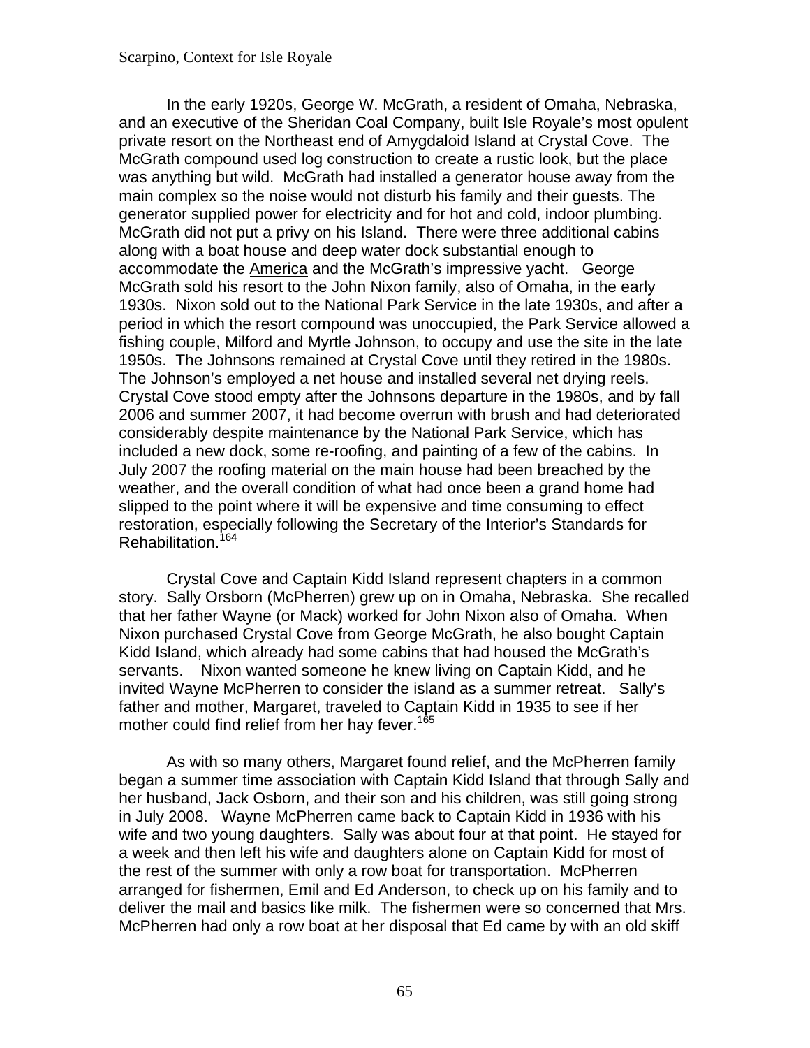In the early 1920s, George W. McGrath, a resident of Omaha, Nebraska, and an executive of the Sheridan Coal Company, built Isle Royale's most opulent private resort on the Northeast end of Amygdaloid Island at Crystal Cove. The McGrath compound used log construction to create a rustic look, but the place was anything but wild. McGrath had installed a generator house away from the main complex so the noise would not disturb his family and their guests. The generator supplied power for electricity and for hot and cold, indoor plumbing. McGrath did not put a privy on his Island. There were three additional cabins along with a boat house and deep water dock substantial enough to accommodate the America and the McGrath's impressive yacht. George McGrath sold his resort to the John Nixon family, also of Omaha, in the early 1930s. Nixon sold out to the National Park Service in the late 1930s, and after a period in which the resort compound was unoccupied, the Park Service allowed a fishing couple, Milford and Myrtle Johnson, to occupy and use the site in the late 1950s. The Johnsons remained at Crystal Cove until they retired in the 1980s. The Johnson's employed a net house and installed several net drying reels. Crystal Cove stood empty after the Johnsons departure in the 1980s, and by fall 2006 and summer 2007, it had become overrun with brush and had deteriorated considerably despite maintenance by the National Park Service, which has included a new dock, some re-roofing, and painting of a few of the cabins. In July 2007 the roofing material on the main house had been breached by the weather, and the overall condition of what had once been a grand home had slipped to the point where it will be expensive and time consuming to effect restoration, especially following the Secretary of the Interior's Standards for Rehabilitation.[164]

Crystal Cove and Captain Kidd Island represent chapters in a common story. Sally Orsborn (McPherren) grew up on in Omaha, Nebraska. She recalled that her father Wayne (or Mack) worked for John Nixon also of Omaha. When Nixon purchased Crystal Cove from George McGrath, he also bought Captain Kidd Island, which already had some cabins that had housed the McGrath's servants. Nixon wanted someone he knew living on Captain Kidd, and he invited Wayne McPherren to consider the island as a summer retreat. Sally's father and mother, Margaret, traveled to Captain Kidd in 1935 to see if her mother could find relief from her hay fever.[165]

As with so many others, Margaret found relief, and the McPherren family began a summer time association with Captain Kidd Island that through Sally and her husband, Jack Osborn, and their son and his children, was still going strong in July 2008. Wayne McPherren came back to Captain Kidd in 1936 with his wife and two young daughters. Sally was about four at that point. He stayed for a week and then left his wife and daughters alone on Captain Kidd for most of the rest of the summer with only a row boat for transportation. McPherren arranged for fishermen, Emil and Ed Anderson, to check up on his family and to deliver the mail and basics like milk. The fishermen were so concerned that Mrs. McPherren had only a row boat at her disposal that Ed came by with an old skiff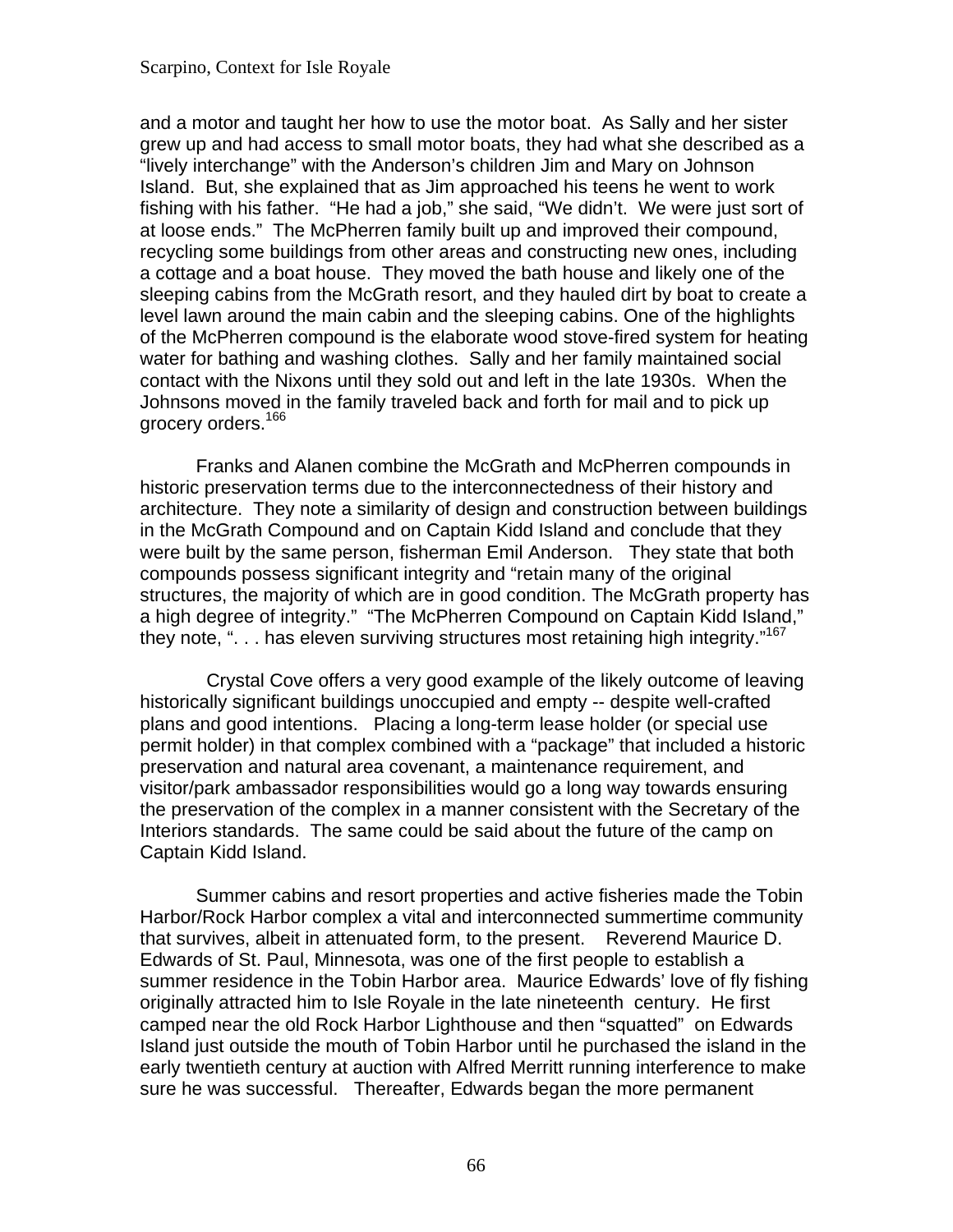and a motor and taught her how to use the motor boat. As Sally and her sister grew up and had access to small motor boats, they had what she described as a "lively interchange" with the Anderson's children Jim and Mary on Johnson Island. But, she explained that as Jim approached his teens he went to work fishing with his father. "He had a job," she said, "We didn't. We were just sort of at loose ends." The McPherren family built up and improved their compound, recycling some buildings from other areas and constructing new ones, including a cottage and a boat house. They moved the bath house and likely one of the sleeping cabins from the McGrath resort, and they hauled dirt by boat to create a level lawn around the main cabin and the sleeping cabins. One of the highlights of the McPherren compound is the elaborate wood stove-fired system for heating water for bathing and washing clothes. Sally and her family maintained social contact with the Nixons until they sold out and left in the late 1930s. When the Johnsons moved in the family traveled back and forth for mail and to pick up grocery orders.[166]

Franks and Alanen combine the McGrath and McPherren compounds in historic preservation terms due to the interconnectedness of their history and architecture. They note a similarity of design and construction between buildings in the McGrath Compound and on Captain Kidd Island and conclude that they were built by the same person, fisherman Emil Anderson. They state that both compounds possess significant integrity and "retain many of the original structures, the majority of which are in good condition. The McGrath property has a high degree of integrity." "The McPherren Compound on Captain Kidd Island," they note, ". . . has eleven surviving structures most retaining high integrity."[167]

Crystal Cove offers a very good example of the likely outcome of leaving historically significant buildings unoccupied and empty -- despite well-crafted plans and good intentions. Placing a long-term lease holder (or special use permit holder) in that complex combined with a "package" that included a historic preservation and natural area covenant, a maintenance requirement, and visitor/park ambassador responsibilities would go a long way towards ensuring the preservation of the complex in a manner consistent with the Secretary of the Interiors standards. The same could be said about the future of the camp on Captain Kidd Island.

Summer cabins and resort properties and active fisheries made the Tobin Harbor/Rock Harbor complex a vital and interconnected summertime community that survives, albeit in attenuated form, to the present. Reverend Maurice D. Edwards of St. Paul, Minnesota, was one of the first people to establish a summer residence in the Tobin Harbor area. Maurice Edwards' love of fly fishing originally attracted him to Isle Royale in the late nineteenth century. He first camped near the old Rock Harbor Lighthouse and then "squatted" on Edwards Island just outside the mouth of Tobin Harbor until he purchased the island in the early twentieth century at auction with Alfred Merritt running interference to make sure he was successful. Thereafter, Edwards began the more permanent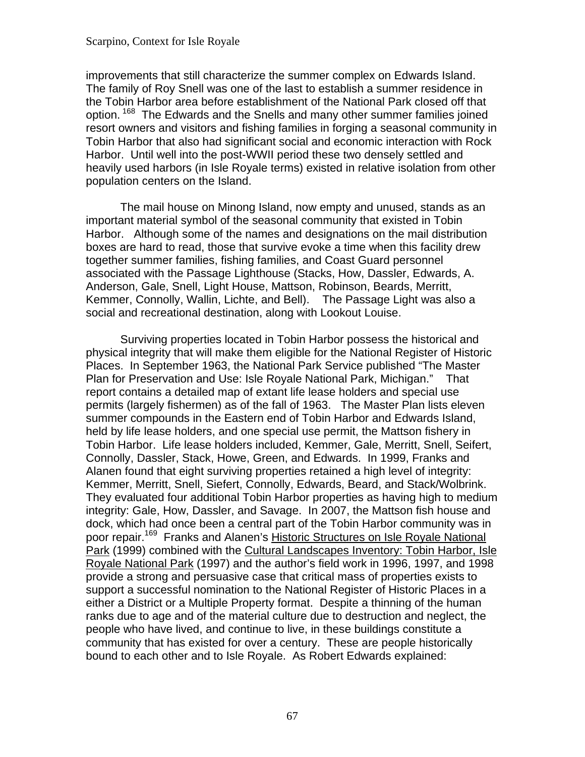improvements that still characterize the summer complex on Edwards Island. The family of Roy Snell was one of the last to establish a summer residence in the Tobin Harbor area before establishment of the National Park closed off that option. [168] The Edwards and the Snells and many other summer families joined resort owners and visitors and fishing families in forging a seasonal community in Tobin Harbor that also had significant social and economic interaction with Rock Harbor. Until well into the post-WWII period these two densely settled and heavily used harbors (in Isle Royale terms) existed in relative isolation from other population centers on the Island.

The mail house on Minong Island, now empty and unused, stands as an important material symbol of the seasonal community that existed in Tobin Harbor. Although some of the names and designations on the mail distribution boxes are hard to read, those that survive evoke a time when this facility drew together summer families, fishing families, and Coast Guard personnel associated with the Passage Lighthouse (Stacks, How, Dassler, Edwards, A. Anderson, Gale, Snell, Light House, Mattson, Robinson, Beards, Merritt, Kemmer, Connolly, Wallin, Lichte, and Bell). The Passage Light was also a social and recreational destination, along with Lookout Louise.

Surviving properties located in Tobin Harbor possess the historical and physical integrity that will make them eligible for the National Register of Historic Places. In September 1963, the National Park Service published "The Master Plan for Preservation and Use: Isle Royale National Park, Michigan." That report contains a detailed map of extant life lease holders and special use permits (largely fishermen) as of the fall of 1963. The Master Plan lists eleven summer compounds in the Eastern end of Tobin Harbor and Edwards Island, held by life lease holders, and one special use permit, the Mattson fishery in Tobin Harbor. Life lease holders included, Kemmer, Gale, Merritt, Snell, Seifert, Connolly, Dassler, Stack, Howe, Green, and Edwards. In 1999, Franks and Alanen found that eight surviving properties retained a high level of integrity: Kemmer, Merritt, Snell, Siefert, Connolly, Edwards, Beard, and Stack/Wolbrink. They evaluated four additional Tobin Harbor properties as having high to medium integrity: Gale, How, Dassler, and Savage. In 2007, the Mattson fish house and dock, which had once been a central part of the Tobin Harbor community was in poor repair.[169] Franks and Alanen's Historic Structures on Isle Royale National Park (1999) combined with the Cultural Landscapes Inventory: Tobin Harbor, Isle Royale National Park (1997) and the author's field work in 1996, 1997, and 1998 provide a strong and persuasive case that critical mass of properties exists to support a successful nomination to the National Register of Historic Places in a either a District or a Multiple Property format. Despite a thinning of the human ranks due to age and of the material culture due to destruction and neglect, the people who have lived, and continue to live, in these buildings constitute a community that has existed for over a century. These are people historically bound to each other and to Isle Royale. As Robert Edwards explained: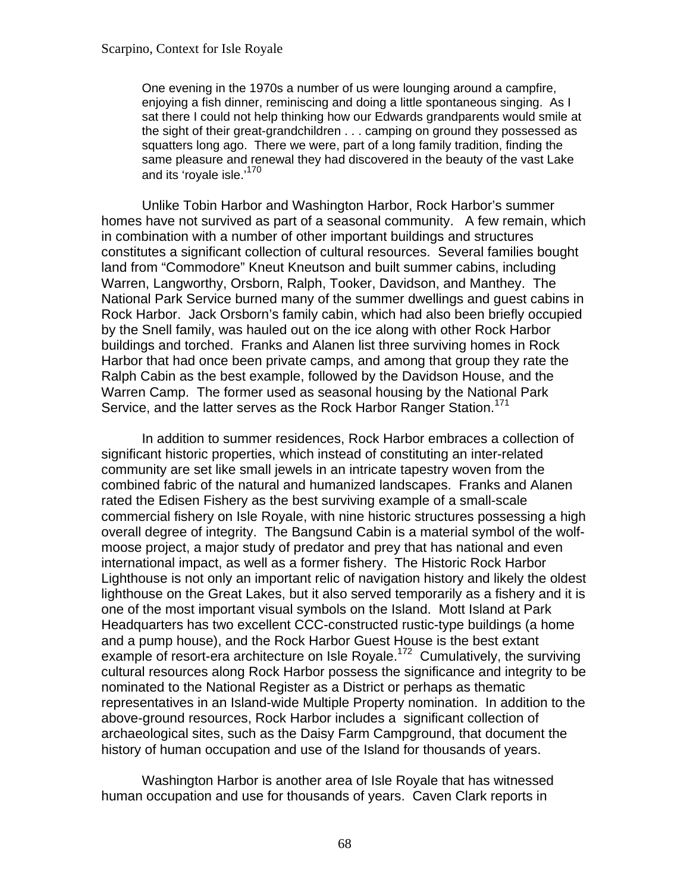> One evening in the 1970s a number of us were lounging around a campfire, enjoying a fish dinner, reminiscing and doing a little spontaneous singing. As I sat there I could not help thinking how our Edwards grandparents would smile at the sight of their great-grandchildren . . . camping on ground they possessed as squatters long ago. There we were, part of a long family tradition, finding the same pleasure and renewal they had discovered in the beauty of the vast Lake and its 'royale isle.'[170]

Unlike Tobin Harbor and Washington Harbor, Rock Harbor's summer homes have not survived as part of a seasonal community. A few remain, which in combination with a number of other important buildings and structures constitutes a significant collection of cultural resources. Several families bought land from "Commodore" Kneut Kneutson and built summer cabins, including Warren, Langworthy, Orsborn, Ralph, Tooker, Davidson, and Manthey. The National Park Service burned many of the summer dwellings and guest cabins in Rock Harbor. Jack Orsborn's family cabin, which had also been briefly occupied by the Snell family, was hauled out on the ice along with other Rock Harbor buildings and torched. Franks and Alanen list three surviving homes in Rock Harbor that had once been private camps, and among that group they rate the Ralph Cabin as the best example, followed by the Davidson House, and the Warren Camp. The former used as seasonal housing by the National Park Service, and the latter serves as the Rock Harbor Ranger Station.[171]

In addition to summer residences, Rock Harbor embraces a collection of significant historic properties, which instead of constituting an inter-related community are set like small jewels in an intricate tapestry woven from the combined fabric of the natural and humanized landscapes. Franks and Alanen rated the Edisen Fishery as the best surviving example of a small-scale commercial fishery on Isle Royale, with nine historic structures possessing a high overall degree of integrity. The Bangsund Cabin is a material symbol of the wolf-moose project, a major study of predator and prey that has national and even international impact, as well as a former fishery. The Historic Rock Harbor Lighthouse is not only an important relic of navigation history and likely the oldest lighthouse on the Great Lakes, but it also served temporarily as a fishery and it is one of the most important visual symbols on the Island. Mott Island at Park Headquarters has two excellent CCC-constructed rustic-type buildings (a home and a pump house), and the Rock Harbor Guest House is the best extant example of resort-era architecture on Isle Royale.[172] Cumulatively, the surviving cultural resources along Rock Harbor possess the significance and integrity to be nominated to the National Register as a District or perhaps as thematic representatives in an Island-wide Multiple Property nomination. In addition to the above-ground resources, Rock Harbor includes a significant collection of archaeological sites, such as the Daisy Farm Campground, that document the history of human occupation and use of the Island for thousands of years.

Washington Harbor is another area of Isle Royale that has witnessed human occupation and use for thousands of years. Caven Clark reports in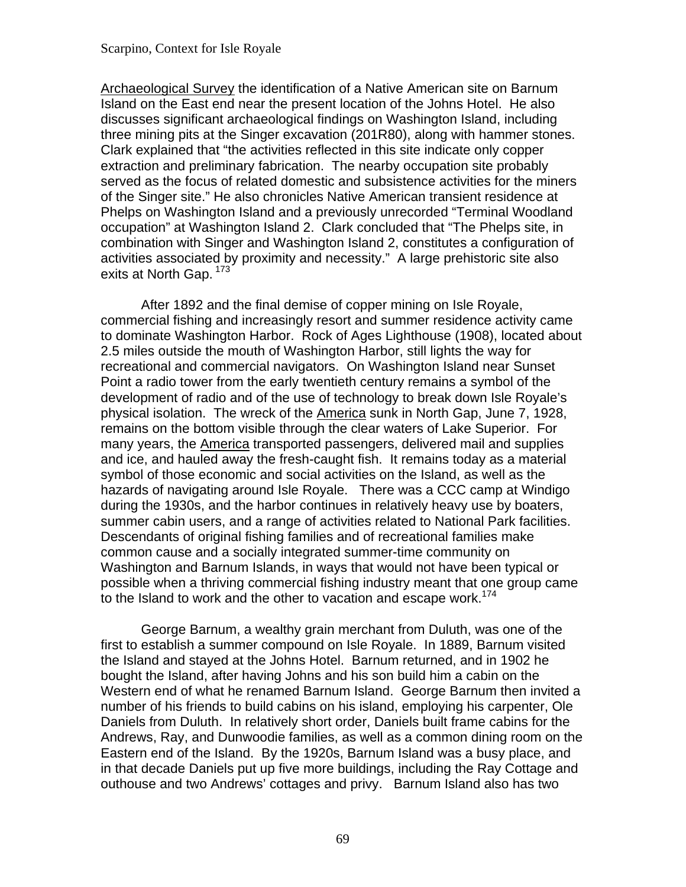Archaeological Survey the identification of a Native American site on Barnum Island on the East end near the present location of the Johns Hotel. He also discusses significant archaeological findings on Washington Island, including three mining pits at the Singer excavation (201R80), along with hammer stones. Clark explained that "the activities reflected in this site indicate only copper extraction and preliminary fabrication. The nearby occupation site probably served as the focus of related domestic and subsistence activities for the miners of the Singer site." He also chronicles Native American transient residence at Phelps on Washington Island and a previously unrecorded "Terminal Woodland occupation" at Washington Island 2. Clark concluded that "The Phelps site, in combination with Singer and Washington Island 2, constitutes a configuration of activities associated by proximity and necessity." A large prehistoric site also exits at North Gap.[173]

After 1892 and the final demise of copper mining on Isle Royale, commercial fishing and increasingly resort and summer residence activity came to dominate Washington Harbor. Rock of Ages Lighthouse (1908), located about 2.5 miles outside the mouth of Washington Harbor, still lights the way for recreational and commercial navigators. On Washington Island near Sunset Point a radio tower from the early twentieth century remains a symbol of the development of radio and of the use of technology to break down Isle Royale's physical isolation. The wreck of the America sunk in North Gap, June 7, 1928, remains on the bottom visible through the clear waters of Lake Superior. For many years, the America transported passengers, delivered mail and supplies and ice, and hauled away the fresh-caught fish. It remains today as a material symbol of those economic and social activities on the Island, as well as the hazards of navigating around Isle Royale. There was a CCC camp at Windigo during the 1930s, and the harbor continues in relatively heavy use by boaters, summer cabin users, and a range of activities related to National Park facilities. Descendants of original fishing families and of recreational families make common cause and a socially integrated summer-time community on Washington and Barnum Islands, in ways that would not have been typical or possible when a thriving commercial fishing industry meant that one group came to the Island to work and the other to vacation and escape work.[174]

George Barnum, a wealthy grain merchant from Duluth, was one of the first to establish a summer compound on Isle Royale. In 1889, Barnum visited the Island and stayed at the Johns Hotel. Barnum returned, and in 1902 he bought the Island, after having Johns and his son build him a cabin on the Western end of what he renamed Barnum Island. George Barnum then invited a number of his friends to build cabins on his island, employing his carpenter, Ole Daniels from Duluth. In relatively short order, Daniels built frame cabins for the Andrews, Ray, and Dunwoodie families, as well as a common dining room on the Eastern end of the Island. By the 1920s, Barnum Island was a busy place, and in that decade Daniels put up five more buildings, including the Ray Cottage and outhouse and two Andrews' cottages and privy. Barnum Island also has two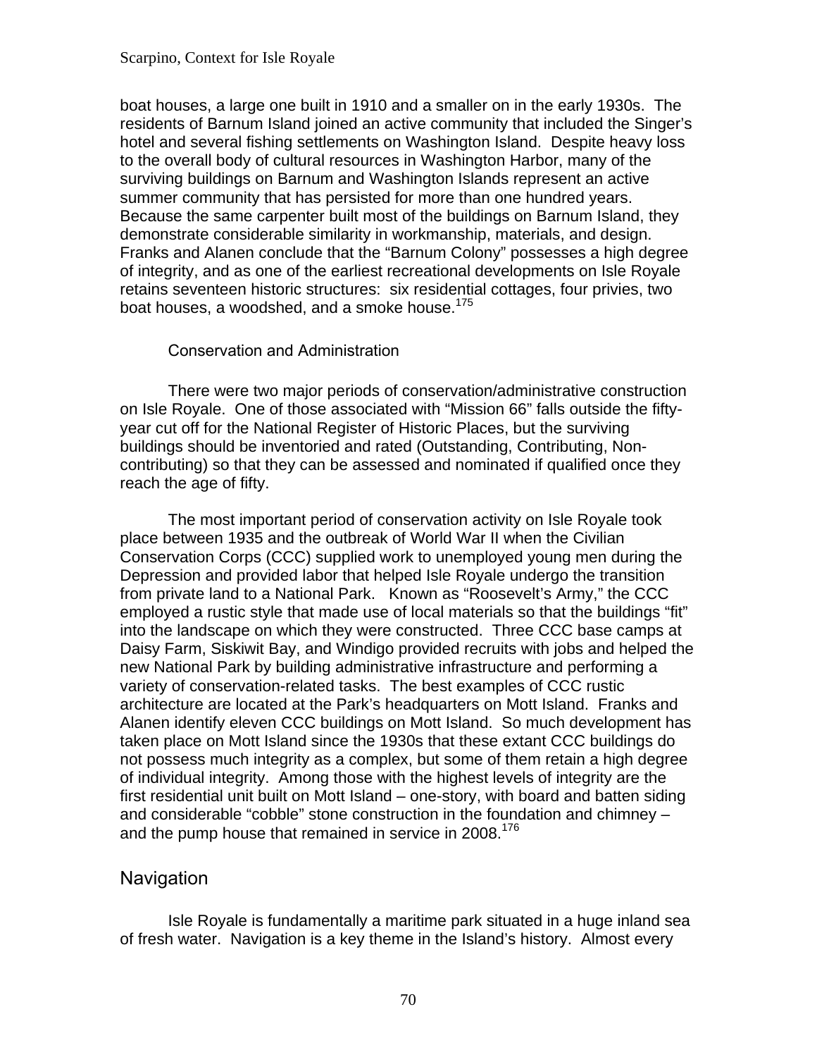boat houses, a large one built in 1910 and a smaller on in the early 1930s. The residents of Barnum Island joined an active community that included the Singer's hotel and several fishing settlements on Washington Island. Despite heavy loss to the overall body of cultural resources in Washington Harbor, many of the surviving buildings on Barnum and Washington Islands represent an active summer community that has persisted for more than one hundred years. Because the same carpenter built most of the buildings on Barnum Island, they demonstrate considerable similarity in workmanship, materials, and design. Franks and Alanen conclude that the "Barnum Colony" possesses a high degree of integrity, and as one of the earliest recreational developments on Isle Royale retains seventeen historic structures: six residential cottages, four privies, two boat houses, a woodshed, and a smoke house.[175]

### Conservation and Administration

There were two major periods of conservation/administrative construction on Isle Royale. One of those associated with "Mission 66" falls outside the fifty-year cut off for the National Register of Historic Places, but the surviving buildings should be inventoried and rated (Outstanding, Contributing, Non-contributing) so that they can be assessed and nominated if qualified once they reach the age of fifty.

The most important period of conservation activity on Isle Royale took place between 1935 and the outbreak of World War II when the Civilian Conservation Corps (CCC) supplied work to unemployed young men during the Depression and provided labor that helped Isle Royale undergo the transition from private land to a National Park. Known as "Roosevelt's Army," the CCC employed a rustic style that made use of local materials so that the buildings "fit" into the landscape on which they were constructed. Three CCC base camps at Daisy Farm, Siskiwit Bay, and Windigo provided recruits with jobs and helped the new National Park by building administrative infrastructure and performing a variety of conservation-related tasks. The best examples of CCC rustic architecture are located at the Park's headquarters on Mott Island. Franks and Alanen identify eleven CCC buildings on Mott Island. So much development has taken place on Mott Island since the 1930s that these extant CCC buildings do not possess much integrity as a complex, but some of them retain a high degree of individual integrity. Among those with the highest levels of integrity are the first residential unit built on Mott Island – one-story, with board and batten siding and considerable "cobble" stone construction in the foundation and chimney – and the pump house that remained in service in 2008.[176]

## Navigation

Isle Royale is fundamentally a maritime park situated in a huge inland sea of fresh water. Navigation is a key theme in the Island's history. Almost every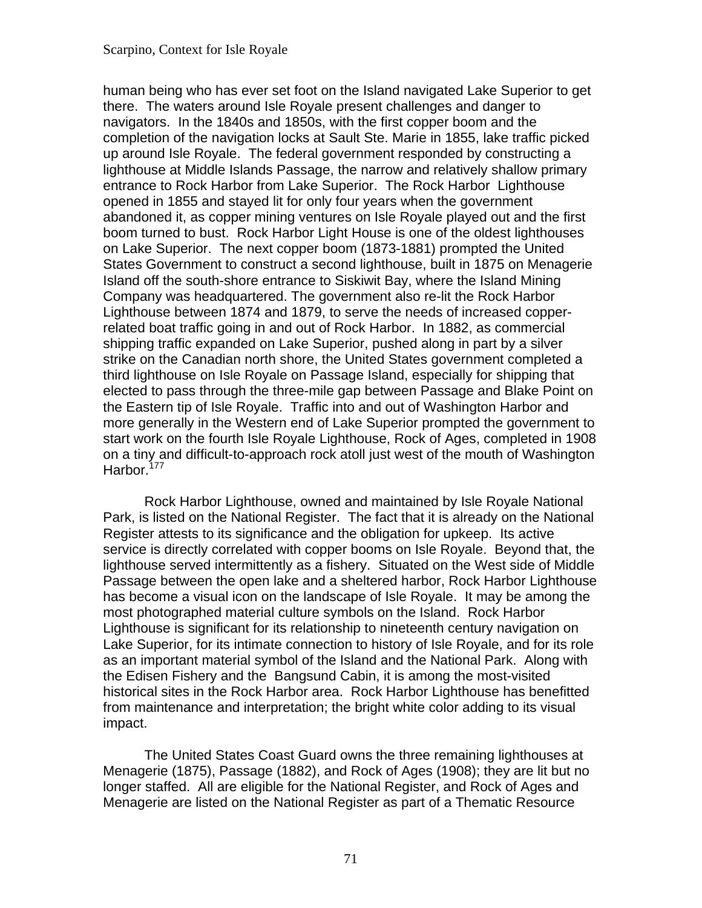human being who has ever set foot on the Island navigated Lake Superior to get there. The waters around Isle Royale present challenges and danger to navigators. In the 1840s and 1850s, with the first copper boom and the completion of the navigation locks at Sault Ste. Marie in 1855, lake traffic picked up around Isle Royale. The federal government responded by constructing a lighthouse at Middle Islands Passage, the narrow and relatively shallow primary entrance to Rock Harbor from Lake Superior. The Rock Harbor Lighthouse opened in 1855 and stayed lit for only four years when the government abandoned it, as copper mining ventures on Isle Royale played out and the first boom turned to bust. Rock Harbor Light House is one of the oldest lighthouses on Lake Superior. The next copper boom (1873-1881) prompted the United States Government to construct a second lighthouse, built in 1875 on Menagerie Island off the south-shore entrance to Siskiwit Bay, where the Island Mining Company was headquartered. The government also re-lit the Rock Harbor Lighthouse between 1874 and 1879, to serve the needs of increased copper-related boat traffic going in and out of Rock Harbor. In 1882, as commercial shipping traffic expanded on Lake Superior, pushed along in part by a silver strike on the Canadian north shore, the United States government completed a third lighthouse on Isle Royale on Passage Island, especially for shipping that elected to pass through the three-mile gap between Passage and Blake Point on the Eastern tip of Isle Royale. Traffic into and out of Washington Harbor and more generally in the Western end of Lake Superior prompted the government to start work on the fourth Isle Royale Lighthouse, Rock of Ages, completed in 1908 on a tiny and difficult-to-approach rock atoll just west of the mouth of Washington Harbor.[177]

Rock Harbor Lighthouse, owned and maintained by Isle Royale National Park, is listed on the National Register. The fact that it is already on the National Register attests to its significance and the obligation for upkeep. Its active service is directly correlated with copper booms on Isle Royale. Beyond that, the lighthouse served intermittently as a fishery. Situated on the West side of Middle Passage between the open lake and a sheltered harbor, Rock Harbor Lighthouse has become a visual icon on the landscape of Isle Royale. It may be among the most photographed material culture symbols on the Island. Rock Harbor Lighthouse is significant for its relationship to nineteenth century navigation on Lake Superior, for its intimate connection to history of Isle Royale, and for its role as an important material symbol of the Island and the National Park. Along with the Edisen Fishery and the Bangsund Cabin, it is among the most-visited historical sites in the Rock Harbor area. Rock Harbor Lighthouse has benefitted from maintenance and interpretation; the bright white color adding to its visual impact.

The United States Coast Guard owns the three remaining lighthouses at Menagerie (1875), Passage (1882), and Rock of Ages (1908); they are lit but no longer staffed. All are eligible for the National Register, and Rock of Ages and Menagerie are listed on the National Register as part of a Thematic Resource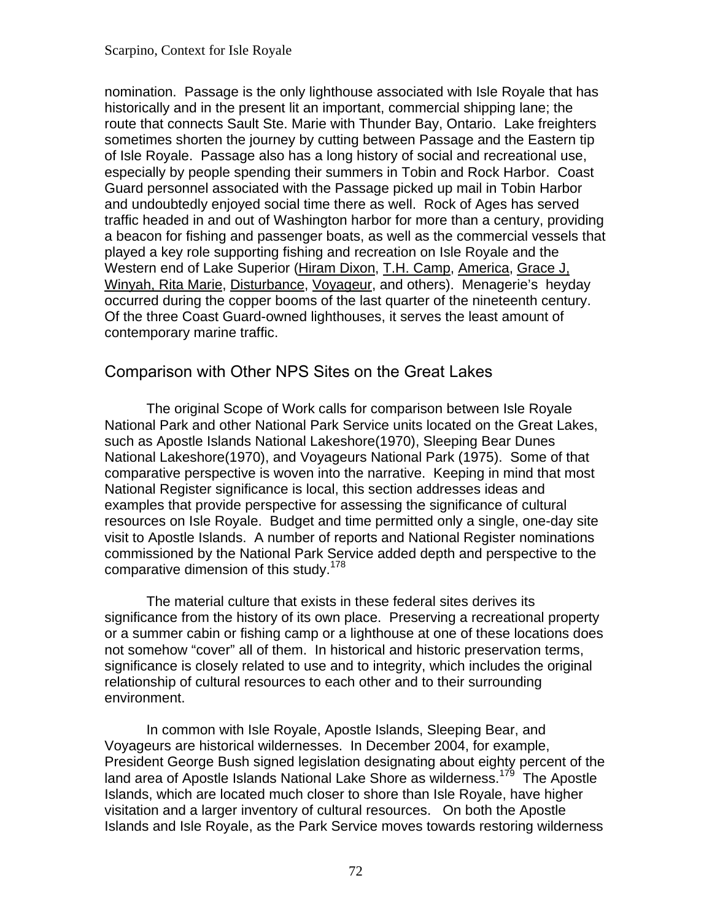nomination. Passage is the only lighthouse associated with Isle Royale that has historically and in the present lit an important, commercial shipping lane; the route that connects Sault Ste. Marie with Thunder Bay, Ontario. Lake freighters sometimes shorten the journey by cutting between Passage and the Eastern tip of Isle Royale. Passage also has a long history of social and recreational use, especially by people spending their summers in Tobin and Rock Harbor. Coast Guard personnel associated with the Passage picked up mail in Tobin Harbor and undoubtedly enjoyed social time there as well. Rock of Ages has served traffic headed in and out of Washington harbor for more than a century, providing a beacon for fishing and passenger boats, as well as the commercial vessels that played a key role supporting fishing and recreation on Isle Royale and the Western end of Lake Superior (Hiram Dixon, T.H. Camp, America, Grace J, Winyah, Rita Marie, Disturbance, Voyageur, and others). Menagerie's heyday occurred during the copper booms of the last quarter of the nineteenth century. Of the three Coast Guard-owned lighthouses, it serves the least amount of contemporary marine traffic.

## Comparison with Other NPS Sites on the Great Lakes

The original Scope of Work calls for comparison between Isle Royale National Park and other National Park Service units located on the Great Lakes, such as Apostle Islands National Lakeshore(1970), Sleeping Bear Dunes National Lakeshore(1970), and Voyageurs National Park (1975). Some of that comparative perspective is woven into the narrative. Keeping in mind that most National Register significance is local, this section addresses ideas and examples that provide perspective for assessing the significance of cultural resources on Isle Royale. Budget and time permitted only a single, one-day site visit to Apostle Islands. A number of reports and National Register nominations commissioned by the National Park Service added depth and perspective to the comparative dimension of this study.[178]

The material culture that exists in these federal sites derives its significance from the history of its own place. Preserving a recreational property or a summer cabin or fishing camp or a lighthouse at one of these locations does not somehow "cover" all of them. In historical and historic preservation terms, significance is closely related to use and to integrity, which includes the original relationship of cultural resources to each other and to their surrounding environment.

In common with Isle Royale, Apostle Islands, Sleeping Bear, and Voyageurs are historical wildernesses. In December 2004, for example, President George Bush signed legislation designating about eighty percent of the land area of Apostle Islands National Lake Shore as wilderness.[179] The Apostle Islands, which are located much closer to shore than Isle Royale, have higher visitation and a larger inventory of cultural resources. On both the Apostle Islands and Isle Royale, as the Park Service moves towards restoring wilderness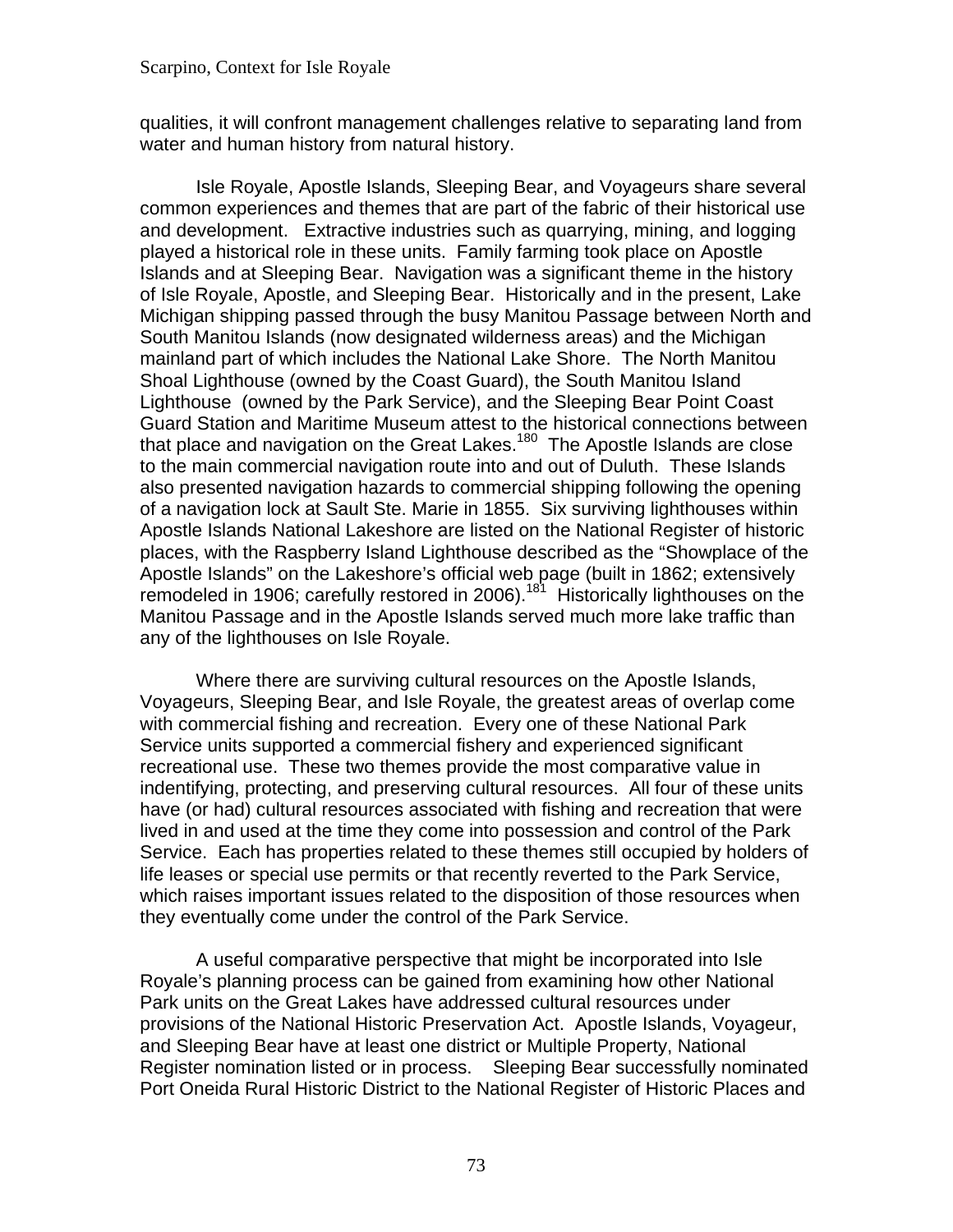qualities, it will confront management challenges relative to separating land from water and human history from natural history.

Isle Royale, Apostle Islands, Sleeping Bear, and Voyageurs share several common experiences and themes that are part of the fabric of their historical use and development. Extractive industries such as quarrying, mining, and logging played a historical role in these units. Family farming took place on Apostle Islands and at Sleeping Bear. Navigation was a significant theme in the history of Isle Royale, Apostle, and Sleeping Bear. Historically and in the present, Lake Michigan shipping passed through the busy Manitou Passage between North and South Manitou Islands (now designated wilderness areas) and the Michigan mainland part of which includes the National Lake Shore. The North Manitou Shoal Lighthouse (owned by the Coast Guard), the South Manitou Island Lighthouse (owned by the Park Service), and the Sleeping Bear Point Coast Guard Station and Maritime Museum attest to the historical connections between that place and navigation on the Great Lakes.[180] The Apostle Islands are close to the main commercial navigation route into and out of Duluth. These Islands also presented navigation hazards to commercial shipping following the opening of a navigation lock at Sault Ste. Marie in 1855. Six surviving lighthouses within Apostle Islands National Lakeshore are listed on the National Register of historic places, with the Raspberry Island Lighthouse described as the "Showplace of the Apostle Islands" on the Lakeshore's official web page (built in 1862; extensively remodeled in 1906; carefully restored in 2006).[181] Historically lighthouses on the Manitou Passage and in the Apostle Islands served much more lake traffic than any of the lighthouses on Isle Royale.

Where there are surviving cultural resources on the Apostle Islands, Voyageurs, Sleeping Bear, and Isle Royale, the greatest areas of overlap come with commercial fishing and recreation. Every one of these National Park Service units supported a commercial fishery and experienced significant recreational use. These two themes provide the most comparative value in indentifying, protecting, and preserving cultural resources. All four of these units have (or had) cultural resources associated with fishing and recreation that were lived in and used at the time they come into possession and control of the Park Service. Each has properties related to these themes still occupied by holders of life leases or special use permits or that recently reverted to the Park Service, which raises important issues related to the disposition of those resources when they eventually come under the control of the Park Service.

A useful comparative perspective that might be incorporated into Isle Royale's planning process can be gained from examining how other National Park units on the Great Lakes have addressed cultural resources under provisions of the National Historic Preservation Act. Apostle Islands, Voyageur, and Sleeping Bear have at least one district or Multiple Property, National Register nomination listed or in process. Sleeping Bear successfully nominated Port Oneida Rural Historic District to the National Register of Historic Places and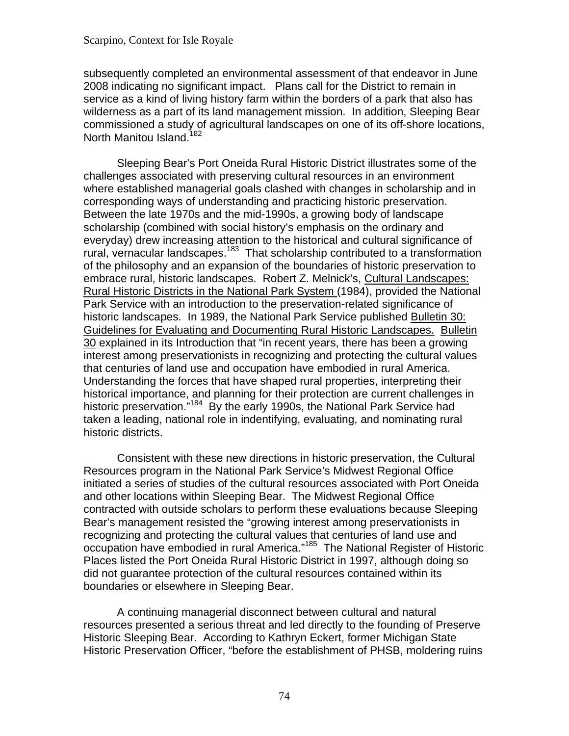subsequently completed an environmental assessment of that endeavor in June 2008 indicating no significant impact. Plans call for the District to remain in service as a kind of living history farm within the borders of a park that also has wilderness as a part of its land management mission. In addition, Sleeping Bear commissioned a study of agricultural landscapes on one of its off-shore locations, North Manitou Island.[182]

Sleeping Bear's Port Oneida Rural Historic District illustrates some of the challenges associated with preserving cultural resources in an environment where established managerial goals clashed with changes in scholarship and in corresponding ways of understanding and practicing historic preservation. Between the late 1970s and the mid-1990s, a growing body of landscape scholarship (combined with social history's emphasis on the ordinary and everyday) drew increasing attention to the historical and cultural significance of rural, vernacular landscapes.[183] That scholarship contributed to a transformation of the philosophy and an expansion of the boundaries of historic preservation to embrace rural, historic landscapes. Robert Z. Melnick's, Cultural Landscapes: Rural Historic Districts in the National Park System (1984), provided the National Park Service with an introduction to the preservation-related significance of historic landscapes. In 1989, the National Park Service published Bulletin 30: Guidelines for Evaluating and Documenting Rural Historic Landscapes. Bulletin 30 explained in its Introduction that "in recent years, there has been a growing interest among preservationists in recognizing and protecting the cultural values that centuries of land use and occupation have embodied in rural America. Understanding the forces that have shaped rural properties, interpreting their historical importance, and planning for their protection are current challenges in historic preservation."[184] By the early 1990s, the National Park Service had taken a leading, national role in indentifying, evaluating, and nominating rural historic districts.

Consistent with these new directions in historic preservation, the Cultural Resources program in the National Park Service's Midwest Regional Office initiated a series of studies of the cultural resources associated with Port Oneida and other locations within Sleeping Bear. The Midwest Regional Office contracted with outside scholars to perform these evaluations because Sleeping Bear's management resisted the "growing interest among preservationists in recognizing and protecting the cultural values that centuries of land use and occupation have embodied in rural America."[185] The National Register of Historic Places listed the Port Oneida Rural Historic District in 1997, although doing so did not guarantee protection of the cultural resources contained within its boundaries or elsewhere in Sleeping Bear.

A continuing managerial disconnect between cultural and natural resources presented a serious threat and led directly to the founding of Preserve Historic Sleeping Bear. According to Kathryn Eckert, former Michigan State Historic Preservation Officer, "before the establishment of PHSB, moldering ruins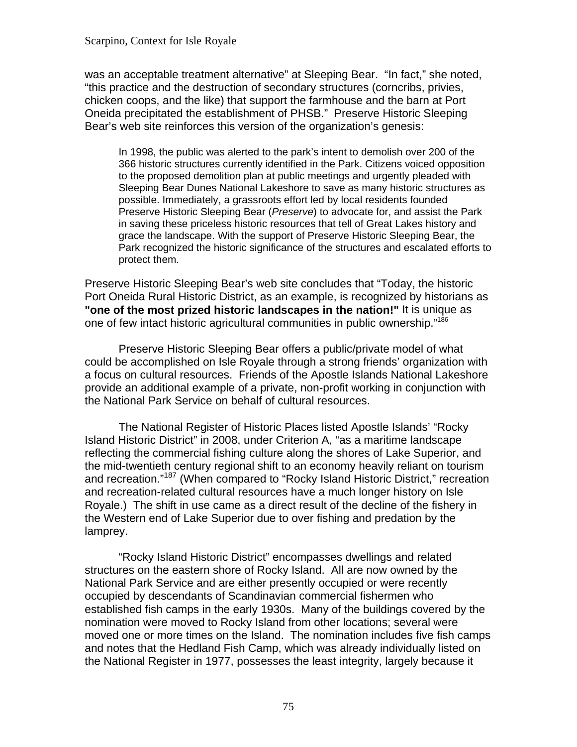was an acceptable treatment alternative" at Sleeping Bear. "In fact," she noted, "this practice and the destruction of secondary structures (corncribs, privies, chicken coops, and the like) that support the farmhouse and the barn at Port Oneida precipitated the establishment of PHSB." Preserve Historic Sleeping Bear's web site reinforces this version of the organization's genesis:

> In 1998, the public was alerted to the park's intent to demolish over 200 of the 366 historic structures currently identified in the Park. Citizens voiced opposition to the proposed demolition plan at public meetings and urgently pleaded with Sleeping Bear Dunes National Lakeshore to save as many historic structures as possible. Immediately, a grassroots effort led by local residents founded Preserve Historic Sleeping Bear (*Preserve*) to advocate for, and assist the Park in saving these priceless historic resources that tell of Great Lakes history and grace the landscape. With the support of Preserve Historic Sleeping Bear, the Park recognized the historic significance of the structures and escalated efforts to protect them.

Preserve Historic Sleeping Bear's web site concludes that "Today, the historic Port Oneida Rural Historic District, as an example, is recognized by historians as **"one of the most prized historic landscapes in the nation!"** It is unique as one of few intact historic agricultural communities in public ownership."[186]

Preserve Historic Sleeping Bear offers a public/private model of what could be accomplished on Isle Royale through a strong friends' organization with a focus on cultural resources. Friends of the Apostle Islands National Lakeshore provide an additional example of a private, non-profit working in conjunction with the National Park Service on behalf of cultural resources.

The National Register of Historic Places listed Apostle Islands' "Rocky Island Historic District" in 2008, under Criterion A, "as a maritime landscape reflecting the commercial fishing culture along the shores of Lake Superior, and the mid-twentieth century regional shift to an economy heavily reliant on tourism and recreation."[187] (When compared to "Rocky Island Historic District," recreation and recreation-related cultural resources have a much longer history on Isle Royale.) The shift in use came as a direct result of the decline of the fishery in the Western end of Lake Superior due to over fishing and predation by the lamprey.

"Rocky Island Historic District" encompasses dwellings and related structures on the eastern shore of Rocky Island. All are now owned by the National Park Service and are either presently occupied or were recently occupied by descendants of Scandinavian commercial fishermen who established fish camps in the early 1930s. Many of the buildings covered by the nomination were moved to Rocky Island from other locations; several were moved one or more times on the Island. The nomination includes five fish camps and notes that the Hedland Fish Camp, which was already individually listed on the National Register in 1977, possesses the least integrity, largely because it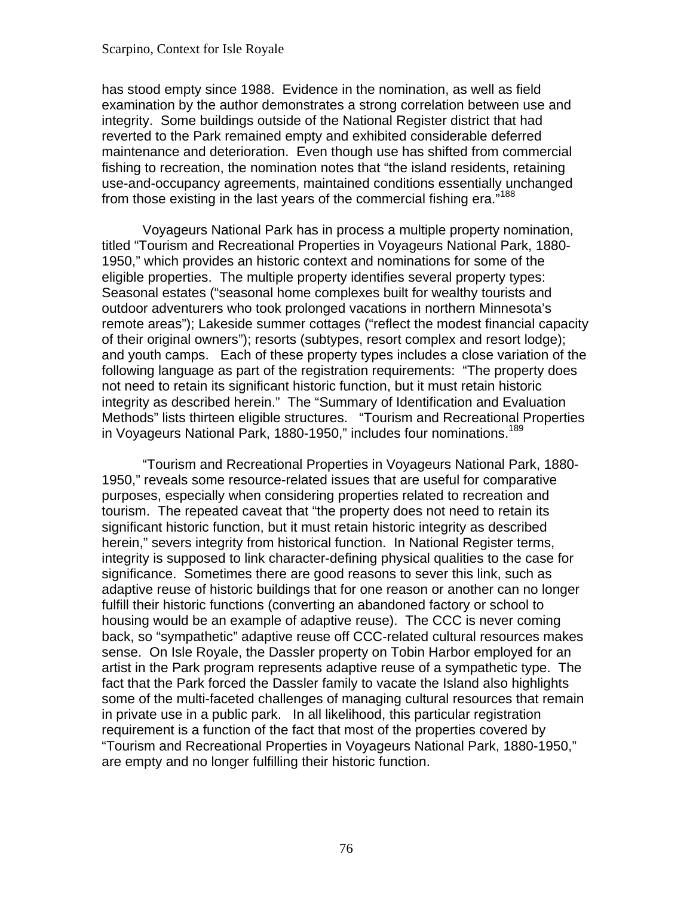has stood empty since 1988. Evidence in the nomination, as well as field examination by the author demonstrates a strong correlation between use and integrity. Some buildings outside of the National Register district that had reverted to the Park remained empty and exhibited considerable deferred maintenance and deterioration. Even though use has shifted from commercial fishing to recreation, the nomination notes that "the island residents, retaining use-and-occupancy agreements, maintained conditions essentially unchanged from those existing in the last years of the commercial fishing era."[188]

Voyageurs National Park has in process a multiple property nomination, titled "Tourism and Recreational Properties in Voyageurs National Park, 1880-1950," which provides an historic context and nominations for some of the eligible properties. The multiple property identifies several property types: Seasonal estates ("seasonal home complexes built for wealthy tourists and outdoor adventurers who took prolonged vacations in northern Minnesota's remote areas"); Lakeside summer cottages ("reflect the modest financial capacity of their original owners"); resorts (subtypes, resort complex and resort lodge); and youth camps. Each of these property types includes a close variation of the following language as part of the registration requirements: "The property does not need to retain its significant historic function, but it must retain historic integrity as described herein." The "Summary of Identification and Evaluation Methods" lists thirteen eligible structures. "Tourism and Recreational Properties in Voyageurs National Park, 1880-1950," includes four nominations.[189]

"Tourism and Recreational Properties in Voyageurs National Park, 1880-1950," reveals some resource-related issues that are useful for comparative purposes, especially when considering properties related to recreation and tourism. The repeated caveat that "the property does not need to retain its significant historic function, but it must retain historic integrity as described herein," severs integrity from historical function. In National Register terms, integrity is supposed to link character-defining physical qualities to the case for significance. Sometimes there are good reasons to sever this link, such as adaptive reuse of historic buildings that for one reason or another can no longer fulfill their historic functions (converting an abandoned factory or school to housing would be an example of adaptive reuse). The CCC is never coming back, so "sympathetic" adaptive reuse off CCC-related cultural resources makes sense. On Isle Royale, the Dassler property on Tobin Harbor employed for an artist in the Park program represents adaptive reuse of a sympathetic type. The fact that the Park forced the Dassler family to vacate the Island also highlights some of the multi-faceted challenges of managing cultural resources that remain in private use in a public park. In all likelihood, this particular registration requirement is a function of the fact that most of the properties covered by "Tourism and Recreational Properties in Voyageurs National Park, 1880-1950," are empty and no longer fulfilling their historic function.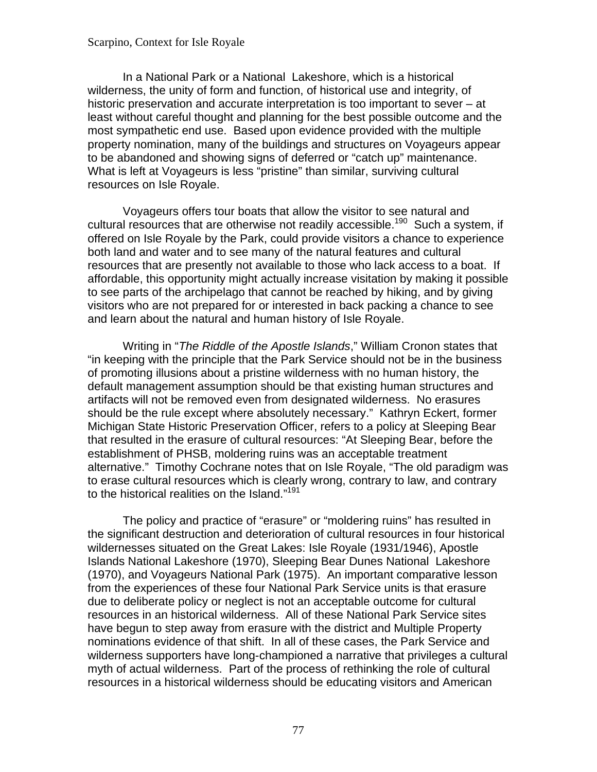In a National Park or a National Lakeshore, which is a historical wilderness, the unity of form and function, of historical use and integrity, of historic preservation and accurate interpretation is too important to sever – at least without careful thought and planning for the best possible outcome and the most sympathetic end use. Based upon evidence provided with the multiple property nomination, many of the buildings and structures on Voyageurs appear to be abandoned and showing signs of deferred or "catch up" maintenance. What is left at Voyageurs is less "pristine" than similar, surviving cultural resources on Isle Royale.

Voyageurs offers tour boats that allow the visitor to see natural and cultural resources that are otherwise not readily accessible.[190] Such a system, if offered on Isle Royale by the Park, could provide visitors a chance to experience both land and water and to see many of the natural features and cultural resources that are presently not available to those who lack access to a boat. If affordable, this opportunity might actually increase visitation by making it possible to see parts of the archipelago that cannot be reached by hiking, and by giving visitors who are not prepared for or interested in back packing a chance to see and learn about the natural and human history of Isle Royale.

Writing in "*The Riddle of the Apostle Islands*," William Cronon states that "in keeping with the principle that the Park Service should not be in the business of promoting illusions about a pristine wilderness with no human history, the default management assumption should be that existing human structures and artifacts will not be removed even from designated wilderness. No erasures should be the rule except where absolutely necessary." Kathryn Eckert, former Michigan State Historic Preservation Officer, refers to a policy at Sleeping Bear that resulted in the erasure of cultural resources: "At Sleeping Bear, before the establishment of PHSB, moldering ruins was an acceptable treatment alternative." Timothy Cochrane notes that on Isle Royale, "The old paradigm was to erase cultural resources which is clearly wrong, contrary to law, and contrary to the historical realities on the Island."[191]

The policy and practice of "erasure" or "moldering ruins" has resulted in the significant destruction and deterioration of cultural resources in four historical wildernesses situated on the Great Lakes: Isle Royale (1931/1946), Apostle Islands National Lakeshore (1970), Sleeping Bear Dunes National Lakeshore (1970), and Voyageurs National Park (1975). An important comparative lesson from the experiences of these four National Park Service units is that erasure due to deliberate policy or neglect is not an acceptable outcome for cultural resources in an historical wilderness. All of these National Park Service sites have begun to step away from erasure with the district and Multiple Property nominations evidence of that shift. In all of these cases, the Park Service and wilderness supporters have long-championed a narrative that privileges a cultural myth of actual wilderness. Part of the process of rethinking the role of cultural resources in a historical wilderness should be educating visitors and American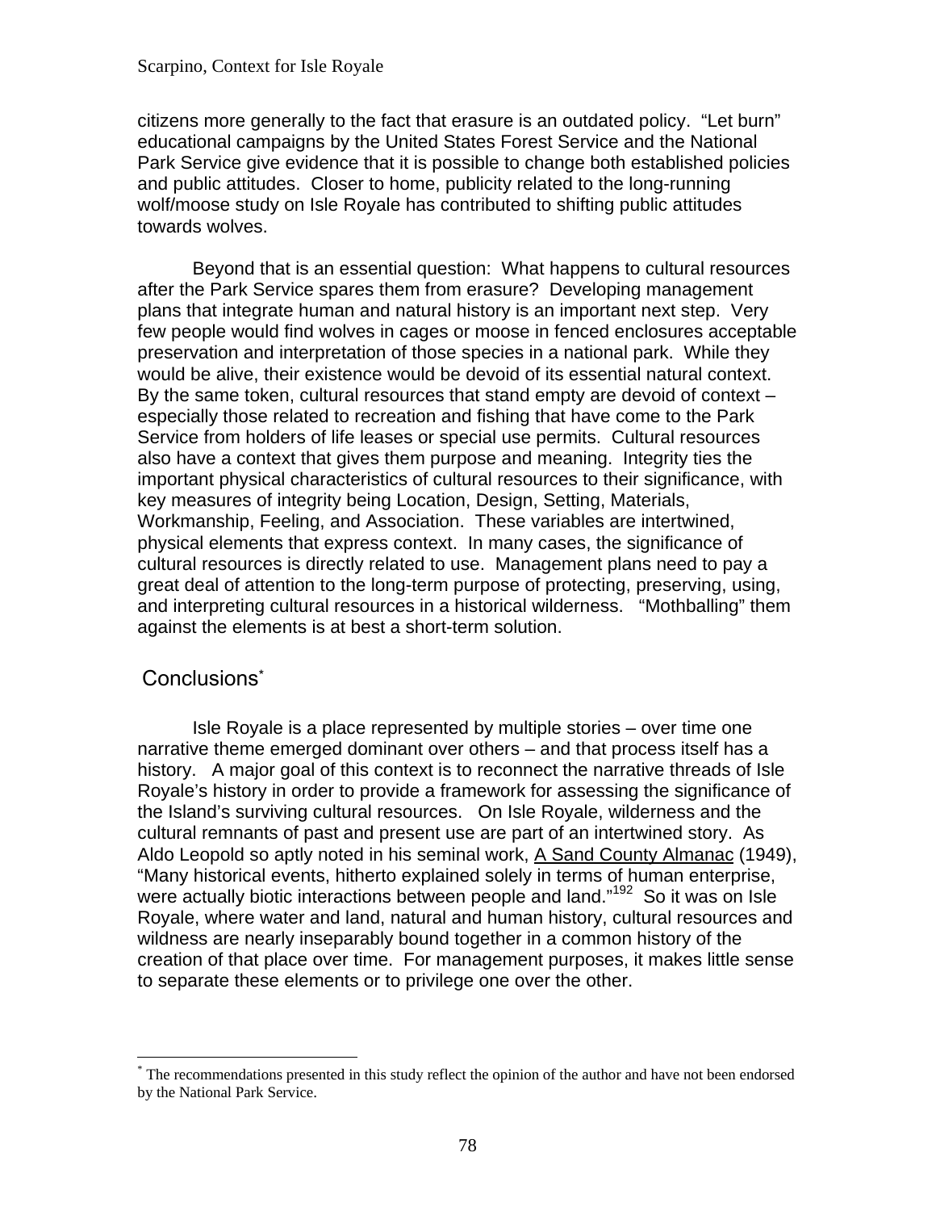citizens more generally to the fact that erasure is an outdated policy. "Let burn" educational campaigns by the United States Forest Service and the National Park Service give evidence that it is possible to change both established policies and public attitudes. Closer to home, publicity related to the long-running wolf/moose study on Isle Royale has contributed to shifting public attitudes towards wolves.

Beyond that is an essential question: What happens to cultural resources after the Park Service spares them from erasure? Developing management plans that integrate human and natural history is an important next step. Very few people would find wolves in cages or moose in fenced enclosures acceptable preservation and interpretation of those species in a national park. While they would be alive, their existence would be devoid of its essential natural context. By the same token, cultural resources that stand empty are devoid of context – especially those related to recreation and fishing that have come to the Park Service from holders of life leases or special use permits. Cultural resources also have a context that gives them purpose and meaning. Integrity ties the important physical characteristics of cultural resources to their significance, with key measures of integrity being Location, Design, Setting, Materials, Workmanship, Feeling, and Association. These variables are intertwined, physical elements that express context. In many cases, the significance of cultural resources is directly related to use. Management plans need to pay a great deal of attention to the long-term purpose of protecting, preserving, using, and interpreting cultural resources in a historical wilderness. "Mothballing" them against the elements is at best a short-term solution.

## Conclusions*

Isle Royale is a place represented by multiple stories – over time one narrative theme emerged dominant over others – and that process itself has a history. A major goal of this context is to reconnect the narrative threads of Isle Royale's history in order to provide a framework for assessing the significance of the Island's surviving cultural resources. On Isle Royale, wilderness and the cultural remnants of past and present use are part of an intertwined story. As Aldo Leopold so aptly noted in his seminal work, A Sand County Almanac (1949), "Many historical events, hitherto explained solely in terms of human enterprise, were actually biotic interactions between people and land."[192] So it was on Isle Royale, where water and land, natural and human history, cultural resources and wildness are nearly inseparably bound together in a common history of the creation of that place over time. For management purposes, it makes little sense to separate these elements or to privilege one over the other.

---

* The recommendations presented in this study reflect the opinion of the author and have not been endorsed by the National Park Service.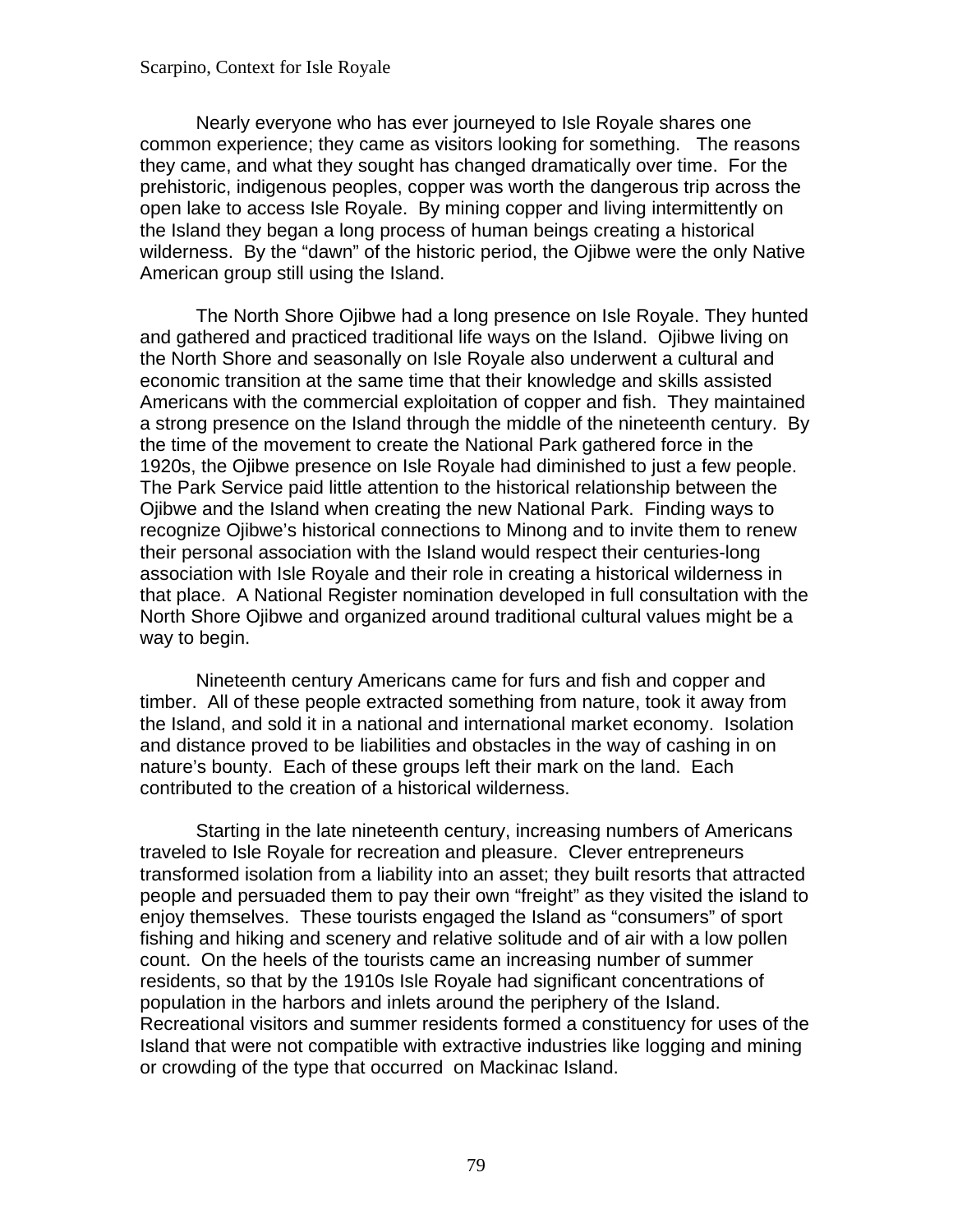Nearly everyone who has ever journeyed to Isle Royale shares one common experience; they came as visitors looking for something. The reasons they came, and what they sought has changed dramatically over time. For the prehistoric, indigenous peoples, copper was worth the dangerous trip across the open lake to access Isle Royale. By mining copper and living intermittently on the Island they began a long process of human beings creating a historical wilderness. By the "dawn" of the historic period, the Ojibwe were the only Native American group still using the Island.

The North Shore Ojibwe had a long presence on Isle Royale. They hunted and gathered and practiced traditional life ways on the Island. Ojibwe living on the North Shore and seasonally on Isle Royale also underwent a cultural and economic transition at the same time that their knowledge and skills assisted Americans with the commercial exploitation of copper and fish. They maintained a strong presence on the Island through the middle of the nineteenth century. By the time of the movement to create the National Park gathered force in the 1920s, the Ojibwe presence on Isle Royale had diminished to just a few people. The Park Service paid little attention to the historical relationship between the Ojibwe and the Island when creating the new National Park. Finding ways to recognize Ojibwe's historical connections to Minong and to invite them to renew their personal association with the Island would respect their centuries-long association with Isle Royale and their role in creating a historical wilderness in that place. A National Register nomination developed in full consultation with the North Shore Ojibwe and organized around traditional cultural values might be a way to begin.

Nineteenth century Americans came for furs and fish and copper and timber. All of these people extracted something from nature, took it away from the Island, and sold it in a national and international market economy. Isolation and distance proved to be liabilities and obstacles in the way of cashing in on nature's bounty. Each of these groups left their mark on the land. Each contributed to the creation of a historical wilderness.

Starting in the late nineteenth century, increasing numbers of Americans traveled to Isle Royale for recreation and pleasure. Clever entrepreneurs transformed isolation from a liability into an asset; they built resorts that attracted people and persuaded them to pay their own "freight" as they visited the island to enjoy themselves. These tourists engaged the Island as "consumers" of sport fishing and hiking and scenery and relative solitude and of air with a low pollen count. On the heels of the tourists came an increasing number of summer residents, so that by the 1910s Isle Royale had significant concentrations of population in the harbors and inlets around the periphery of the Island. Recreational visitors and summer residents formed a constituency for uses of the Island that were not compatible with extractive industries like logging and mining or crowding of the type that occurred on Mackinac Island.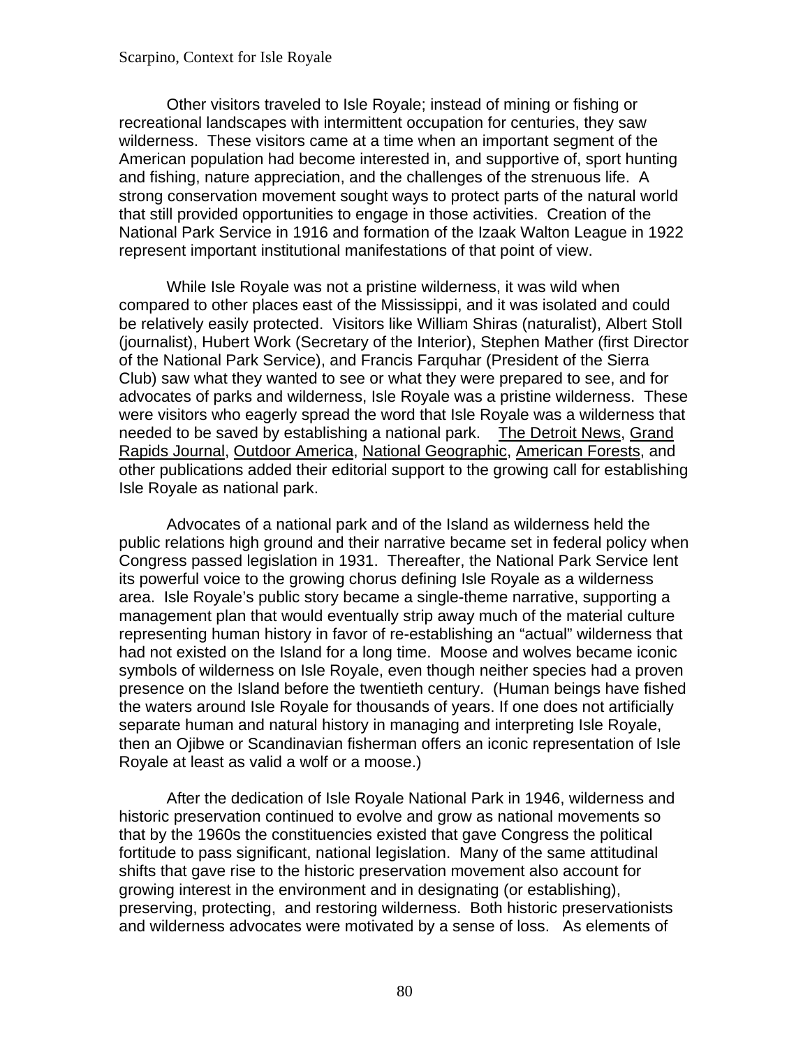Other visitors traveled to Isle Royale; instead of mining or fishing or recreational landscapes with intermittent occupation for centuries, they saw wilderness. These visitors came at a time when an important segment of the American population had become interested in, and supportive of, sport hunting and fishing, nature appreciation, and the challenges of the strenuous life. A strong conservation movement sought ways to protect parts of the natural world that still provided opportunities to engage in those activities. Creation of the National Park Service in 1916 and formation of the Izaak Walton League in 1922 represent important institutional manifestations of that point of view.

While Isle Royale was not a pristine wilderness, it was wild when compared to other places east of the Mississippi, and it was isolated and could be relatively easily protected. Visitors like William Shiras (naturalist), Albert Stoll (journalist), Hubert Work (Secretary of the Interior), Stephen Mather (first Director of the National Park Service), and Francis Farquhar (President of the Sierra Club) saw what they wanted to see or what they were prepared to see, and for advocates of parks and wilderness, Isle Royale was a pristine wilderness. These were visitors who eagerly spread the word that Isle Royale was a wilderness that needed to be saved by establishing a national park. The Detroit News, Grand Rapids Journal, Outdoor America, National Geographic, American Forests, and other publications added their editorial support to the growing call for establishing Isle Royale as national park.

Advocates of a national park and of the Island as wilderness held the public relations high ground and their narrative became set in federal policy when Congress passed legislation in 1931. Thereafter, the National Park Service lent its powerful voice to the growing chorus defining Isle Royale as a wilderness area. Isle Royale's public story became a single-theme narrative, supporting a management plan that would eventually strip away much of the material culture representing human history in favor of re-establishing an "actual" wilderness that had not existed on the Island for a long time. Moose and wolves became iconic symbols of wilderness on Isle Royale, even though neither species had a proven presence on the Island before the twentieth century. (Human beings have fished the waters around Isle Royale for thousands of years. If one does not artificially separate human and natural history in managing and interpreting Isle Royale, then an Ojibwe or Scandinavian fisherman offers an iconic representation of Isle Royale at least as valid a wolf or a moose.)

After the dedication of Isle Royale National Park in 1946, wilderness and historic preservation continued to evolve and grow as national movements so that by the 1960s the constituencies existed that gave Congress the political fortitude to pass significant, national legislation. Many of the same attitudinal shifts that gave rise to the historic preservation movement also account for growing interest in the environment and in designating (or establishing), preserving, protecting, and restoring wilderness. Both historic preservationists and wilderness advocates were motivated by a sense of loss. As elements of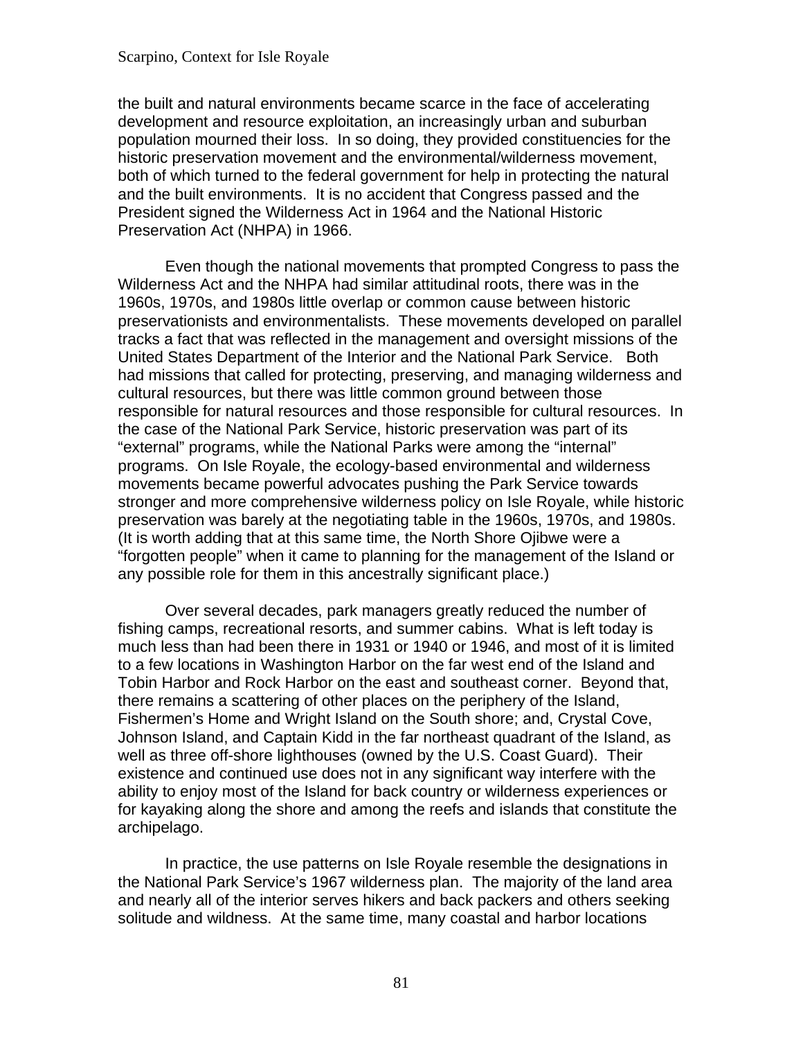the built and natural environments became scarce in the face of accelerating development and resource exploitation, an increasingly urban and suburban population mourned their loss. In so doing, they provided constituencies for the historic preservation movement and the environmental/wilderness movement, both of which turned to the federal government for help in protecting the natural and the built environments. It is no accident that Congress passed and the President signed the Wilderness Act in 1964 and the National Historic Preservation Act (NHPA) in 1966.

Even though the national movements that prompted Congress to pass the Wilderness Act and the NHPA had similar attitudinal roots, there was in the 1960s, 1970s, and 1980s little overlap or common cause between historic preservationists and environmentalists. These movements developed on parallel tracks a fact that was reflected in the management and oversight missions of the United States Department of the Interior and the National Park Service. Both had missions that called for protecting, preserving, and managing wilderness and cultural resources, but there was little common ground between those responsible for natural resources and those responsible for cultural resources. In the case of the National Park Service, historic preservation was part of its "external" programs, while the National Parks were among the "internal" programs. On Isle Royale, the ecology-based environmental and wilderness movements became powerful advocates pushing the Park Service towards stronger and more comprehensive wilderness policy on Isle Royale, while historic preservation was barely at the negotiating table in the 1960s, 1970s, and 1980s. (It is worth adding that at this same time, the North Shore Ojibwe were a "forgotten people" when it came to planning for the management of the Island or any possible role for them in this ancestrally significant place.)

Over several decades, park managers greatly reduced the number of fishing camps, recreational resorts, and summer cabins. What is left today is much less than had been there in 1931 or 1940 or 1946, and most of it is limited to a few locations in Washington Harbor on the far west end of the Island and Tobin Harbor and Rock Harbor on the east and southeast corner. Beyond that, there remains a scattering of other places on the periphery of the Island, Fishermen's Home and Wright Island on the South shore; and, Crystal Cove, Johnson Island, and Captain Kidd in the far northeast quadrant of the Island, as well as three off-shore lighthouses (owned by the U.S. Coast Guard). Their existence and continued use does not in any significant way interfere with the ability to enjoy most of the Island for back country or wilderness experiences or for kayaking along the shore and among the reefs and islands that constitute the archipelago.

In practice, the use patterns on Isle Royale resemble the designations in the National Park Service's 1967 wilderness plan. The majority of the land area and nearly all of the interior serves hikers and back packers and others seeking solitude and wildness. At the same time, many coastal and harbor locations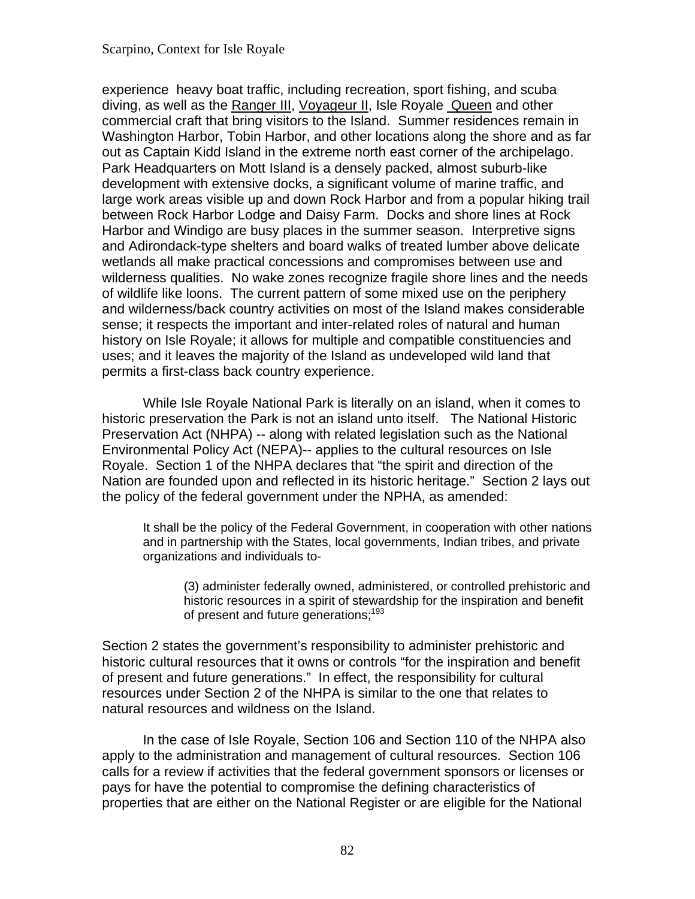experience heavy boat traffic, including recreation, sport fishing, and scuba diving, as well as the Ranger III, Voyageur II, Isle Royale Queen and other commercial craft that bring visitors to the Island. Summer residences remain in Washington Harbor, Tobin Harbor, and other locations along the shore and as far out as Captain Kidd Island in the extreme north east corner of the archipelago. Park Headquarters on Mott Island is a densely packed, almost suburb-like development with extensive docks, a significant volume of marine traffic, and large work areas visible up and down Rock Harbor and from a popular hiking trail between Rock Harbor Lodge and Daisy Farm. Docks and shore lines at Rock Harbor and Windigo are busy places in the summer season. Interpretive signs and Adirondack-type shelters and board walks of treated lumber above delicate wetlands all make practical concessions and compromises between use and wilderness qualities. No wake zones recognize fragile shore lines and the needs of wildlife like loons. The current pattern of some mixed use on the periphery and wilderness/back country activities on most of the Island makes considerable sense; it respects the important and inter-related roles of natural and human history on Isle Royale; it allows for multiple and compatible constituencies and uses; and it leaves the majority of the Island as undeveloped wild land that permits a first-class back country experience.

While Isle Royale National Park is literally on an island, when it comes to historic preservation the Park is not an island unto itself. The National Historic Preservation Act (NHPA) -- along with related legislation such as the National Environmental Policy Act (NEPA)-- applies to the cultural resources on Isle Royale. Section 1 of the NHPA declares that "the spirit and direction of the Nation are founded upon and reflected in its historic heritage." Section 2 lays out the policy of the federal government under the NPHA, as amended:

> It shall be the policy of the Federal Government, in cooperation with other nations and in partnership with the States, local governments, Indian tribes, and private organizations and individuals to-
>
> > (3) administer federally owned, administered, or controlled prehistoric and historic resources in a spirit of stewardship for the inspiration and benefit of present and future generations;[193]

Section 2 states the government's responsibility to administer prehistoric and historic cultural resources that it owns or controls "for the inspiration and benefit of present and future generations." In effect, the responsibility for cultural resources under Section 2 of the NHPA is similar to the one that relates to natural resources and wildness on the Island.

In the case of Isle Royale, Section 106 and Section 110 of the NHPA also apply to the administration and management of cultural resources. Section 106 calls for a review if activities that the federal government sponsors or licenses or pays for have the potential to compromise the defining characteristics of properties that are either on the National Register or are eligible for the National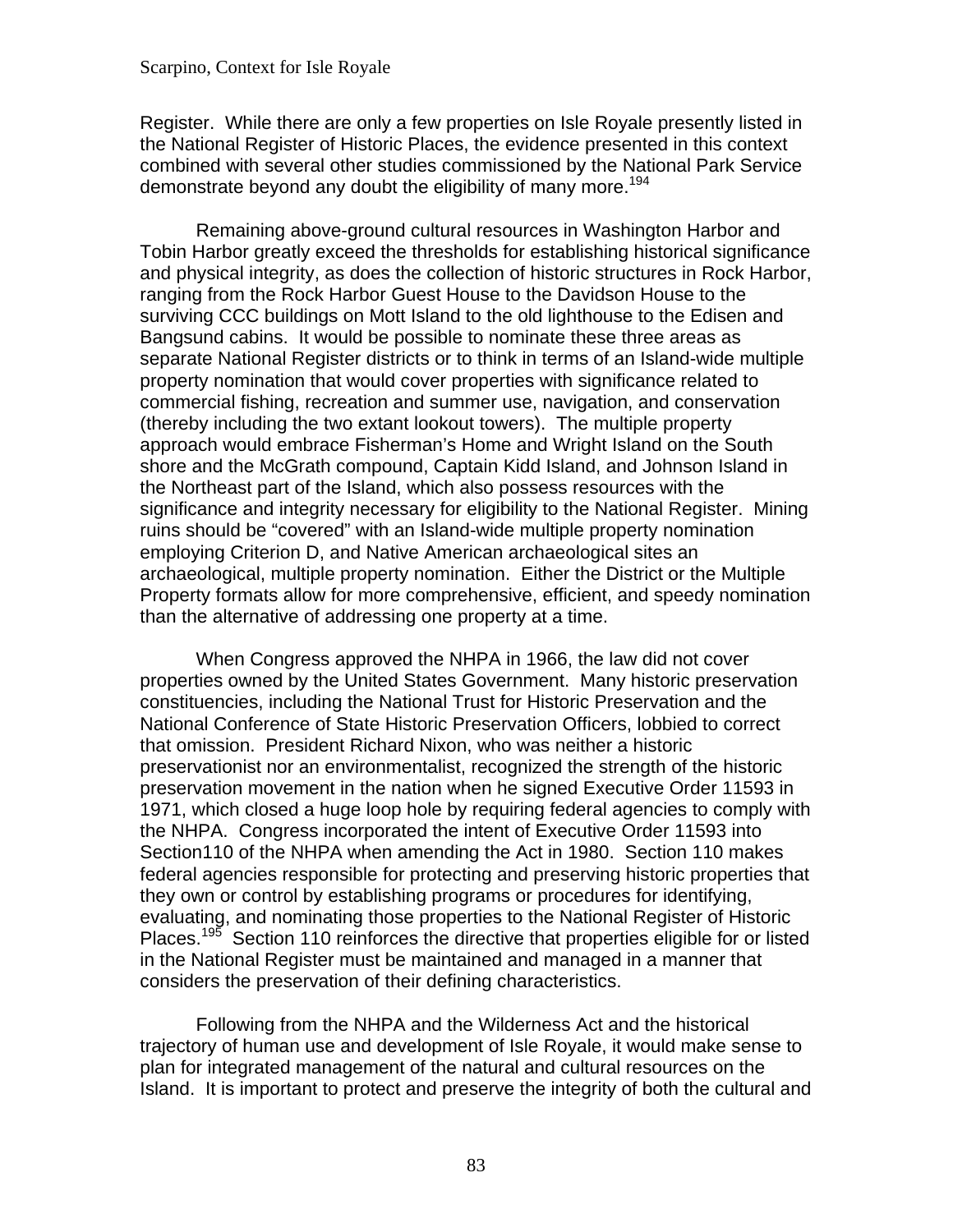Register. While there are only a few properties on Isle Royale presently listed in the National Register of Historic Places, the evidence presented in this context combined with several other studies commissioned by the National Park Service demonstrate beyond any doubt the eligibility of many more.[194]

Remaining above-ground cultural resources in Washington Harbor and Tobin Harbor greatly exceed the thresholds for establishing historical significance and physical integrity, as does the collection of historic structures in Rock Harbor, ranging from the Rock Harbor Guest House to the Davidson House to the surviving CCC buildings on Mott Island to the old lighthouse to the Edisen and Bangsund cabins. It would be possible to nominate these three areas as separate National Register districts or to think in terms of an Island-wide multiple property nomination that would cover properties with significance related to commercial fishing, recreation and summer use, navigation, and conservation (thereby including the two extant lookout towers). The multiple property approach would embrace Fisherman's Home and Wright Island on the South shore and the McGrath compound, Captain Kidd Island, and Johnson Island in the Northeast part of the Island, which also possess resources with the significance and integrity necessary for eligibility to the National Register. Mining ruins should be "covered" with an Island-wide multiple property nomination employing Criterion D, and Native American archaeological sites an archaeological, multiple property nomination. Either the District or the Multiple Property formats allow for more comprehensive, efficient, and speedy nomination than the alternative of addressing one property at a time.

When Congress approved the NHPA in 1966, the law did not cover properties owned by the United States Government. Many historic preservation constituencies, including the National Trust for Historic Preservation and the National Conference of State Historic Preservation Officers, lobbied to correct that omission. President Richard Nixon, who was neither a historic preservationist nor an environmentalist, recognized the strength of the historic preservation movement in the nation when he signed Executive Order 11593 in 1971, which closed a huge loop hole by requiring federal agencies to comply with the NHPA. Congress incorporated the intent of Executive Order 11593 into Section110 of the NHPA when amending the Act in 1980. Section 110 makes federal agencies responsible for protecting and preserving historic properties that they own or control by establishing programs or procedures for identifying, evaluating, and nominating those properties to the National Register of Historic Places.[195] Section 110 reinforces the directive that properties eligible for or listed in the National Register must be maintained and managed in a manner that considers the preservation of their defining characteristics.

Following from the NHPA and the Wilderness Act and the historical trajectory of human use and development of Isle Royale, it would make sense to plan for integrated management of the natural and cultural resources on the Island. It is important to protect and preserve the integrity of both the cultural and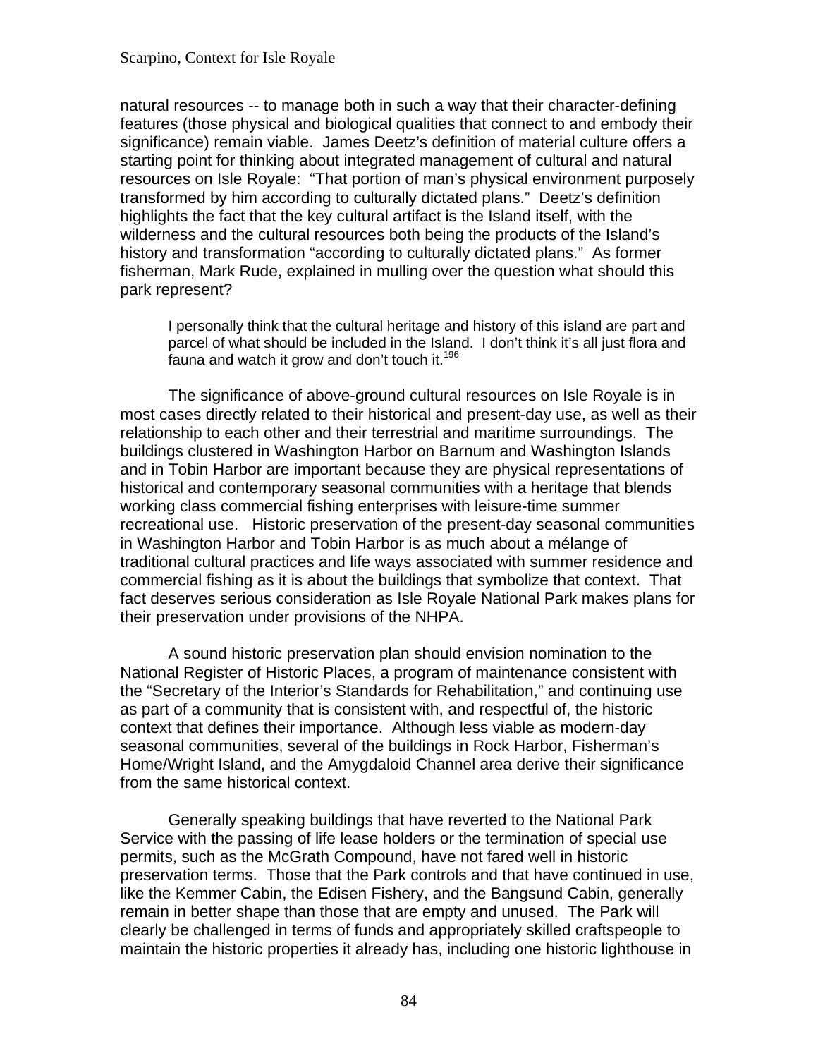natural resources -- to manage both in such a way that their character-defining features (those physical and biological qualities that connect to and embody their significance) remain viable. James Deetz's definition of material culture offers a starting point for thinking about integrated management of cultural and natural resources on Isle Royale: "That portion of man's physical environment purposely transformed by him according to culturally dictated plans." Deetz's definition highlights the fact that the key cultural artifact is the Island itself, with the wilderness and the cultural resources both being the products of the Island's history and transformation "according to culturally dictated plans." As former fisherman, Mark Rude, explained in mulling over the question what should this park represent?

> I personally think that the cultural heritage and history of this island are part and parcel of what should be included in the Island. I don't think it's all just flora and fauna and watch it grow and don't touch it.[196]

The significance of above-ground cultural resources on Isle Royale is in most cases directly related to their historical and present-day use, as well as their relationship to each other and their terrestrial and maritime surroundings. The buildings clustered in Washington Harbor on Barnum and Washington Islands and in Tobin Harbor are important because they are physical representations of historical and contemporary seasonal communities with a heritage that blends working class commercial fishing enterprises with leisure-time summer recreational use. Historic preservation of the present-day seasonal communities in Washington Harbor and Tobin Harbor is as much about a mélange of traditional cultural practices and life ways associated with summer residence and commercial fishing as it is about the buildings that symbolize that context. That fact deserves serious consideration as Isle Royale National Park makes plans for their preservation under provisions of the NHPA.

A sound historic preservation plan should envision nomination to the National Register of Historic Places, a program of maintenance consistent with the "Secretary of the Interior's Standards for Rehabilitation," and continuing use as part of a community that is consistent with, and respectful of, the historic context that defines their importance. Although less viable as modern-day seasonal communities, several of the buildings in Rock Harbor, Fisherman's Home/Wright Island, and the Amygdaloid Channel area derive their significance from the same historical context.

Generally speaking buildings that have reverted to the National Park Service with the passing of life lease holders or the termination of special use permits, such as the McGrath Compound, have not fared well in historic preservation terms. Those that the Park controls and that have continued in use, like the Kemmer Cabin, the Edisen Fishery, and the Bangsund Cabin, generally remain in better shape than those that are empty and unused. The Park will clearly be challenged in terms of funds and appropriately skilled craftspeople to maintain the historic properties it already has, including one historic lighthouse in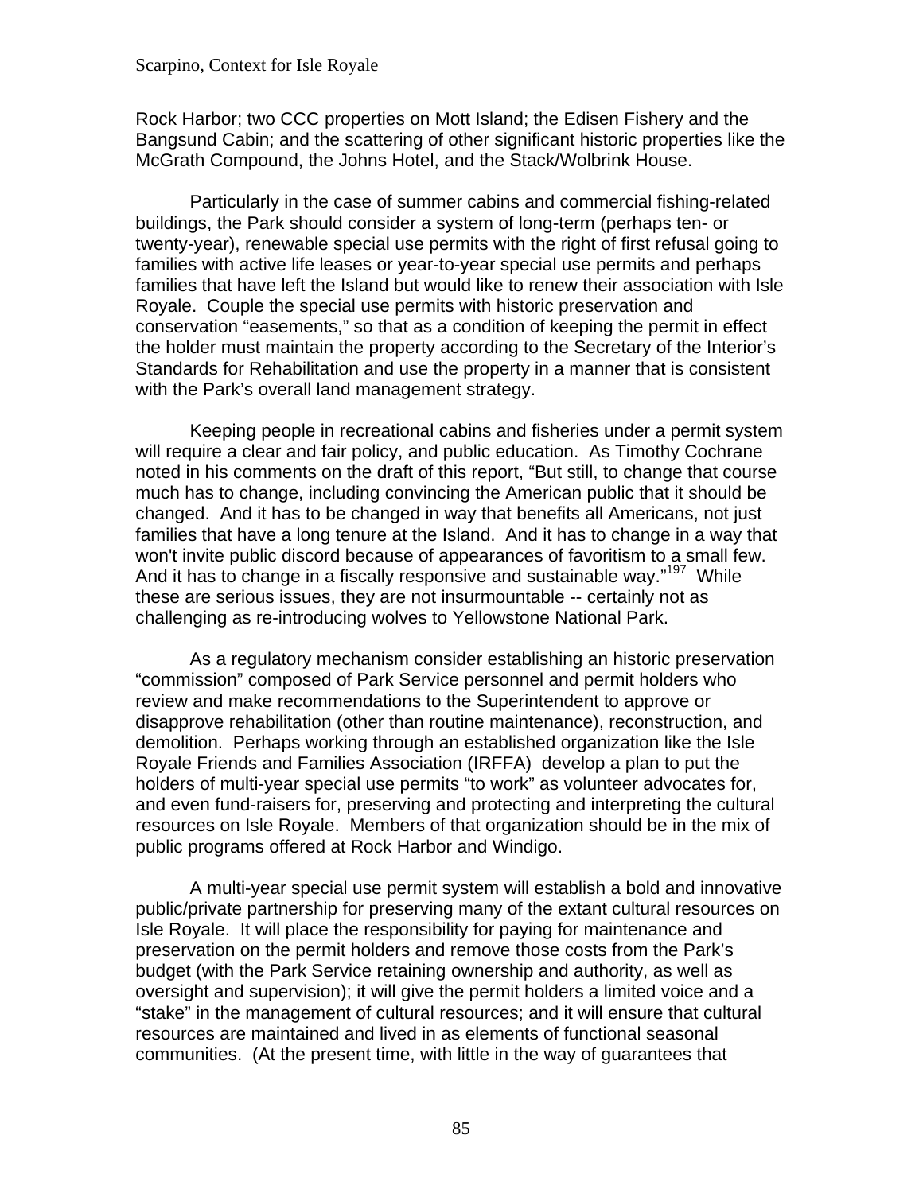Rock Harbor; two CCC properties on Mott Island; the Edisen Fishery and the Bangsund Cabin; and the scattering of other significant historic properties like the McGrath Compound, the Johns Hotel, and the Stack/Wolbrink House.

Particularly in the case of summer cabins and commercial fishing-related buildings, the Park should consider a system of long-term (perhaps ten- or twenty-year), renewable special use permits with the right of first refusal going to families with active life leases or year-to-year special use permits and perhaps families that have left the Island but would like to renew their association with Isle Royale. Couple the special use permits with historic preservation and conservation "easements," so that as a condition of keeping the permit in effect the holder must maintain the property according to the Secretary of the Interior's Standards for Rehabilitation and use the property in a manner that is consistent with the Park's overall land management strategy.

Keeping people in recreational cabins and fisheries under a permit system will require a clear and fair policy, and public education. As Timothy Cochrane noted in his comments on the draft of this report, "But still, to change that course much has to change, including convincing the American public that it should be changed. And it has to be changed in way that benefits all Americans, not just families that have a long tenure at the Island. And it has to change in a way that won't invite public discord because of appearances of favoritism to a small few. And it has to change in a fiscally responsive and sustainable way."[197] While these are serious issues, they are not insurmountable -- certainly not as challenging as re-introducing wolves to Yellowstone National Park.

As a regulatory mechanism consider establishing an historic preservation "commission" composed of Park Service personnel and permit holders who review and make recommendations to the Superintendent to approve or disapprove rehabilitation (other than routine maintenance), reconstruction, and demolition. Perhaps working through an established organization like the Isle Royale Friends and Families Association (IRFFA) develop a plan to put the holders of multi-year special use permits "to work" as volunteer advocates for, and even fund-raisers for, preserving and protecting and interpreting the cultural resources on Isle Royale. Members of that organization should be in the mix of public programs offered at Rock Harbor and Windigo.

A multi-year special use permit system will establish a bold and innovative public/private partnership for preserving many of the extant cultural resources on Isle Royale. It will place the responsibility for paying for maintenance and preservation on the permit holders and remove those costs from the Park's budget (with the Park Service retaining ownership and authority, as well as oversight and supervision); it will give the permit holders a limited voice and a "stake" in the management of cultural resources; and it will ensure that cultural resources are maintained and lived in as elements of functional seasonal communities. (At the present time, with little in the way of guarantees that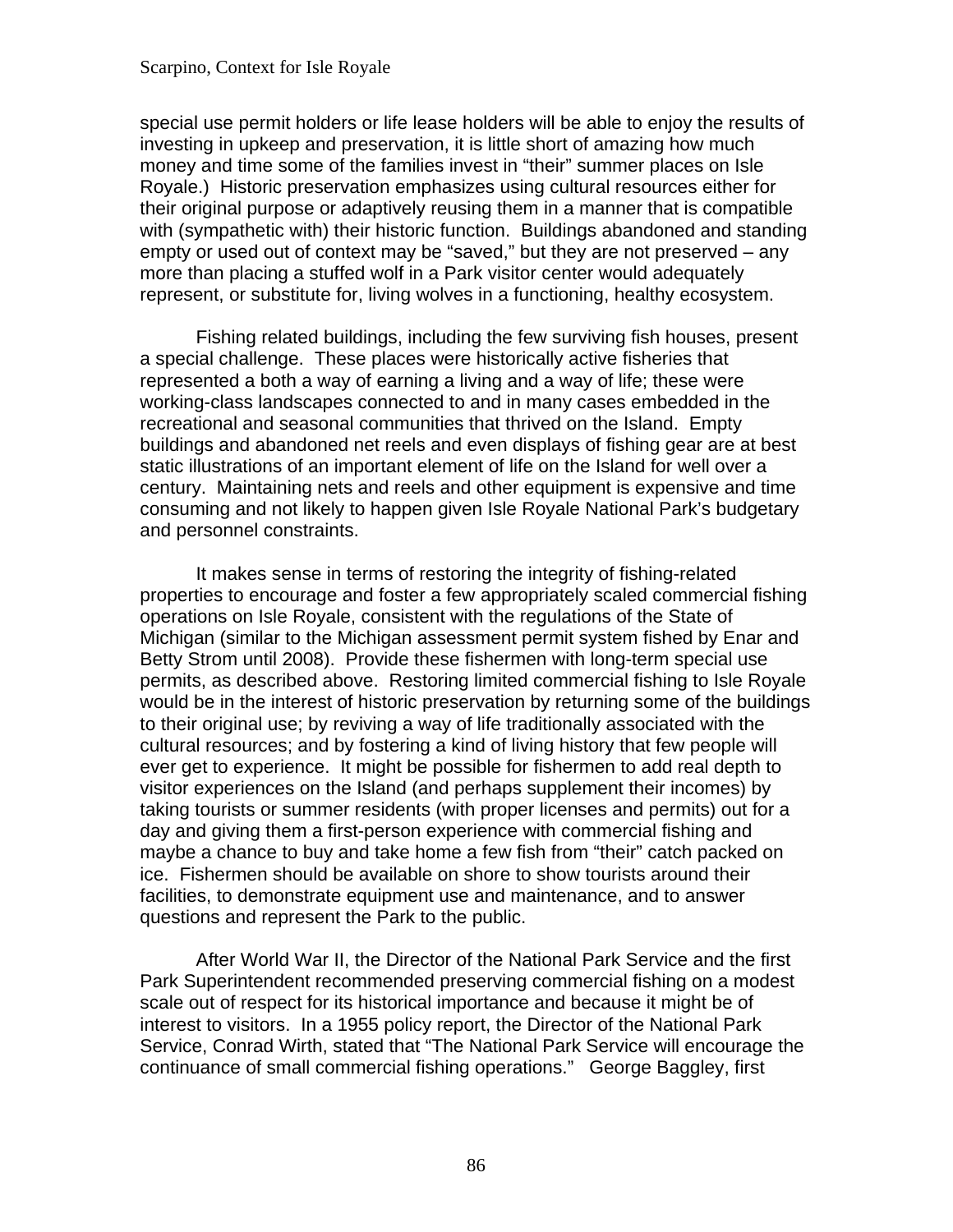special use permit holders or life lease holders will be able to enjoy the results of investing in upkeep and preservation, it is little short of amazing how much money and time some of the families invest in "their" summer places on Isle Royale.) Historic preservation emphasizes using cultural resources either for their original purpose or adaptively reusing them in a manner that is compatible with (sympathetic with) their historic function. Buildings abandoned and standing empty or used out of context may be "saved," but they are not preserved – any more than placing a stuffed wolf in a Park visitor center would adequately represent, or substitute for, living wolves in a functioning, healthy ecosystem.

Fishing related buildings, including the few surviving fish houses, present a special challenge. These places were historically active fisheries that represented a both a way of earning a living and a way of life; these were working-class landscapes connected to and in many cases embedded in the recreational and seasonal communities that thrived on the Island. Empty buildings and abandoned net reels and even displays of fishing gear are at best static illustrations of an important element of life on the Island for well over a century. Maintaining nets and reels and other equipment is expensive and time consuming and not likely to happen given Isle Royale National Park's budgetary and personnel constraints.

It makes sense in terms of restoring the integrity of fishing-related properties to encourage and foster a few appropriately scaled commercial fishing operations on Isle Royale, consistent with the regulations of the State of Michigan (similar to the Michigan assessment permit system fished by Enar and Betty Strom until 2008). Provide these fishermen with long-term special use permits, as described above. Restoring limited commercial fishing to Isle Royale would be in the interest of historic preservation by returning some of the buildings to their original use; by reviving a way of life traditionally associated with the cultural resources; and by fostering a kind of living history that few people will ever get to experience. It might be possible for fishermen to add real depth to visitor experiences on the Island (and perhaps supplement their incomes) by taking tourists or summer residents (with proper licenses and permits) out for a day and giving them a first-person experience with commercial fishing and maybe a chance to buy and take home a few fish from "their" catch packed on ice. Fishermen should be available on shore to show tourists around their facilities, to demonstrate equipment use and maintenance, and to answer questions and represent the Park to the public.

After World War II, the Director of the National Park Service and the first Park Superintendent recommended preserving commercial fishing on a modest scale out of respect for its historical importance and because it might be of interest to visitors. In a 1955 policy report, the Director of the National Park Service, Conrad Wirth, stated that "The National Park Service will encourage the continuance of small commercial fishing operations." George Baggley, first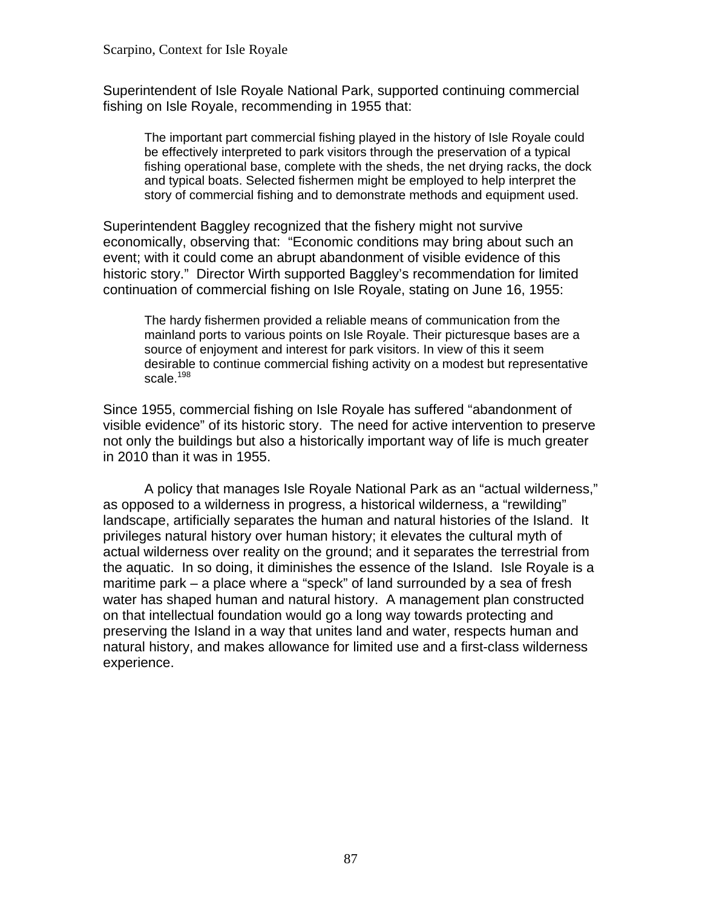Superintendent of Isle Royale National Park, supported continuing commercial fishing on Isle Royale, recommending in 1955 that:

> The important part commercial fishing played in the history of Isle Royale could be effectively interpreted to park visitors through the preservation of a typical fishing operational base, complete with the sheds, the net drying racks, the dock and typical boats. Selected fishermen might be employed to help interpret the story of commercial fishing and to demonstrate methods and equipment used.

Superintendent Baggley recognized that the fishery might not survive economically, observing that: "Economic conditions may bring about such an event; with it could come an abrupt abandonment of visible evidence of this historic story." Director Wirth supported Baggley's recommendation for limited continuation of commercial fishing on Isle Royale, stating on June 16, 1955:

> The hardy fishermen provided a reliable means of communication from the mainland ports to various points on Isle Royale. Their picturesque bases are a source of enjoyment and interest for park visitors. In view of this it seem desirable to continue commercial fishing activity on a modest but representative scale.[198]

Since 1955, commercial fishing on Isle Royale has suffered "abandonment of visible evidence" of its historic story. The need for active intervention to preserve not only the buildings but also a historically important way of life is much greater in 2010 than it was in 1955.

A policy that manages Isle Royale National Park as an "actual wilderness," as opposed to a wilderness in progress, a historical wilderness, a "rewilding" landscape, artificially separates the human and natural histories of the Island. It privileges natural history over human history; it elevates the cultural myth of actual wilderness over reality on the ground; and it separates the terrestrial from the aquatic. In so doing, it diminishes the essence of the Island. Isle Royale is a maritime park – a place where a "speck" of land surrounded by a sea of fresh water has shaped human and natural history. A management plan constructed on that intellectual foundation would go a long way towards protecting and preserving the Island in a way that unites land and water, respects human and natural history, and makes allowance for limited use and a first-class wilderness experience.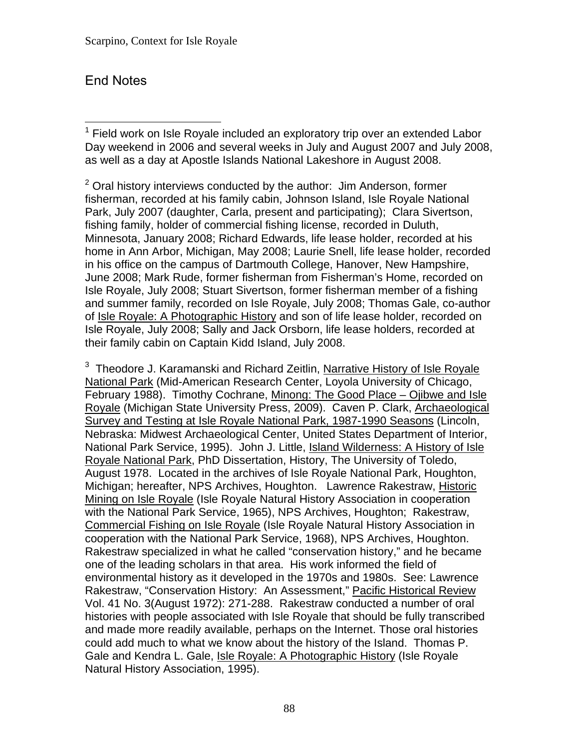# End Notes

[1] Field work on Isle Royale included an exploratory trip over an extended Labor Day weekend in 2006 and several weeks in July and August 2007 and July 2008, as well as a day at Apostle Islands National Lakeshore in August 2008.

[2] Oral history interviews conducted by the author: Jim Anderson, former fisherman, recorded at his family cabin, Johnson Island, Isle Royale National Park, July 2007 (daughter, Carla, present and participating); Clara Sivertson, fishing family, holder of commercial fishing license, recorded in Duluth, Minnesota, January 2008; Richard Edwards, life lease holder, recorded at his home in Ann Arbor, Michigan, May 2008; Laurie Snell, life lease holder, recorded in his office on the campus of Dartmouth College, Hanover, New Hampshire, June 2008; Mark Rude, former fisherman from Fisherman's Home, recorded on Isle Royale, July 2008; Stuart Sivertson, former fisherman member of a fishing and summer family, recorded on Isle Royale, July 2008; Thomas Gale, co-author of Isle Royale: A Photographic History and son of life lease holder, recorded on Isle Royale, July 2008; Sally and Jack Orsborn, life lease holders, recorded at their family cabin on Captain Kidd Island, July 2008.

[3] Theodore J. Karamanski and Richard Zeitlin, Narrative History of Isle Royale National Park (Mid-American Research Center, Loyola University of Chicago, February 1988). Timothy Cochrane, Minong: The Good Place – Ojibwe and Isle Royale (Michigan State University Press, 2009). Caven P. Clark, Archaeological Survey and Testing at Isle Royale National Park, 1987-1990 Seasons (Lincoln, Nebraska: Midwest Archaeological Center, United States Department of Interior, National Park Service, 1995). John J. Little, Island Wilderness: A History of Isle Royale National Park, PhD Dissertation, History, The University of Toledo, August 1978. Located in the archives of Isle Royale National Park, Houghton, Michigan; hereafter, NPS Archives, Houghton. Lawrence Rakestraw, Historic Mining on Isle Royale (Isle Royale Natural History Association in cooperation with the National Park Service, 1965), NPS Archives, Houghton; Rakestraw, Commercial Fishing on Isle Royale (Isle Royale Natural History Association in cooperation with the National Park Service, 1968), NPS Archives, Houghton. Rakestraw specialized in what he called "conservation history," and he became one of the leading scholars in that area. His work informed the field of environmental history as it developed in the 1970s and 1980s. See: Lawrence Rakestraw, "Conservation History: An Assessment," Pacific Historical Review Vol. 41 No. 3(August 1972): 271-288. Rakestraw conducted a number of oral histories with people associated with Isle Royale that should be fully transcribed and made more readily available, perhaps on the Internet. Those oral histories could add much to what we know about the history of the Island. Thomas P. Gale and Kendra L. Gale, Isle Royale: A Photographic History (Isle Royale Natural History Association, 1995).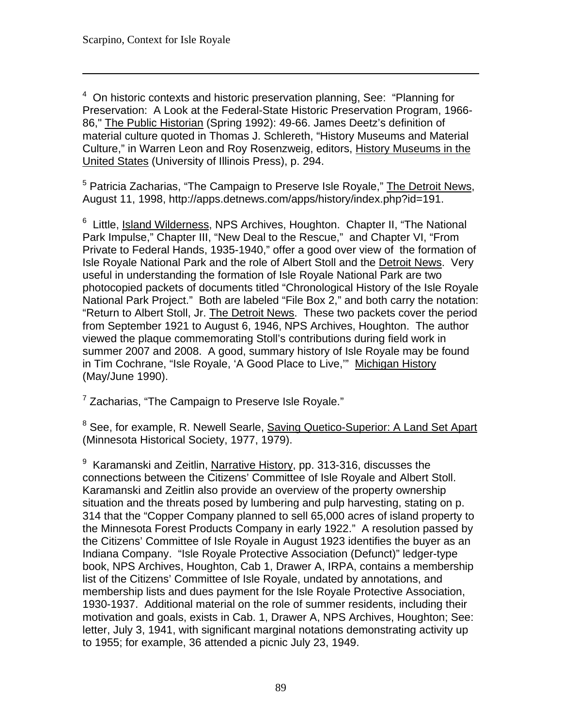[4] On historic contexts and historic preservation planning, See: "Planning for Preservation: A Look at the Federal-State Historic Preservation Program, 1966-86," The Public Historian (Spring 1992): 49-66. James Deetz's definition of material culture quoted in Thomas J. Schlereth, "History Museums and Material Culture," in Warren Leon and Roy Rosenzweig, editors, History Museums in the United States (University of Illinois Press), p. 294.

[5] Patricia Zacharias, "The Campaign to Preserve Isle Royale," The Detroit News, August 11, 1998, http://apps.detnews.com/apps/history/index.php?id=191.

[6] Little, Island Wilderness, NPS Archives, Houghton. Chapter II, "The National Park Impulse," Chapter III, "New Deal to the Rescue," and Chapter VI, "From Private to Federal Hands, 1935-1940," offer a good over view of the formation of Isle Royale National Park and the role of Albert Stoll and the Detroit News. Very useful in understanding the formation of Isle Royale National Park are two photocopied packets of documents titled "Chronological History of the Isle Royale National Park Project." Both are labeled "File Box 2," and both carry the notation: "Return to Albert Stoll, Jr. The Detroit News. These two packets cover the period from September 1921 to August 6, 1946, NPS Archives, Houghton. The author viewed the plaque commemorating Stoll's contributions during field work in summer 2007 and 2008. A good, summary history of Isle Royale may be found in Tim Cochrane, "Isle Royale, 'A Good Place to Live,'" Michigan History (May/June 1990).

[7] Zacharias, "The Campaign to Preserve Isle Royale."

[8] See, for example, R. Newell Searle, Saving Quetico-Superior: A Land Set Apart (Minnesota Historical Society, 1977, 1979).

[9] Karamanski and Zeitlin, Narrative History, pp. 313-316, discusses the connections between the Citizens' Committee of Isle Royale and Albert Stoll. Karamanski and Zeitlin also provide an overview of the property ownership situation and the threats posed by lumbering and pulp harvesting, stating on p. 314 that the "Copper Company planned to sell 65,000 acres of island property to the Minnesota Forest Products Company in early 1922." A resolution passed by the Citizens' Committee of Isle Royale in August 1923 identifies the buyer as an Indiana Company. "Isle Royale Protective Association (Defunct)" ledger-type book, NPS Archives, Houghton, Cab 1, Drawer A, IRPA, contains a membership list of the Citizens' Committee of Isle Royale, undated by annotations, and membership lists and dues payment for the Isle Royale Protective Association, 1930-1937. Additional material on the role of summer residents, including their motivation and goals, exists in Cab. 1, Drawer A, NPS Archives, Houghton; See: letter, July 3, 1941, with significant marginal notations demonstrating activity up to 1955; for example, 36 attended a picnic July 23, 1949.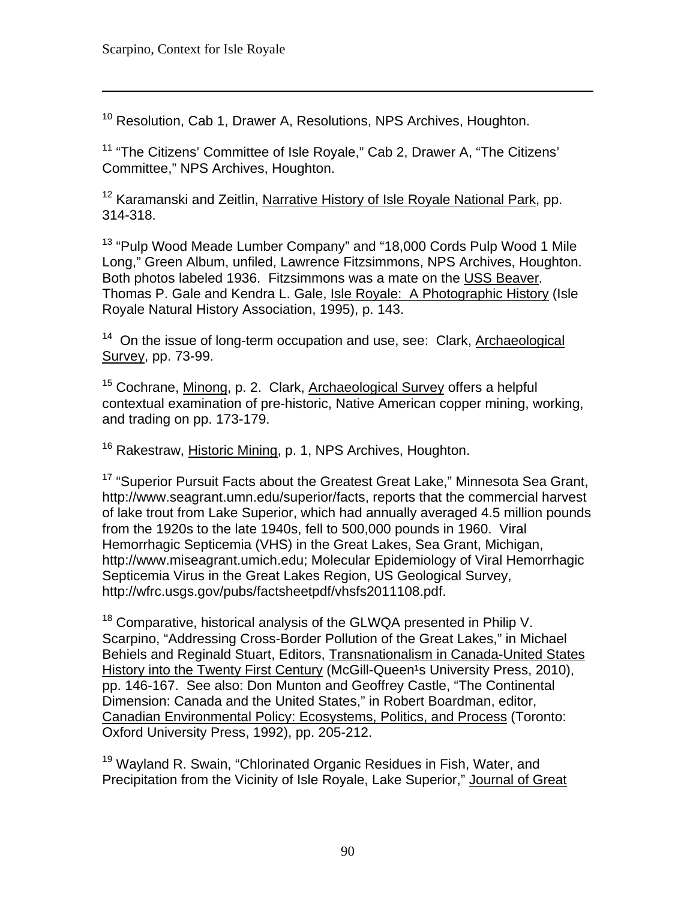[10] Resolution, Cab 1, Drawer A, Resolutions, NPS Archives, Houghton.

[11] "The Citizens' Committee of Isle Royale," Cab 2, Drawer A, "The Citizens' Committee," NPS Archives, Houghton.

[12] Karamanski and Zeitlin, Narrative History of Isle Royale National Park, pp. 314-318.

[13] "Pulp Wood Meade Lumber Company" and "18,000 Cords Pulp Wood 1 Mile Long," Green Album, unfiled, Lawrence Fitzsimmons, NPS Archives, Houghton. Both photos labeled 1936. Fitzsimmons was a mate on the USS Beaver. Thomas P. Gale and Kendra L. Gale, Isle Royale: A Photographic History (Isle Royale Natural History Association, 1995), p. 143.

[14] On the issue of long-term occupation and use, see: Clark, Archaeological Survey, pp. 73-99.

[15] Cochrane, Minong, p. 2. Clark, Archaeological Survey offers a helpful contextual examination of pre-historic, Native American copper mining, working, and trading on pp. 173-179.

[16] Rakestraw, Historic Mining, p. 1, NPS Archives, Houghton.

[17] "Superior Pursuit Facts about the Greatest Great Lake," Minnesota Sea Grant, http://www.seagrant.umn.edu/superior/facts, reports that the commercial harvest of lake trout from Lake Superior, which had annually averaged 4.5 million pounds from the 1920s to the late 1940s, fell to 500,000 pounds in 1960. Viral Hemorrhagic Septicemia (VHS) in the Great Lakes, Sea Grant, Michigan, http://www.miseagrant.umich.edu; Molecular Epidemiology of Viral Hemorrhagic Septicemia Virus in the Great Lakes Region, US Geological Survey, http://wfrc.usgs.gov/pubs/factsheetpdf/vhsfs2011108.pdf.

[18] Comparative, historical analysis of the GLWQA presented in Philip V. Scarpino, "Addressing Cross-Border Pollution of the Great Lakes," in Michael Behiels and Reginald Stuart, Editors, Transnationalism in Canada-United States History into the Twenty First Century (McGill-Queen's University Press, 2010), pp. 146-167. See also: Don Munton and Geoffrey Castle, "The Continental Dimension: Canada and the United States," in Robert Boardman, editor, Canadian Environmental Policy: Ecosystems, Politics, and Process (Toronto: Oxford University Press, 1992), pp. 205-212.

[19] Wayland R. Swain, "Chlorinated Organic Residues in Fish, Water, and Precipitation from the Vicinity of Isle Royale, Lake Superior," Journal of Great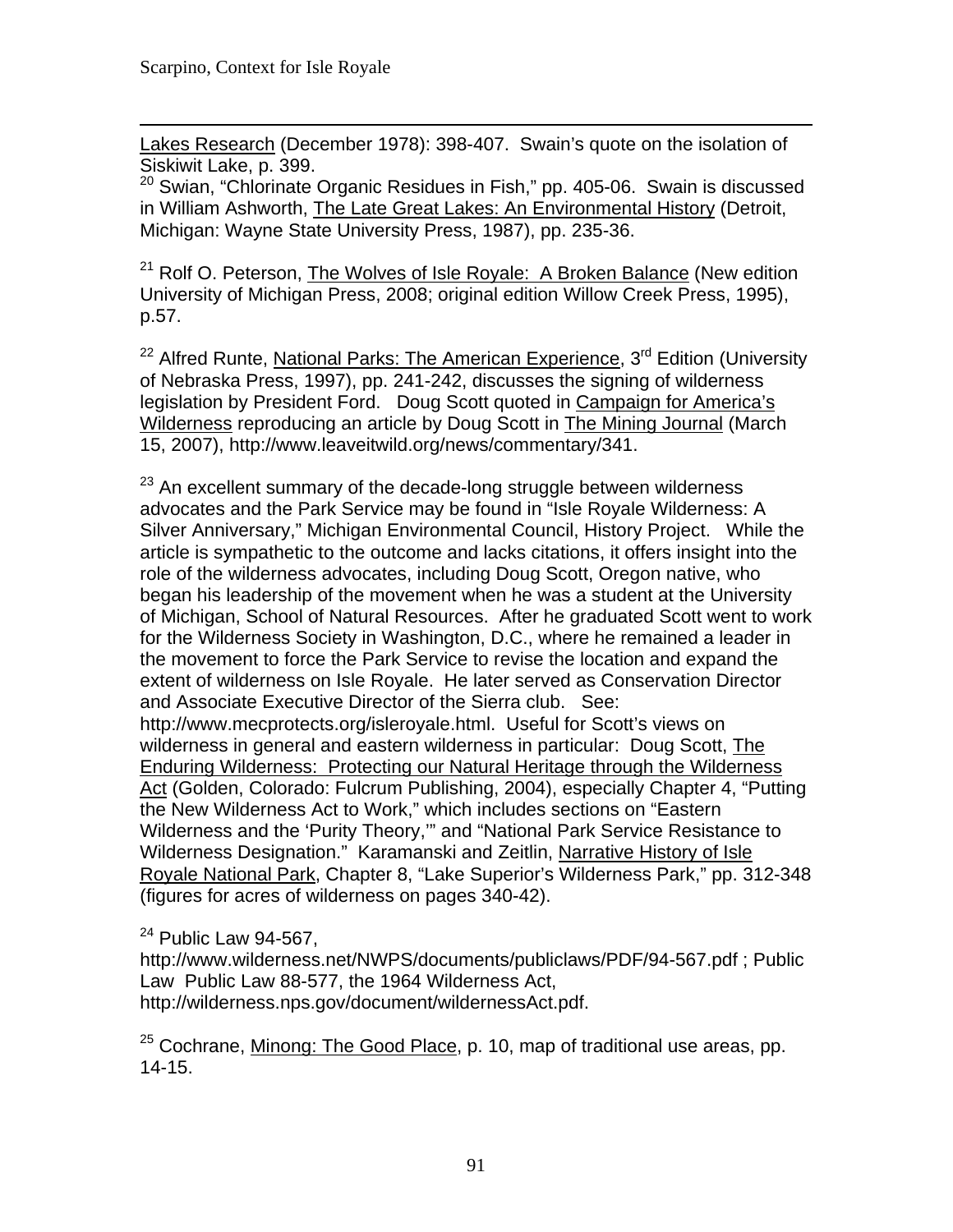Lakes Research (December 1978): 398-407. Swain's quote on the isolation of Siskiwit Lake, p. 399.

[20] Swian, "Chlorinate Organic Residues in Fish," pp. 405-06. Swain is discussed in William Ashworth, The Late Great Lakes: An Environmental History (Detroit, Michigan: Wayne State University Press, 1987), pp. 235-36.

[21] Rolf O. Peterson, The Wolves of Isle Royale: A Broken Balance (New edition University of Michigan Press, 2008; original edition Willow Creek Press, 1995), p.57.

[22] Alfred Runte, National Parks: The American Experience, 3rd Edition (University of Nebraska Press, 1997), pp. 241-242, discusses the signing of wilderness legislation by President Ford. Doug Scott quoted in Campaign for America's Wilderness reproducing an article by Doug Scott in The Mining Journal (March 15, 2007), http://www.leaveitwild.org/news/commentary/341.

[23] An excellent summary of the decade-long struggle between wilderness advocates and the Park Service may be found in "Isle Royale Wilderness: A Silver Anniversary," Michigan Environmental Council, History Project. While the article is sympathetic to the outcome and lacks citations, it offers insight into the role of the wilderness advocates, including Doug Scott, Oregon native, who began his leadership of the movement when he was a student at the University of Michigan, School of Natural Resources. After he graduated Scott went to work for the Wilderness Society in Washington, D.C., where he remained a leader in the movement to force the Park Service to revise the location and expand the extent of wilderness on Isle Royale. He later served as Conservation Director and Associate Executive Director of the Sierra club. See: http://www.mecprotects.org/isleroyale.html. Useful for Scott's views on wilderness in general and eastern wilderness in particular: Doug Scott, The Enduring Wilderness: Protecting our Natural Heritage through the Wilderness Act (Golden, Colorado: Fulcrum Publishing, 2004), especially Chapter 4, "Putting the New Wilderness Act to Work," which includes sections on "Eastern Wilderness and the 'Purity Theory,'" and "National Park Service Resistance to Wilderness Designation." Karamanski and Zeitlin, Narrative History of Isle Royale National Park, Chapter 8, "Lake Superior's Wilderness Park," pp. 312-348 (figures for acres of wilderness on pages 340-42).

[24] Public Law 94-567, http://www.wilderness.net/NWPS/documents/publiclaws/PDF/94-567.pdf ; Public Law Public Law 88-577, the 1964 Wilderness Act, http://wilderness.nps.gov/document/wildernessAct.pdf.

[25] Cochrane, Minong: The Good Place, p. 10, map of traditional use areas, pp. 14-15.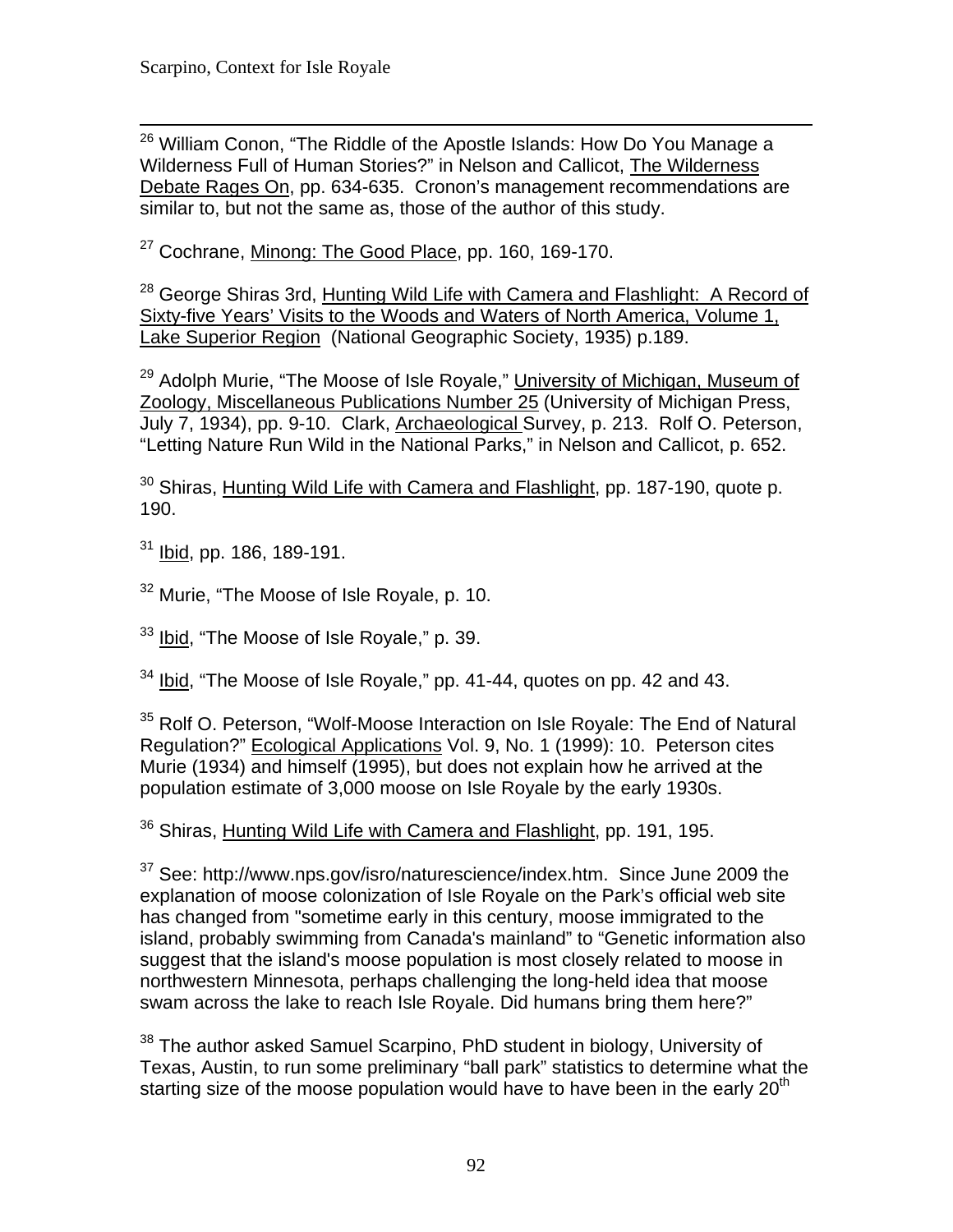[26] William Conon, "The Riddle of the Apostle Islands: How Do You Manage a Wilderness Full of Human Stories?" in Nelson and Callicot, The Wilderness Debate Rages On, pp. 634-635. Cronon's management recommendations are similar to, but not the same as, those of the author of this study.

[27] Cochrane, Minong: The Good Place, pp. 160, 169-170.

[28] George Shiras 3rd, Hunting Wild Life with Camera and Flashlight: A Record of Sixty-five Years' Visits to the Woods and Waters of North America, Volume 1, Lake Superior Region (National Geographic Society, 1935) p.189.

[29] Adolph Murie, "The Moose of Isle Royale," University of Michigan, Museum of Zoology, Miscellaneous Publications Number 25 (University of Michigan Press, July 7, 1934), pp. 9-10. Clark, Archaeological Survey, p. 213. Rolf O. Peterson, "Letting Nature Run Wild in the National Parks," in Nelson and Callicot, p. 652.

[30] Shiras, Hunting Wild Life with Camera and Flashlight, pp. 187-190, quote p. 190.

[31] Ibid, pp. 186, 189-191.

[32] Murie, "The Moose of Isle Royale, p. 10.

[33] Ibid, "The Moose of Isle Royale," p. 39.

[34] Ibid, "The Moose of Isle Royale," pp. 41-44, quotes on pp. 42 and 43.

[35] Rolf O. Peterson, "Wolf-Moose Interaction on Isle Royale: The End of Natural Regulation?" Ecological Applications Vol. 9, No. 1 (1999): 10. Peterson cites Murie (1934) and himself (1995), but does not explain how he arrived at the population estimate of 3,000 moose on Isle Royale by the early 1930s.

[36] Shiras, Hunting Wild Life with Camera and Flashlight, pp. 191, 195.

[37] See: http://www.nps.gov/isro/naturescience/index.htm. Since June 2009 the explanation of moose colonization of Isle Royale on the Park's official web site has changed from "sometime early in this century, moose immigrated to the island, probably swimming from Canada's mainland" to "Genetic information also suggest that the island's moose population is most closely related to moose in northwestern Minnesota, perhaps challenging the long-held idea that moose swam across the lake to reach Isle Royale. Did humans bring them here?"

[38] The author asked Samuel Scarpino, PhD student in biology, University of Texas, Austin, to run some preliminary "ball park" statistics to determine what the starting size of the moose population would have to have been in the early 20th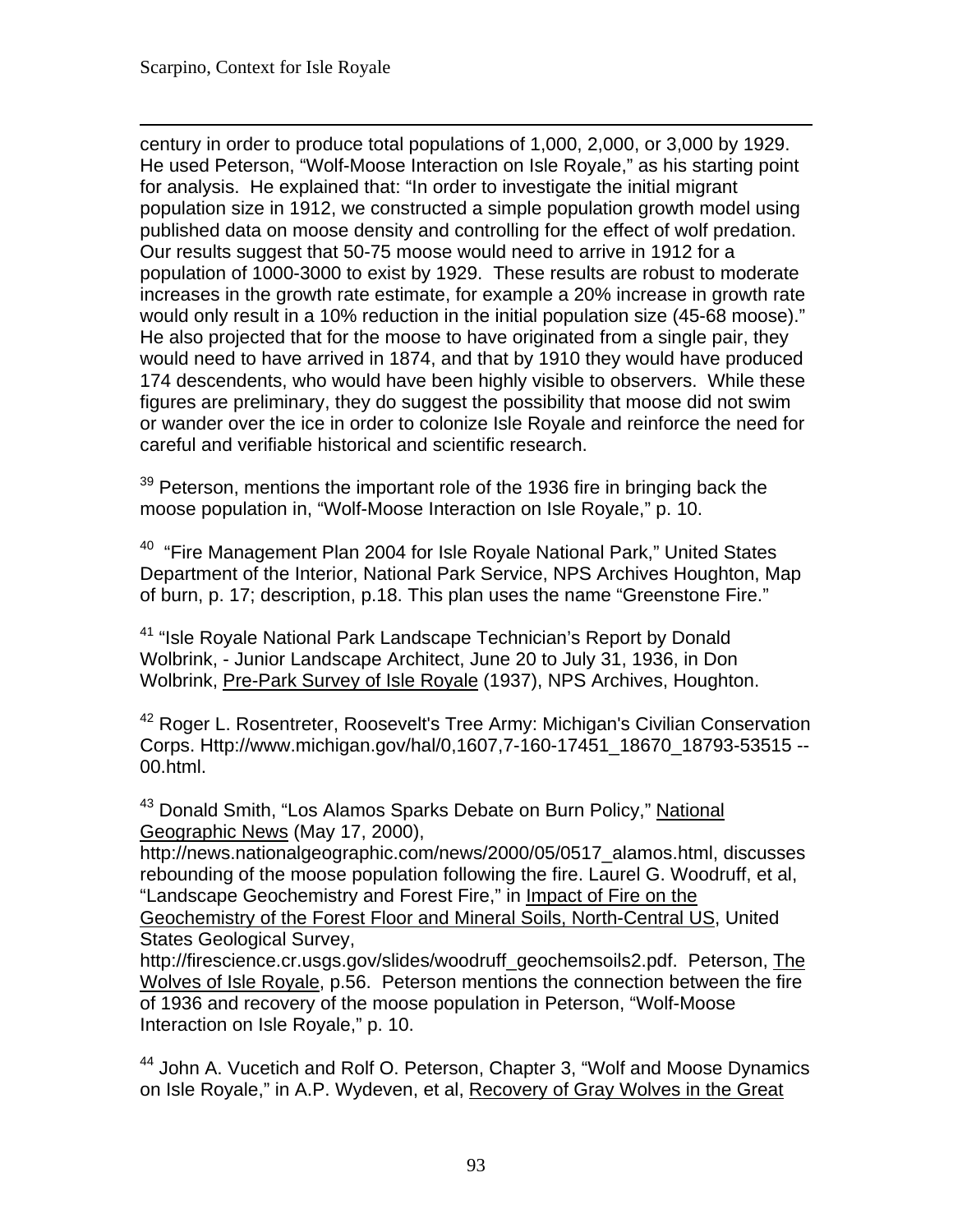century in order to produce total populations of 1,000, 2,000, or 3,000 by 1929. He used Peterson, "Wolf-Moose Interaction on Isle Royale," as his starting point for analysis. He explained that: "In order to investigate the initial migrant population size in 1912, we constructed a simple population growth model using published data on moose density and controlling for the effect of wolf predation. Our results suggest that 50-75 moose would need to arrive in 1912 for a population of 1000-3000 to exist by 1929. These results are robust to moderate increases in the growth rate estimate, for example a 20% increase in growth rate would only result in a 10% reduction in the initial population size (45-68 moose)." He also projected that for the moose to have originated from a single pair, they would need to have arrived in 1874, and that by 1910 they would have produced 174 descendents, who would have been highly visible to observers. While these figures are preliminary, they do suggest the possibility that moose did not swim or wander over the ice in order to colonize Isle Royale and reinforce the need for careful and verifiable historical and scientific research.

[39] Peterson, mentions the important role of the 1936 fire in bringing back the moose population in, "Wolf-Moose Interaction on Isle Royale," p. 10.

[40] "Fire Management Plan 2004 for Isle Royale National Park," United States Department of the Interior, National Park Service, NPS Archives Houghton, Map of burn, p. 17; description, p.18. This plan uses the name "Greenstone Fire."

[41] "Isle Royale National Park Landscape Technician's Report by Donald Wolbrink, - Junior Landscape Architect, June 20 to July 31, 1936, in Don Wolbrink, Pre-Park Survey of Isle Royale (1937), NPS Archives, Houghton.

[42] Roger L. Rosentreter, Roosevelt's Tree Army: Michigan's Civilian Conservation Corps. Http://www.michigan.gov/hal/0,1607,7-160-17451_18670_18793-53515 --00.html.

[43] Donald Smith, "Los Alamos Sparks Debate on Burn Policy," National Geographic News (May 17, 2000), http://news.nationalgeographic.com/news/2000/05/0517_alamos.html, discusses rebounding of the moose population following the fire. Laurel G. Woodruff, et al, "Landscape Geochemistry and Forest Fire," in Impact of Fire on the Geochemistry of the Forest Floor and Mineral Soils, North-Central US, United States Geological Survey, http://firescience.cr.usgs.gov/slides/woodruff_geochemsoils2.pdf. Peterson, The Wolves of Isle Royale, p.56. Peterson mentions the connection between the fire of 1936 and recovery of the moose population in Peterson, "Wolf-Moose Interaction on Isle Royale," p. 10.

[44] John A. Vucetich and Rolf O. Peterson, Chapter 3, "Wolf and Moose Dynamics on Isle Royale," in A.P. Wydeven, et al, Recovery of Gray Wolves in the Great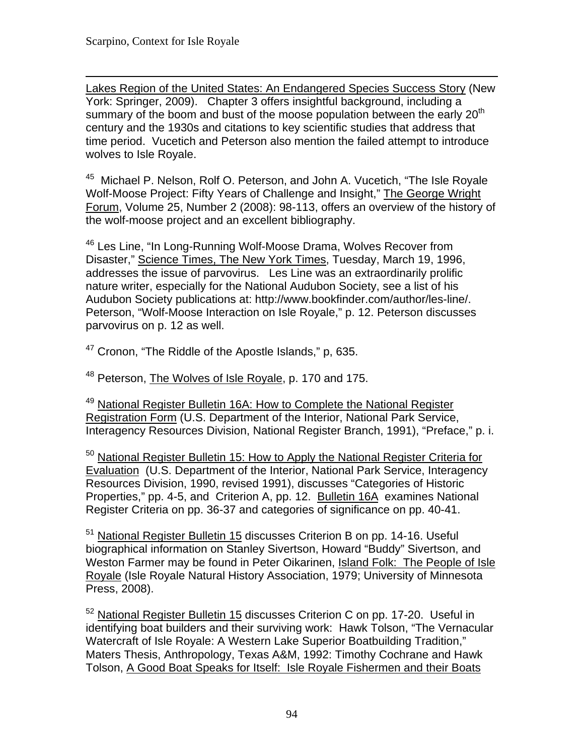Lakes Region of the United States: An Endangered Species Success Story (New York: Springer, 2009). Chapter 3 offers insightful background, including a summary of the boom and bust of the moose population between the early 20th century and the 1930s and citations to key scientific studies that address that time period. Vucetich and Peterson also mention the failed attempt to introduce wolves to Isle Royale.

[45] Michael P. Nelson, Rolf O. Peterson, and John A. Vucetich, "The Isle Royale Wolf-Moose Project: Fifty Years of Challenge and Insight," The George Wright Forum, Volume 25, Number 2 (2008): 98-113, offers an overview of the history of the wolf-moose project and an excellent bibliography.

[46] Les Line, "In Long-Running Wolf-Moose Drama, Wolves Recover from Disaster," Science Times, The New York Times, Tuesday, March 19, 1996, addresses the issue of parvovirus. Les Line was an extraordinarily prolific nature writer, especially for the National Audubon Society, see a list of his Audubon Society publications at: http://www.bookfinder.com/author/les-line/. Peterson, "Wolf-Moose Interaction on Isle Royale," p. 12. Peterson discusses parvovirus on p. 12 as well.

[47] Cronon, "The Riddle of the Apostle Islands," p, 635.

[48] Peterson, The Wolves of Isle Royale, p. 170 and 175.

[49] National Register Bulletin 16A: How to Complete the National Register Registration Form (U.S. Department of the Interior, National Park Service, Interagency Resources Division, National Register Branch, 1991), "Preface," p. i.

[50] National Register Bulletin 15: How to Apply the National Register Criteria for Evaluation (U.S. Department of the Interior, National Park Service, Interagency Resources Division, 1990, revised 1991), discusses "Categories of Historic Properties," pp. 4-5, and Criterion A, pp. 12. Bulletin 16A examines National Register Criteria on pp. 36-37 and categories of significance on pp. 40-41.

[51] National Register Bulletin 15 discusses Criterion B on pp. 14-16. Useful biographical information on Stanley Sivertson, Howard "Buddy" Sivertson, and Weston Farmer may be found in Peter Oikarinen, Island Folk: The People of Isle Royale (Isle Royale Natural History Association, 1979; University of Minnesota Press, 2008).

[52] National Register Bulletin 15 discusses Criterion C on pp. 17-20. Useful in identifying boat builders and their surviving work: Hawk Tolson, "The Vernacular Watercraft of Isle Royale: A Western Lake Superior Boatbuilding Tradition," Maters Thesis, Anthropology, Texas A&M, 1992: Timothy Cochrane and Hawk Tolson, A Good Boat Speaks for Itself: Isle Royale Fishermen and their Boats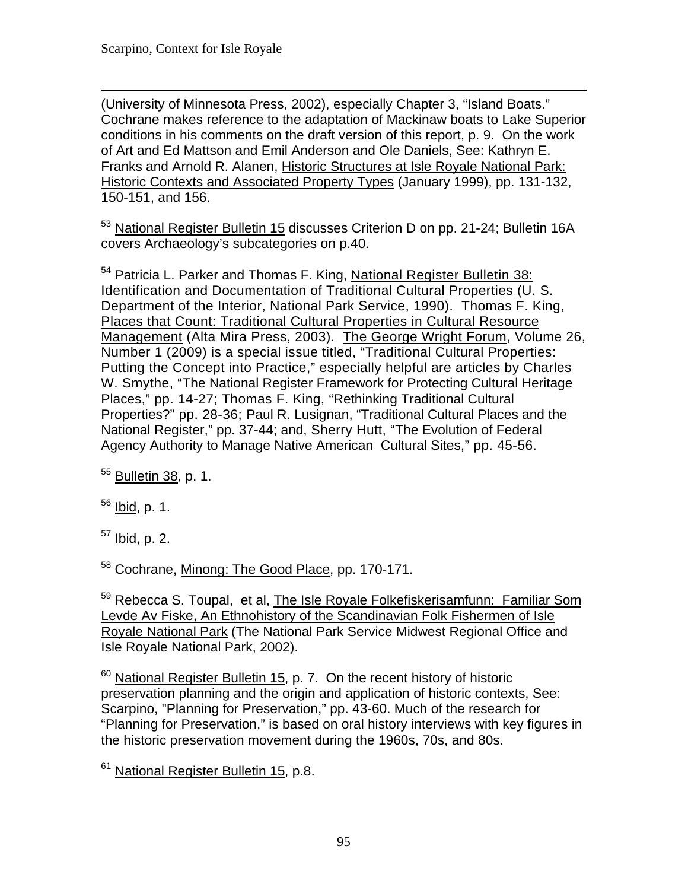(University of Minnesota Press, 2002), especially Chapter 3, "Island Boats." Cochrane makes reference to the adaptation of Mackinaw boats to Lake Superior conditions in his comments on the draft version of this report, p. 9. On the work of Art and Ed Mattson and Emil Anderson and Ole Daniels, See: Kathryn E. Franks and Arnold R. Alanen, Historic Structures at Isle Royale National Park: Historic Contexts and Associated Property Types (January 1999), pp. 131-132, 150-151, and 156.

[53] National Register Bulletin 15 discusses Criterion D on pp. 21-24; Bulletin 16A covers Archaeology's subcategories on p.40.

[54] Patricia L. Parker and Thomas F. King, National Register Bulletin 38: Identification and Documentation of Traditional Cultural Properties (U. S. Department of the Interior, National Park Service, 1990). Thomas F. King, Places that Count: Traditional Cultural Properties in Cultural Resource Management (Alta Mira Press, 2003). The George Wright Forum, Volume 26, Number 1 (2009) is a special issue titled, "Traditional Cultural Properties: Putting the Concept into Practice," especially helpful are articles by Charles W. Smythe, "The National Register Framework for Protecting Cultural Heritage Places," pp. 14-27; Thomas F. King, "Rethinking Traditional Cultural Properties?" pp. 28-36; Paul R. Lusignan, "Traditional Cultural Places and the National Register," pp. 37-44; and, Sherry Hutt, "The Evolution of Federal Agency Authority to Manage Native American Cultural Sites," pp. 45-56.

[55] Bulletin 38, p. 1.

[56] Ibid, p. 1.

[57] Ibid, p. 2.

[58] Cochrane, Minong: The Good Place, pp. 170-171.

[59] Rebecca S. Toupal, et al, The Isle Royale Folkefiskerisamfunn: Familiar Som Levde Av Fiske, An Ethnohistory of the Scandinavian Folk Fishermen of Isle Royale National Park (The National Park Service Midwest Regional Office and Isle Royale National Park, 2002).

[60] National Register Bulletin 15, p. 7. On the recent history of historic preservation planning and the origin and application of historic contexts, See: Scarpino, "Planning for Preservation," pp. 43-60. Much of the research for "Planning for Preservation," is based on oral history interviews with key figures in the historic preservation movement during the 1960s, 70s, and 80s.

[61] National Register Bulletin 15, p.8.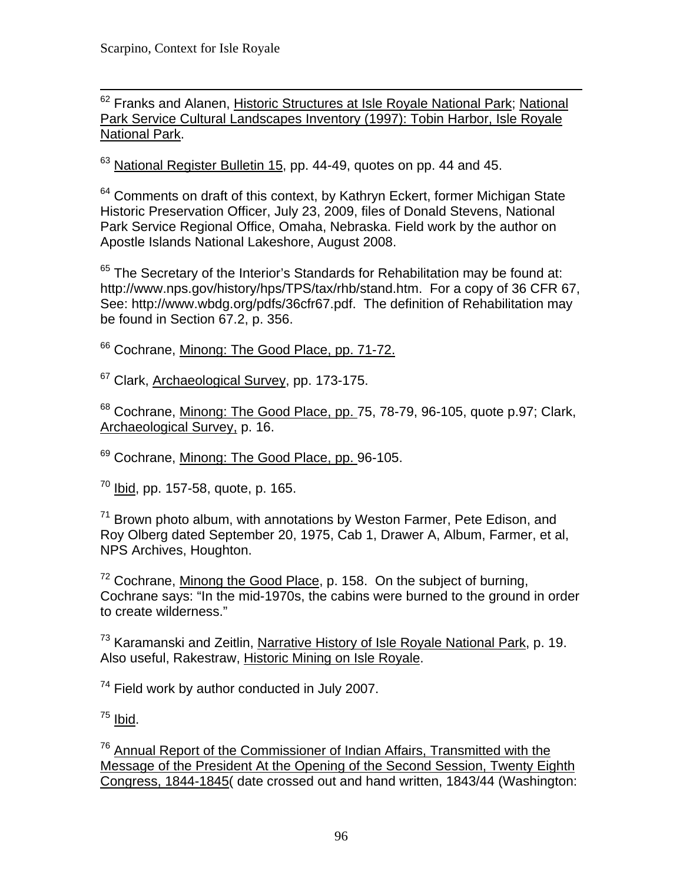[62] Franks and Alanen, Historic Structures at Isle Royale National Park; National Park Service Cultural Landscapes Inventory (1997): Tobin Harbor, Isle Royale National Park.

[63] National Register Bulletin 15, pp. 44-49, quotes on pp. 44 and 45.

[64] Comments on draft of this context, by Kathryn Eckert, former Michigan State Historic Preservation Officer, July 23, 2009, files of Donald Stevens, National Park Service Regional Office, Omaha, Nebraska. Field work by the author on Apostle Islands National Lakeshore, August 2008.

[65] The Secretary of the Interior's Standards for Rehabilitation may be found at: http://www.nps.gov/history/hps/TPS/tax/rhb/stand.htm. For a copy of 36 CFR 67, See: http://www.wbdg.org/pdfs/36cfr67.pdf. The definition of Rehabilitation may be found in Section 67.2, p. 356.

[66] Cochrane, Minong: The Good Place, pp. 71-72.

[67] Clark, Archaeological Survey, pp. 173-175.

[68] Cochrane, Minong: The Good Place, pp. 75, 78-79, 96-105, quote p.97; Clark, Archaeological Survey, p. 16.

[69] Cochrane, Minong: The Good Place, pp. 96-105.

[70] Ibid, pp. 157-58, quote, p. 165.

[71] Brown photo album, with annotations by Weston Farmer, Pete Edison, and Roy Olberg dated September 20, 1975, Cab 1, Drawer A, Album, Farmer, et al, NPS Archives, Houghton.

[72] Cochrane, Minong the Good Place, p. 158. On the subject of burning, Cochrane says: "In the mid-1970s, the cabins were burned to the ground in order to create wilderness."

[73] Karamanski and Zeitlin, Narrative History of Isle Royale National Park, p. 19. Also useful, Rakestraw, Historic Mining on Isle Royale.

[74] Field work by author conducted in July 2007.

[75] Ibid.

[76] Annual Report of the Commissioner of Indian Affairs, Transmitted with the Message of the President At the Opening of the Second Session, Twenty Eighth Congress, 1844-1845( date crossed out and hand written, 1843/44 (Washington: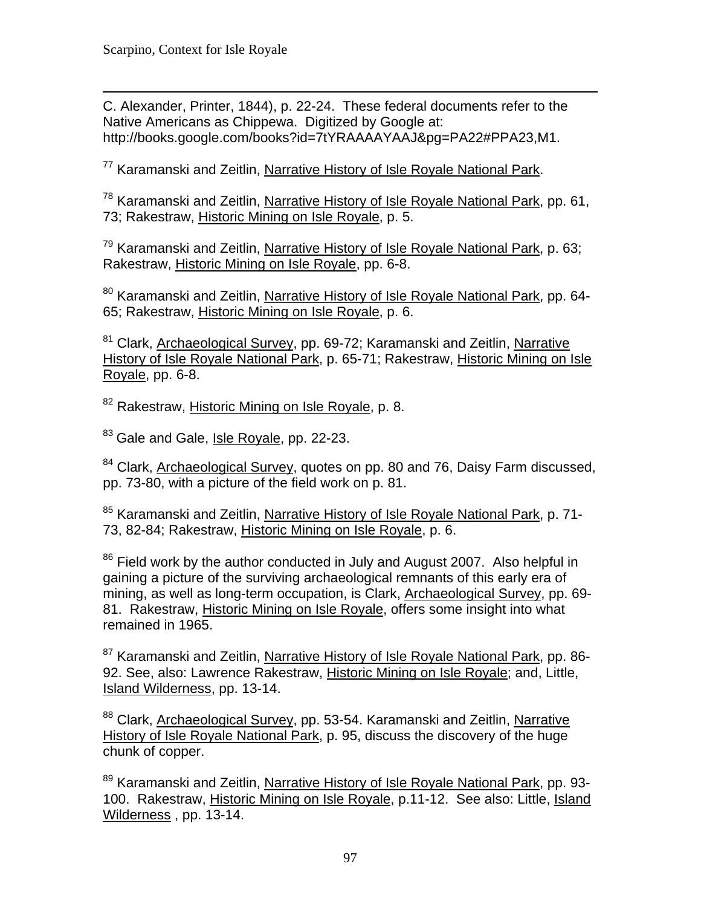C. Alexander, Printer, 1844), p. 22-24. These federal documents refer to the Native Americans as Chippewa. Digitized by Google at: http://books.google.com/books?id=7tYRAAAAYAAJ&pg=PA22#PPA23,M1.

[77] Karamanski and Zeitlin, Narrative History of Isle Royale National Park.

[78] Karamanski and Zeitlin, Narrative History of Isle Royale National Park, pp. 61, 73; Rakestraw, Historic Mining on Isle Royale, p. 5.

[79] Karamanski and Zeitlin, Narrative History of Isle Royale National Park, p. 63; Rakestraw, Historic Mining on Isle Royale, pp. 6-8.

[80] Karamanski and Zeitlin, Narrative History of Isle Royale National Park, pp. 64-65; Rakestraw, Historic Mining on Isle Royale, p. 6.

[81] Clark, Archaeological Survey, pp. 69-72; Karamanski and Zeitlin, Narrative History of Isle Royale National Park, p. 65-71; Rakestraw, Historic Mining on Isle Royale, pp. 6-8.

[82] Rakestraw, Historic Mining on Isle Royale, p. 8.

[83] Gale and Gale, Isle Royale, pp. 22-23.

[84] Clark, Archaeological Survey, quotes on pp. 80 and 76, Daisy Farm discussed, pp. 73-80, with a picture of the field work on p. 81.

[85] Karamanski and Zeitlin, Narrative History of Isle Royale National Park, p. 71-73, 82-84; Rakestraw, Historic Mining on Isle Royale, p. 6.

[86] Field work by the author conducted in July and August 2007. Also helpful in gaining a picture of the surviving archaeological remnants of this early era of mining, as well as long-term occupation, is Clark, Archaeological Survey, pp. 69-81. Rakestraw, Historic Mining on Isle Royale, offers some insight into what remained in 1965.

[87] Karamanski and Zeitlin, Narrative History of Isle Royale National Park, pp. 86-92. See, also: Lawrence Rakestraw, Historic Mining on Isle Royale; and, Little, Island Wilderness, pp. 13-14.

[88] Clark, Archaeological Survey, pp. 53-54. Karamanski and Zeitlin, Narrative History of Isle Royale National Park, p. 95, discuss the discovery of the huge chunk of copper.

[89] Karamanski and Zeitlin, Narrative History of Isle Royale National Park, pp. 93-100. Rakestraw, Historic Mining on Isle Royale, p.11-12. See also: Little, Island Wilderness , pp. 13-14.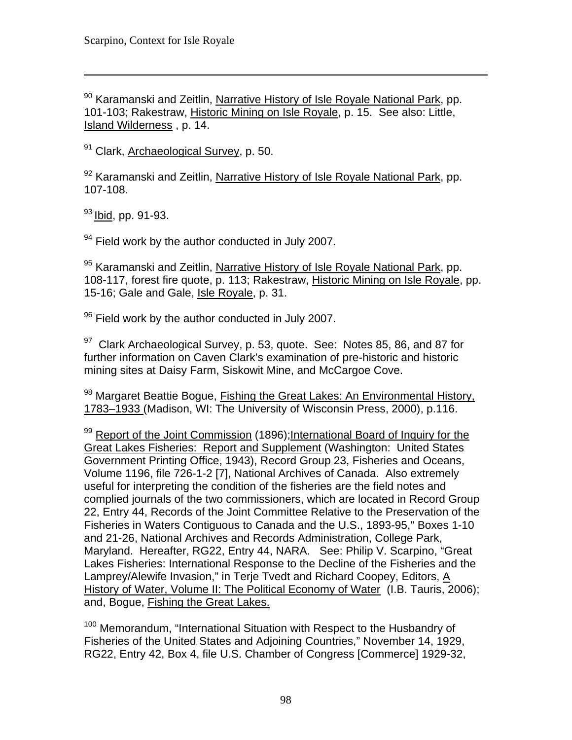[90] Karamanski and Zeitlin, Narrative History of Isle Royale National Park, pp. 101-103; Rakestraw, Historic Mining on Isle Royale, p. 15. See also: Little, Island Wilderness , p. 14.

[91] Clark, Archaeological Survey, p. 50.

[92] Karamanski and Zeitlin, Narrative History of Isle Royale National Park, pp. 107-108.

[93] Ibid, pp. 91-93.

[94] Field work by the author conducted in July 2007.

[95] Karamanski and Zeitlin, Narrative History of Isle Royale National Park, pp. 108-117, forest fire quote, p. 113; Rakestraw, Historic Mining on Isle Royale, pp. 15-16; Gale and Gale, Isle Royale, p. 31.

[96] Field work by the author conducted in July 2007.

[97] Clark Archaeological Survey, p. 53, quote. See: Notes 85, 86, and 87 for further information on Caven Clark's examination of pre-historic and historic mining sites at Daisy Farm, Siskowit Mine, and McCargoe Cove.

[98] Margaret Beattie Bogue, Fishing the Great Lakes: An Environmental History, 1783–1933 (Madison, WI: The University of Wisconsin Press, 2000), p.116.

[99] Report of the Joint Commission (1896);International Board of Inquiry for the Great Lakes Fisheries: Report and Supplement (Washington: United States Government Printing Office, 1943), Record Group 23, Fisheries and Oceans, Volume 1196, file 726-1-2 [7], National Archives of Canada. Also extremely useful for interpreting the condition of the fisheries are the field notes and complied journals of the two commissioners, which are located in Record Group 22, Entry 44, Records of the Joint Committee Relative to the Preservation of the Fisheries in Waters Contiguous to Canada and the U.S., 1893-95," Boxes 1-10 and 21-26, National Archives and Records Administration, College Park, Maryland. Hereafter, RG22, Entry 44, NARA. See: Philip V. Scarpino, "Great Lakes Fisheries: International Response to the Decline of the Fisheries and the Lamprey/Alewife Invasion," in Terje Tvedt and Richard Coopey, Editors, A History of Water, Volume II: The Political Economy of Water (I.B. Tauris, 2006); and, Bogue, Fishing the Great Lakes.

[100] Memorandum, "International Situation with Respect to the Husbandry of Fisheries of the United States and Adjoining Countries," November 14, 1929, RG22, Entry 42, Box 4, file U.S. Chamber of Congress [Commerce] 1929-32,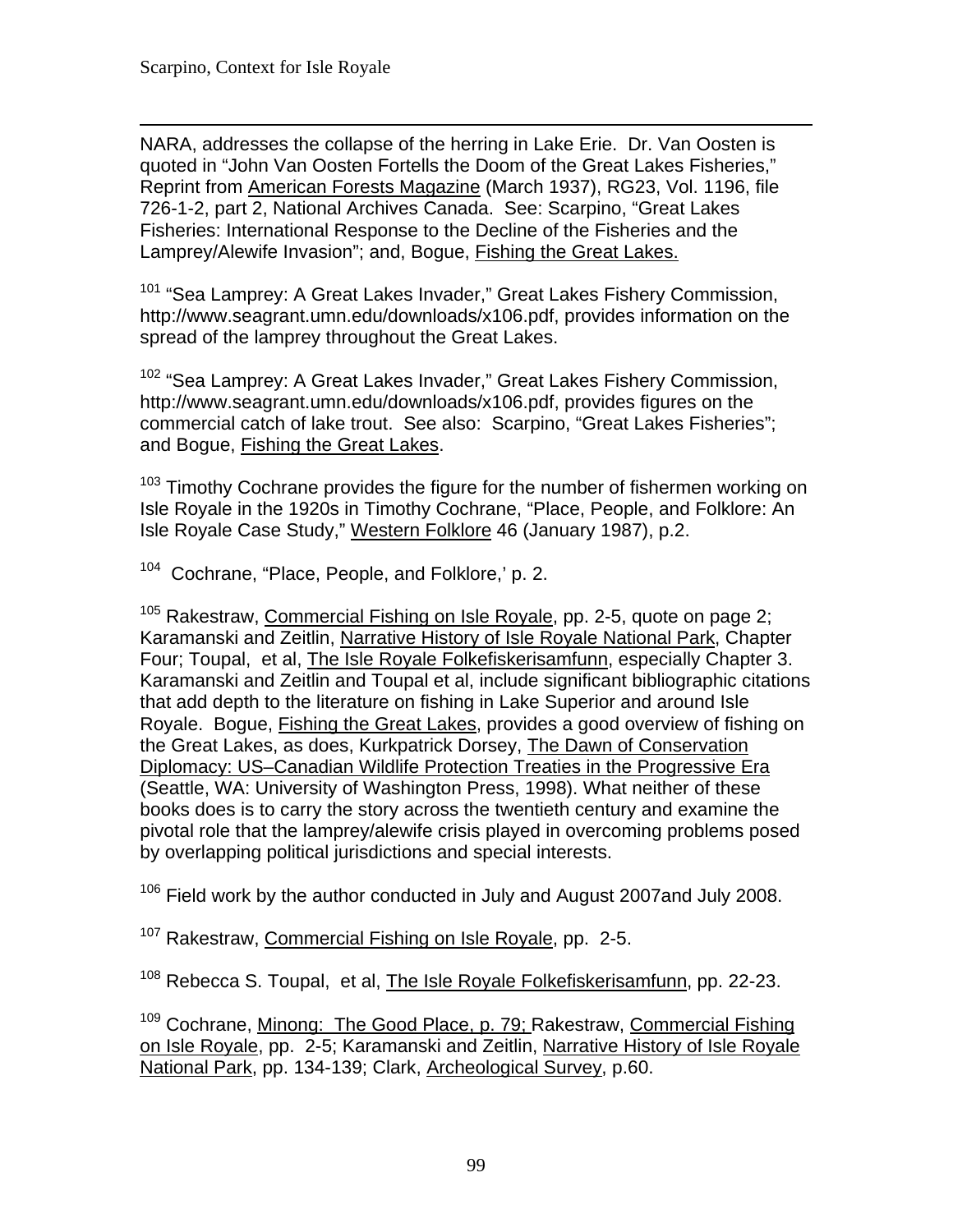NARA, addresses the collapse of the herring in Lake Erie. Dr. Van Oosten is quoted in "John Van Oosten Fortells the Doom of the Great Lakes Fisheries," Reprint from American Forests Magazine (March 1937), RG23, Vol. 1196, file 726-1-2, part 2, National Archives Canada. See: Scarpino, "Great Lakes Fisheries: International Response to the Decline of the Fisheries and the Lamprey/Alewife Invasion"; and, Bogue, Fishing the Great Lakes.

[101] "Sea Lamprey: A Great Lakes Invader," Great Lakes Fishery Commission, http://www.seagrant.umn.edu/downloads/x106.pdf, provides information on the spread of the lamprey throughout the Great Lakes.

[102] "Sea Lamprey: A Great Lakes Invader," Great Lakes Fishery Commission, http://www.seagrant.umn.edu/downloads/x106.pdf, provides figures on the commercial catch of lake trout. See also: Scarpino, "Great Lakes Fisheries"; and Bogue, Fishing the Great Lakes.

[103] Timothy Cochrane provides the figure for the number of fishermen working on Isle Royale in the 1920s in Timothy Cochrane, "Place, People, and Folklore: An Isle Royale Case Study," Western Folklore 46 (January 1987), p.2.

[104] Cochrane, "Place, People, and Folklore,' p. 2.

[105] Rakestraw, Commercial Fishing on Isle Royale, pp. 2-5, quote on page 2; Karamanski and Zeitlin, Narrative History of Isle Royale National Park, Chapter Four; Toupal, et al, The Isle Royale Folkefiskerisamfunn, especially Chapter 3. Karamanski and Zeitlin and Toupal et al, include significant bibliographic citations that add depth to the literature on fishing in Lake Superior and around Isle Royale. Bogue, Fishing the Great Lakes, provides a good overview of fishing on the Great Lakes, as does, Kurkpatrick Dorsey, The Dawn of Conservation Diplomacy: US–Canadian Wildlife Protection Treaties in the Progressive Era (Seattle, WA: University of Washington Press, 1998). What neither of these books does is to carry the story across the twentieth century and examine the pivotal role that the lamprey/alewife crisis played in overcoming problems posed by overlapping political jurisdictions and special interests.

[106] Field work by the author conducted in July and August 2007and July 2008.

[107] Rakestraw, Commercial Fishing on Isle Royale, pp. 2-5.

[108] Rebecca S. Toupal, et al, The Isle Royale Folkefiskerisamfunn, pp. 22-23.

[109] Cochrane, Minong: The Good Place, p. 79; Rakestraw, Commercial Fishing on Isle Royale, pp. 2-5; Karamanski and Zeitlin, Narrative History of Isle Royale National Park, pp. 134-139; Clark, Archeological Survey, p.60.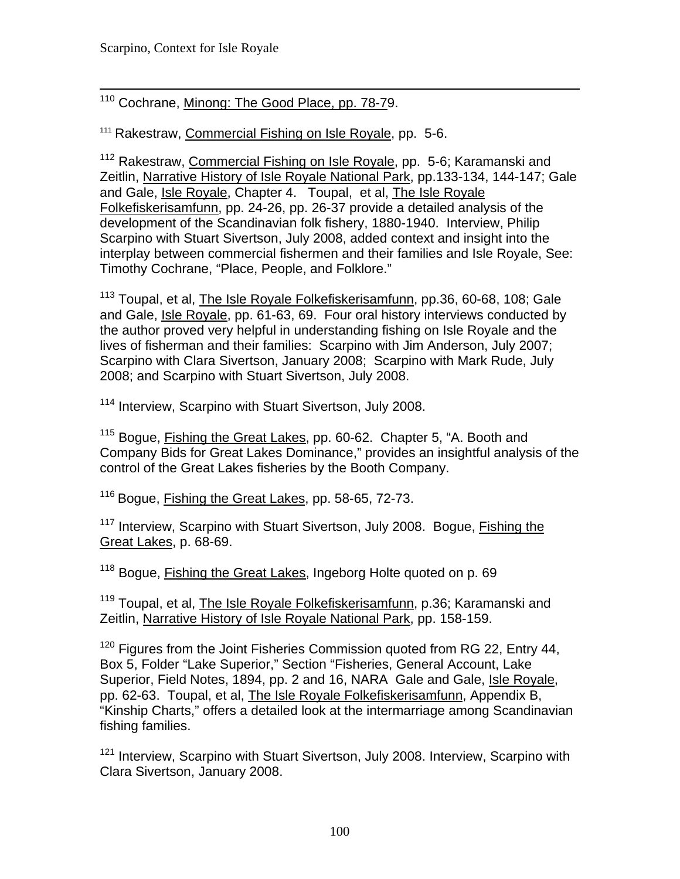[110] Cochrane, Minong: The Good Place, pp. 78-79.

[111] Rakestraw, Commercial Fishing on Isle Royale, pp. 5-6.

[112] Rakestraw, Commercial Fishing on Isle Royale, pp. 5-6; Karamanski and Zeitlin, Narrative History of Isle Royale National Park, pp.133-134, 144-147; Gale and Gale, Isle Royale, Chapter 4. Toupal, et al, The Isle Royale Folkefiskerisamfunn, pp. 24-26, pp. 26-37 provide a detailed analysis of the development of the Scandinavian folk fishery, 1880-1940. Interview, Philip Scarpino with Stuart Sivertson, July 2008, added context and insight into the interplay between commercial fishermen and their families and Isle Royale, See: Timothy Cochrane, "Place, People, and Folklore."

[113] Toupal, et al, The Isle Royale Folkefiskerisamfunn, pp.36, 60-68, 108; Gale and Gale, Isle Royale, pp. 61-63, 69. Four oral history interviews conducted by the author proved very helpful in understanding fishing on Isle Royale and the lives of fisherman and their families: Scarpino with Jim Anderson, July 2007; Scarpino with Clara Sivertson, January 2008; Scarpino with Mark Rude, July 2008; and Scarpino with Stuart Sivertson, July 2008.

[114] Interview, Scarpino with Stuart Sivertson, July 2008.

[115] Bogue, Fishing the Great Lakes, pp. 60-62. Chapter 5, "A. Booth and Company Bids for Great Lakes Dominance," provides an insightful analysis of the control of the Great Lakes fisheries by the Booth Company.

[116] Bogue, Fishing the Great Lakes, pp. 58-65, 72-73.

[117] Interview, Scarpino with Stuart Sivertson, July 2008. Bogue, Fishing the Great Lakes, p. 68-69.

[118] Bogue, Fishing the Great Lakes, Ingeborg Holte quoted on p. 69

[119] Toupal, et al, The Isle Royale Folkefiskerisamfunn, p.36; Karamanski and Zeitlin, Narrative History of Isle Royale National Park, pp. 158-159.

[120] Figures from the Joint Fisheries Commission quoted from RG 22, Entry 44, Box 5, Folder "Lake Superior," Section "Fisheries, General Account, Lake Superior, Field Notes, 1894, pp. 2 and 16, NARA Gale and Gale, Isle Royale, pp. 62-63. Toupal, et al, The Isle Royale Folkefiskerisamfunn, Appendix B, "Kinship Charts," offers a detailed look at the intermarriage among Scandinavian fishing families.

[121] Interview, Scarpino with Stuart Sivertson, July 2008. Interview, Scarpino with Clara Sivertson, January 2008.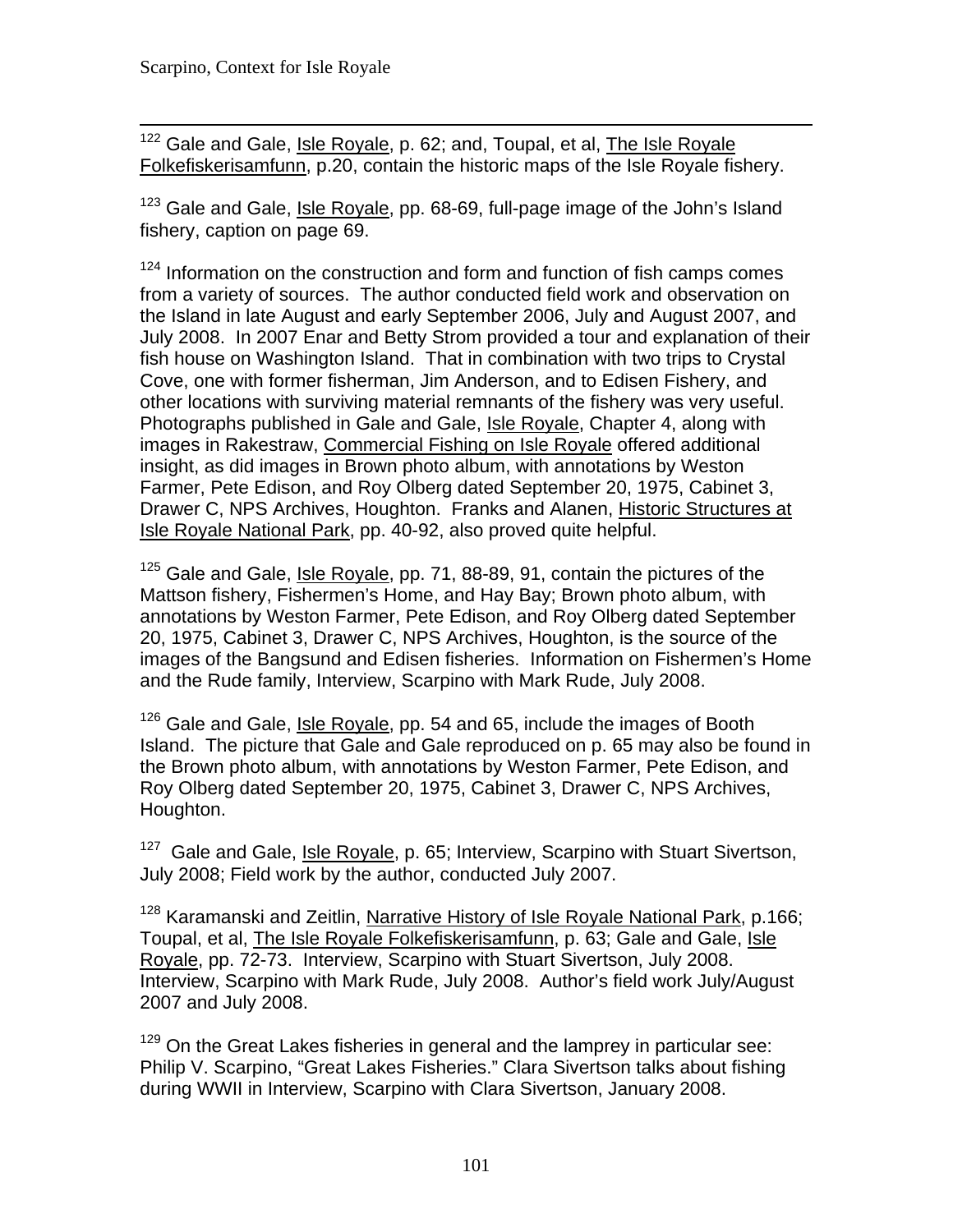[122] Gale and Gale, Isle Royale, p. 62; and, Toupal, et al, The Isle Royale Folkefiskerisamfunn, p.20, contain the historic maps of the Isle Royale fishery.

[123] Gale and Gale, Isle Royale, pp. 68-69, full-page image of the John's Island fishery, caption on page 69.

[124] Information on the construction and form and function of fish camps comes from a variety of sources. The author conducted field work and observation on the Island in late August and early September 2006, July and August 2007, and July 2008. In 2007 Enar and Betty Strom provided a tour and explanation of their fish house on Washington Island. That in combination with two trips to Crystal Cove, one with former fisherman, Jim Anderson, and to Edisen Fishery, and other locations with surviving material remnants of the fishery was very useful. Photographs published in Gale and Gale, Isle Royale, Chapter 4, along with images in Rakestraw, Commercial Fishing on Isle Royale offered additional insight, as did images in Brown photo album, with annotations by Weston Farmer, Pete Edison, and Roy Olberg dated September 20, 1975, Cabinet 3, Drawer C, NPS Archives, Houghton. Franks and Alanen, Historic Structures at Isle Royale National Park, pp. 40-92, also proved quite helpful.

[125] Gale and Gale, Isle Royale, pp. 71, 88-89, 91, contain the pictures of the Mattson fishery, Fishermen's Home, and Hay Bay; Brown photo album, with annotations by Weston Farmer, Pete Edison, and Roy Olberg dated September 20, 1975, Cabinet 3, Drawer C, NPS Archives, Houghton, is the source of the images of the Bangsund and Edisen fisheries. Information on Fishermen's Home and the Rude family, Interview, Scarpino with Mark Rude, July 2008.

[126] Gale and Gale, Isle Royale, pp. 54 and 65, include the images of Booth Island. The picture that Gale and Gale reproduced on p. 65 may also be found in the Brown photo album, with annotations by Weston Farmer, Pete Edison, and Roy Olberg dated September 20, 1975, Cabinet 3, Drawer C, NPS Archives, Houghton.

[127] Gale and Gale, Isle Royale, p. 65; Interview, Scarpino with Stuart Sivertson, July 2008; Field work by the author, conducted July 2007.

[128] Karamanski and Zeitlin, Narrative History of Isle Royale National Park, p.166; Toupal, et al, The Isle Royale Folkefiskerisamfunn, p. 63; Gale and Gale, Isle Royale, pp. 72-73. Interview, Scarpino with Stuart Sivertson, July 2008. Interview, Scarpino with Mark Rude, July 2008. Author's field work July/August 2007 and July 2008.

[129] On the Great Lakes fisheries in general and the lamprey in particular see: Philip V. Scarpino, "Great Lakes Fisheries." Clara Sivertson talks about fishing during WWII in Interview, Scarpino with Clara Sivertson, January 2008.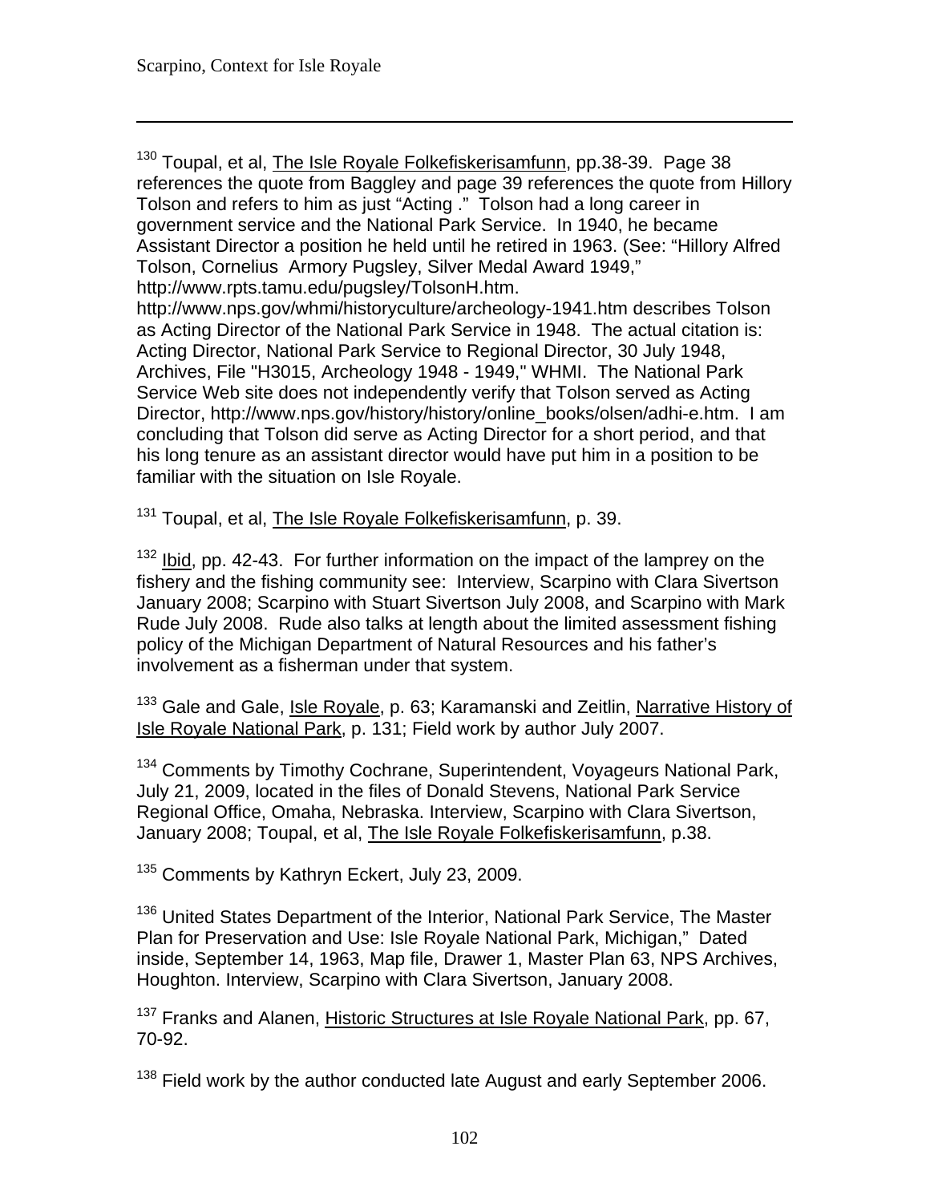[130] Toupal, et al, The Isle Royale Folkefiskerisamfunn, pp.38-39. Page 38 references the quote from Baggley and page 39 references the quote from Hillory Tolson and refers to him as just "Acting ." Tolson had a long career in government service and the National Park Service. In 1940, he became Assistant Director a position he held until he retired in 1963. (See: "Hillory Alfred Tolson, Cornelius Armory Pugsley, Silver Medal Award 1949," http://www.rpts.tamu.edu/pugsley/TolsonH.htm. http://www.nps.gov/whmi/historyculture/archeology-1941.htm describes Tolson as Acting Director of the National Park Service in 1948. The actual citation is: Acting Director, National Park Service to Regional Director, 30 July 1948, Archives, File "H3015, Archeology 1948 - 1949," WHMI. The National Park Service Web site does not independently verify that Tolson served as Acting Director, http://www.nps.gov/history/history/online_books/olsen/adhi-e.htm. I am concluding that Tolson did serve as Acting Director for a short period, and that his long tenure as an assistant director would have put him in a position to be familiar with the situation on Isle Royale.

[131] Toupal, et al, The Isle Royale Folkefiskerisamfunn, p. 39.

[132] Ibid, pp. 42-43. For further information on the impact of the lamprey on the fishery and the fishing community see: Interview, Scarpino with Clara Sivertson January 2008; Scarpino with Stuart Sivertson July 2008, and Scarpino with Mark Rude July 2008. Rude also talks at length about the limited assessment fishing policy of the Michigan Department of Natural Resources and his father's involvement as a fisherman under that system.

[133] Gale and Gale, Isle Royale, p. 63; Karamanski and Zeitlin, Narrative History of Isle Royale National Park, p. 131; Field work by author July 2007.

[134] Comments by Timothy Cochrane, Superintendent, Voyageurs National Park, July 21, 2009, located in the files of Donald Stevens, National Park Service Regional Office, Omaha, Nebraska. Interview, Scarpino with Clara Sivertson, January 2008; Toupal, et al, The Isle Royale Folkefiskerisamfunn, p.38.

[135] Comments by Kathryn Eckert, July 23, 2009.

[136] United States Department of the Interior, National Park Service, The Master Plan for Preservation and Use: Isle Royale National Park, Michigan," Dated inside, September 14, 1963, Map file, Drawer 1, Master Plan 63, NPS Archives, Houghton. Interview, Scarpino with Clara Sivertson, January 2008.

[137] Franks and Alanen, Historic Structures at Isle Royale National Park, pp. 67, 70-92.

[138] Field work by the author conducted late August and early September 2006.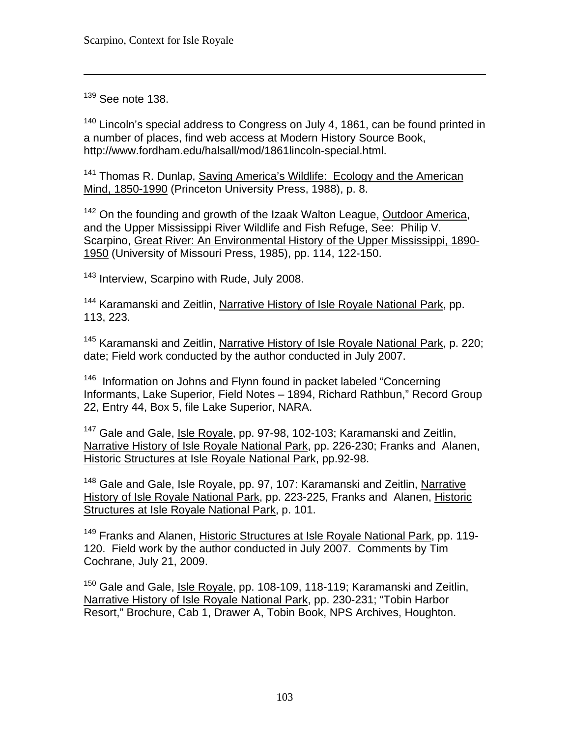[139] See note 138.

[140] Lincoln's special address to Congress on July 4, 1861, can be found printed in a number of places, find web access at Modern History Source Book, http://www.fordham.edu/halsall/mod/1861lincoln-special.html.

[141] Thomas R. Dunlap, Saving America's Wildlife: Ecology and the American Mind, 1850-1990 (Princeton University Press, 1988), p. 8.

[142] On the founding and growth of the Izaak Walton League, Outdoor America, and the Upper Mississippi River Wildlife and Fish Refuge, See: Philip V. Scarpino, Great River: An Environmental History of the Upper Mississippi, 1890-1950 (University of Missouri Press, 1985), pp. 114, 122-150.

[143] Interview, Scarpino with Rude, July 2008.

[144] Karamanski and Zeitlin, Narrative History of Isle Royale National Park, pp. 113, 223.

[145] Karamanski and Zeitlin, Narrative History of Isle Royale National Park, p. 220; date; Field work conducted by the author conducted in July 2007.

[146] Information on Johns and Flynn found in packet labeled "Concerning Informants, Lake Superior, Field Notes – 1894, Richard Rathbun," Record Group 22, Entry 44, Box 5, file Lake Superior, NARA.

[147] Gale and Gale, Isle Royale, pp. 97-98, 102-103; Karamanski and Zeitlin, Narrative History of Isle Royale National Park, pp. 226-230; Franks and Alanen, Historic Structures at Isle Royale National Park, pp.92-98.

[148] Gale and Gale, Isle Royale, pp. 97, 107: Karamanski and Zeitlin, Narrative History of Isle Royale National Park, pp. 223-225, Franks and Alanen, Historic Structures at Isle Royale National Park, p. 101.

[149] Franks and Alanen, Historic Structures at Isle Royale National Park, pp. 119-120. Field work by the author conducted in July 2007. Comments by Tim Cochrane, July 21, 2009.

[150] Gale and Gale, Isle Royale, pp. 108-109, 118-119; Karamanski and Zeitlin, Narrative History of Isle Royale National Park, pp. 230-231; "Tobin Harbor Resort," Brochure, Cab 1, Drawer A, Tobin Book, NPS Archives, Houghton.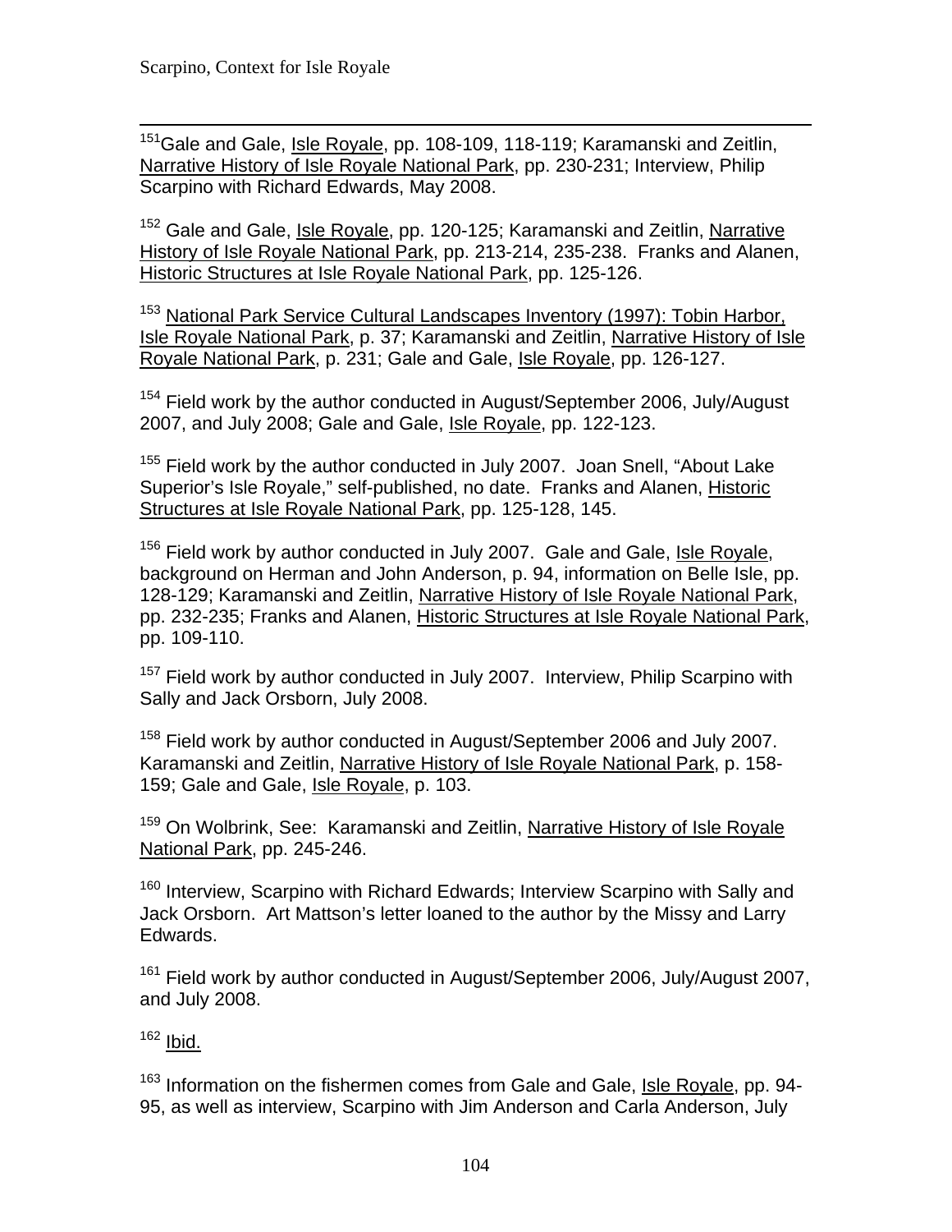[151]Gale and Gale, Isle Royale, pp. 108-109, 118-119; Karamanski and Zeitlin, Narrative History of Isle Royale National Park, pp. 230-231; Interview, Philip Scarpino with Richard Edwards, May 2008.

[152] Gale and Gale, Isle Royale, pp. 120-125; Karamanski and Zeitlin, Narrative History of Isle Royale National Park, pp. 213-214, 235-238. Franks and Alanen, Historic Structures at Isle Royale National Park, pp. 125-126.

[153] National Park Service Cultural Landscapes Inventory (1997): Tobin Harbor, Isle Royale National Park, p. 37; Karamanski and Zeitlin, Narrative History of Isle Royale National Park, p. 231; Gale and Gale, Isle Royale, pp. 126-127.

[154] Field work by the author conducted in August/September 2006, July/August 2007, and July 2008; Gale and Gale, Isle Royale, pp. 122-123.

[155] Field work by the author conducted in July 2007. Joan Snell, "About Lake Superior's Isle Royale," self-published, no date. Franks and Alanen, Historic Structures at Isle Royale National Park, pp. 125-128, 145.

[156] Field work by author conducted in July 2007. Gale and Gale, Isle Royale, background on Herman and John Anderson, p. 94, information on Belle Isle, pp. 128-129; Karamanski and Zeitlin, Narrative History of Isle Royale National Park, pp. 232-235; Franks and Alanen, Historic Structures at Isle Royale National Park, pp. 109-110.

[157] Field work by author conducted in July 2007. Interview, Philip Scarpino with Sally and Jack Orsborn, July 2008.

[158] Field work by author conducted in August/September 2006 and July 2007. Karamanski and Zeitlin, Narrative History of Isle Royale National Park, p. 158-159; Gale and Gale, Isle Royale, p. 103.

[159] On Wolbrink, See: Karamanski and Zeitlin, Narrative History of Isle Royale National Park, pp. 245-246.

[160] Interview, Scarpino with Richard Edwards; Interview Scarpino with Sally and Jack Orsborn. Art Mattson's letter loaned to the author by the Missy and Larry Edwards.

[161] Field work by author conducted in August/September 2006, July/August 2007, and July 2008.

[162] Ibid.

[163] Information on the fishermen comes from Gale and Gale, Isle Royale, pp. 94-95, as well as interview, Scarpino with Jim Anderson and Carla Anderson, July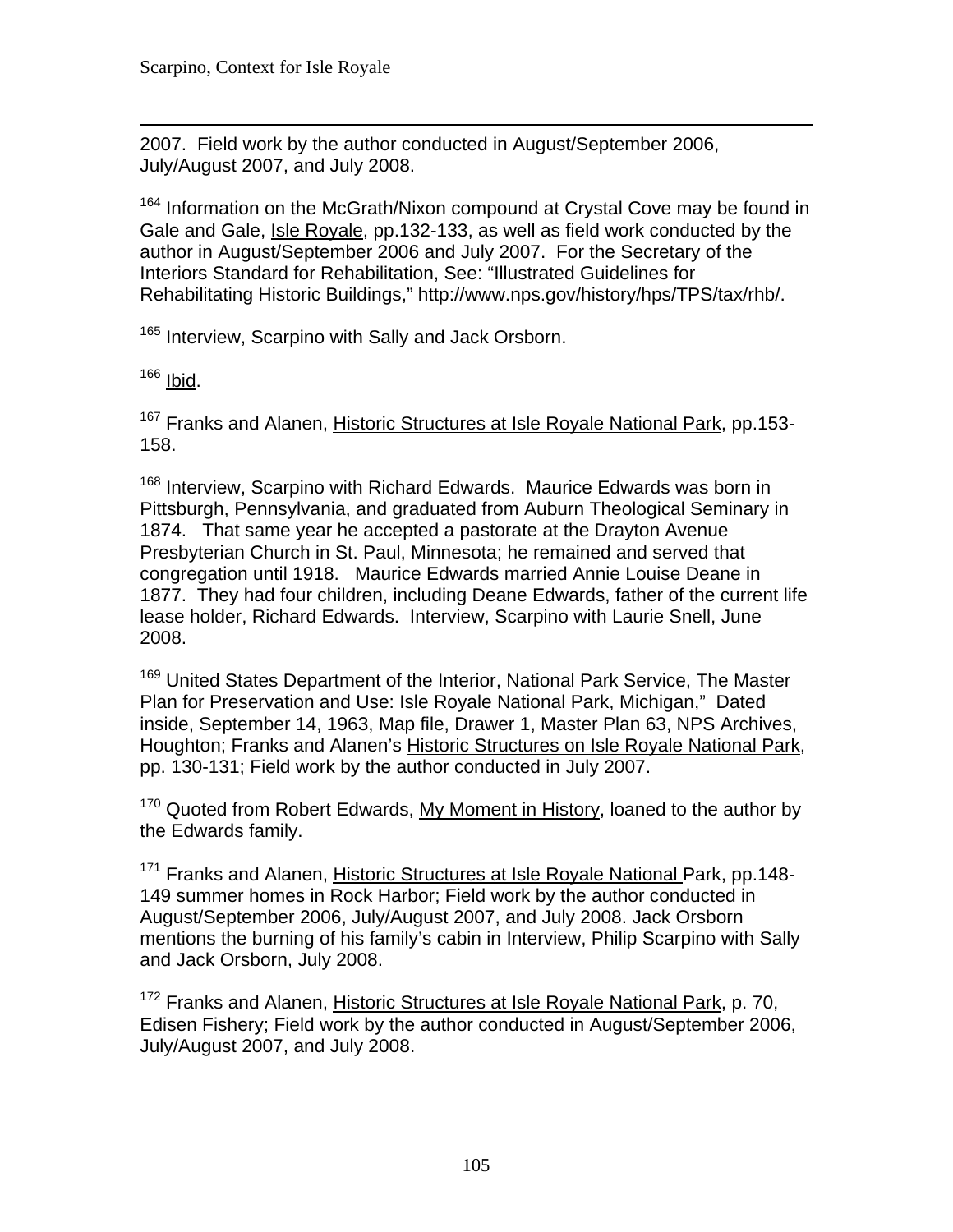2007. Field work by the author conducted in August/September 2006, July/August 2007, and July 2008.

[164] Information on the McGrath/Nixon compound at Crystal Cove may be found in Gale and Gale, Isle Royale, pp.132-133, as well as field work conducted by the author in August/September 2006 and July 2007. For the Secretary of the Interiors Standard for Rehabilitation, See: "Illustrated Guidelines for Rehabilitating Historic Buildings," http://www.nps.gov/history/hps/TPS/tax/rhb/.

[165] Interview, Scarpino with Sally and Jack Orsborn.

[166] Ibid.

[167] Franks and Alanen, Historic Structures at Isle Royale National Park, pp.153-158.

[168] Interview, Scarpino with Richard Edwards. Maurice Edwards was born in Pittsburgh, Pennsylvania, and graduated from Auburn Theological Seminary in 1874. That same year he accepted a pastorate at the Drayton Avenue Presbyterian Church in St. Paul, Minnesota; he remained and served that congregation until 1918. Maurice Edwards married Annie Louise Deane in 1877. They had four children, including Deane Edwards, father of the current life lease holder, Richard Edwards. Interview, Scarpino with Laurie Snell, June 2008.

[169] United States Department of the Interior, National Park Service, The Master Plan for Preservation and Use: Isle Royale National Park, Michigan," Dated inside, September 14, 1963, Map file, Drawer 1, Master Plan 63, NPS Archives, Houghton; Franks and Alanen's Historic Structures on Isle Royale National Park, pp. 130-131; Field work by the author conducted in July 2007.

[170] Quoted from Robert Edwards, My Moment in History, loaned to the author by the Edwards family.

[171] Franks and Alanen, Historic Structures at Isle Royale National Park, pp.148-149 summer homes in Rock Harbor; Field work by the author conducted in August/September 2006, July/August 2007, and July 2008. Jack Orsborn mentions the burning of his family's cabin in Interview, Philip Scarpino with Sally and Jack Orsborn, July 2008.

[172] Franks and Alanen, Historic Structures at Isle Royale National Park, p. 70, Edisen Fishery; Field work by the author conducted in August/September 2006, July/August 2007, and July 2008.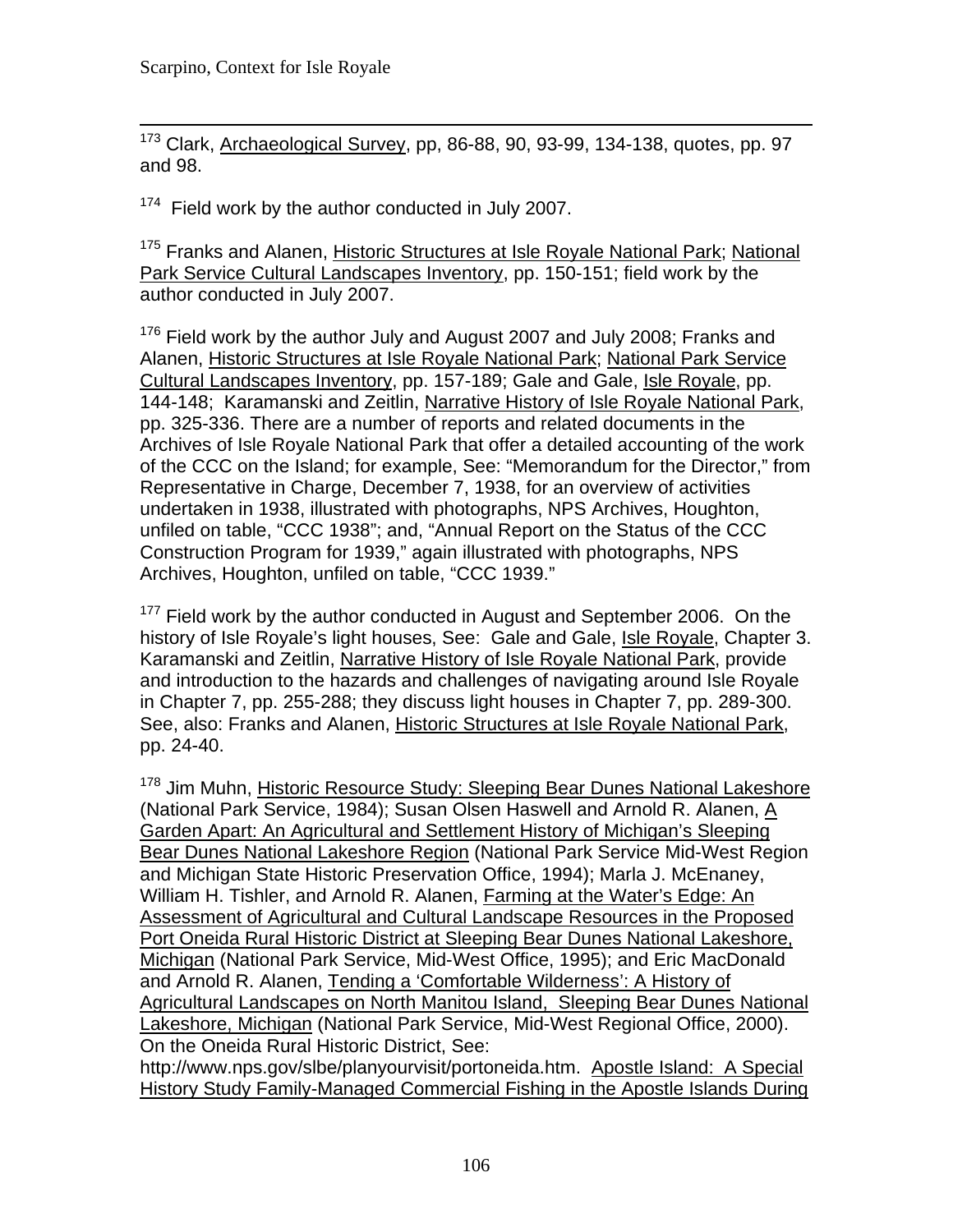[173] Clark, Archaeological Survey, pp, 86-88, 90, 93-99, 134-138, quotes, pp. 97 and 98.

[174] Field work by the author conducted in July 2007.

[175] Franks and Alanen, Historic Structures at Isle Royale National Park; National Park Service Cultural Landscapes Inventory, pp. 150-151; field work by the author conducted in July 2007.

[176] Field work by the author July and August 2007 and July 2008; Franks and Alanen, Historic Structures at Isle Royale National Park; National Park Service Cultural Landscapes Inventory, pp. 157-189; Gale and Gale, Isle Royale, pp. 144-148; Karamanski and Zeitlin, Narrative History of Isle Royale National Park, pp. 325-336. There are a number of reports and related documents in the Archives of Isle Royale National Park that offer a detailed accounting of the work of the CCC on the Island; for example, See: "Memorandum for the Director," from Representative in Charge, December 7, 1938, for an overview of activities undertaken in 1938, illustrated with photographs, NPS Archives, Houghton, unfiled on table, "CCC 1938"; and, "Annual Report on the Status of the CCC Construction Program for 1939," again illustrated with photographs, NPS Archives, Houghton, unfiled on table, "CCC 1939."

[177] Field work by the author conducted in August and September 2006. On the history of Isle Royale's light houses, See: Gale and Gale, Isle Royale, Chapter 3. Karamanski and Zeitlin, Narrative History of Isle Royale National Park, provide and introduction to the hazards and challenges of navigating around Isle Royale in Chapter 7, pp. 255-288; they discuss light houses in Chapter 7, pp. 289-300. See, also: Franks and Alanen, Historic Structures at Isle Royale National Park, pp. 24-40.

[178] Jim Muhn, Historic Resource Study: Sleeping Bear Dunes National Lakeshore (National Park Service, 1984); Susan Olsen Haswell and Arnold R. Alanen, A Garden Apart: An Agricultural and Settlement History of Michigan's Sleeping Bear Dunes National Lakeshore Region (National Park Service Mid-West Region and Michigan State Historic Preservation Office, 1994); Marla J. McEnaney, William H. Tishler, and Arnold R. Alanen, Farming at the Water's Edge: An Assessment of Agricultural and Cultural Landscape Resources in the Proposed Port Oneida Rural Historic District at Sleeping Bear Dunes National Lakeshore, Michigan (National Park Service, Mid-West Office, 1995); and Eric MacDonald and Arnold R. Alanen, Tending a 'Comfortable Wilderness': A History of Agricultural Landscapes on North Manitou Island, Sleeping Bear Dunes National Lakeshore, Michigan (National Park Service, Mid-West Regional Office, 2000). On the Oneida Rural Historic District, See: http://www.nps.gov/slbe/planyourvisit/portoneida.htm. Apostle Island: A Special History Study Family-Managed Commercial Fishing in the Apostle Islands During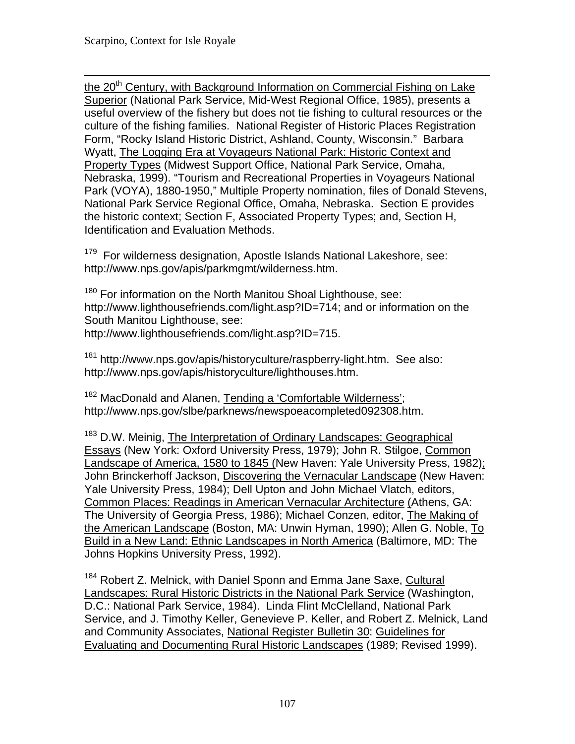the 20th Century, with Background Information on Commercial Fishing on Lake Superior (National Park Service, Mid-West Regional Office, 1985), presents a useful overview of the fishery but does not tie fishing to cultural resources or the culture of the fishing families. National Register of Historic Places Registration Form, "Rocky Island Historic District, Ashland, County, Wisconsin." Barbara Wyatt, The Logging Era at Voyageurs National Park: Historic Context and Property Types (Midwest Support Office, National Park Service, Omaha, Nebraska, 1999). "Tourism and Recreational Properties in Voyageurs National Park (VOYA), 1880-1950," Multiple Property nomination, files of Donald Stevens, National Park Service Regional Office, Omaha, Nebraska. Section E provides the historic context; Section F, Associated Property Types; and, Section H, Identification and Evaluation Methods.

[179] For wilderness designation, Apostle Islands National Lakeshore, see: http://www.nps.gov/apis/parkmgmt/wilderness.htm.

[180] For information on the North Manitou Shoal Lighthouse, see: http://www.lighthousefriends.com/light.asp?ID=714; and or information on the South Manitou Lighthouse, see: http://www.lighthousefriends.com/light.asp?ID=715.

[181] http://www.nps.gov/apis/historyculture/raspberry-light.htm. See also: http://www.nps.gov/apis/historyculture/lighthouses.htm.

[182] MacDonald and Alanen, Tending a 'Comfortable Wilderness'; http://www.nps.gov/slbe/parknews/newspoeacompleted092308.htm.

[183] D.W. Meinig, The Interpretation of Ordinary Landscapes: Geographical Essays (New York: Oxford University Press, 1979); John R. Stilgoe, Common Landscape of America, 1580 to 1845 (New Haven: Yale University Press, 1982); John Brinckerhoff Jackson, Discovering the Vernacular Landscape (New Haven: Yale University Press, 1984); Dell Upton and John Michael Vlatch, editors, Common Places: Readings in American Vernacular Architecture (Athens, GA: The University of Georgia Press, 1986); Michael Conzen, editor, The Making of the American Landscape (Boston, MA: Unwin Hyman, 1990); Allen G. Noble, To Build in a New Land: Ethnic Landscapes in North America (Baltimore, MD: The Johns Hopkins University Press, 1992).

[184] Robert Z. Melnick, with Daniel Sponn and Emma Jane Saxe, Cultural Landscapes: Rural Historic Districts in the National Park Service (Washington, D.C.: National Park Service, 1984). Linda Flint McClelland, National Park Service, and J. Timothy Keller, Genevieve P. Keller, and Robert Z. Melnick, Land and Community Associates, National Register Bulletin 30: Guidelines for Evaluating and Documenting Rural Historic Landscapes (1989; Revised 1999).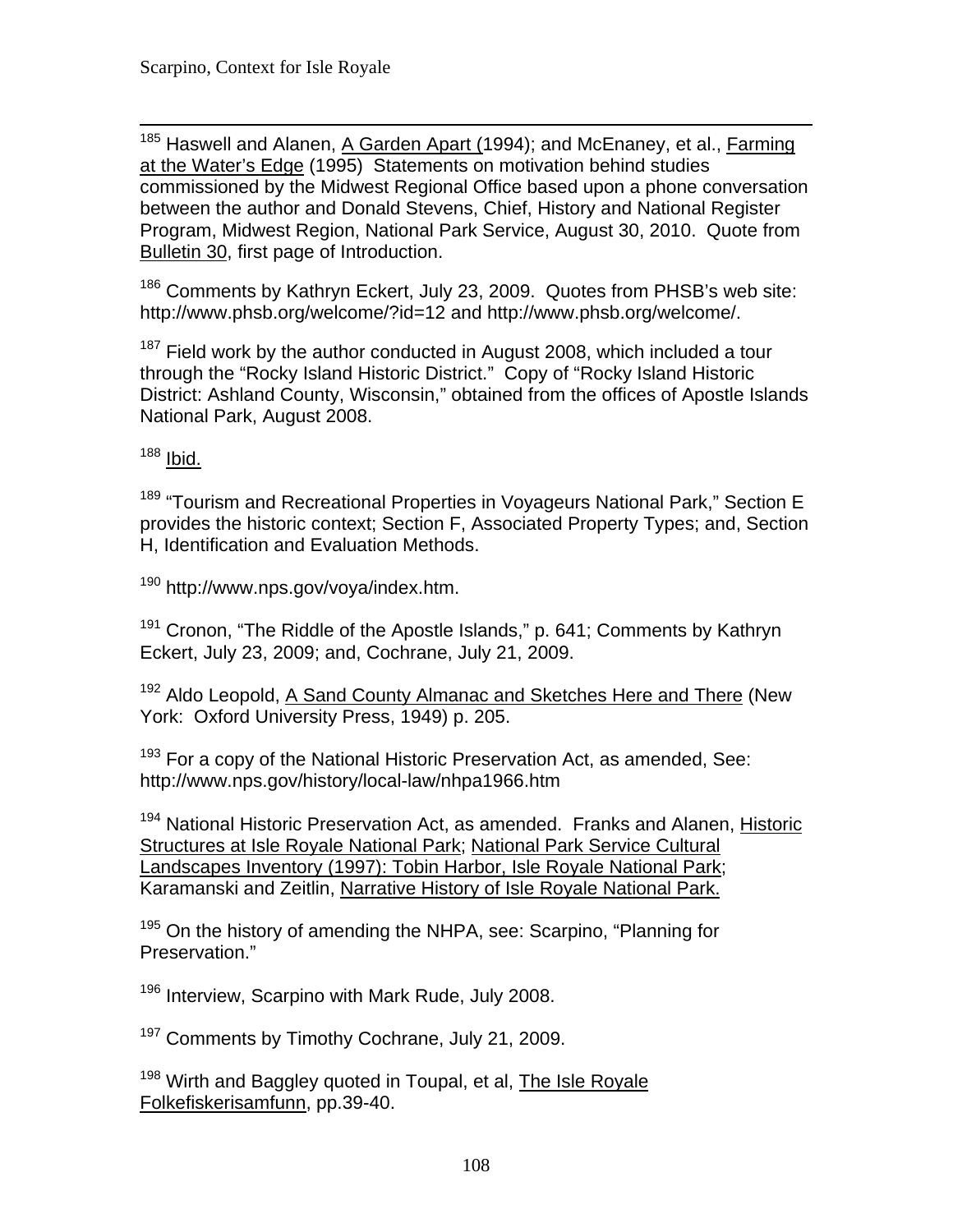[185] Haswell and Alanen, A Garden Apart (1994); and McEnaney, et al., Farming at the Water's Edge (1995) Statements on motivation behind studies commissioned by the Midwest Regional Office based upon a phone conversation between the author and Donald Stevens, Chief, History and National Register Program, Midwest Region, National Park Service, August 30, 2010. Quote from Bulletin 30, first page of Introduction.

[186] Comments by Kathryn Eckert, July 23, 2009. Quotes from PHSB's web site: http://www.phsb.org/welcome/?id=12 and http://www.phsb.org/welcome/.

[187] Field work by the author conducted in August 2008, which included a tour through the "Rocky Island Historic District." Copy of "Rocky Island Historic District: Ashland County, Wisconsin," obtained from the offices of Apostle Islands National Park, August 2008.

[188] Ibid.

[189] "Tourism and Recreational Properties in Voyageurs National Park," Section E provides the historic context; Section F, Associated Property Types; and, Section H, Identification and Evaluation Methods.

[190] http://www.nps.gov/voya/index.htm.

[191] Cronon, "The Riddle of the Apostle Islands," p. 641; Comments by Kathryn Eckert, July 23, 2009; and, Cochrane, July 21, 2009.

[192] Aldo Leopold, A Sand County Almanac and Sketches Here and There (New York: Oxford University Press, 1949) p. 205.

[193] For a copy of the National Historic Preservation Act, as amended, See: http://www.nps.gov/history/local-law/nhpa1966.htm

[194] National Historic Preservation Act, as amended. Franks and Alanen, Historic Structures at Isle Royale National Park; National Park Service Cultural Landscapes Inventory (1997): Tobin Harbor, Isle Royale National Park; Karamanski and Zeitlin, Narrative History of Isle Royale National Park.

[195] On the history of amending the NHPA, see: Scarpino, "Planning for Preservation."

[196] Interview, Scarpino with Mark Rude, July 2008.

[197] Comments by Timothy Cochrane, July 21, 2009.

[198] Wirth and Baggley quoted in Toupal, et al, The Isle Royale Folkefiskerisamfunn, pp.39-40.